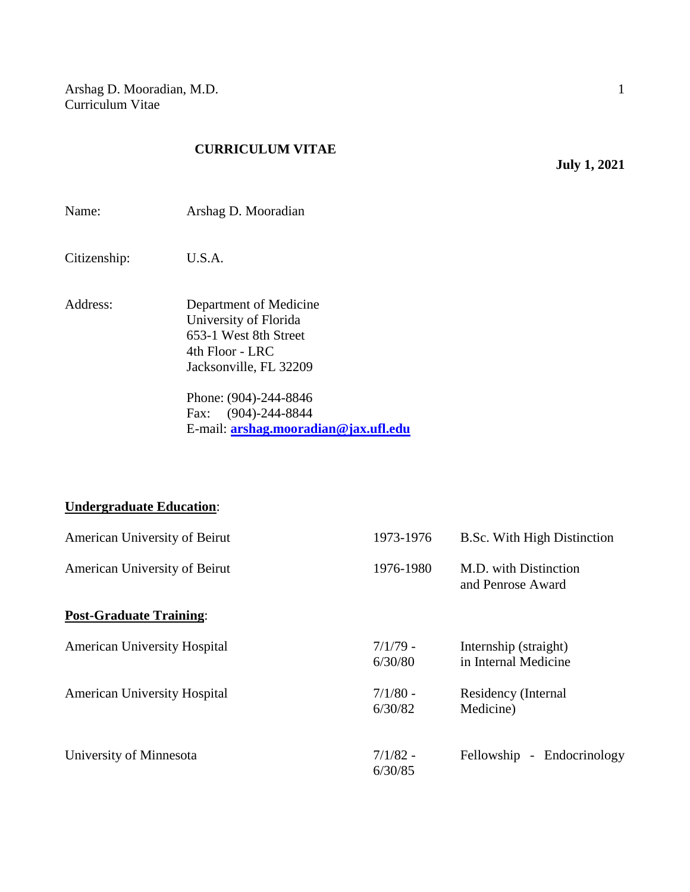Arshag D. Mooradian, M.D.
Curriculum Vitae

# CURRICULUM VITAE

**July 1, 2021**

| | |
|---|---|
| Name: | Arshag D. Mooradian |
| Citizenship: | U.S.A. |
| Address: | Department of Medicine<br>University of Florida<br>653-1 West 8th Street<br>4th Floor - LRC<br>Jacksonville, FL 32209<br><br>Phone: (904)-244-8846<br>Fax: (904)-244-8844<br>E-mail: **arshag.mooradian@jax.ufl.edu** |

## Undergraduate Education:

| | | |
|---|---|---|
| American University of Beirut | 1973-1976 | B.Sc. With High Distinction |
| American University of Beirut | 1976-1980 | M.D. with Distinction and Penrose Award |

## Post-Graduate Training:

| | | |
|---|---|---|
| American University Hospital | 7/1/79 - 6/30/80 | Internship (straight) in Internal Medicine |
| American University Hospital | 7/1/80 - 6/30/82 | Residency (Internal Medicine) |
| University of Minnesota | 7/1/82 - 6/30/85 | Fellowship - Endocrinology |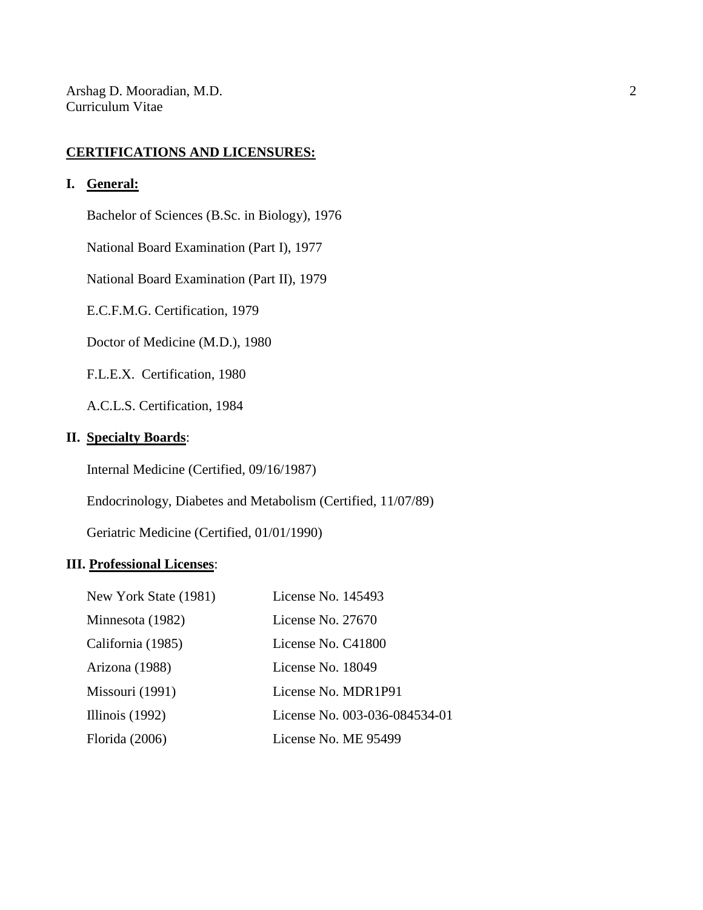## CERTIFICATIONS AND LICENSURES:

### I. General:

Bachelor of Sciences (B.Sc. in Biology), 1976

National Board Examination (Part I), 1977

National Board Examination (Part II), 1979

E.C.F.M.G. Certification, 1979

Doctor of Medicine (M.D.), 1980

F.L.E.X. Certification, 1980

A.C.L.S. Certification, 1984

### II. Specialty Boards:

Internal Medicine (Certified, 09/16/1987)

Endocrinology, Diabetes and Metabolism (Certified, 11/07/89)

Geriatric Medicine (Certified, 01/01/1990)

### III. Professional Licenses:

| | |
|---|---|
| New York State (1981) | License No. 145493 |
| Minnesota (1982) | License No. 27670 |
| California (1985) | License No. C41800 |
| Arizona (1988) | License No. 18049 |
| Missouri (1991) | License No. MDR1P91 |
| Illinois (1992) | License No. 003-036-084534-01 |
| Florida (2006) | License No. ME 95499 |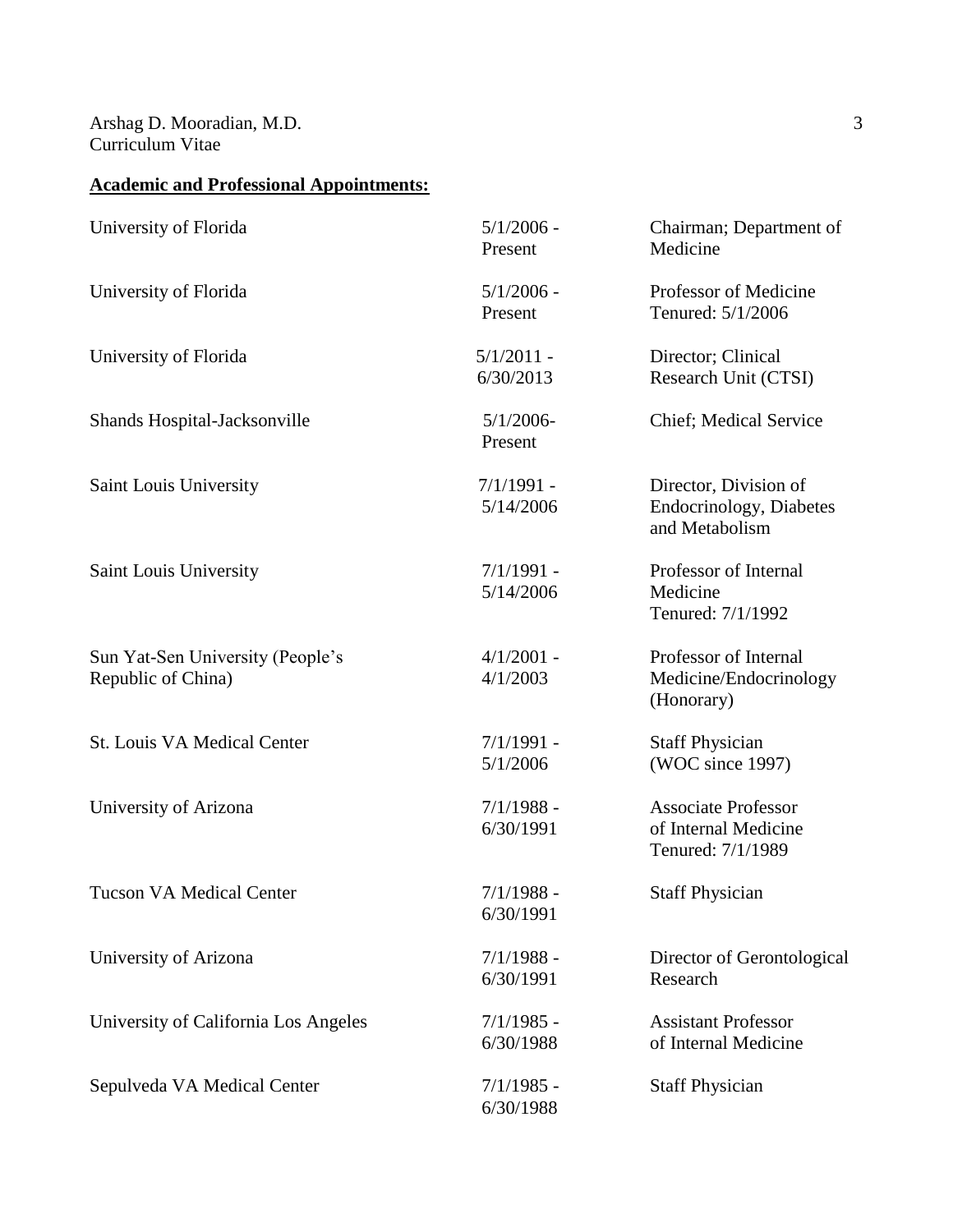**Academic and Professional Appointments:**

| | | |
|---|---|---|
| University of Florida | 5/1/2006 - Present | Chairman; Department of Medicine |
| University of Florida | 5/1/2006 - Present | Professor of Medicine Tenured: 5/1/2006 |
| University of Florida | 5/1/2011 - 6/30/2013 | Director; Clinical Research Unit (CTSI) |
| Shands Hospital-Jacksonville | 5/1/2006- Present | Chief; Medical Service |
| Saint Louis University | 7/1/1991 - 5/14/2006 | Director, Division of Endocrinology, Diabetes and Metabolism |
| Saint Louis University | 7/1/1991 - 5/14/2006 | Professor of Internal Medicine Tenured: 7/1/1992 |
| Sun Yat-Sen University (People's Republic of China) | 4/1/2001 - 4/1/2003 | Professor of Internal Medicine/Endocrinology (Honorary) |
| St. Louis VA Medical Center | 7/1/1991 - 5/1/2006 | Staff Physician (WOC since 1997) |
| University of Arizona | 7/1/1988 - 6/30/1991 | Associate Professor of Internal Medicine Tenured: 7/1/1989 |
| Tucson VA Medical Center | 7/1/1988 - 6/30/1991 | Staff Physician |
| University of Arizona | 7/1/1988 - 6/30/1991 | Director of Gerontological Research |
| University of California Los Angeles | 7/1/1985 - 6/30/1988 | Assistant Professor of Internal Medicine |
| Sepulveda VA Medical Center | 7/1/1985 - 6/30/1988 | Staff Physician |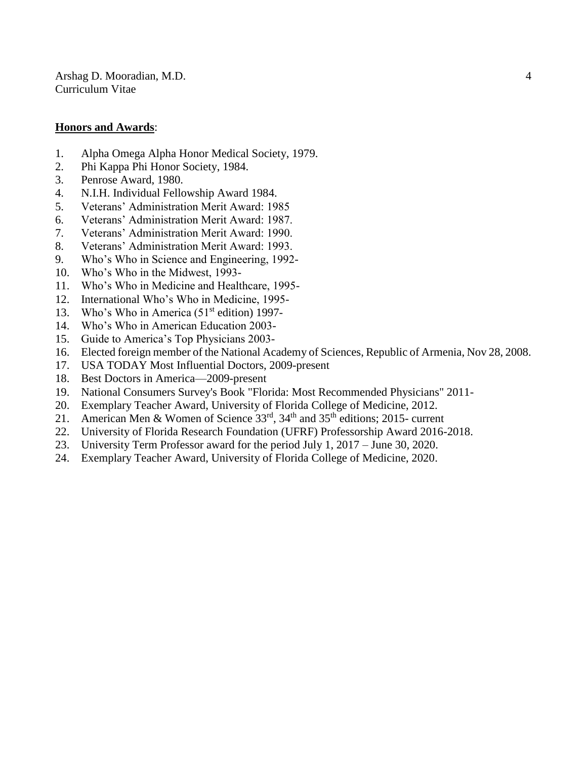**Honors and Awards**:

1. Alpha Omega Alpha Honor Medical Society, 1979.
2. Phi Kappa Phi Honor Society, 1984.
3. Penrose Award, 1980.
4. N.I.H. Individual Fellowship Award 1984.
5. Veterans' Administration Merit Award: 1985
6. Veterans' Administration Merit Award: 1987.
7. Veterans' Administration Merit Award: 1990.
8. Veterans' Administration Merit Award: 1993.
9. Who's Who in Science and Engineering, 1992-
10. Who's Who in the Midwest, 1993-
11. Who's Who in Medicine and Healthcare, 1995-
12. International Who's Who in Medicine, 1995-
13. Who's Who in America (51st edition) 1997-
14. Who's Who in American Education 2003-
15. Guide to America's Top Physicians 2003-
16. Elected foreign member of the National Academy of Sciences, Republic of Armenia, Nov 28, 2008.
17. USA TODAY Most Influential Doctors, 2009-present
18. Best Doctors in America—2009-present
19. National Consumers Survey's Book "Florida: Most Recommended Physicians" 2011-
20. Exemplary Teacher Award, University of Florida College of Medicine, 2012.
21. American Men & Women of Science 33rd, 34th and 35th editions; 2015- current
22. University of Florida Research Foundation (UFRF) Professorship Award 2016-2018.
23. University Term Professor award for the period July 1, 2017 – June 30, 2020.
24. Exemplary Teacher Award, University of Florida College of Medicine, 2020.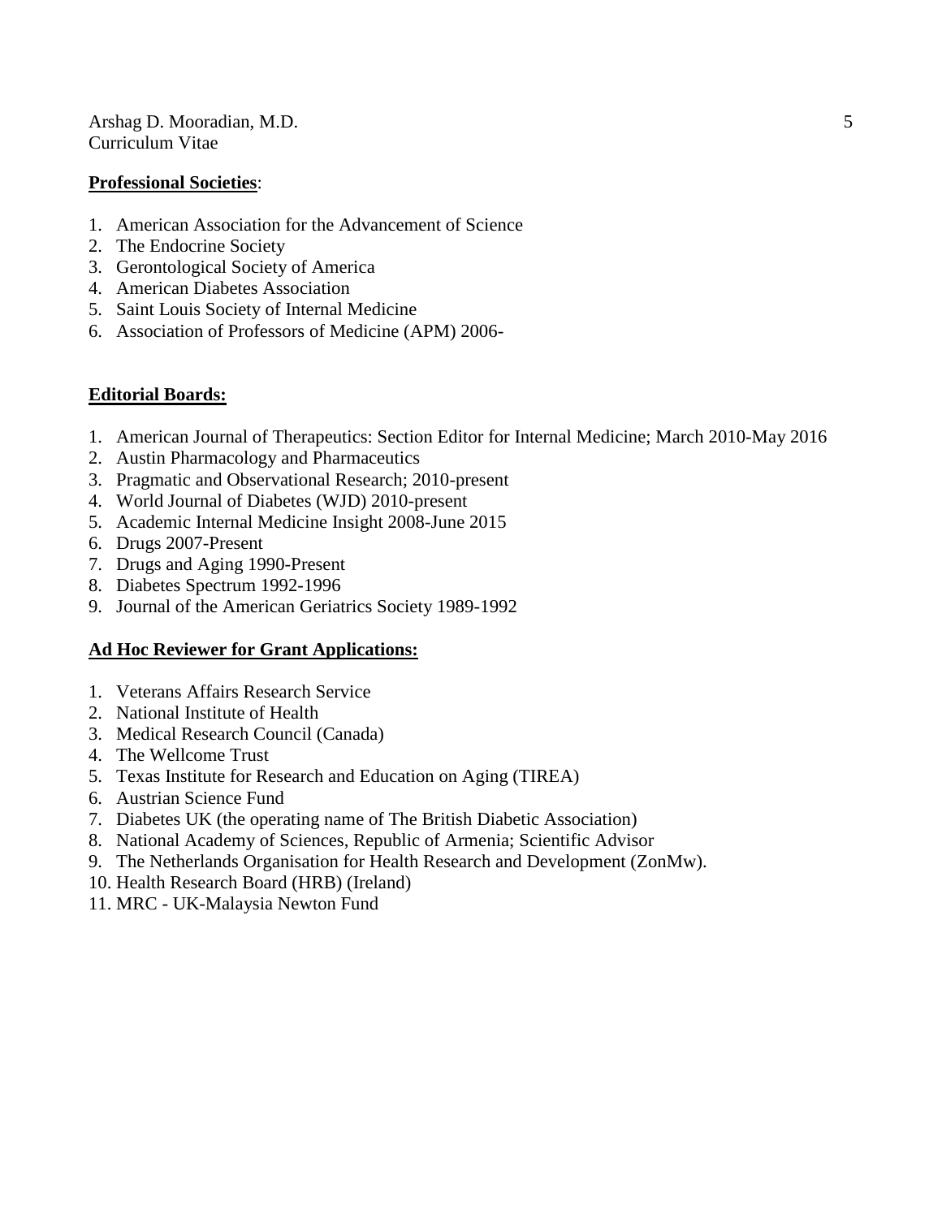**Professional Societies**:

1. American Association for the Advancement of Science
2. The Endocrine Society
3. Gerontological Society of America
4. American Diabetes Association
5. Saint Louis Society of Internal Medicine
6. Association of Professors of Medicine (APM) 2006-

**Editorial Boards:**

1. American Journal of Therapeutics: Section Editor for Internal Medicine; March 2010-May 2016
2. Austin Pharmacology and Pharmaceutics
3. Pragmatic and Observational Research; 2010-present
4. World Journal of Diabetes (WJD) 2010-present
5. Academic Internal Medicine Insight 2008-June 2015
6. Drugs 2007-Present
7. Drugs and Aging 1990-Present
8. Diabetes Spectrum 1992-1996
9. Journal of the American Geriatrics Society 1989-1992

**Ad Hoc Reviewer for Grant Applications:**

1. Veterans Affairs Research Service
2. National Institute of Health
3. Medical Research Council (Canada)
4. The Wellcome Trust
5. Texas Institute for Research and Education on Aging (TIREA)
6. Austrian Science Fund
7. Diabetes UK (the operating name of The British Diabetic Association)
8. National Academy of Sciences, Republic of Armenia; Scientific Advisor
9. The Netherlands Organisation for Health Research and Development (ZonMw).
10. Health Research Board (HRB) (Ireland)
11. MRC - UK-Malaysia Newton Fund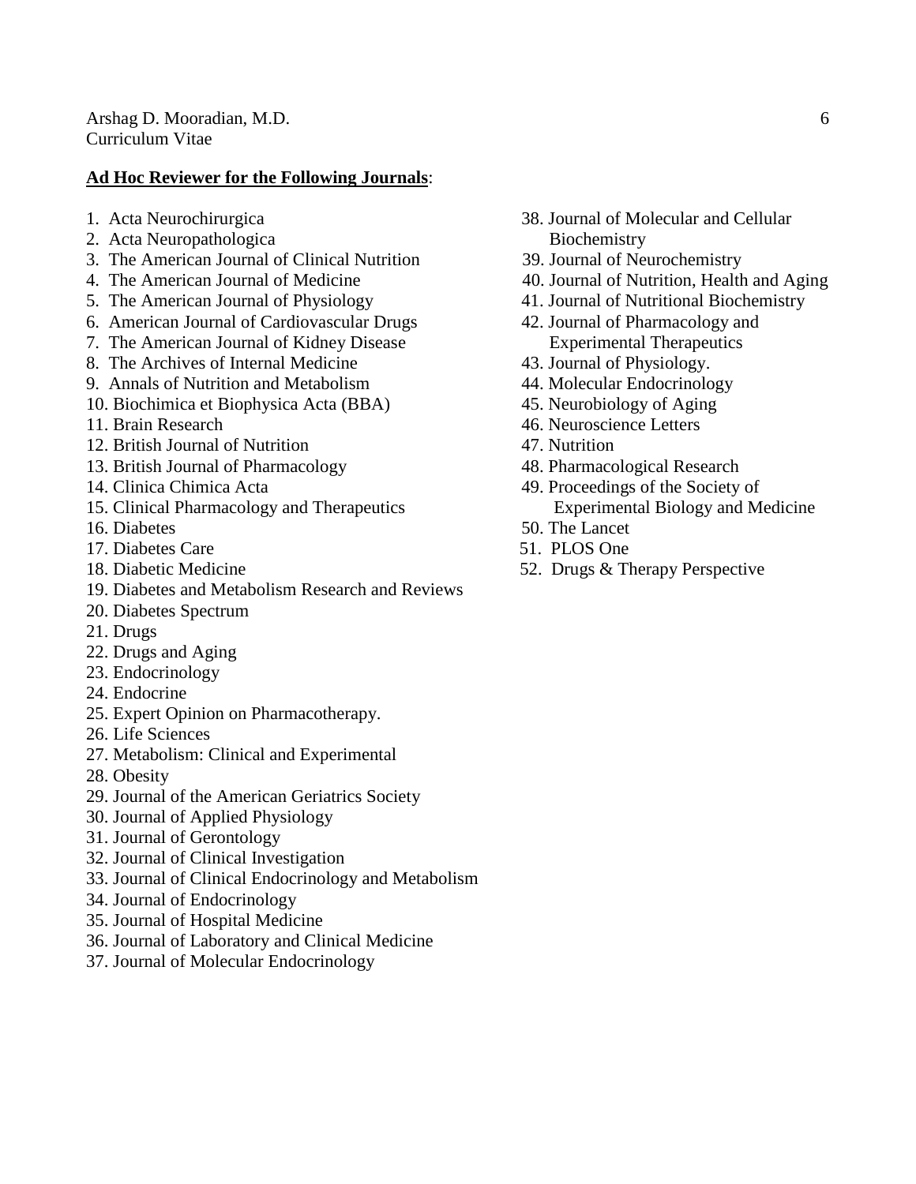**Ad Hoc Reviewer for the Following Journals**:

1. Acta Neurochirurgica
2. Acta Neuropathologica
3. The American Journal of Clinical Nutrition
4. The American Journal of Medicine
5. The American Journal of Physiology
6. American Journal of Cardiovascular Drugs
7. The American Journal of Kidney Disease
8. The Archives of Internal Medicine
9. Annals of Nutrition and Metabolism
10. Biochimica et Biophysica Acta (BBA)
11. Brain Research
12. British Journal of Nutrition
13. British Journal of Pharmacology
14. Clinica Chimica Acta
15. Clinical Pharmacology and Therapeutics
16. Diabetes
17. Diabetes Care
18. Diabetic Medicine
19. Diabetes and Metabolism Research and Reviews
20. Diabetes Spectrum
21. Drugs
22. Drugs and Aging
23. Endocrinology
24. Endocrine
25. Expert Opinion on Pharmacotherapy.
26. Life Sciences
27. Metabolism: Clinical and Experimental
28. Obesity
29. Journal of the American Geriatrics Society
30. Journal of Applied Physiology
31. Journal of Gerontology
32. Journal of Clinical Investigation
33. Journal of Clinical Endocrinology and Metabolism
34. Journal of Endocrinology
35. Journal of Hospital Medicine
36. Journal of Laboratory and Clinical Medicine
37. Journal of Molecular Endocrinology
38. Journal of Molecular and Cellular Biochemistry
39. Journal of Neurochemistry
40. Journal of Nutrition, Health and Aging
41. Journal of Nutritional Biochemistry
42. Journal of Pharmacology and Experimental Therapeutics
43. Journal of Physiology.
44. Molecular Endocrinology
45. Neurobiology of Aging
46. Neuroscience Letters
47. Nutrition
48. Pharmacological Research
49. Proceedings of the Society of Experimental Biology and Medicine
50. The Lancet
51. PLOS One
52. Drugs & Therapy Perspective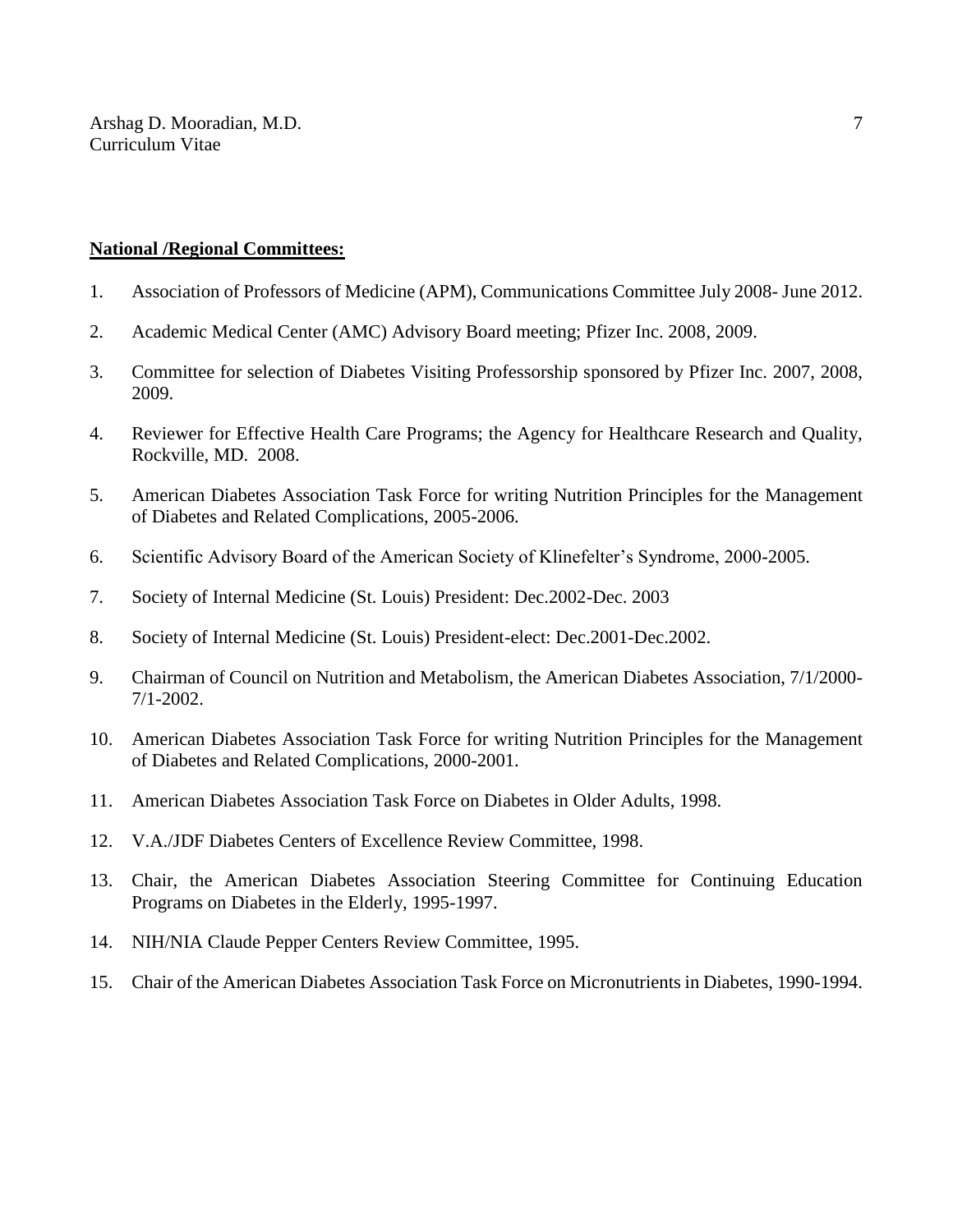**National /Regional Committees:**

1. Association of Professors of Medicine (APM), Communications Committee July 2008- June 2012.
2. Academic Medical Center (AMC) Advisory Board meeting; Pfizer Inc. 2008, 2009.
3. Committee for selection of Diabetes Visiting Professorship sponsored by Pfizer Inc. 2007, 2008, 2009.
4. Reviewer for Effective Health Care Programs; the Agency for Healthcare Research and Quality, Rockville, MD. 2008.
5. American Diabetes Association Task Force for writing Nutrition Principles for the Management of Diabetes and Related Complications, 2005-2006.
6. Scientific Advisory Board of the American Society of Klinefelter's Syndrome, 2000-2005.
7. Society of Internal Medicine (St. Louis) President: Dec.2002-Dec. 2003
8. Society of Internal Medicine (St. Louis) President-elect: Dec.2001-Dec.2002.
9. Chairman of Council on Nutrition and Metabolism, the American Diabetes Association, 7/1/2000-7/1-2002.
10. American Diabetes Association Task Force for writing Nutrition Principles for the Management of Diabetes and Related Complications, 2000-2001.
11. American Diabetes Association Task Force on Diabetes in Older Adults, 1998.
12. V.A./JDF Diabetes Centers of Excellence Review Committee, 1998.
13. Chair, the American Diabetes Association Steering Committee for Continuing Education Programs on Diabetes in the Elderly, 1995-1997.
14. NIH/NIA Claude Pepper Centers Review Committee, 1995.
15. Chair of the American Diabetes Association Task Force on Micronutrients in Diabetes, 1990-1994.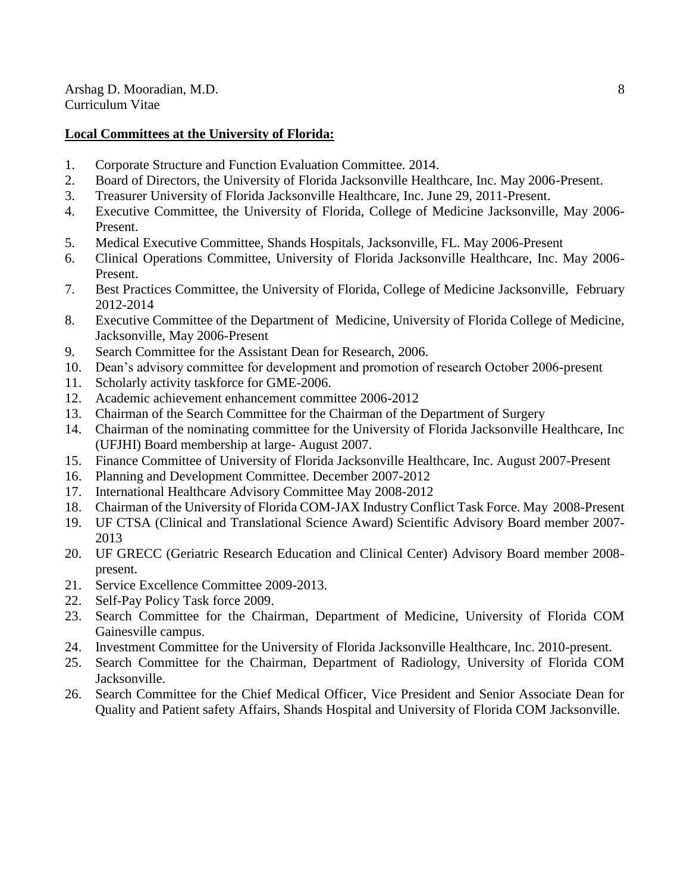**Local Committees at the University of Florida:**

1. Corporate Structure and Function Evaluation Committee. 2014.
2. Board of Directors, the University of Florida Jacksonville Healthcare, Inc. May 2006-Present.
3. Treasurer University of Florida Jacksonville Healthcare, Inc. June 29, 2011-Present.
4. Executive Committee, the University of Florida, College of Medicine Jacksonville, May 2006-Present.
5. Medical Executive Committee, Shands Hospitals, Jacksonville, FL. May 2006-Present
6. Clinical Operations Committee, University of Florida Jacksonville Healthcare, Inc. May 2006-Present.
7. Best Practices Committee, the University of Florida, College of Medicine Jacksonville, February 2012-2014
8. Executive Committee of the Department of Medicine, University of Florida College of Medicine, Jacksonville, May 2006-Present
9. Search Committee for the Assistant Dean for Research, 2006.
10. Dean's advisory committee for development and promotion of research October 2006-present
11. Scholarly activity taskforce for GME-2006.
12. Academic achievement enhancement committee 2006-2012
13. Chairman of the Search Committee for the Chairman of the Department of Surgery
14. Chairman of the nominating committee for the University of Florida Jacksonville Healthcare, Inc (UFJHI) Board membership at large- August 2007.
15. Finance Committee of University of Florida Jacksonville Healthcare, Inc. August 2007-Present
16. Planning and Development Committee. December 2007-2012
17. International Healthcare Advisory Committee May 2008-2012
18. Chairman of the University of Florida COM-JAX Industry Conflict Task Force. May 2008-Present
19. UF CTSA (Clinical and Translational Science Award) Scientific Advisory Board member 2007-2013
20. UF GRECC (Geriatric Research Education and Clinical Center) Advisory Board member 2008-present.
21. Service Excellence Committee 2009-2013.
22. Self-Pay Policy Task force 2009.
23. Search Committee for the Chairman, Department of Medicine, University of Florida COM Gainesville campus.
24. Investment Committee for the University of Florida Jacksonville Healthcare, Inc. 2010-present.
25. Search Committee for the Chairman, Department of Radiology, University of Florida COM Jacksonville.
26. Search Committee for the Chief Medical Officer, Vice President and Senior Associate Dean for Quality and Patient safety Affairs, Shands Hospital and University of Florida COM Jacksonville.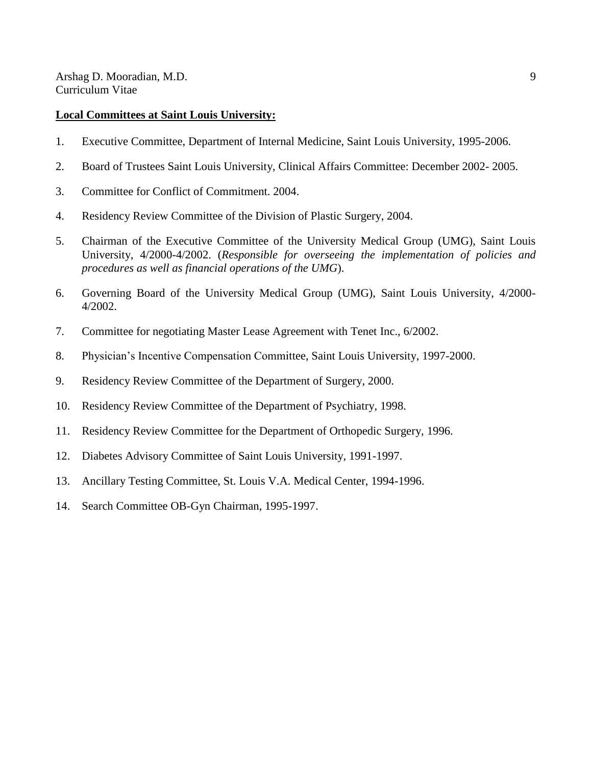**Local Committees at Saint Louis University:**

1. Executive Committee, Department of Internal Medicine, Saint Louis University, 1995-2006.
2. Board of Trustees Saint Louis University, Clinical Affairs Committee: December 2002- 2005.
3. Committee for Conflict of Commitment. 2004.
4. Residency Review Committee of the Division of Plastic Surgery, 2004.
5. Chairman of the Executive Committee of the University Medical Group (UMG), Saint Louis University, 4/2000-4/2002. (*Responsible for overseeing the implementation of policies and procedures as well as financial operations of the UMG*).
6. Governing Board of the University Medical Group (UMG), Saint Louis University, 4/2000-4/2002.
7. Committee for negotiating Master Lease Agreement with Tenet Inc., 6/2002.
8. Physician's Incentive Compensation Committee, Saint Louis University, 1997-2000.
9. Residency Review Committee of the Department of Surgery, 2000.
10. Residency Review Committee of the Department of Psychiatry, 1998.
11. Residency Review Committee for the Department of Orthopedic Surgery, 1996.
12. Diabetes Advisory Committee of Saint Louis University, 1991-1997.
13. Ancillary Testing Committee, St. Louis V.A. Medical Center, 1994-1996.
14. Search Committee OB-Gyn Chairman, 1995-1997.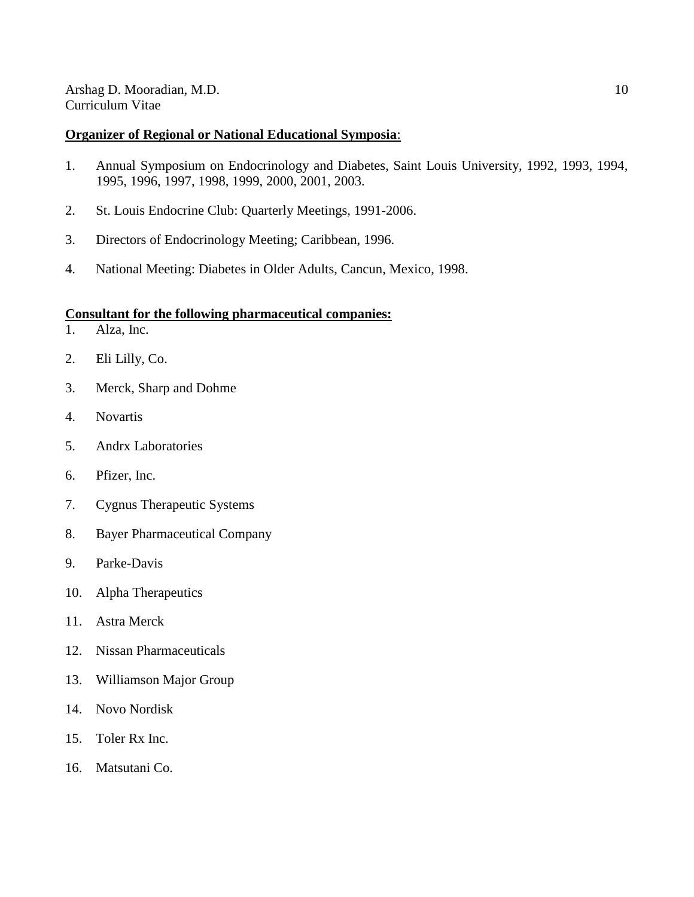**Organizer of Regional or National Educational Symposia**:

1. Annual Symposium on Endocrinology and Diabetes, Saint Louis University, 1992, 1993, 1994, 1995, 1996, 1997, 1998, 1999, 2000, 2001, 2003.

2. St. Louis Endocrine Club: Quarterly Meetings, 1991-2006.

3. Directors of Endocrinology Meeting; Caribbean, 1996.

4. National Meeting: Diabetes in Older Adults, Cancun, Mexico, 1998.

**Consultant for the following pharmaceutical companies:**

1. Alza, Inc.

2. Eli Lilly, Co.

3. Merck, Sharp and Dohme

4. Novartis

5. Andrx Laboratories

6. Pfizer, Inc.

7. Cygnus Therapeutic Systems

8. Bayer Pharmaceutical Company

9. Parke-Davis

10. Alpha Therapeutics

11. Astra Merck

12. Nissan Pharmaceuticals

13. Williamson Major Group

14. Novo Nordisk

15. Toler Rx Inc.

16. Matsutani Co.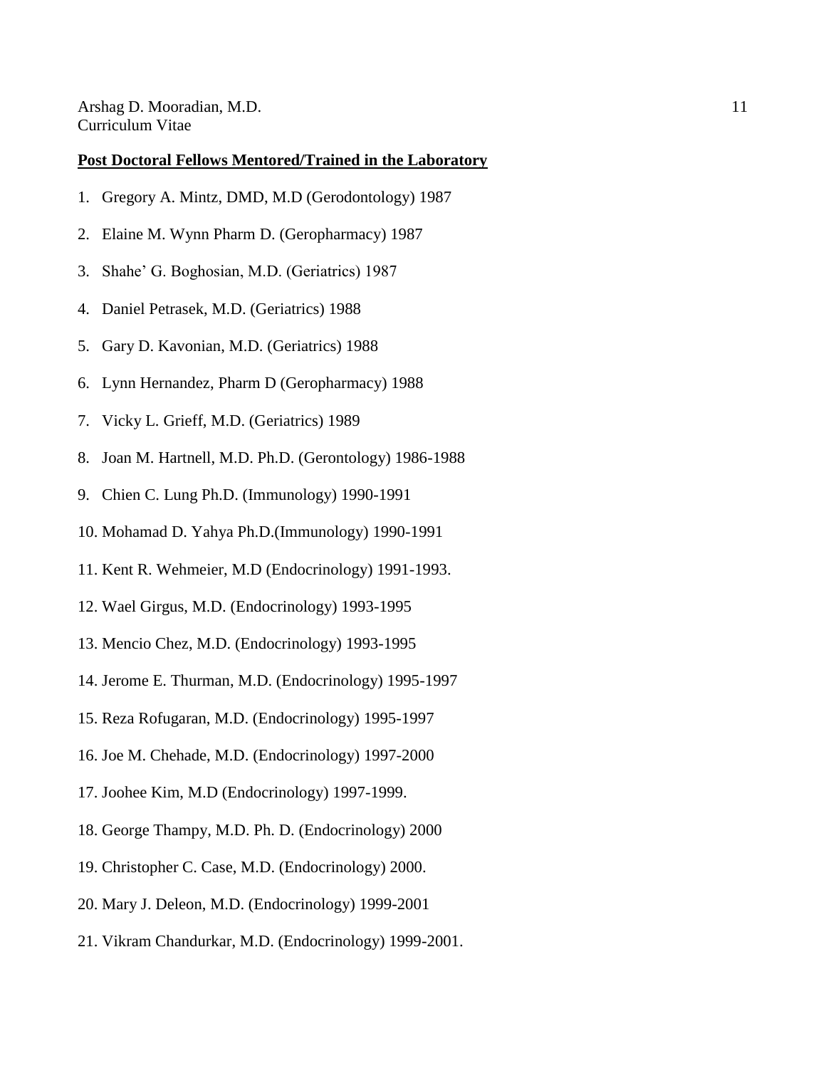**Post Doctoral Fellows Mentored/Trained in the Laboratory**

1. Gregory A. Mintz, DMD, M.D (Gerodontology) 1987
2. Elaine M. Wynn Pharm D. (Geropharmacy) 1987
3. Shahe' G. Boghosian, M.D. (Geriatrics) 1987
4. Daniel Petrasek, M.D. (Geriatrics) 1988
5. Gary D. Kavonian, M.D. (Geriatrics) 1988
6. Lynn Hernandez, Pharm D (Geropharmacy) 1988
7. Vicky L. Grieff, M.D. (Geriatrics) 1989
8. Joan M. Hartnell, M.D. Ph.D. (Gerontology) 1986-1988
9. Chien C. Lung Ph.D. (Immunology) 1990-1991
10. Mohamad D. Yahya Ph.D.(Immunology) 1990-1991
11. Kent R. Wehmeier, M.D (Endocrinology) 1991-1993.
12. Wael Girgus, M.D. (Endocrinology) 1993-1995
13. Mencio Chez, M.D. (Endocrinology) 1993-1995
14. Jerome E. Thurman, M.D. (Endocrinology) 1995-1997
15. Reza Rofugaran, M.D. (Endocrinology) 1995-1997
16. Joe M. Chehade, M.D. (Endocrinology) 1997-2000
17. Joohee Kim, M.D (Endocrinology) 1997-1999.
18. George Thampy, M.D. Ph. D. (Endocrinology) 2000
19. Christopher C. Case, M.D. (Endocrinology) 2000.
20. Mary J. Deleon, M.D. (Endocrinology) 1999-2001
21. Vikram Chandurkar, M.D. (Endocrinology) 1999-2001.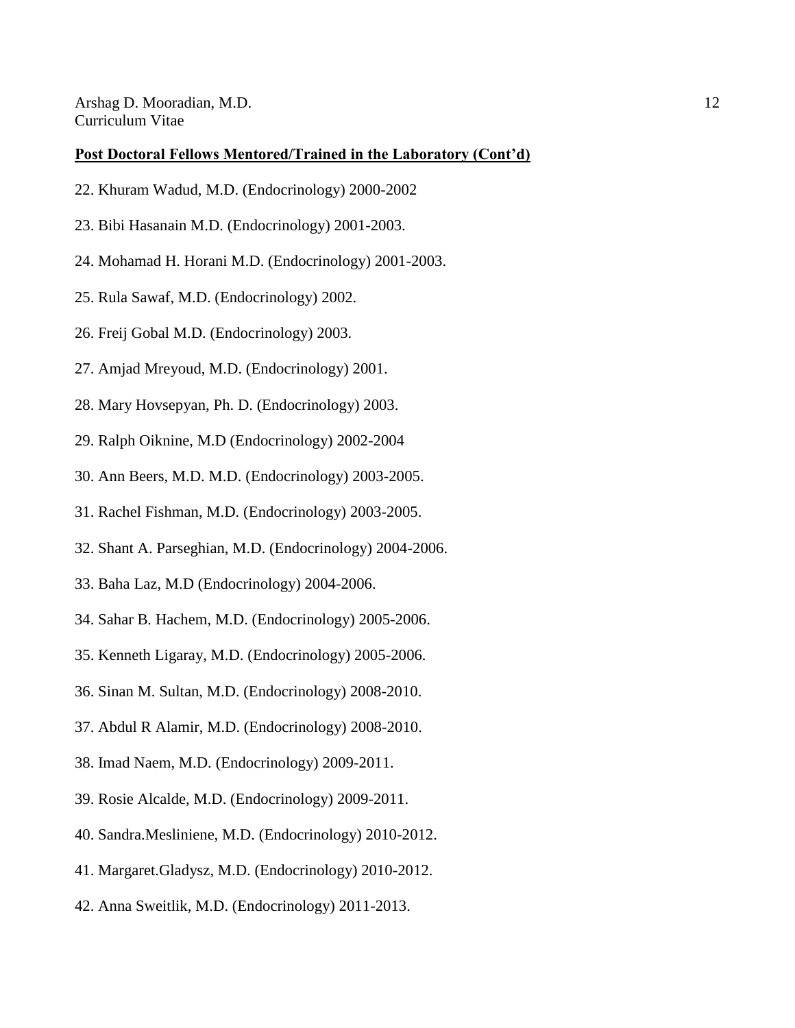**Post Doctoral Fellows Mentored/Trained in the Laboratory (Cont'd)**

22. Khuram Wadud, M.D. (Endocrinology) 2000-2002

23. Bibi Hasanain M.D. (Endocrinology) 2001-2003.

24. Mohamad H. Horani M.D. (Endocrinology) 2001-2003.

25. Rula Sawaf, M.D. (Endocrinology) 2002.

26. Freij Gobal M.D. (Endocrinology) 2003.

27. Amjad Mreyoud, M.D. (Endocrinology) 2001.

28. Mary Hovsepyan, Ph. D. (Endocrinology) 2003.

29. Ralph Oiknine, M.D (Endocrinology) 2002-2004

30. Ann Beers, M.D. M.D. (Endocrinology) 2003-2005.

31. Rachel Fishman, M.D. (Endocrinology) 2003-2005.

32. Shant A. Parseghian, M.D. (Endocrinology) 2004-2006.

33. Baha Laz, M.D (Endocrinology) 2004-2006.

34. Sahar B. Hachem, M.D. (Endocrinology) 2005-2006.

35. Kenneth Ligaray, M.D. (Endocrinology) 2005-2006.

36. Sinan M. Sultan, M.D. (Endocrinology) 2008-2010.

37. Abdul R Alamir, M.D. (Endocrinology) 2008-2010.

38. Imad Naem, M.D. (Endocrinology) 2009-2011.

39. Rosie Alcalde, M.D. (Endocrinology) 2009-2011.

40. Sandra.Mesliniene, M.D. (Endocrinology) 2010-2012.

41. Margaret.Gladysz, M.D. (Endocrinology) 2010-2012.

42. Anna Sweitlik, M.D. (Endocrinology) 2011-2013.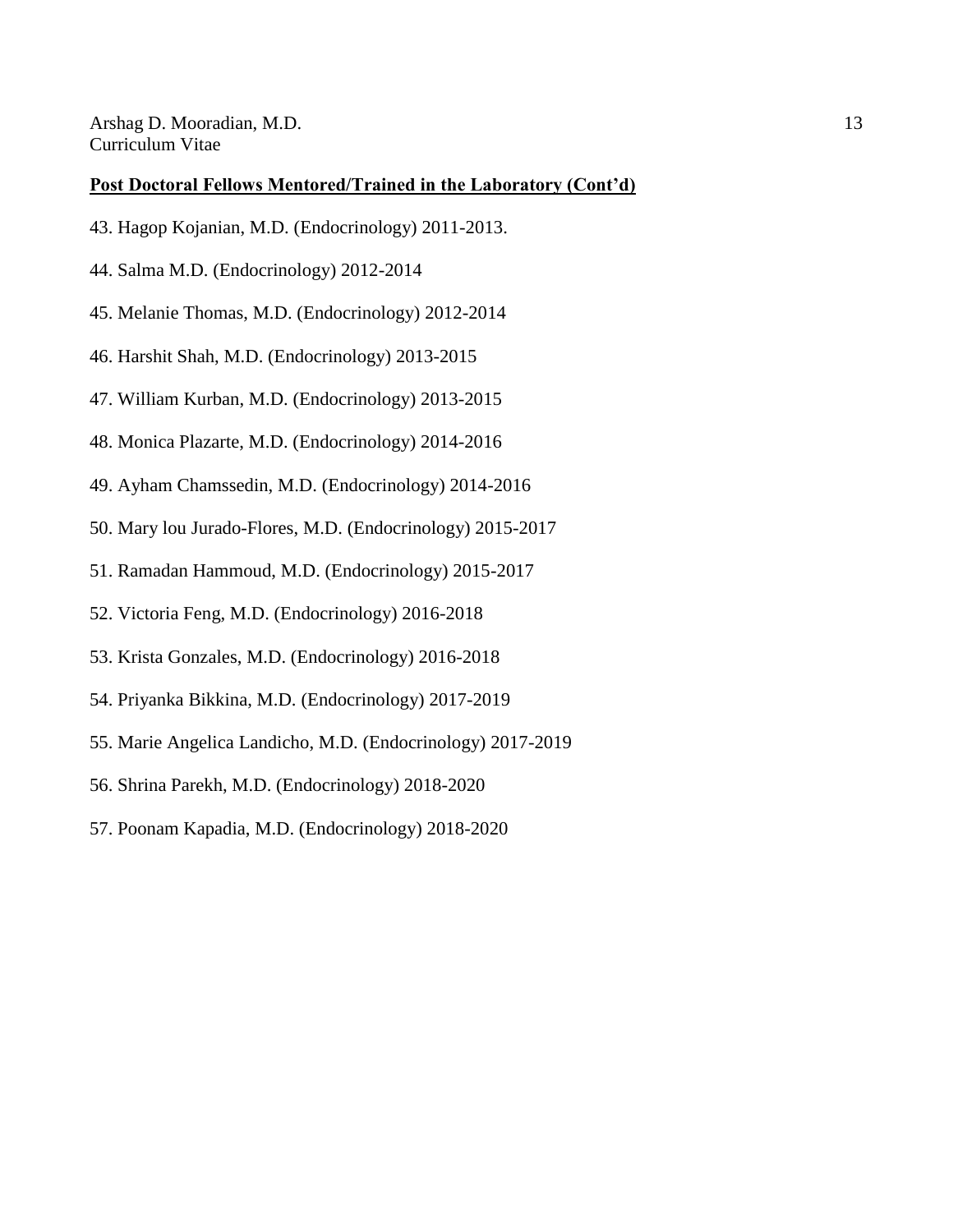**Post Doctoral Fellows Mentored/Trained in the Laboratory (Cont'd)**

43. Hagop Kojanian, M.D. (Endocrinology) 2011-2013.

44. Salma M.D. (Endocrinology) 2012-2014

45. Melanie Thomas, M.D. (Endocrinology) 2012-2014

46. Harshit Shah, M.D. (Endocrinology) 2013-2015

47. William Kurban, M.D. (Endocrinology) 2013-2015

48. Monica Plazarte, M.D. (Endocrinology) 2014-2016

49. Ayham Chamssedin, M.D. (Endocrinology) 2014-2016

50. Mary lou Jurado-Flores, M.D. (Endocrinology) 2015-2017

51. Ramadan Hammoud, M.D. (Endocrinology) 2015-2017

52. Victoria Feng, M.D. (Endocrinology) 2016-2018

53. Krista Gonzales, M.D. (Endocrinology) 2016-2018

54. Priyanka Bikkina, M.D. (Endocrinology) 2017-2019

55. Marie Angelica Landicho, M.D. (Endocrinology) 2017-2019

56. Shrina Parekh, M.D. (Endocrinology) 2018-2020

57. Poonam Kapadia, M.D. (Endocrinology) 2018-2020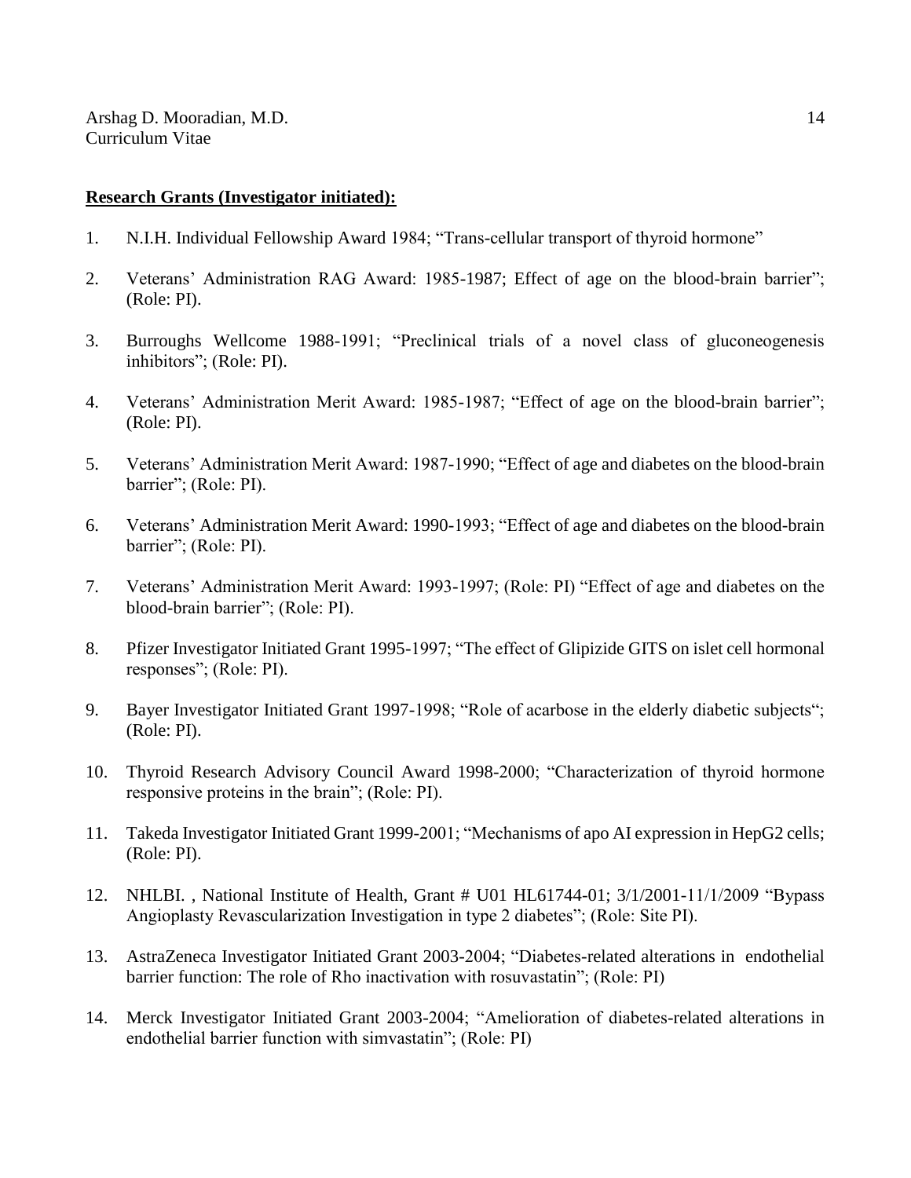**Research Grants (Investigator initiated):**

1. N.I.H. Individual Fellowship Award 1984; "Trans-cellular transport of thyroid hormone"

2. Veterans' Administration RAG Award: 1985-1987; Effect of age on the blood-brain barrier"; (Role: PI).

3. Burroughs Wellcome 1988-1991; "Preclinical trials of a novel class of gluconeogenesis inhibitors"; (Role: PI).

4. Veterans' Administration Merit Award: 1985-1987; "Effect of age on the blood-brain barrier"; (Role: PI).

5. Veterans' Administration Merit Award: 1987-1990; "Effect of age and diabetes on the blood-brain barrier"; (Role: PI).

6. Veterans' Administration Merit Award: 1990-1993; "Effect of age and diabetes on the blood-brain barrier"; (Role: PI).

7. Veterans' Administration Merit Award: 1993-1997; (Role: PI) "Effect of age and diabetes on the blood-brain barrier"; (Role: PI).

8. Pfizer Investigator Initiated Grant 1995-1997; "The effect of Glipizide GITS on islet cell hormonal responses"; (Role: PI).

9. Bayer Investigator Initiated Grant 1997-1998; "Role of acarbose in the elderly diabetic subjects"; (Role: PI).

10. Thyroid Research Advisory Council Award 1998-2000; "Characterization of thyroid hormone responsive proteins in the brain"; (Role: PI).

11. Takeda Investigator Initiated Grant 1999-2001; "Mechanisms of apo AI expression in HepG2 cells; (Role: PI).

12. NHLBI. , National Institute of Health, Grant # U01 HL61744-01; 3/1/2001-11/1/2009 "Bypass Angioplasty Revascularization Investigation in type 2 diabetes"; (Role: Site PI).

13. AstraZeneca Investigator Initiated Grant 2003-2004; "Diabetes-related alterations in endothelial barrier function: The role of Rho inactivation with rosuvastatin"; (Role: PI)

14. Merck Investigator Initiated Grant 2003-2004; "Amelioration of diabetes-related alterations in endothelial barrier function with simvastatin"; (Role: PI)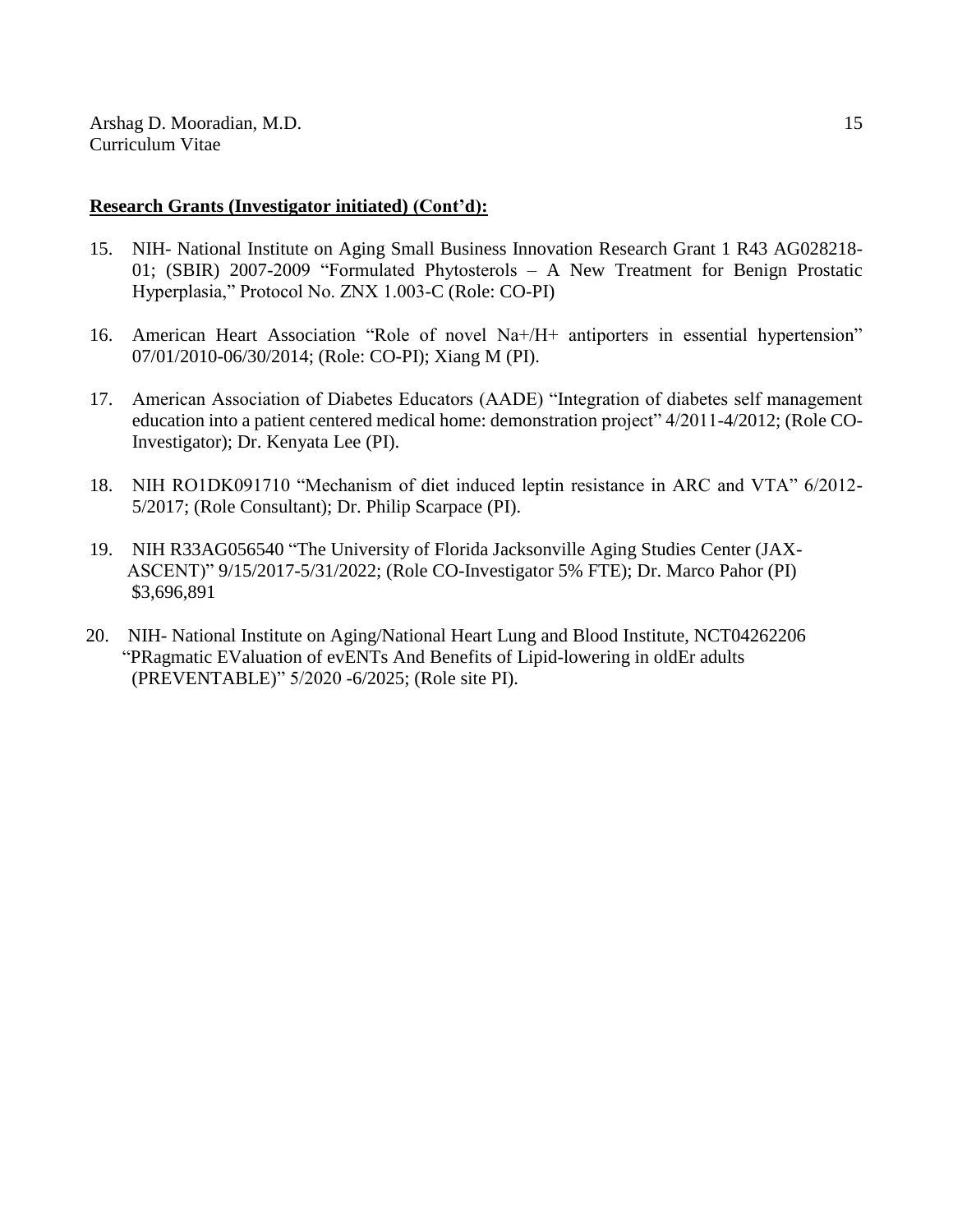**Research Grants (Investigator initiated) (Cont'd):**

15. NIH- National Institute on Aging Small Business Innovation Research Grant 1 R43 AG028218-01; (SBIR) 2007-2009 "Formulated Phytosterols – A New Treatment for Benign Prostatic Hyperplasia," Protocol No. ZNX 1.003-C (Role: CO-PI)

16. American Heart Association "Role of novel Na+/H+ antiporters in essential hypertension" 07/01/2010-06/30/2014; (Role: CO-PI); Xiang M (PI).

17. American Association of Diabetes Educators (AADE) "Integration of diabetes self management education into a patient centered medical home: demonstration project" 4/2011-4/2012; (Role CO-Investigator); Dr. Kenyata Lee (PI).

18. NIH RO1DK091710 "Mechanism of diet induced leptin resistance in ARC and VTA" 6/2012-5/2017; (Role Consultant); Dr. Philip Scarpace (PI).

19. NIH R33AG056540 "The University of Florida Jacksonville Aging Studies Center (JAX-ASCENT)" 9/15/2017-5/31/2022; (Role CO-Investigator 5% FTE); Dr. Marco Pahor (PI) $3,696,891

20. NIH- National Institute on Aging/National Heart Lung and Blood Institute, NCT04262206 "PRagmatic EValuation of evENTs And Benefits of Lipid-lowering in oldEr adults (PREVENTABLE)" 5/2020 -6/2025; (Role site PI).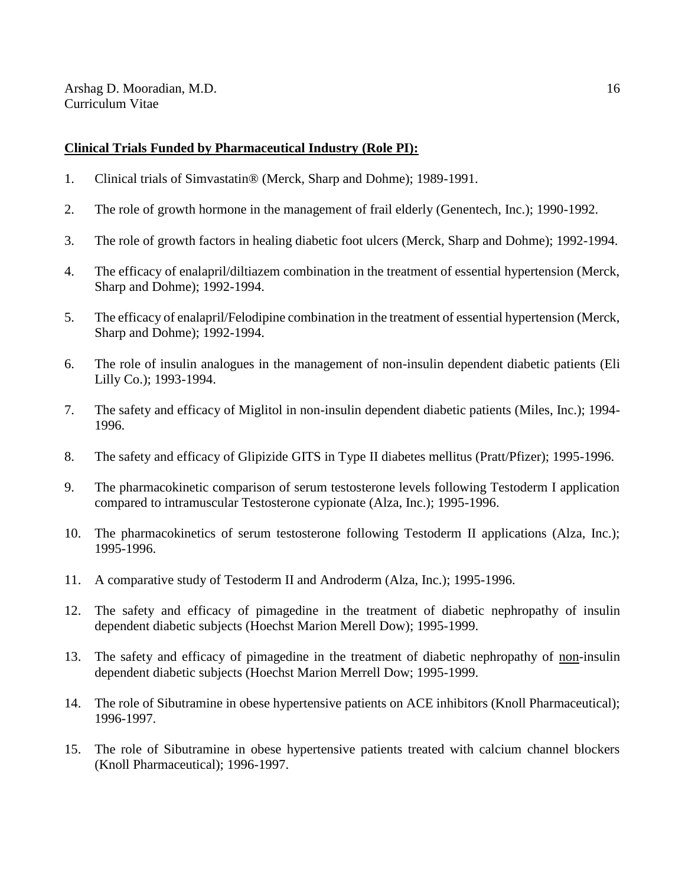**Clinical Trials Funded by Pharmaceutical Industry (Role PI):**

1. Clinical trials of Simvastatin® (Merck, Sharp and Dohme); 1989-1991.

2. The role of growth hormone in the management of frail elderly (Genentech, Inc.); 1990-1992.

3. The role of growth factors in healing diabetic foot ulcers (Merck, Sharp and Dohme); 1992-1994.

4. The efficacy of enalapril/diltiazem combination in the treatment of essential hypertension (Merck, Sharp and Dohme); 1992-1994.

5. The efficacy of enalapril/Felodipine combination in the treatment of essential hypertension (Merck, Sharp and Dohme); 1992-1994.

6. The role of insulin analogues in the management of non-insulin dependent diabetic patients (Eli Lilly Co.); 1993-1994.

7. The safety and efficacy of Miglitol in non-insulin dependent diabetic patients (Miles, Inc.); 1994-1996.

8. The safety and efficacy of Glipizide GITS in Type II diabetes mellitus (Pratt/Pfizer); 1995-1996.

9. The pharmacokinetic comparison of serum testosterone levels following Testoderm I application compared to intramuscular Testosterone cypionate (Alza, Inc.); 1995-1996.

10. The pharmacokinetics of serum testosterone following Testoderm II applications (Alza, Inc.); 1995-1996.

11. A comparative study of Testoderm II and Androderm (Alza, Inc.); 1995-1996.

12. The safety and efficacy of pimagedine in the treatment of diabetic nephropathy of insulin dependent diabetic subjects (Hoechst Marion Merell Dow); 1995-1999.

13. The safety and efficacy of pimagedine in the treatment of diabetic nephropathy of non-insulin dependent diabetic subjects (Hoechst Marion Merrell Dow; 1995-1999.

14. The role of Sibutramine in obese hypertensive patients on ACE inhibitors (Knoll Pharmaceutical); 1996-1997.

15. The role of Sibutramine in obese hypertensive patients treated with calcium channel blockers (Knoll Pharmaceutical); 1996-1997.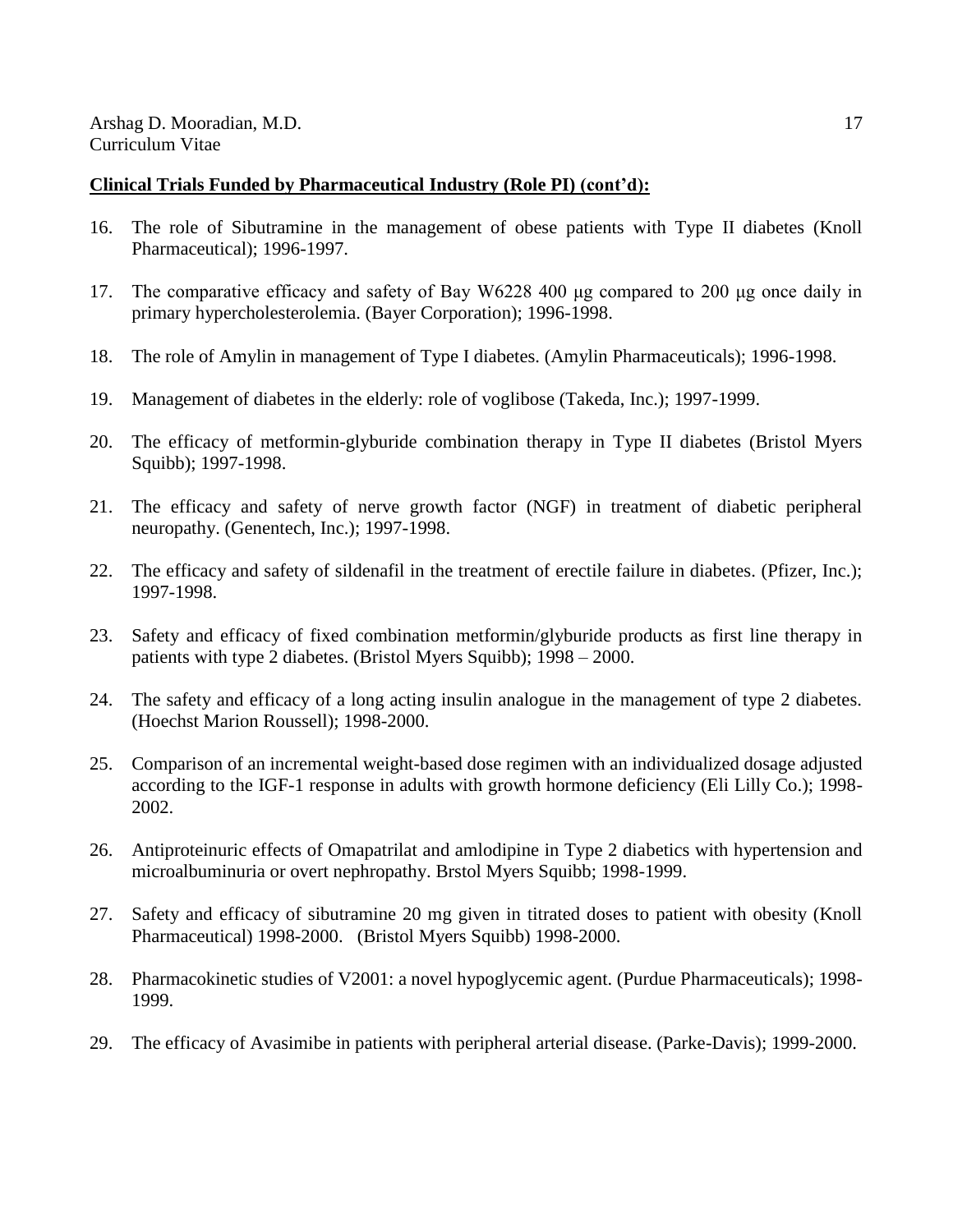**Clinical Trials Funded by Pharmaceutical Industry (Role PI) (cont'd):**

16. The role of Sibutramine in the management of obese patients with Type II diabetes (Knoll Pharmaceutical); 1996-1997.

17. The comparative efficacy and safety of Bay W6228 400 μg compared to 200 μg once daily in primary hypercholesterolemia. (Bayer Corporation); 1996-1998.

18. The role of Amylin in management of Type I diabetes. (Amylin Pharmaceuticals); 1996-1998.

19. Management of diabetes in the elderly: role of voglibose (Takeda, Inc.); 1997-1999.

20. The efficacy of metformin-glyburide combination therapy in Type II diabetes (Bristol Myers Squibb); 1997-1998.

21. The efficacy and safety of nerve growth factor (NGF) in treatment of diabetic peripheral neuropathy. (Genentech, Inc.); 1997-1998.

22. The efficacy and safety of sildenafil in the treatment of erectile failure in diabetes. (Pfizer, Inc.); 1997-1998.

23. Safety and efficacy of fixed combination metformin/glyburide products as first line therapy in patients with type 2 diabetes. (Bristol Myers Squibb); 1998 – 2000.

24. The safety and efficacy of a long acting insulin analogue in the management of type 2 diabetes. (Hoechst Marion Roussell); 1998-2000.

25. Comparison of an incremental weight-based dose regimen with an individualized dosage adjusted according to the IGF-1 response in adults with growth hormone deficiency (Eli Lilly Co.); 1998-2002.

26. Antiproteinuric effects of Omapatrilat and amlodipine in Type 2 diabetics with hypertension and microalbuminuria or overt nephropathy. Brstol Myers Squibb; 1998-1999.

27. Safety and efficacy of sibutramine 20 mg given in titrated doses to patient with obesity (Knoll Pharmaceutical) 1998-2000. (Bristol Myers Squibb) 1998-2000.

28. Pharmacokinetic studies of V2001: a novel hypoglycemic agent. (Purdue Pharmaceuticals); 1998-1999.

29. The efficacy of Avasimibe in patients with peripheral arterial disease. (Parke-Davis); 1999-2000.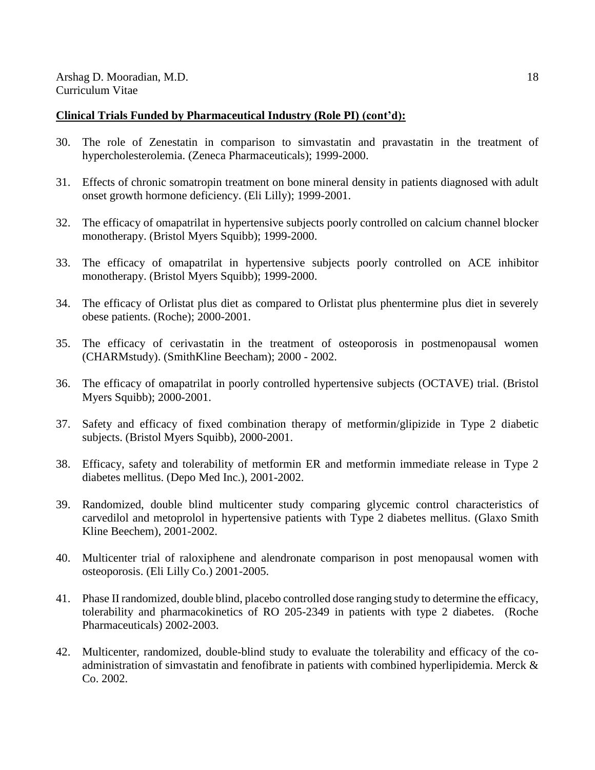**Clinical Trials Funded by Pharmaceutical Industry (Role PI) (cont'd):**

30. The role of Zenestatin in comparison to simvastatin and pravastatin in the treatment of hypercholesterolemia. (Zeneca Pharmaceuticals); 1999-2000.

31. Effects of chronic somatropin treatment on bone mineral density in patients diagnosed with adult onset growth hormone deficiency. (Eli Lilly); 1999-2001.

32. The efficacy of omapatrilat in hypertensive subjects poorly controlled on calcium channel blocker monotherapy. (Bristol Myers Squibb); 1999-2000.

33. The efficacy of omapatrilat in hypertensive subjects poorly controlled on ACE inhibitor monotherapy. (Bristol Myers Squibb); 1999-2000.

34. The efficacy of Orlistat plus diet as compared to Orlistat plus phentermine plus diet in severely obese patients. (Roche); 2000-2001.

35. The efficacy of cerivastatin in the treatment of osteoporosis in postmenopausal women (CHARMstudy). (SmithKline Beecham); 2000 - 2002.

36. The efficacy of omapatrilat in poorly controlled hypertensive subjects (OCTAVE) trial. (Bristol Myers Squibb); 2000-2001.

37. Safety and efficacy of fixed combination therapy of metformin/glipizide in Type 2 diabetic subjects. (Bristol Myers Squibb), 2000-2001.

38. Efficacy, safety and tolerability of metformin ER and metformin immediate release in Type 2 diabetes mellitus. (Depo Med Inc.), 2001-2002.

39. Randomized, double blind multicenter study comparing glycemic control characteristics of carvedilol and metoprolol in hypertensive patients with Type 2 diabetes mellitus. (Glaxo Smith Kline Beechem), 2001-2002.

40. Multicenter trial of raloxiphene and alendronate comparison in post menopausal women with osteoporosis. (Eli Lilly Co.) 2001-2005.

41. Phase II randomized, double blind, placebo controlled dose ranging study to determine the efficacy, tolerability and pharmacokinetics of RO 205-2349 in patients with type 2 diabetes. (Roche Pharmaceuticals) 2002-2003.

42. Multicenter, randomized, double-blind study to evaluate the tolerability and efficacy of the co-administration of simvastatin and fenofibrate in patients with combined hyperlipidemia. Merck & Co. 2002.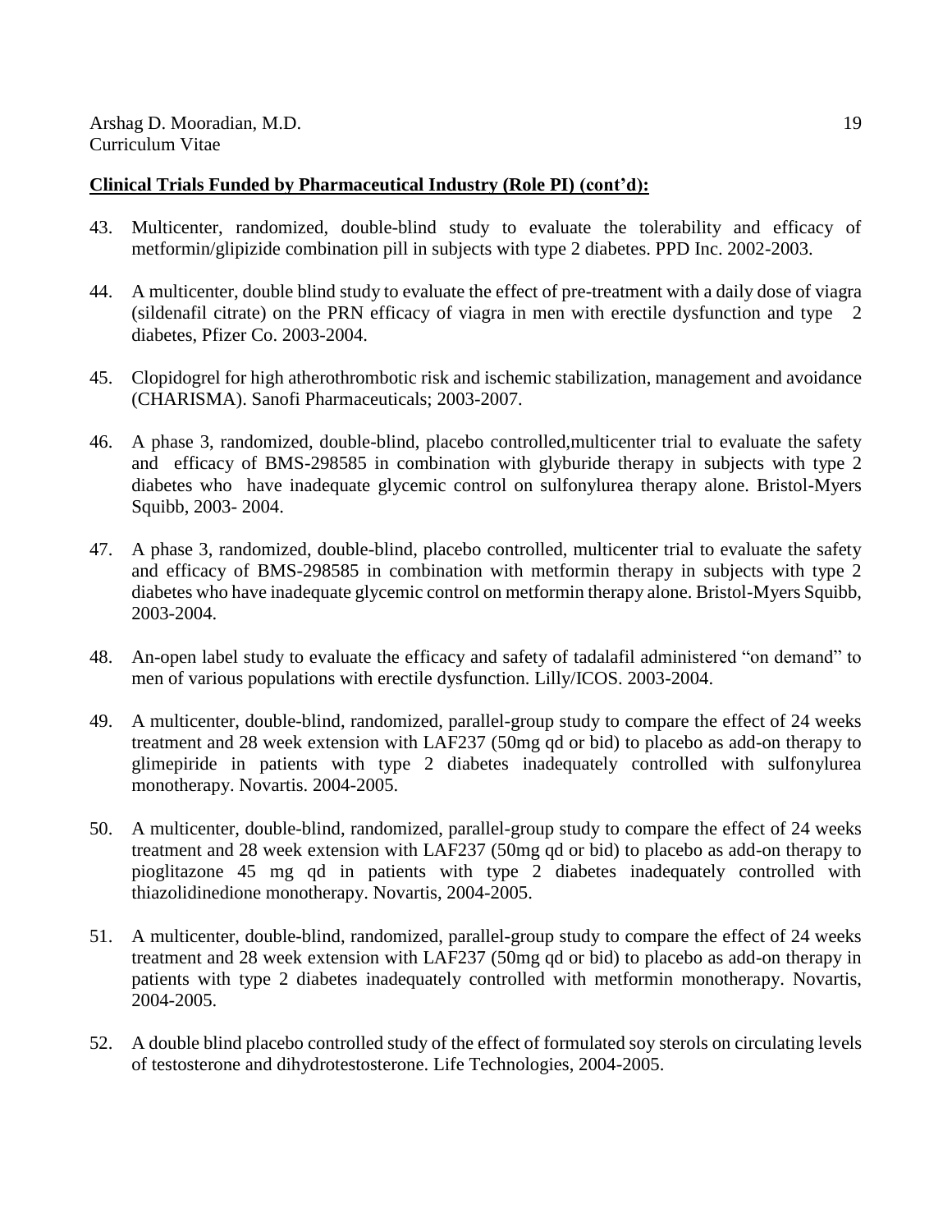**Clinical Trials Funded by Pharmaceutical Industry (Role PI) (cont'd):**

43. Multicenter, randomized, double-blind study to evaluate the tolerability and efficacy of metformin/glipizide combination pill in subjects with type 2 diabetes. PPD Inc. 2002-2003.

44. A multicenter, double blind study to evaluate the effect of pre-treatment with a daily dose of viagra (sildenafil citrate) on the PRN efficacy of viagra in men with erectile dysfunction and type 2 diabetes, Pfizer Co. 2003-2004.

45. Clopidogrel for high atherothrombotic risk and ischemic stabilization, management and avoidance (CHARISMA). Sanofi Pharmaceuticals; 2003-2007.

46. A phase 3, randomized, double-blind, placebo controlled,multicenter trial to evaluate the safety and efficacy of BMS-298585 in combination with glyburide therapy in subjects with type 2 diabetes who have inadequate glycemic control on sulfonylurea therapy alone. Bristol-Myers Squibb, 2003- 2004.

47. A phase 3, randomized, double-blind, placebo controlled, multicenter trial to evaluate the safety and efficacy of BMS-298585 in combination with metformin therapy in subjects with type 2 diabetes who have inadequate glycemic control on metformin therapy alone. Bristol-Myers Squibb, 2003-2004.

48. An-open label study to evaluate the efficacy and safety of tadalafil administered "on demand" to men of various populations with erectile dysfunction. Lilly/ICOS. 2003-2004.

49. A multicenter, double-blind, randomized, parallel-group study to compare the effect of 24 weeks treatment and 28 week extension with LAF237 (50mg qd or bid) to placebo as add-on therapy to glimepiride in patients with type 2 diabetes inadequately controlled with sulfonylurea monotherapy. Novartis. 2004-2005.

50. A multicenter, double-blind, randomized, parallel-group study to compare the effect of 24 weeks treatment and 28 week extension with LAF237 (50mg qd or bid) to placebo as add-on therapy to pioglitazone 45 mg qd in patients with type 2 diabetes inadequately controlled with thiazolidinedione monotherapy. Novartis, 2004-2005.

51. A multicenter, double-blind, randomized, parallel-group study to compare the effect of 24 weeks treatment and 28 week extension with LAF237 (50mg qd or bid) to placebo as add-on therapy in patients with type 2 diabetes inadequately controlled with metformin monotherapy. Novartis, 2004-2005.

52. A double blind placebo controlled study of the effect of formulated soy sterols on circulating levels of testosterone and dihydrotestosterone. Life Technologies, 2004-2005.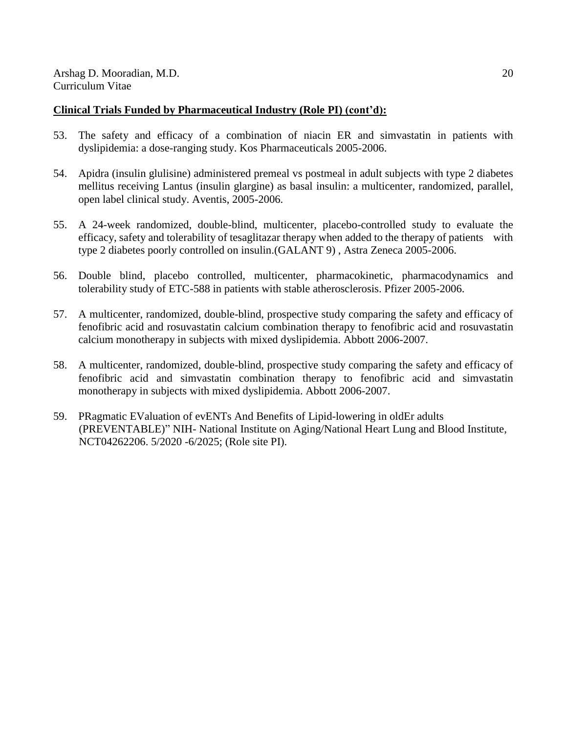**Clinical Trials Funded by Pharmaceutical Industry (Role PI) (cont'd):**

53. The safety and efficacy of a combination of niacin ER and simvastatin in patients with dyslipidemia: a dose-ranging study. Kos Pharmaceuticals 2005-2006.

54. Apidra (insulin glulisine) administered premeal vs postmeal in adult subjects with type 2 diabetes mellitus receiving Lantus (insulin glargine) as basal insulin: a multicenter, randomized, parallel, open label clinical study. Aventis, 2005-2006.

55. A 24-week randomized, double-blind, multicenter, placebo-controlled study to evaluate the efficacy, safety and tolerability of tesaglitazar therapy when added to the therapy of patients with type 2 diabetes poorly controlled on insulin.(GALANT 9) , Astra Zeneca 2005-2006.

56. Double blind, placebo controlled, multicenter, pharmacokinetic, pharmacodynamics and tolerability study of ETC-588 in patients with stable atherosclerosis. Pfizer 2005-2006.

57. A multicenter, randomized, double-blind, prospective study comparing the safety and efficacy of fenofibric acid and rosuvastatin calcium combination therapy to fenofibric acid and rosuvastatin calcium monotherapy in subjects with mixed dyslipidemia. Abbott 2006-2007.

58. A multicenter, randomized, double-blind, prospective study comparing the safety and efficacy of fenofibric acid and simvastatin combination therapy to fenofibric acid and simvastatin monotherapy in subjects with mixed dyslipidemia. Abbott 2006-2007.

59. PRagmatic EValuation of evENTs And Benefits of Lipid-lowering in oldEr adults (PREVENTABLE)" NIH- National Institute on Aging/National Heart Lung and Blood Institute, NCT04262206. 5/2020 -6/2025; (Role site PI).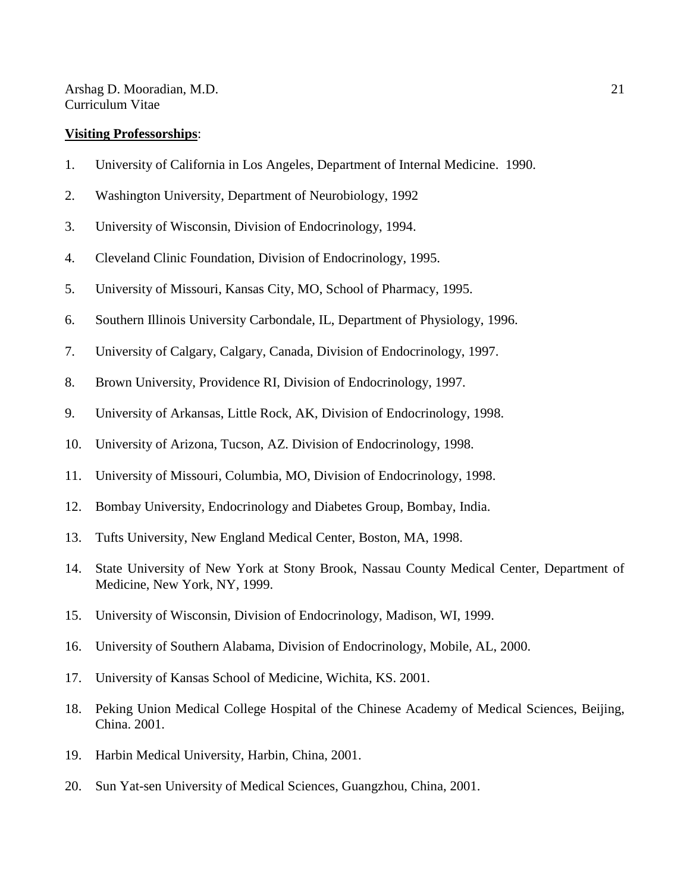**Visiting Professorships**:

1. University of California in Los Angeles, Department of Internal Medicine. 1990.
2. Washington University, Department of Neurobiology, 1992
3. University of Wisconsin, Division of Endocrinology, 1994.
4. Cleveland Clinic Foundation, Division of Endocrinology, 1995.
5. University of Missouri, Kansas City, MO, School of Pharmacy, 1995.
6. Southern Illinois University Carbondale, IL, Department of Physiology, 1996.
7. University of Calgary, Calgary, Canada, Division of Endocrinology, 1997.
8. Brown University, Providence RI, Division of Endocrinology, 1997.
9. University of Arkansas, Little Rock, AK, Division of Endocrinology, 1998.
10. University of Arizona, Tucson, AZ. Division of Endocrinology, 1998.
11. University of Missouri, Columbia, MO, Division of Endocrinology, 1998.
12. Bombay University, Endocrinology and Diabetes Group, Bombay, India.
13. Tufts University, New England Medical Center, Boston, MA, 1998.
14. State University of New York at Stony Brook, Nassau County Medical Center, Department of Medicine, New York, NY, 1999.
15. University of Wisconsin, Division of Endocrinology, Madison, WI, 1999.
16. University of Southern Alabama, Division of Endocrinology, Mobile, AL, 2000.
17. University of Kansas School of Medicine, Wichita, KS. 2001.
18. Peking Union Medical College Hospital of the Chinese Academy of Medical Sciences, Beijing, China. 2001.
19. Harbin Medical University, Harbin, China, 2001.
20. Sun Yat-sen University of Medical Sciences, Guangzhou, China, 2001.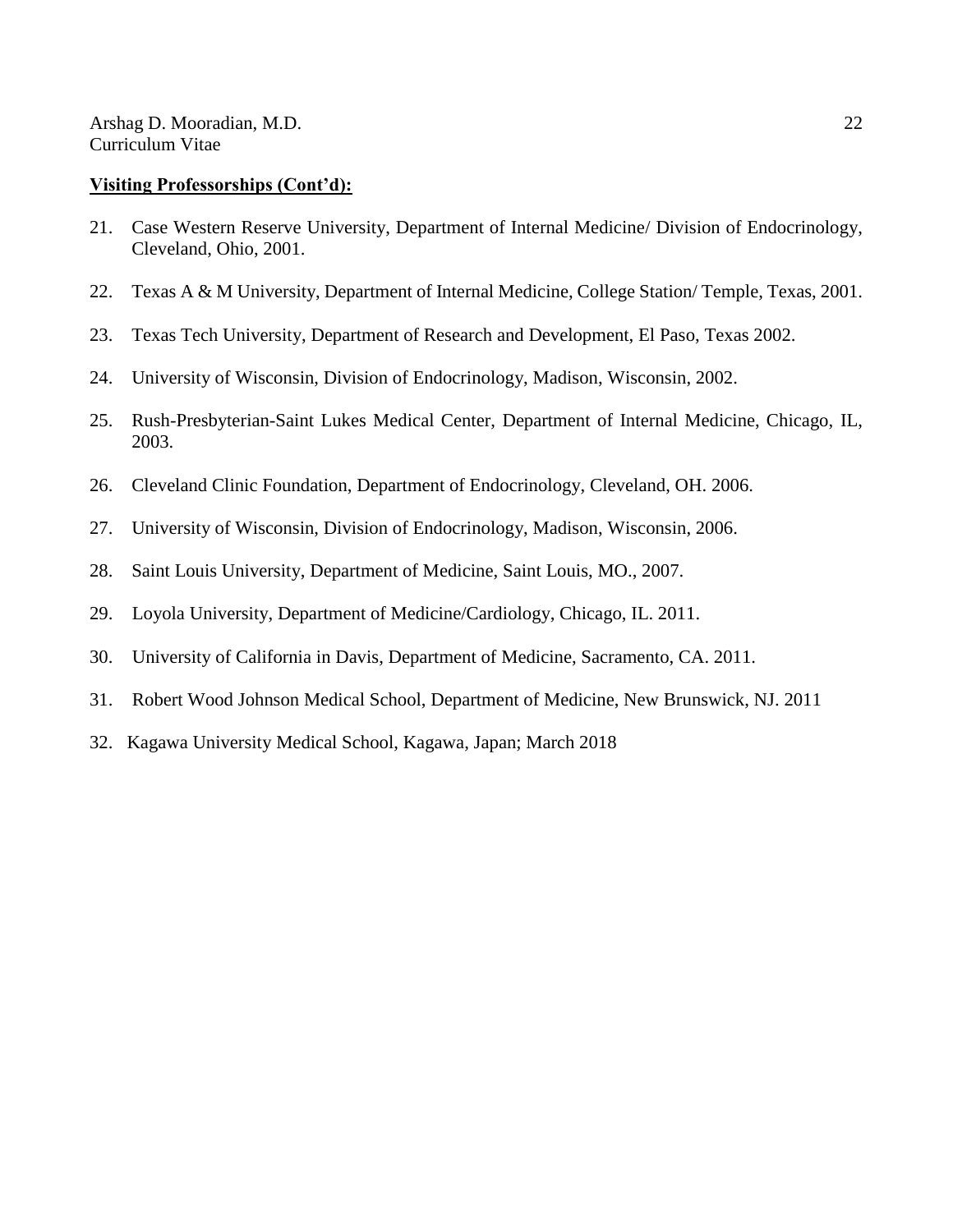**Visiting Professorships (Cont'd):**

21. Case Western Reserve University, Department of Internal Medicine/ Division of Endocrinology, Cleveland, Ohio, 2001.

22. Texas A & M University, Department of Internal Medicine, College Station/ Temple, Texas, 2001.

23. Texas Tech University, Department of Research and Development, El Paso, Texas 2002.

24. University of Wisconsin, Division of Endocrinology, Madison, Wisconsin, 2002.

25. Rush-Presbyterian-Saint Lukes Medical Center, Department of Internal Medicine, Chicago, IL, 2003.

26. Cleveland Clinic Foundation, Department of Endocrinology, Cleveland, OH. 2006.

27. University of Wisconsin, Division of Endocrinology, Madison, Wisconsin, 2006.

28. Saint Louis University, Department of Medicine, Saint Louis, MO., 2007.

29. Loyola University, Department of Medicine/Cardiology, Chicago, IL. 2011.

30. University of California in Davis, Department of Medicine, Sacramento, CA. 2011.

31. Robert Wood Johnson Medical School, Department of Medicine, New Brunswick, NJ. 2011

32. Kagawa University Medical School, Kagawa, Japan; March 2018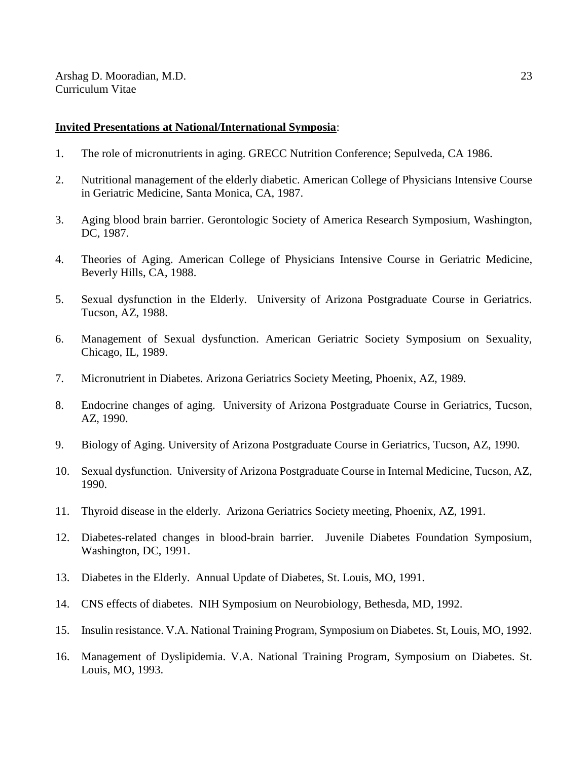**Invited Presentations at National/International Symposia**:

1. The role of micronutrients in aging. GRECC Nutrition Conference; Sepulveda, CA 1986.

2. Nutritional management of the elderly diabetic. American College of Physicians Intensive Course in Geriatric Medicine, Santa Monica, CA, 1987.

3. Aging blood brain barrier. Gerontologic Society of America Research Symposium, Washington, DC, 1987.

4. Theories of Aging. American College of Physicians Intensive Course in Geriatric Medicine, Beverly Hills, CA, 1988.

5. Sexual dysfunction in the Elderly. University of Arizona Postgraduate Course in Geriatrics. Tucson, AZ, 1988.

6. Management of Sexual dysfunction. American Geriatric Society Symposium on Sexuality, Chicago, IL, 1989.

7. Micronutrient in Diabetes. Arizona Geriatrics Society Meeting, Phoenix, AZ, 1989.

8. Endocrine changes of aging. University of Arizona Postgraduate Course in Geriatrics, Tucson, AZ, 1990.

9. Biology of Aging. University of Arizona Postgraduate Course in Geriatrics, Tucson, AZ, 1990.

10. Sexual dysfunction. University of Arizona Postgraduate Course in Internal Medicine, Tucson, AZ, 1990.

11. Thyroid disease in the elderly. Arizona Geriatrics Society meeting, Phoenix, AZ, 1991.

12. Diabetes-related changes in blood-brain barrier. Juvenile Diabetes Foundation Symposium, Washington, DC, 1991.

13. Diabetes in the Elderly. Annual Update of Diabetes, St. Louis, MO, 1991.

14. CNS effects of diabetes. NIH Symposium on Neurobiology, Bethesda, MD, 1992.

15. Insulin resistance. V.A. National Training Program, Symposium on Diabetes. St, Louis, MO, 1992.

16. Management of Dyslipidemia. V.A. National Training Program, Symposium on Diabetes. St. Louis, MO, 1993.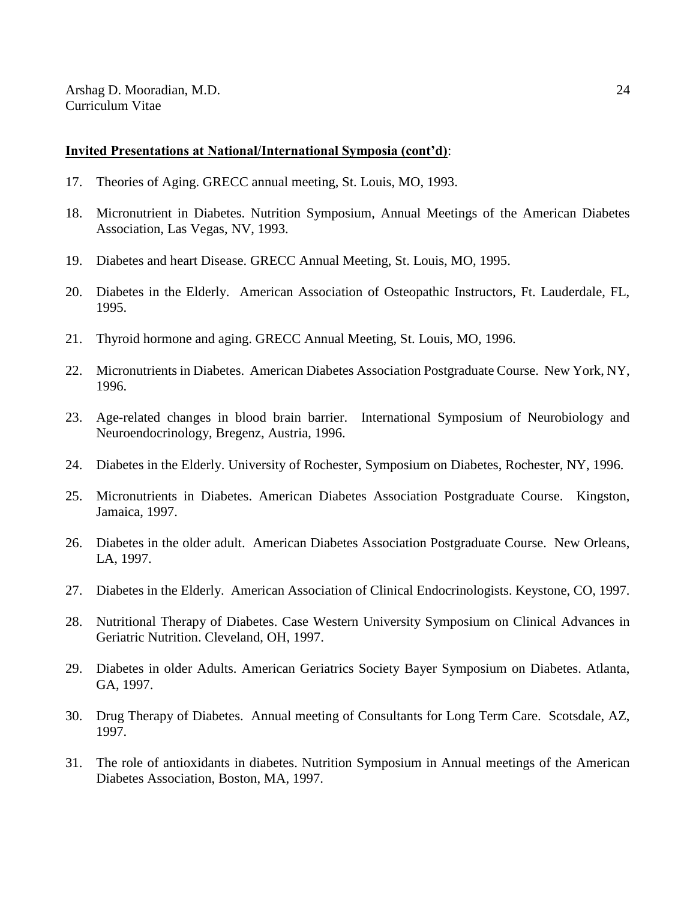**Invited Presentations at National/International Symposia (cont'd)**:

17. Theories of Aging. GRECC annual meeting, St. Louis, MO, 1993.

18. Micronutrient in Diabetes. Nutrition Symposium, Annual Meetings of the American Diabetes Association, Las Vegas, NV, 1993.

19. Diabetes and heart Disease. GRECC Annual Meeting, St. Louis, MO, 1995.

20. Diabetes in the Elderly. American Association of Osteopathic Instructors, Ft. Lauderdale, FL, 1995.

21. Thyroid hormone and aging. GRECC Annual Meeting, St. Louis, MO, 1996.

22. Micronutrients in Diabetes. American Diabetes Association Postgraduate Course. New York, NY, 1996.

23. Age-related changes in blood brain barrier. International Symposium of Neurobiology and Neuroendocrinology, Bregenz, Austria, 1996.

24. Diabetes in the Elderly. University of Rochester, Symposium on Diabetes, Rochester, NY, 1996.

25. Micronutrients in Diabetes. American Diabetes Association Postgraduate Course. Kingston, Jamaica, 1997.

26. Diabetes in the older adult. American Diabetes Association Postgraduate Course. New Orleans, LA, 1997.

27. Diabetes in the Elderly. American Association of Clinical Endocrinologists. Keystone, CO, 1997.

28. Nutritional Therapy of Diabetes. Case Western University Symposium on Clinical Advances in Geriatric Nutrition. Cleveland, OH, 1997.

29. Diabetes in older Adults. American Geriatrics Society Bayer Symposium on Diabetes. Atlanta, GA, 1997.

30. Drug Therapy of Diabetes. Annual meeting of Consultants for Long Term Care. Scotsdale, AZ, 1997.

31. The role of antioxidants in diabetes. Nutrition Symposium in Annual meetings of the American Diabetes Association, Boston, MA, 1997.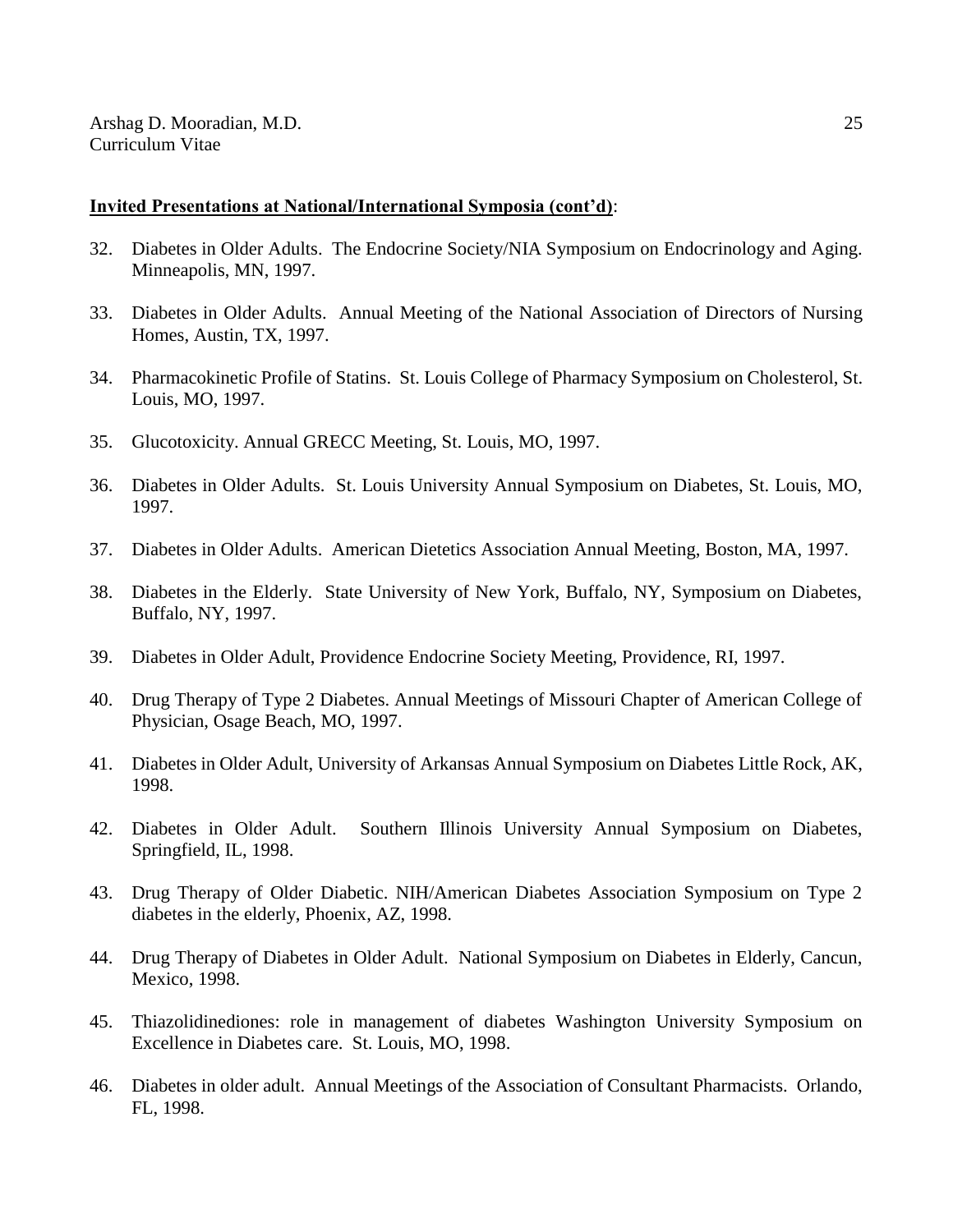**Invited Presentations at National/International Symposia (cont'd)**:

32. Diabetes in Older Adults. The Endocrine Society/NIA Symposium on Endocrinology and Aging. Minneapolis, MN, 1997.

33. Diabetes in Older Adults. Annual Meeting of the National Association of Directors of Nursing Homes, Austin, TX, 1997.

34. Pharmacokinetic Profile of Statins. St. Louis College of Pharmacy Symposium on Cholesterol, St. Louis, MO, 1997.

35. Glucotoxicity. Annual GRECC Meeting, St. Louis, MO, 1997.

36. Diabetes in Older Adults. St. Louis University Annual Symposium on Diabetes, St. Louis, MO, 1997.

37. Diabetes in Older Adults. American Dietetics Association Annual Meeting, Boston, MA, 1997.

38. Diabetes in the Elderly. State University of New York, Buffalo, NY, Symposium on Diabetes, Buffalo, NY, 1997.

39. Diabetes in Older Adult, Providence Endocrine Society Meeting, Providence, RI, 1997.

40. Drug Therapy of Type 2 Diabetes. Annual Meetings of Missouri Chapter of American College of Physician, Osage Beach, MO, 1997.

41. Diabetes in Older Adult, University of Arkansas Annual Symposium on Diabetes Little Rock, AK, 1998.

42. Diabetes in Older Adult. Southern Illinois University Annual Symposium on Diabetes, Springfield, IL, 1998.

43. Drug Therapy of Older Diabetic. NIH/American Diabetes Association Symposium on Type 2 diabetes in the elderly, Phoenix, AZ, 1998.

44. Drug Therapy of Diabetes in Older Adult. National Symposium on Diabetes in Elderly, Cancun, Mexico, 1998.

45. Thiazolidinediones: role in management of diabetes Washington University Symposium on Excellence in Diabetes care. St. Louis, MO, 1998.

46. Diabetes in older adult. Annual Meetings of the Association of Consultant Pharmacists. Orlando, FL, 1998.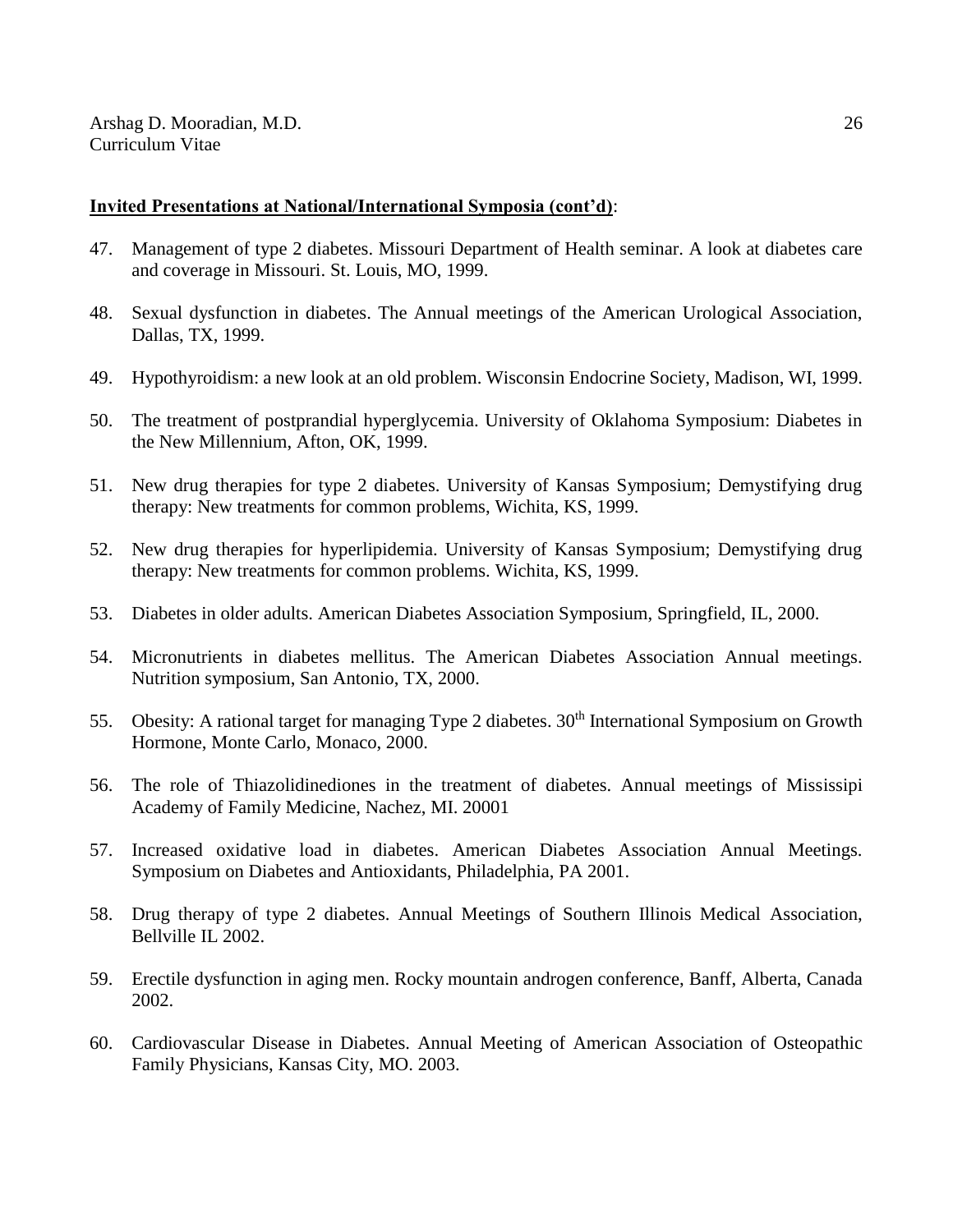**Invited Presentations at National/International Symposia (cont'd)**:

47. Management of type 2 diabetes. Missouri Department of Health seminar. A look at diabetes care and coverage in Missouri. St. Louis, MO, 1999.

48. Sexual dysfunction in diabetes. The Annual meetings of the American Urological Association, Dallas, TX, 1999.

49. Hypothyroidism: a new look at an old problem. Wisconsin Endocrine Society, Madison, WI, 1999.

50. The treatment of postprandial hyperglycemia. University of Oklahoma Symposium: Diabetes in the New Millennium, Afton, OK, 1999.

51. New drug therapies for type 2 diabetes. University of Kansas Symposium; Demystifying drug therapy: New treatments for common problems, Wichita, KS, 1999.

52. New drug therapies for hyperlipidemia. University of Kansas Symposium; Demystifying drug therapy: New treatments for common problems. Wichita, KS, 1999.

53. Diabetes in older adults. American Diabetes Association Symposium, Springfield, IL, 2000.

54. Micronutrients in diabetes mellitus. The American Diabetes Association Annual meetings. Nutrition symposium, San Antonio, TX, 2000.

55. Obesity: A rational target for managing Type 2 diabetes. 30th International Symposium on Growth Hormone, Monte Carlo, Monaco, 2000.

56. The role of Thiazolidinediones in the treatment of diabetes. Annual meetings of Mississipi Academy of Family Medicine, Nachez, MI. 20001

57. Increased oxidative load in diabetes. American Diabetes Association Annual Meetings. Symposium on Diabetes and Antioxidants, Philadelphia, PA 2001.

58. Drug therapy of type 2 diabetes. Annual Meetings of Southern Illinois Medical Association, Bellville IL 2002.

59. Erectile dysfunction in aging men. Rocky mountain androgen conference, Banff, Alberta, Canada 2002.

60. Cardiovascular Disease in Diabetes. Annual Meeting of American Association of Osteopathic Family Physicians, Kansas City, MO. 2003.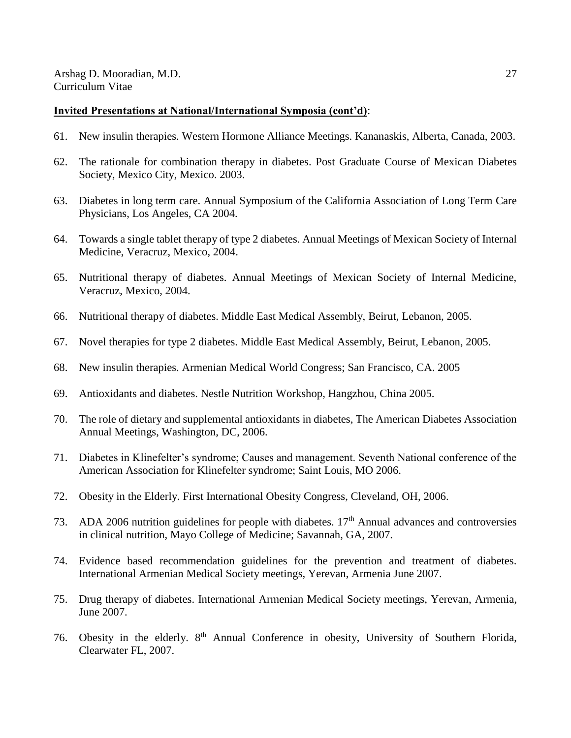**Invited Presentations at National/International Symposia (cont'd)**:

61. New insulin therapies. Western Hormone Alliance Meetings. Kananaskis, Alberta, Canada, 2003.
62. The rationale for combination therapy in diabetes. Post Graduate Course of Mexican Diabetes Society, Mexico City, Mexico. 2003.
63. Diabetes in long term care. Annual Symposium of the California Association of Long Term Care Physicians, Los Angeles, CA 2004.
64. Towards a single tablet therapy of type 2 diabetes. Annual Meetings of Mexican Society of Internal Medicine, Veracruz, Mexico, 2004.
65. Nutritional therapy of diabetes. Annual Meetings of Mexican Society of Internal Medicine, Veracruz, Mexico, 2004.
66. Nutritional therapy of diabetes. Middle East Medical Assembly, Beirut, Lebanon, 2005.
67. Novel therapies for type 2 diabetes. Middle East Medical Assembly, Beirut, Lebanon, 2005.
68. New insulin therapies. Armenian Medical World Congress; San Francisco, CA. 2005
69. Antioxidants and diabetes. Nestle Nutrition Workshop, Hangzhou, China 2005.
70. The role of dietary and supplemental antioxidants in diabetes, The American Diabetes Association Annual Meetings, Washington, DC, 2006.
71. Diabetes in Klinefelter's syndrome; Causes and management. Seventh National conference of the American Association for Klinefelter syndrome; Saint Louis, MO 2006.
72. Obesity in the Elderly. First International Obesity Congress, Cleveland, OH, 2006.
73. ADA 2006 nutrition guidelines for people with diabetes. 17th Annual advances and controversies in clinical nutrition, Mayo College of Medicine; Savannah, GA, 2007.
74. Evidence based recommendation guidelines for the prevention and treatment of diabetes. International Armenian Medical Society meetings, Yerevan, Armenia June 2007.
75. Drug therapy of diabetes. International Armenian Medical Society meetings, Yerevan, Armenia, June 2007.
76. Obesity in the elderly. 8th Annual Conference in obesity, University of Southern Florida, Clearwater FL, 2007.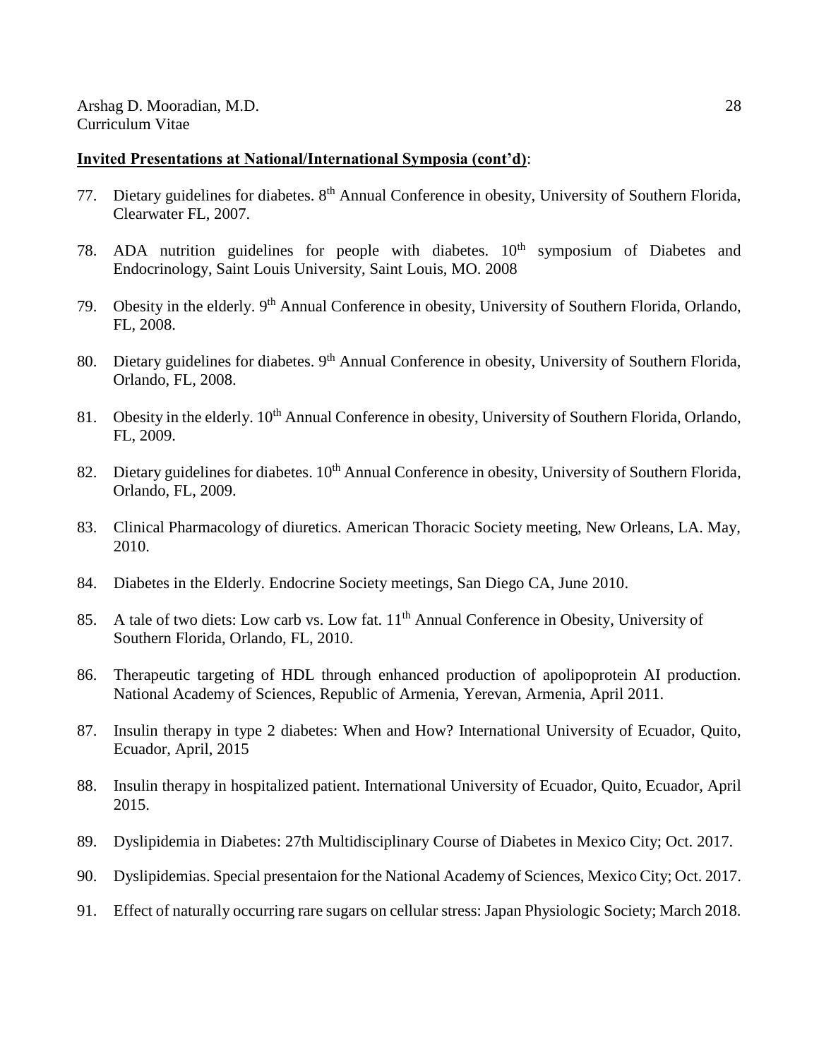**Invited Presentations at National/International Symposia (cont'd)**:

77. Dietary guidelines for diabetes. 8th Annual Conference in obesity, University of Southern Florida, Clearwater FL, 2007.

78. ADA nutrition guidelines for people with diabetes. 10th symposium of Diabetes and Endocrinology, Saint Louis University, Saint Louis, MO. 2008

79. Obesity in the elderly. 9th Annual Conference in obesity, University of Southern Florida, Orlando, FL, 2008.

80. Dietary guidelines for diabetes. 9th Annual Conference in obesity, University of Southern Florida, Orlando, FL, 2008.

81. Obesity in the elderly. 10th Annual Conference in obesity, University of Southern Florida, Orlando, FL, 2009.

82. Dietary guidelines for diabetes. 10th Annual Conference in obesity, University of Southern Florida, Orlando, FL, 2009.

83. Clinical Pharmacology of diuretics. American Thoracic Society meeting, New Orleans, LA. May, 2010.

84. Diabetes in the Elderly. Endocrine Society meetings, San Diego CA, June 2010.

85. A tale of two diets: Low carb vs. Low fat. 11th Annual Conference in Obesity, University of Southern Florida, Orlando, FL, 2010.

86. Therapeutic targeting of HDL through enhanced production of apolipoprotein AI production. National Academy of Sciences, Republic of Armenia, Yerevan, Armenia, April 2011.

87. Insulin therapy in type 2 diabetes: When and How? International University of Ecuador, Quito, Ecuador, April, 2015

88. Insulin therapy in hospitalized patient. International University of Ecuador, Quito, Ecuador, April 2015.

89. Dyslipidemia in Diabetes: 27th Multidisciplinary Course of Diabetes in Mexico City; Oct. 2017.

90. Dyslipidemias. Special presentaion for the National Academy of Sciences, Mexico City; Oct. 2017.

91. Effect of naturally occurring rare sugars on cellular stress: Japan Physiologic Society; March 2018.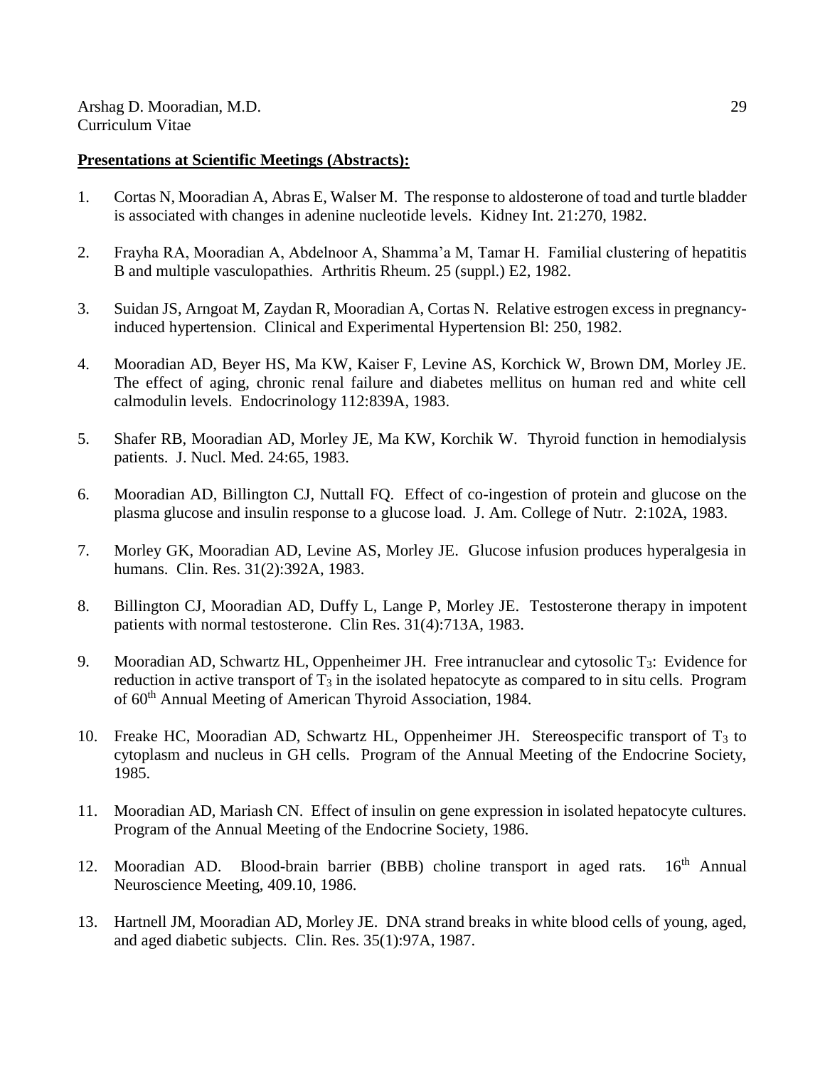**Presentations at Scientific Meetings (Abstracts):**

1. Cortas N, Mooradian A, Abras E, Walser M. The response to aldosterone of toad and turtle bladder is associated with changes in adenine nucleotide levels. Kidney Int. 21:270, 1982.

2. Frayha RA, Mooradian A, Abdelnoor A, Shamma'a M, Tamar H. Familial clustering of hepatitis B and multiple vasculopathies. Arthritis Rheum. 25 (suppl.) E2, 1982.

3. Suidan JS, Arngoat M, Zaydan R, Mooradian A, Cortas N. Relative estrogen excess in pregnancy-induced hypertension. Clinical and Experimental Hypertension Bl: 250, 1982.

4. Mooradian AD, Beyer HS, Ma KW, Kaiser F, Levine AS, Korchick W, Brown DM, Morley JE. The effect of aging, chronic renal failure and diabetes mellitus on human red and white cell calmodulin levels. Endocrinology 112:839A, 1983.

5. Shafer RB, Mooradian AD, Morley JE, Ma KW, Korchik W. Thyroid function in hemodialysis patients. J. Nucl. Med. 24:65, 1983.

6. Mooradian AD, Billington CJ, Nuttall FQ. Effect of co-ingestion of protein and glucose on the plasma glucose and insulin response to a glucose load. J. Am. College of Nutr. 2:102A, 1983.

7. Morley GK, Mooradian AD, Levine AS, Morley JE. Glucose infusion produces hyperalgesia in humans. Clin. Res. 31(2):392A, 1983.

8. Billington CJ, Mooradian AD, Duffy L, Lange P, Morley JE. Testosterone therapy in impotent patients with normal testosterone. Clin Res. 31(4):713A, 1983.

9. Mooradian AD, Schwartz HL, Oppenheimer JH. Free intranuclear and cytosolic $T_3$: Evidence for reduction in active transport of $T_3$ in the isolated hepatocyte as compared to in situ cells. Program of 60th Annual Meeting of American Thyroid Association, 1984.

10. Freake HC, Mooradian AD, Schwartz HL, Oppenheimer JH. Stereospecific transport of $T_3$ to cytoplasm and nucleus in GH cells. Program of the Annual Meeting of the Endocrine Society, 1985.

11. Mooradian AD, Mariash CN. Effect of insulin on gene expression in isolated hepatocyte cultures. Program of the Annual Meeting of the Endocrine Society, 1986.

12. Mooradian AD. Blood-brain barrier (BBB) choline transport in aged rats. 16th Annual Neuroscience Meeting, 409.10, 1986.

13. Hartnell JM, Mooradian AD, Morley JE. DNA strand breaks in white blood cells of young, aged, and aged diabetic subjects. Clin. Res. 35(1):97A, 1987.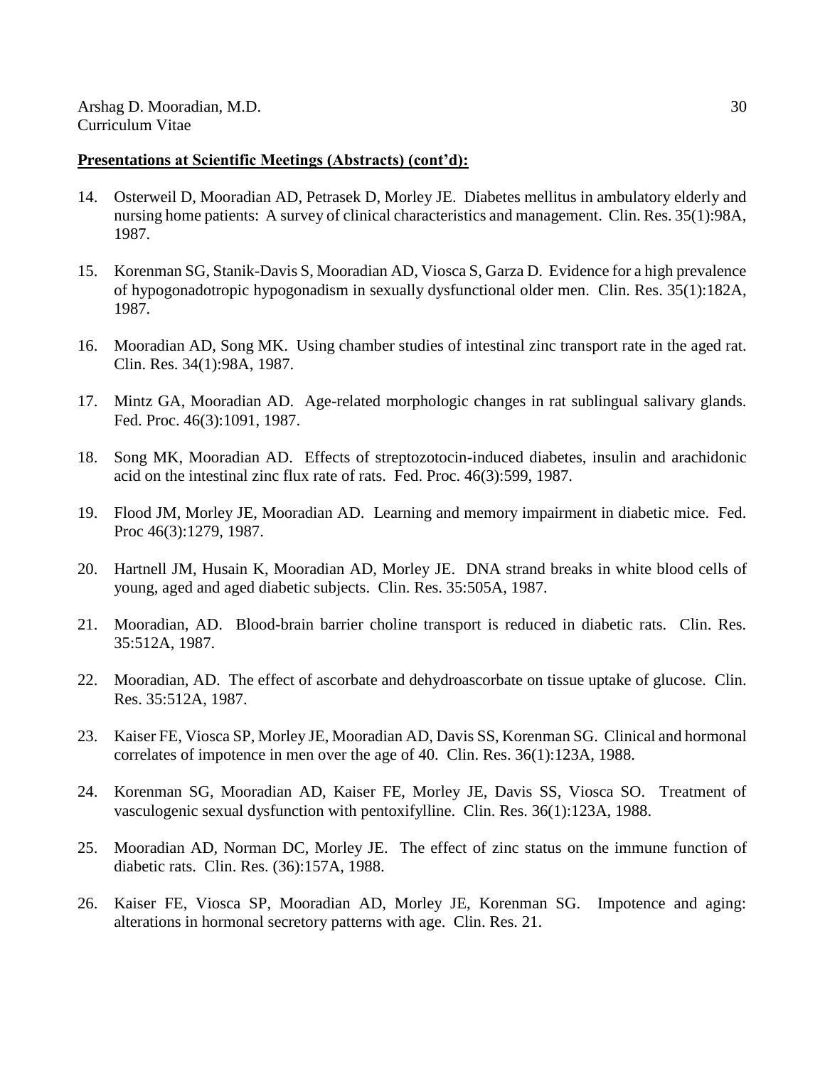**Presentations at Scientific Meetings (Abstracts) (cont'd):**

14. Osterweil D, Mooradian AD, Petrasek D, Morley JE. Diabetes mellitus in ambulatory elderly and nursing home patients: A survey of clinical characteristics and management. Clin. Res. 35(1):98A, 1987.

15. Korenman SG, Stanik-Davis S, Mooradian AD, Viosca S, Garza D. Evidence for a high prevalence of hypogonadotropic hypogonadism in sexually dysfunctional older men. Clin. Res. 35(1):182A, 1987.

16. Mooradian AD, Song MK. Using chamber studies of intestinal zinc transport rate in the aged rat. Clin. Res. 34(1):98A, 1987.

17. Mintz GA, Mooradian AD. Age-related morphologic changes in rat sublingual salivary glands. Fed. Proc. 46(3):1091, 1987.

18. Song MK, Mooradian AD. Effects of streptozotocin-induced diabetes, insulin and arachidonic acid on the intestinal zinc flux rate of rats. Fed. Proc. 46(3):599, 1987.

19. Flood JM, Morley JE, Mooradian AD. Learning and memory impairment in diabetic mice. Fed. Proc 46(3):1279, 1987.

20. Hartnell JM, Husain K, Mooradian AD, Morley JE. DNA strand breaks in white blood cells of young, aged and aged diabetic subjects. Clin. Res. 35:505A, 1987.

21. Mooradian, AD. Blood-brain barrier choline transport is reduced in diabetic rats. Clin. Res. 35:512A, 1987.

22. Mooradian, AD. The effect of ascorbate and dehydroascorbate on tissue uptake of glucose. Clin. Res. 35:512A, 1987.

23. Kaiser FE, Viosca SP, Morley JE, Mooradian AD, Davis SS, Korenman SG. Clinical and hormonal correlates of impotence in men over the age of 40. Clin. Res. 36(1):123A, 1988.

24. Korenman SG, Mooradian AD, Kaiser FE, Morley JE, Davis SS, Viosca SO. Treatment of vasculogenic sexual dysfunction with pentoxifylline. Clin. Res. 36(1):123A, 1988.

25. Mooradian AD, Norman DC, Morley JE. The effect of zinc status on the immune function of diabetic rats. Clin. Res. (36):157A, 1988.

26. Kaiser FE, Viosca SP, Mooradian AD, Morley JE, Korenman SG. Impotence and aging: alterations in hormonal secretory patterns with age. Clin. Res. 21.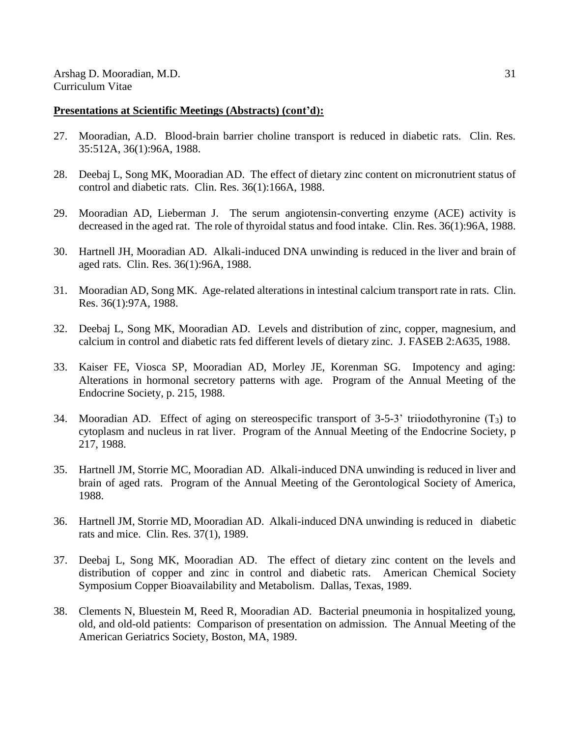**Presentations at Scientific Meetings (Abstracts) (cont'd):**

27. Mooradian, A.D. Blood-brain barrier choline transport is reduced in diabetic rats. Clin. Res. 35:512A, 36(1):96A, 1988.

28. Deebaj L, Song MK, Mooradian AD. The effect of dietary zinc content on micronutrient status of control and diabetic rats. Clin. Res. 36(1):166A, 1988.

29. Mooradian AD, Lieberman J. The serum angiotensin-converting enzyme (ACE) activity is decreased in the aged rat. The role of thyroidal status and food intake. Clin. Res. 36(1):96A, 1988.

30. Hartnell JH, Mooradian AD. Alkali-induced DNA unwinding is reduced in the liver and brain of aged rats. Clin. Res. 36(1):96A, 1988.

31. Mooradian AD, Song MK. Age-related alterations in intestinal calcium transport rate in rats. Clin. Res. 36(1):97A, 1988.

32. Deebaj L, Song MK, Mooradian AD. Levels and distribution of zinc, copper, magnesium, and calcium in control and diabetic rats fed different levels of dietary zinc. J. FASEB 2:A635, 1988.

33. Kaiser FE, Viosca SP, Mooradian AD, Morley JE, Korenman SG. Impotency and aging: Alterations in hormonal secretory patterns with age. Program of the Annual Meeting of the Endocrine Society, p. 215, 1988.

34. Mooradian AD. Effect of aging on stereospecific transport of 3-5-3' triiodothyronine ($T_3$) to cytoplasm and nucleus in rat liver. Program of the Annual Meeting of the Endocrine Society, p 217, 1988.

35. Hartnell JM, Storrie MC, Mooradian AD. Alkali-induced DNA unwinding is reduced in liver and brain of aged rats. Program of the Annual Meeting of the Gerontological Society of America, 1988.

36. Hartnell JM, Storrie MD, Mooradian AD. Alkali-induced DNA unwinding is reduced in diabetic rats and mice. Clin. Res. 37(1), 1989.

37. Deebaj L, Song MK, Mooradian AD. The effect of dietary zinc content on the levels and distribution of copper and zinc in control and diabetic rats. American Chemical Society Symposium Copper Bioavailability and Metabolism. Dallas, Texas, 1989.

38. Clements N, Bluestein M, Reed R, Mooradian AD. Bacterial pneumonia in hospitalized young, old, and old-old patients: Comparison of presentation on admission. The Annual Meeting of the American Geriatrics Society, Boston, MA, 1989.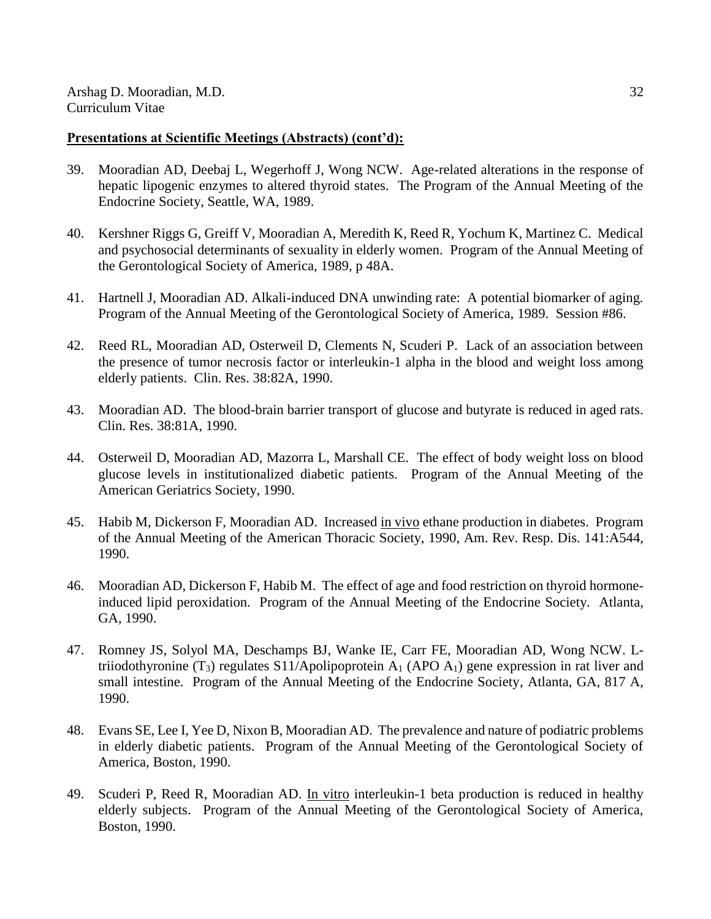**Presentations at Scientific Meetings (Abstracts) (cont'd):**

39. Mooradian AD, Deebaj L, Wegerhoff J, Wong NCW. Age-related alterations in the response of hepatic lipogenic enzymes to altered thyroid states. The Program of the Annual Meeting of the Endocrine Society, Seattle, WA, 1989.

40. Kershner Riggs G, Greiff V, Mooradian A, Meredith K, Reed R, Yochum K, Martinez C. Medical and psychosocial determinants of sexuality in elderly women. Program of the Annual Meeting of the Gerontological Society of America, 1989, p 48A.

41. Hartnell J, Mooradian AD. Alkali-induced DNA unwinding rate: A potential biomarker of aging. Program of the Annual Meeting of the Gerontological Society of America, 1989. Session #86.

42. Reed RL, Mooradian AD, Osterweil D, Clements N, Scuderi P. Lack of an association between the presence of tumor necrosis factor or interleukin-1 alpha in the blood and weight loss among elderly patients. Clin. Res. 38:82A, 1990.

43. Mooradian AD. The blood-brain barrier transport of glucose and butyrate is reduced in aged rats. Clin. Res. 38:81A, 1990.

44. Osterweil D, Mooradian AD, Mazorra L, Marshall CE. The effect of body weight loss on blood glucose levels in institutionalized diabetic patients. Program of the Annual Meeting of the American Geriatrics Society, 1990.

45. Habib M, Dickerson F, Mooradian AD. Increased in vivo ethane production in diabetes. Program of the Annual Meeting of the American Thoracic Society, 1990, Am. Rev. Resp. Dis. 141:A544, 1990.

46. Mooradian AD, Dickerson F, Habib M. The effect of age and food restriction on thyroid hormone-induced lipid peroxidation. Program of the Annual Meeting of the Endocrine Society. Atlanta, GA, 1990.

47. Romney JS, Solyol MA, Deschamps BJ, Wanke IE, Carr FE, Mooradian AD, Wong NCW. L-triiodothyronine ($T_3$) regulates S11/Apolipoprotein $A_1$ (APO $A_1$) gene expression in rat liver and small intestine. Program of the Annual Meeting of the Endocrine Society, Atlanta, GA, 817 A, 1990.

48. Evans SE, Lee I, Yee D, Nixon B, Mooradian AD. The prevalence and nature of podiatric problems in elderly diabetic patients. Program of the Annual Meeting of the Gerontological Society of America, Boston, 1990.

49. Scuderi P, Reed R, Mooradian AD. In vitro interleukin-1 beta production is reduced in healthy elderly subjects. Program of the Annual Meeting of the Gerontological Society of America, Boston, 1990.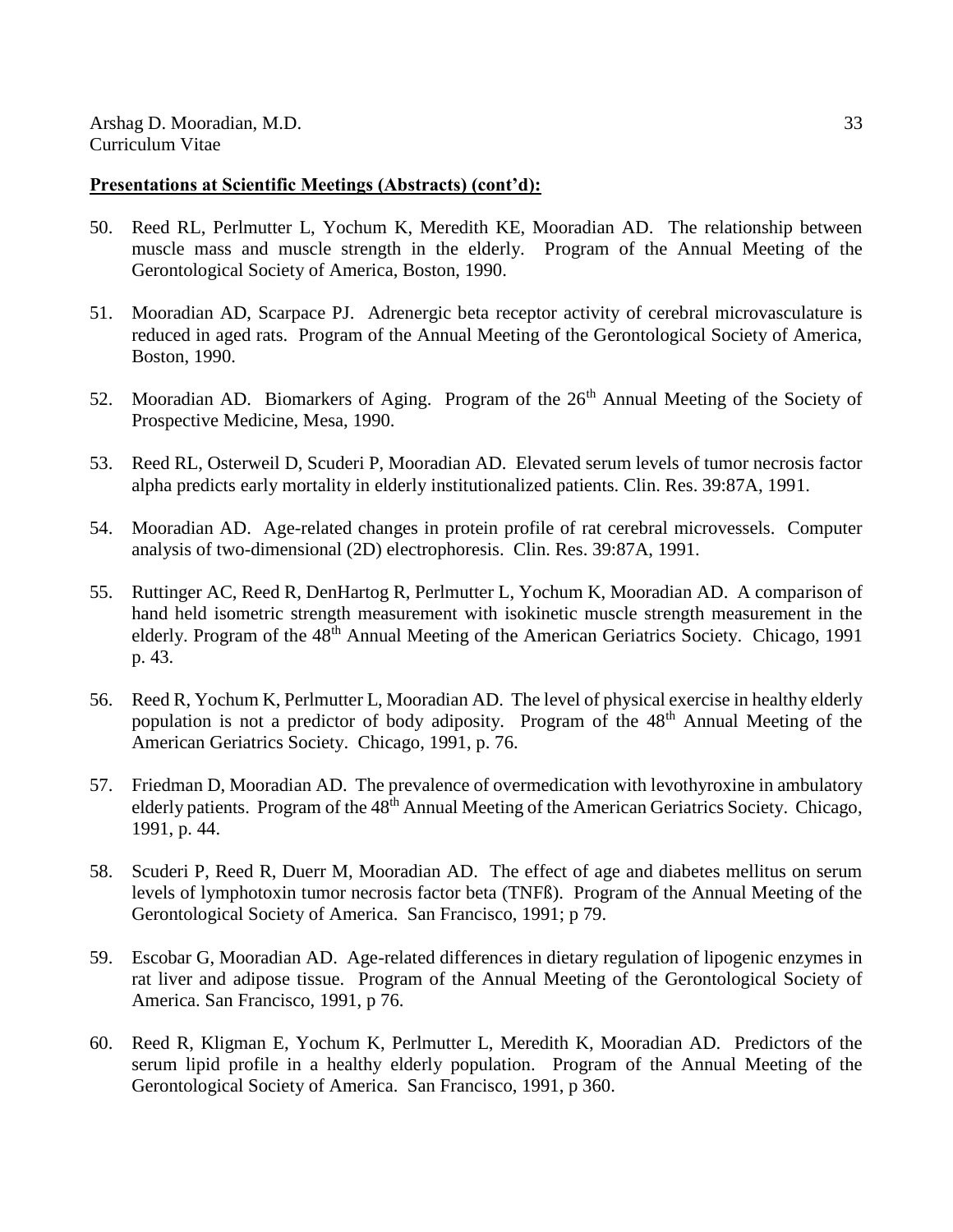**Presentations at Scientific Meetings (Abstracts) (cont'd):**

50. Reed RL, Perlmutter L, Yochum K, Meredith KE, Mooradian AD. The relationship between muscle mass and muscle strength in the elderly. Program of the Annual Meeting of the Gerontological Society of America, Boston, 1990.

51. Mooradian AD, Scarpace PJ. Adrenergic beta receptor activity of cerebral microvasculature is reduced in aged rats. Program of the Annual Meeting of the Gerontological Society of America, Boston, 1990.

52. Mooradian AD. Biomarkers of Aging. Program of the 26th Annual Meeting of the Society of Prospective Medicine, Mesa, 1990.

53. Reed RL, Osterweil D, Scuderi P, Mooradian AD. Elevated serum levels of tumor necrosis factor alpha predicts early mortality in elderly institutionalized patients. Clin. Res. 39:87A, 1991.

54. Mooradian AD. Age-related changes in protein profile of rat cerebral microvessels. Computer analysis of two-dimensional (2D) electrophoresis. Clin. Res. 39:87A, 1991.

55. Ruttinger AC, Reed R, DenHartog R, Perlmutter L, Yochum K, Mooradian AD. A comparison of hand held isometric strength measurement with isokinetic muscle strength measurement in the elderly. Program of the 48th Annual Meeting of the American Geriatrics Society. Chicago, 1991 p. 43.

56. Reed R, Yochum K, Perlmutter L, Mooradian AD. The level of physical exercise in healthy elderly population is not a predictor of body adiposity. Program of the 48th Annual Meeting of the American Geriatrics Society. Chicago, 1991, p. 76.

57. Friedman D, Mooradian AD. The prevalence of overmedication with levothyroxine in ambulatory elderly patients. Program of the 48th Annual Meeting of the American Geriatrics Society. Chicago, 1991, p. 44.

58. Scuderi P, Reed R, Duerr M, Mooradian AD. The effect of age and diabetes mellitus on serum levels of lymphotoxin tumor necrosis factor beta (TNFß). Program of the Annual Meeting of the Gerontological Society of America. San Francisco, 1991; p 79.

59. Escobar G, Mooradian AD. Age-related differences in dietary regulation of lipogenic enzymes in rat liver and adipose tissue. Program of the Annual Meeting of the Gerontological Society of America. San Francisco, 1991, p 76.

60. Reed R, Kligman E, Yochum K, Perlmutter L, Meredith K, Mooradian AD. Predictors of the serum lipid profile in a healthy elderly population. Program of the Annual Meeting of the Gerontological Society of America. San Francisco, 1991, p 360.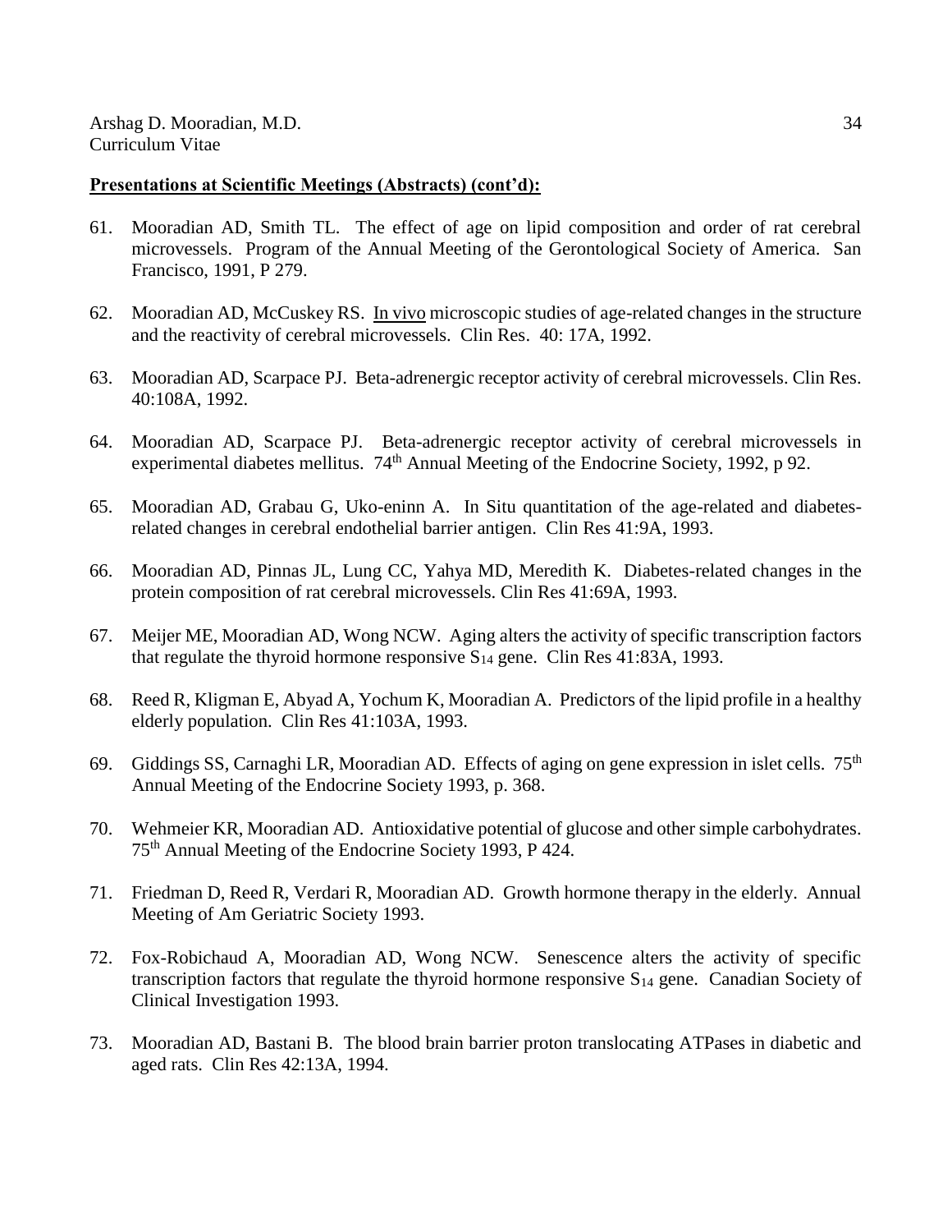**Presentations at Scientific Meetings (Abstracts) (cont'd):**

61. Mooradian AD, Smith TL. The effect of age on lipid composition and order of rat cerebral microvessels. Program of the Annual Meeting of the Gerontological Society of America. San Francisco, 1991, P 279.

62. Mooradian AD, McCuskey RS. In vivo microscopic studies of age-related changes in the structure and the reactivity of cerebral microvessels. Clin Res. 40: 17A, 1992.

63. Mooradian AD, Scarpace PJ. Beta-adrenergic receptor activity of cerebral microvessels. Clin Res. 40:108A, 1992.

64. Mooradian AD, Scarpace PJ. Beta-adrenergic receptor activity of cerebral microvessels in experimental diabetes mellitus. 74th Annual Meeting of the Endocrine Society, 1992, p 92.

65. Mooradian AD, Grabau G, Uko-eninn A. In Situ quantitation of the age-related and diabetes-related changes in cerebral endothelial barrier antigen. Clin Res 41:9A, 1993.

66. Mooradian AD, Pinnas JL, Lung CC, Yahya MD, Meredith K. Diabetes-related changes in the protein composition of rat cerebral microvessels. Clin Res 41:69A, 1993.

67. Meijer ME, Mooradian AD, Wong NCW. Aging alters the activity of specific transcription factors that regulate the thyroid hormone responsive $S_{14}$ gene. Clin Res 41:83A, 1993.

68. Reed R, Kligman E, Abyad A, Yochum K, Mooradian A. Predictors of the lipid profile in a healthy elderly population. Clin Res 41:103A, 1993.

69. Giddings SS, Carnaghi LR, Mooradian AD. Effects of aging on gene expression in islet cells. 75th Annual Meeting of the Endocrine Society 1993, p. 368.

70. Wehmeier KR, Mooradian AD. Antioxidative potential of glucose and other simple carbohydrates. 75th Annual Meeting of the Endocrine Society 1993, P 424.

71. Friedman D, Reed R, Verdari R, Mooradian AD. Growth hormone therapy in the elderly. Annual Meeting of Am Geriatric Society 1993.

72. Fox-Robichaud A, Mooradian AD, Wong NCW. Senescence alters the activity of specific transcription factors that regulate the thyroid hormone responsive $S_{14}$ gene. Canadian Society of Clinical Investigation 1993.

73. Mooradian AD, Bastani B. The blood brain barrier proton translocating ATPases in diabetic and aged rats. Clin Res 42:13A, 1994.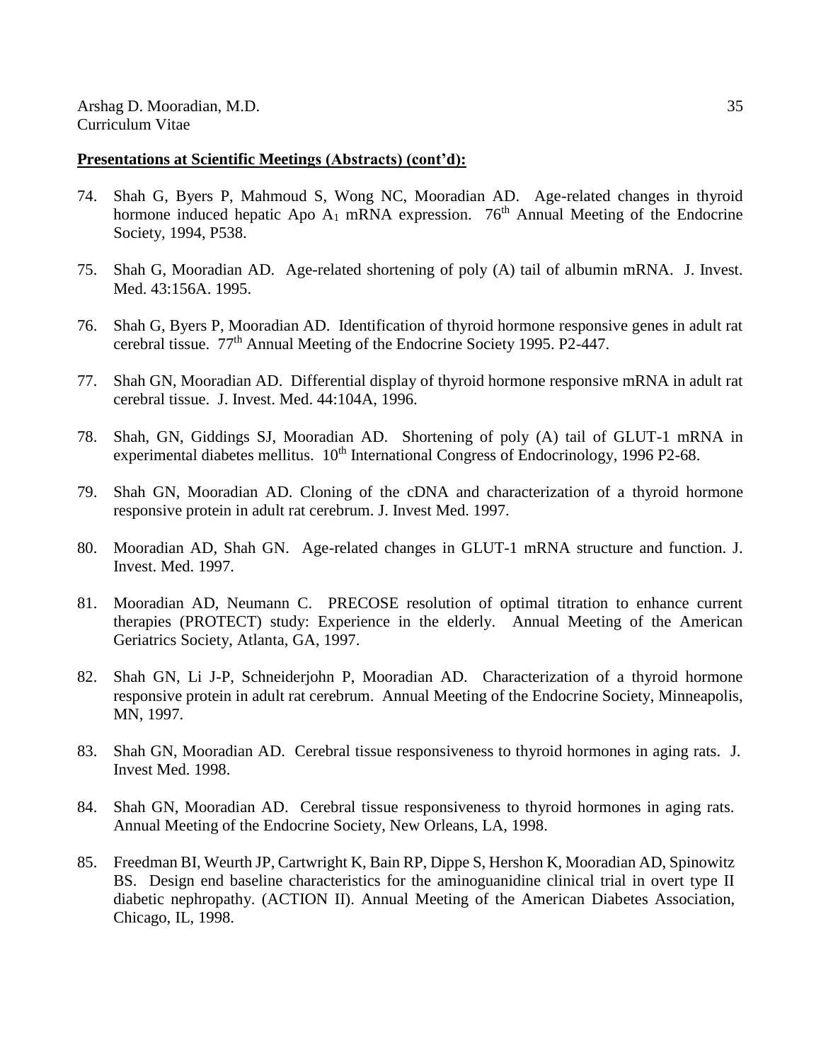**Presentations at Scientific Meetings (Abstracts) (cont'd):**

74. Shah G, Byers P, Mahmoud S, Wong NC, Mooradian AD. Age-related changes in thyroid hormone induced hepatic Apo $A_1$ mRNA expression. 76th Annual Meeting of the Endocrine Society, 1994, P538.

75. Shah G, Mooradian AD. Age-related shortening of poly (A) tail of albumin mRNA. J. Invest. Med. 43:156A. 1995.

76. Shah G, Byers P, Mooradian AD. Identification of thyroid hormone responsive genes in adult rat cerebral tissue. 77th Annual Meeting of the Endocrine Society 1995. P2-447.

77. Shah GN, Mooradian AD. Differential display of thyroid hormone responsive mRNA in adult rat cerebral tissue. J. Invest. Med. 44:104A, 1996.

78. Shah, GN, Giddings SJ, Mooradian AD. Shortening of poly (A) tail of GLUT-1 mRNA in experimental diabetes mellitus. 10th International Congress of Endocrinology, 1996 P2-68.

79. Shah GN, Mooradian AD. Cloning of the cDNA and characterization of a thyroid hormone responsive protein in adult rat cerebrum. J. Invest Med. 1997.

80. Mooradian AD, Shah GN. Age-related changes in GLUT-1 mRNA structure and function. J. Invest. Med. 1997.

81. Mooradian AD, Neumann C. PRECOSE resolution of optimal titration to enhance current therapies (PROTECT) study: Experience in the elderly. Annual Meeting of the American Geriatrics Society, Atlanta, GA, 1997.

82. Shah GN, Li J-P, Schneiderjohn P, Mooradian AD. Characterization of a thyroid hormone responsive protein in adult rat cerebrum. Annual Meeting of the Endocrine Society, Minneapolis, MN, 1997.

83. Shah GN, Mooradian AD. Cerebral tissue responsiveness to thyroid hormones in aging rats. J. Invest Med. 1998.

84. Shah GN, Mooradian AD. Cerebral tissue responsiveness to thyroid hormones in aging rats. Annual Meeting of the Endocrine Society, New Orleans, LA, 1998.

85. Freedman BI, Weurth JP, Cartwright K, Bain RP, Dippe S, Hershon K, Mooradian AD, Spinowitz BS. Design end baseline characteristics for the aminoguanidine clinical trial in overt type II diabetic nephropathy. (ACTION II). Annual Meeting of the American Diabetes Association, Chicago, IL, 1998.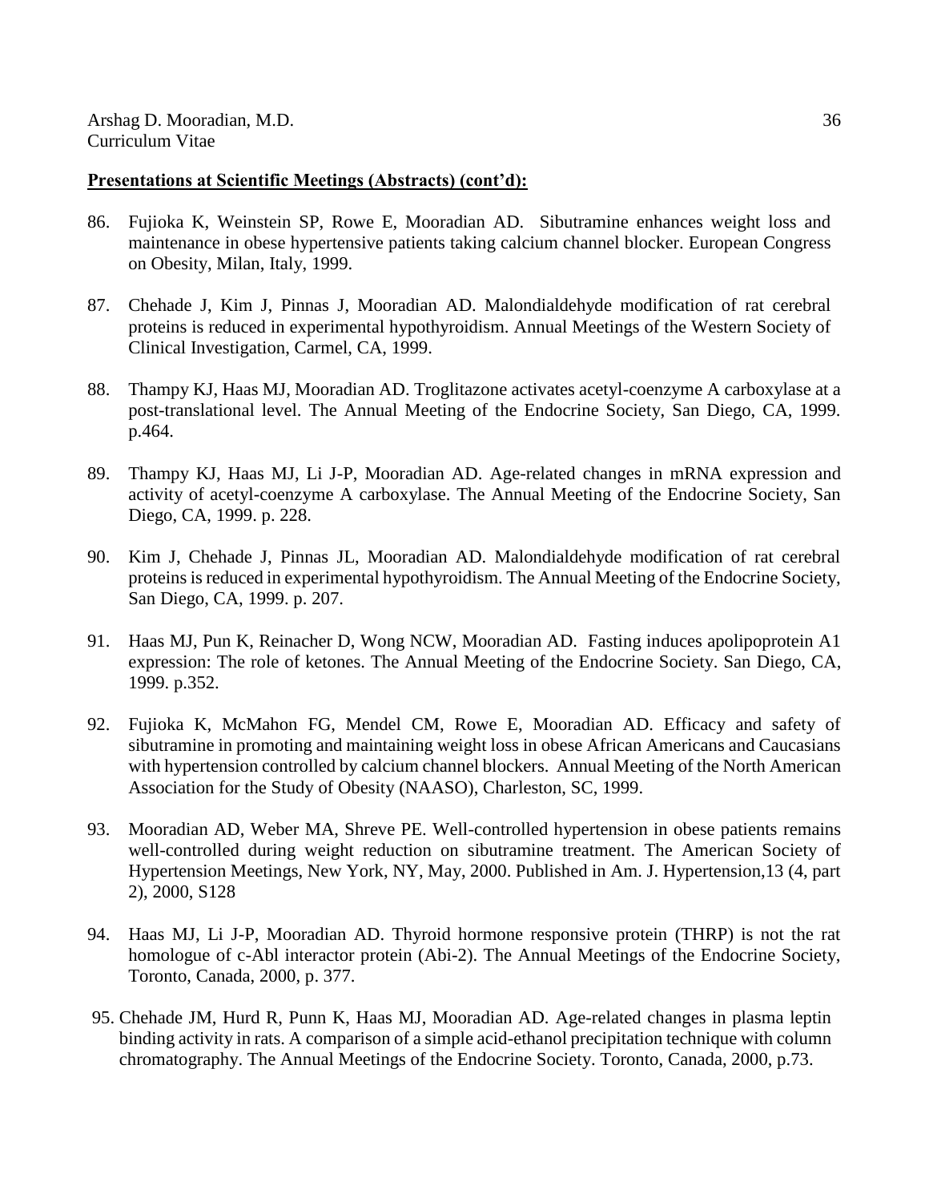**Presentations at Scientific Meetings (Abstracts) (cont'd):**

86. Fujioka K, Weinstein SP, Rowe E, Mooradian AD. Sibutramine enhances weight loss and maintenance in obese hypertensive patients taking calcium channel blocker. European Congress on Obesity, Milan, Italy, 1999.

87. Chehade J, Kim J, Pinnas J, Mooradian AD. Malondialdehyde modification of rat cerebral proteins is reduced in experimental hypothyroidism. Annual Meetings of the Western Society of Clinical Investigation, Carmel, CA, 1999.

88. Thampy KJ, Haas MJ, Mooradian AD. Troglitazone activates acetyl-coenzyme A carboxylase at a post-translational level. The Annual Meeting of the Endocrine Society, San Diego, CA, 1999. p.464.

89. Thampy KJ, Haas MJ, Li J-P, Mooradian AD. Age-related changes in mRNA expression and activity of acetyl-coenzyme A carboxylase. The Annual Meeting of the Endocrine Society, San Diego, CA, 1999. p. 228.

90. Kim J, Chehade J, Pinnas JL, Mooradian AD. Malondialdehyde modification of rat cerebral proteins is reduced in experimental hypothyroidism. The Annual Meeting of the Endocrine Society, San Diego, CA, 1999. p. 207.

91. Haas MJ, Pun K, Reinacher D, Wong NCW, Mooradian AD. Fasting induces apolipoprotein A1 expression: The role of ketones. The Annual Meeting of the Endocrine Society. San Diego, CA, 1999. p.352.

92. Fujioka K, McMahon FG, Mendel CM, Rowe E, Mooradian AD. Efficacy and safety of sibutramine in promoting and maintaining weight loss in obese African Americans and Caucasians with hypertension controlled by calcium channel blockers. Annual Meeting of the North American Association for the Study of Obesity (NAASO), Charleston, SC, 1999.

93. Mooradian AD, Weber MA, Shreve PE. Well-controlled hypertension in obese patients remains well-controlled during weight reduction on sibutramine treatment. The American Society of Hypertension Meetings, New York, NY, May, 2000. Published in Am. J. Hypertension,13 (4, part 2), 2000, S128

94. Haas MJ, Li J-P, Mooradian AD. Thyroid hormone responsive protein (THRP) is not the rat homologue of c-Abl interactor protein (Abi-2). The Annual Meetings of the Endocrine Society, Toronto, Canada, 2000, p. 377.

95. Chehade JM, Hurd R, Punn K, Haas MJ, Mooradian AD. Age-related changes in plasma leptin binding activity in rats. A comparison of a simple acid-ethanol precipitation technique with column chromatography. The Annual Meetings of the Endocrine Society. Toronto, Canada, 2000, p.73.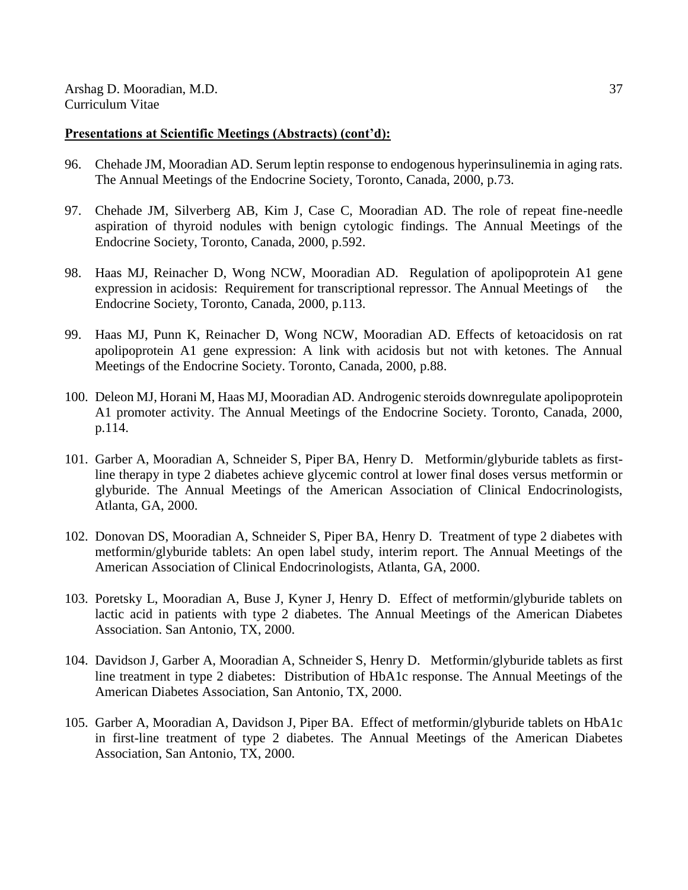**<u>Presentations at Scientific Meetings (Abstracts) (cont'd):</u>**

96. Chehade JM, Mooradian AD. Serum leptin response to endogenous hyperinsulinemia in aging rats. The Annual Meetings of the Endocrine Society, Toronto, Canada, 2000, p.73.

97. Chehade JM, Silverberg AB, Kim J, Case C, Mooradian AD. The role of repeat fine-needle aspiration of thyroid nodules with benign cytologic findings. The Annual Meetings of the Endocrine Society, Toronto, Canada, 2000, p.592.

98. Haas MJ, Reinacher D, Wong NCW, Mooradian AD. Regulation of apolipoprotein A1 gene expression in acidosis: Requirement for transcriptional repressor. The Annual Meetings of the Endocrine Society, Toronto, Canada, 2000, p.113.

99. Haas MJ, Punn K, Reinacher D, Wong NCW, Mooradian AD. Effects of ketoacidosis on rat apolipoprotein A1 gene expression: A link with acidosis but not with ketones. The Annual Meetings of the Endocrine Society. Toronto, Canada, 2000, p.88.

100. Deleon MJ, Horani M, Haas MJ, Mooradian AD. Androgenic steroids downregulate apolipoprotein A1 promoter activity. The Annual Meetings of the Endocrine Society. Toronto, Canada, 2000, p.114.

101. Garber A, Mooradian A, Schneider S, Piper BA, Henry D. Metformin/glyburide tablets as first-line therapy in type 2 diabetes achieve glycemic control at lower final doses versus metformin or glyburide. The Annual Meetings of the American Association of Clinical Endocrinologists, Atlanta, GA, 2000.

102. Donovan DS, Mooradian A, Schneider S, Piper BA, Henry D. Treatment of type 2 diabetes with metformin/glyburide tablets: An open label study, interim report. The Annual Meetings of the American Association of Clinical Endocrinologists, Atlanta, GA, 2000.

103. Poretsky L, Mooradian A, Buse J, Kyner J, Henry D. Effect of metformin/glyburide tablets on lactic acid in patients with type 2 diabetes. The Annual Meetings of the American Diabetes Association. San Antonio, TX, 2000.

104. Davidson J, Garber A, Mooradian A, Schneider S, Henry D. Metformin/glyburide tablets as first line treatment in type 2 diabetes: Distribution of HbA1c response. The Annual Meetings of the American Diabetes Association, San Antonio, TX, 2000.

105. Garber A, Mooradian A, Davidson J, Piper BA. Effect of metformin/glyburide tablets on HbA1c in first-line treatment of type 2 diabetes. The Annual Meetings of the American Diabetes Association, San Antonio, TX, 2000.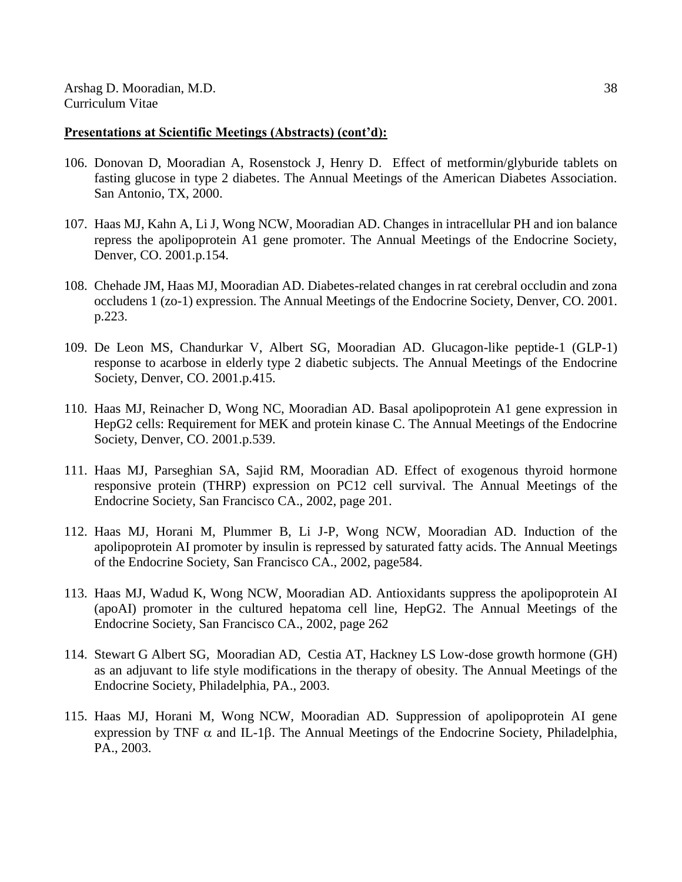**Presentations at Scientific Meetings (Abstracts) (cont'd):**

106. Donovan D, Mooradian A, Rosenstock J, Henry D. Effect of metformin/glyburide tablets on fasting glucose in type 2 diabetes. The Annual Meetings of the American Diabetes Association. San Antonio, TX, 2000.

107. Haas MJ, Kahn A, Li J, Wong NCW, Mooradian AD. Changes in intracellular PH and ion balance repress the apolipoprotein A1 gene promoter. The Annual Meetings of the Endocrine Society, Denver, CO. 2001.p.154.

108. Chehade JM, Haas MJ, Mooradian AD. Diabetes-related changes in rat cerebral occludin and zona occludens 1 (zo-1) expression. The Annual Meetings of the Endocrine Society, Denver, CO. 2001. p.223.

109. De Leon MS, Chandurkar V, Albert SG, Mooradian AD. Glucagon-like peptide-1 (GLP-1) response to acarbose in elderly type 2 diabetic subjects. The Annual Meetings of the Endocrine Society, Denver, CO. 2001.p.415.

110. Haas MJ, Reinacher D, Wong NC, Mooradian AD. Basal apolipoprotein A1 gene expression in HepG2 cells: Requirement for MEK and protein kinase C. The Annual Meetings of the Endocrine Society, Denver, CO. 2001.p.539.

111. Haas MJ, Parseghian SA, Sajid RM, Mooradian AD. Effect of exogenous thyroid hormone responsive protein (THRP) expression on PC12 cell survival. The Annual Meetings of the Endocrine Society, San Francisco CA., 2002, page 201.

112. Haas MJ, Horani M, Plummer B, Li J-P, Wong NCW, Mooradian AD. Induction of the apolipoprotein AI promoter by insulin is repressed by saturated fatty acids. The Annual Meetings of the Endocrine Society, San Francisco CA., 2002, page584.

113. Haas MJ, Wadud K, Wong NCW, Mooradian AD. Antioxidants suppress the apolipoprotein AI (apoAI) promoter in the cultured hepatoma cell line, HepG2. The Annual Meetings of the Endocrine Society, San Francisco CA., 2002, page 262

114. Stewart G Albert SG, Mooradian AD, Cestia AT, Hackney LS Low-dose growth hormone (GH) as an adjuvant to life style modifications in the therapy of obesity. The Annual Meetings of the Endocrine Society, Philadelphia, PA., 2003.

115. Haas MJ, Horani M, Wong NCW, Mooradian AD. Suppression of apolipoprotein AI gene expression by TNF $\alpha$ and IL-1$\beta$. The Annual Meetings of the Endocrine Society, Philadelphia, PA., 2003.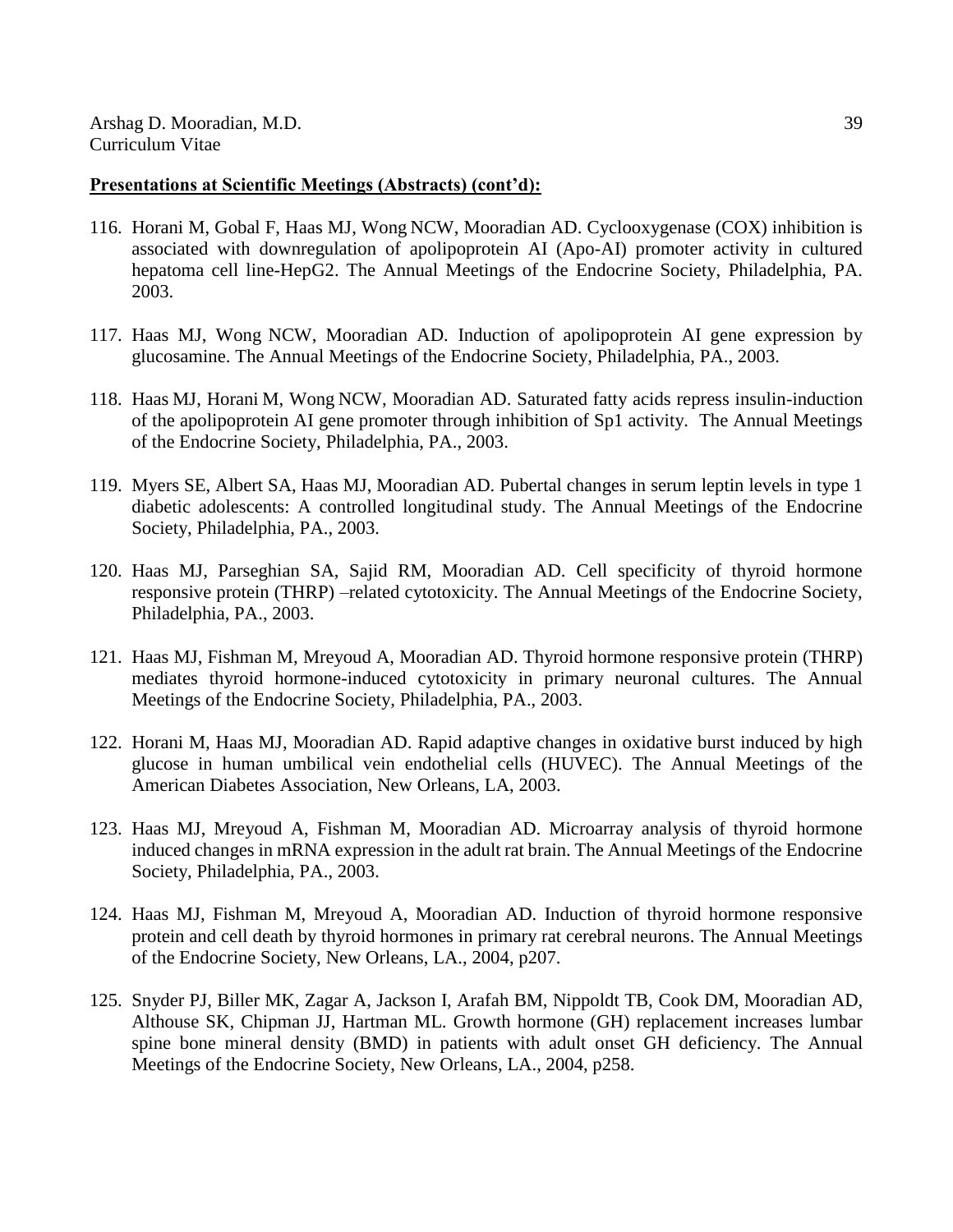**Presentations at Scientific Meetings (Abstracts) (cont'd):**

116. Horani M, Gobal F, Haas MJ, Wong NCW, Mooradian AD. Cyclooxygenase (COX) inhibition is associated with downregulation of apolipoprotein AI (Apo-AI) promoter activity in cultured hepatoma cell line-HepG2. The Annual Meetings of the Endocrine Society, Philadelphia, PA. 2003.

117. Haas MJ, Wong NCW, Mooradian AD. Induction of apolipoprotein AI gene expression by glucosamine. The Annual Meetings of the Endocrine Society, Philadelphia, PA., 2003.

118. Haas MJ, Horani M, Wong NCW, Mooradian AD. Saturated fatty acids repress insulin-induction of the apolipoprotein AI gene promoter through inhibition of Sp1 activity. The Annual Meetings of the Endocrine Society, Philadelphia, PA., 2003.

119. Myers SE, Albert SA, Haas MJ, Mooradian AD. Pubertal changes in serum leptin levels in type 1 diabetic adolescents: A controlled longitudinal study. The Annual Meetings of the Endocrine Society, Philadelphia, PA., 2003.

120. Haas MJ, Parseghian SA, Sajid RM, Mooradian AD. Cell specificity of thyroid hormone responsive protein (THRP) –related cytotoxicity. The Annual Meetings of the Endocrine Society, Philadelphia, PA., 2003.

121. Haas MJ, Fishman M, Mreyoud A, Mooradian AD. Thyroid hormone responsive protein (THRP) mediates thyroid hormone-induced cytotoxicity in primary neuronal cultures. The Annual Meetings of the Endocrine Society, Philadelphia, PA., 2003.

122. Horani M, Haas MJ, Mooradian AD. Rapid adaptive changes in oxidative burst induced by high glucose in human umbilical vein endothelial cells (HUVEC). The Annual Meetings of the American Diabetes Association, New Orleans, LA, 2003.

123. Haas MJ, Mreyoud A, Fishman M, Mooradian AD. Microarray analysis of thyroid hormone induced changes in mRNA expression in the adult rat brain. The Annual Meetings of the Endocrine Society, Philadelphia, PA., 2003.

124. Haas MJ, Fishman M, Mreyoud A, Mooradian AD. Induction of thyroid hormone responsive protein and cell death by thyroid hormones in primary rat cerebral neurons. The Annual Meetings of the Endocrine Society, New Orleans, LA., 2004, p207.

125. Snyder PJ, Biller MK, Zagar A, Jackson I, Arafah BM, Nippoldt TB, Cook DM, Mooradian AD, Althouse SK, Chipman JJ, Hartman ML. Growth hormone (GH) replacement increases lumbar spine bone mineral density (BMD) in patients with adult onset GH deficiency. The Annual Meetings of the Endocrine Society, New Orleans, LA., 2004, p258.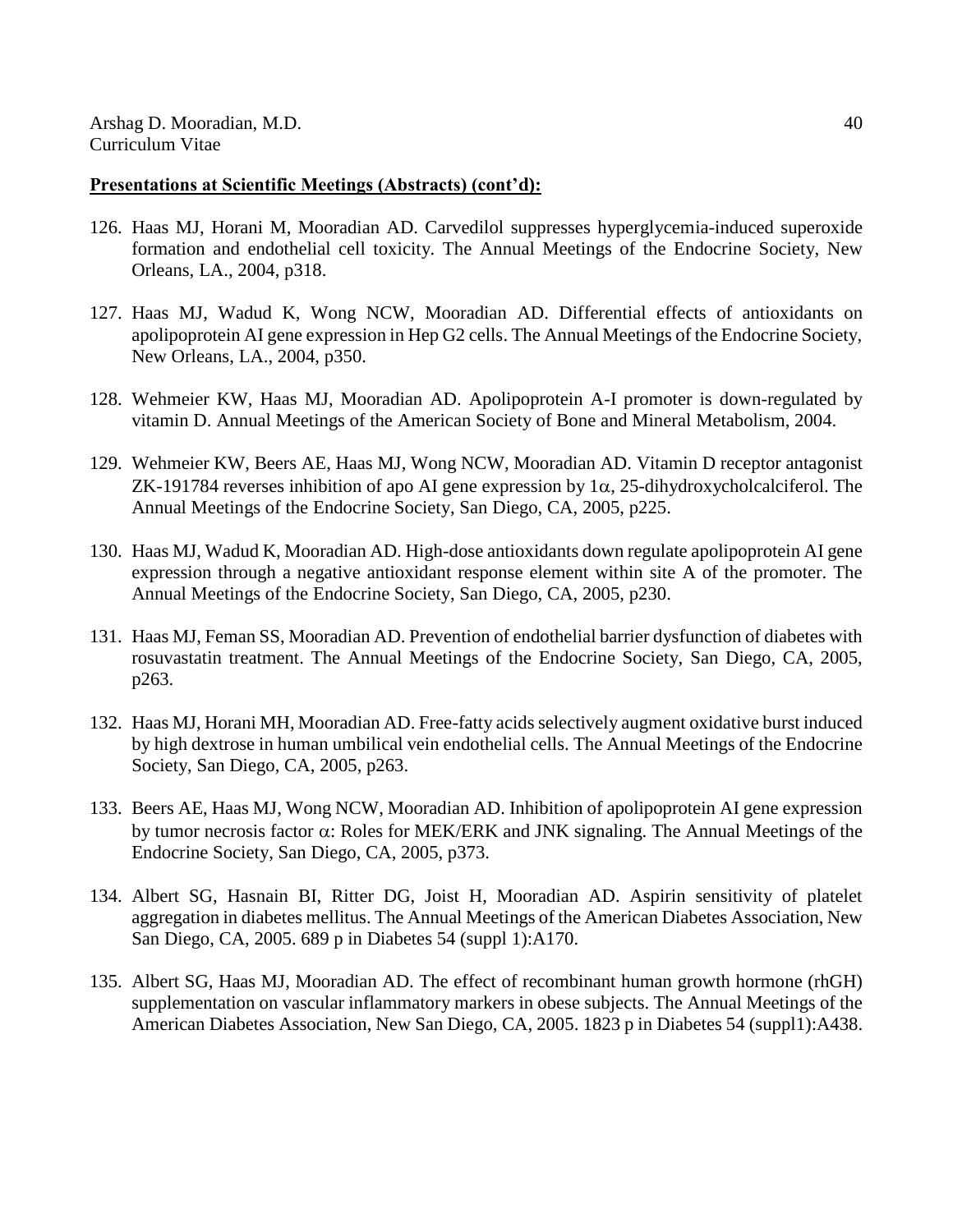**Presentations at Scientific Meetings (Abstracts) (cont'd):**

126. Haas MJ, Horani M, Mooradian AD. Carvedilol suppresses hyperglycemia-induced superoxide formation and endothelial cell toxicity. The Annual Meetings of the Endocrine Society, New Orleans, LA., 2004, p318.

127. Haas MJ, Wadud K, Wong NCW, Mooradian AD. Differential effects of antioxidants on apolipoprotein AI gene expression in Hep G2 cells. The Annual Meetings of the Endocrine Society, New Orleans, LA., 2004, p350.

128. Wehmeier KW, Haas MJ, Mooradian AD. Apolipoprotein A-I promoter is down-regulated by vitamin D. Annual Meetings of the American Society of Bone and Mineral Metabolism, 2004.

129. Wehmeier KW, Beers AE, Haas MJ, Wong NCW, Mooradian AD. Vitamin D receptor antagonist ZK-191784 reverses inhibition of apo AI gene expression by 1$\alpha$, 25-dihydroxycholcalciferol. The Annual Meetings of the Endocrine Society, San Diego, CA, 2005, p225.

130. Haas MJ, Wadud K, Mooradian AD. High-dose antioxidants down regulate apolipoprotein AI gene expression through a negative antioxidant response element within site A of the promoter. The Annual Meetings of the Endocrine Society, San Diego, CA, 2005, p230.

131. Haas MJ, Feman SS, Mooradian AD. Prevention of endothelial barrier dysfunction of diabetes with rosuvastatin treatment. The Annual Meetings of the Endocrine Society, San Diego, CA, 2005, p263.

132. Haas MJ, Horani MH, Mooradian AD. Free-fatty acids selectively augment oxidative burst induced by high dextrose in human umbilical vein endothelial cells. The Annual Meetings of the Endocrine Society, San Diego, CA, 2005, p263.

133. Beers AE, Haas MJ, Wong NCW, Mooradian AD. Inhibition of apolipoprotein AI gene expression by tumor necrosis factor $\alpha$: Roles for MEK/ERK and JNK signaling. The Annual Meetings of the Endocrine Society, San Diego, CA, 2005, p373.

134. Albert SG, Hasnain BI, Ritter DG, Joist H, Mooradian AD. Aspirin sensitivity of platelet aggregation in diabetes mellitus. The Annual Meetings of the American Diabetes Association, New San Diego, CA, 2005. 689 p in Diabetes 54 (suppl 1):A170.

135. Albert SG, Haas MJ, Mooradian AD. The effect of recombinant human growth hormone (rhGH) supplementation on vascular inflammatory markers in obese subjects. The Annual Meetings of the American Diabetes Association, New San Diego, CA, 2005. 1823 p in Diabetes 54 (suppl1):A438.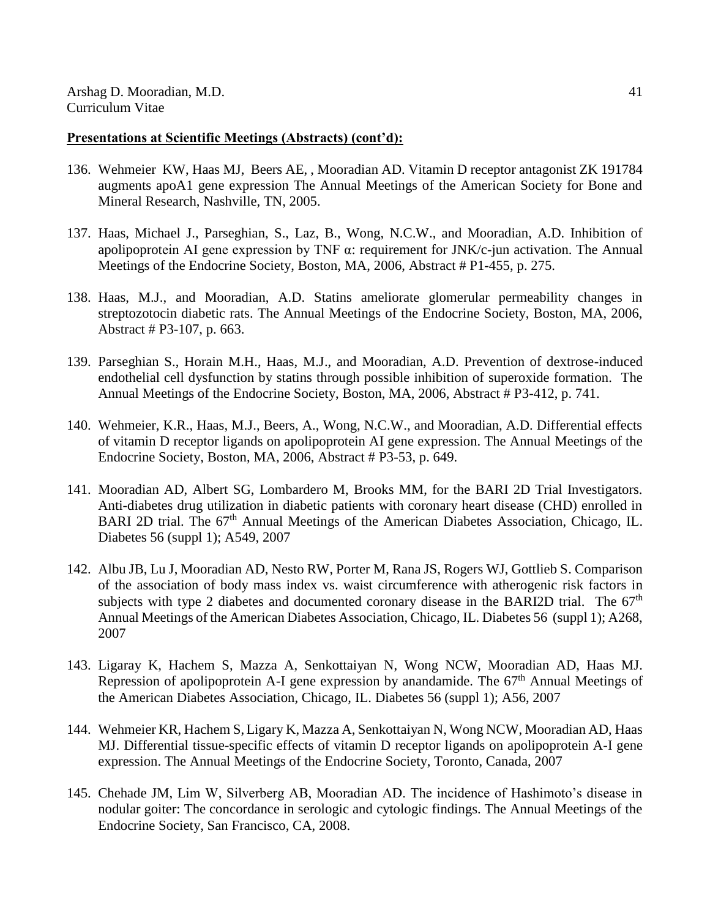**Presentations at Scientific Meetings (Abstracts) (cont'd):**

136. Wehmeier KW, Haas MJ, Beers AE, , Mooradian AD. Vitamin D receptor antagonist ZK 191784 augments apoA1 gene expression The Annual Meetings of the American Society for Bone and Mineral Research, Nashville, TN, 2005.

137. Haas, Michael J., Parseghian, S., Laz, B., Wong, N.C.W., and Mooradian, A.D. Inhibition of apolipoprotein AI gene expression by TNF α: requirement for JNK/c-jun activation. The Annual Meetings of the Endocrine Society, Boston, MA, 2006, Abstract # P1-455, p. 275.

138. Haas, M.J., and Mooradian, A.D. Statins ameliorate glomerular permeability changes in streptozotocin diabetic rats. The Annual Meetings of the Endocrine Society, Boston, MA, 2006, Abstract # P3-107, p. 663.

139. Parseghian S., Horain M.H., Haas, M.J., and Mooradian, A.D. Prevention of dextrose-induced endothelial cell dysfunction by statins through possible inhibition of superoxide formation. The Annual Meetings of the Endocrine Society, Boston, MA, 2006, Abstract # P3-412, p. 741.

140. Wehmeier, K.R., Haas, M.J., Beers, A., Wong, N.C.W., and Mooradian, A.D. Differential effects of vitamin D receptor ligands on apolipoprotein AI gene expression. The Annual Meetings of the Endocrine Society, Boston, MA, 2006, Abstract # P3-53, p. 649.

141. Mooradian AD, Albert SG, Lombardero M, Brooks MM, for the BARI 2D Trial Investigators. Anti-diabetes drug utilization in diabetic patients with coronary heart disease (CHD) enrolled in BARI 2D trial. The 67th Annual Meetings of the American Diabetes Association, Chicago, IL. Diabetes 56 (suppl 1); A549, 2007

142. Albu JB, Lu J, Mooradian AD, Nesto RW, Porter M, Rana JS, Rogers WJ, Gottlieb S. Comparison of the association of body mass index vs. waist circumference with atherogenic risk factors in subjects with type 2 diabetes and documented coronary disease in the BARI2D trial. The 67th Annual Meetings of the American Diabetes Association, Chicago, IL. Diabetes 56 (suppl 1); A268, 2007

143. Ligaray K, Hachem S, Mazza A, Senkottaiyan N, Wong NCW, Mooradian AD, Haas MJ. Repression of apolipoprotein A-I gene expression by anandamide. The 67th Annual Meetings of the American Diabetes Association, Chicago, IL. Diabetes 56 (suppl 1); A56, 2007

144. Wehmeier KR, Hachem S, Ligary K, Mazza A, Senkottaiyan N, Wong NCW, Mooradian AD, Haas MJ. Differential tissue-specific effects of vitamin D receptor ligands on apolipoprotein A-I gene expression. The Annual Meetings of the Endocrine Society, Toronto, Canada, 2007

145. Chehade JM, Lim W, Silverberg AB, Mooradian AD. The incidence of Hashimoto's disease in nodular goiter: The concordance in serologic and cytologic findings. The Annual Meetings of the Endocrine Society, San Francisco, CA, 2008.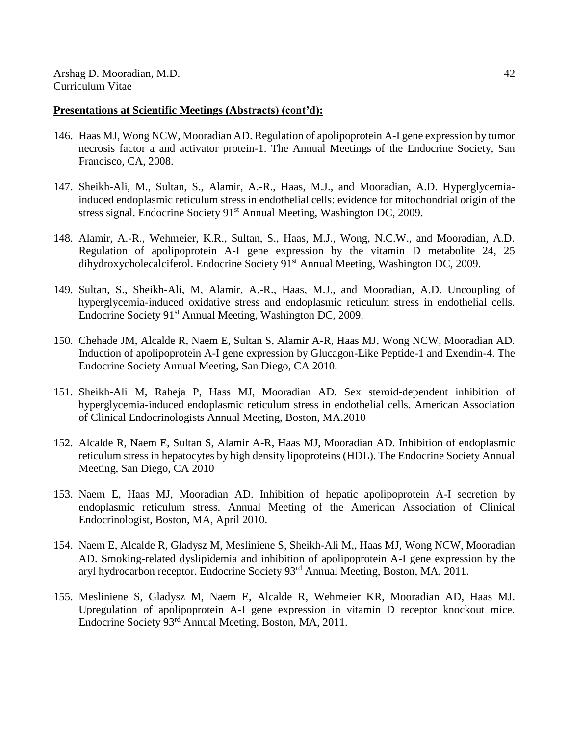**Presentations at Scientific Meetings (Abstracts) (cont'd):**

146. Haas MJ, Wong NCW, Mooradian AD. Regulation of apolipoprotein A-I gene expression by tumor necrosis factor a and activator protein-1. The Annual Meetings of the Endocrine Society, San Francisco, CA, 2008.

147. Sheikh-Ali, M., Sultan, S., Alamir, A.-R., Haas, M.J., and Mooradian, A.D. Hyperglycemia-induced endoplasmic reticulum stress in endothelial cells: evidence for mitochondrial origin of the stress signal. Endocrine Society 91st Annual Meeting, Washington DC, 2009.

148. Alamir, A.-R., Wehmeier, K.R., Sultan, S., Haas, M.J., Wong, N.C.W., and Mooradian, A.D. Regulation of apolipoprotein A-I gene expression by the vitamin D metabolite 24, 25 dihydroxycholecalciferol. Endocrine Society 91st Annual Meeting, Washington DC, 2009.

149. Sultan, S., Sheikh-Ali, M, Alamir, A.-R., Haas, M.J., and Mooradian, A.D. Uncoupling of hyperglycemia-induced oxidative stress and endoplasmic reticulum stress in endothelial cells. Endocrine Society 91st Annual Meeting, Washington DC, 2009.

150. Chehade JM, Alcalde R, Naem E, Sultan S, Alamir A-R, Haas MJ, Wong NCW, Mooradian AD. Induction of apolipoprotein A-I gene expression by Glucagon-Like Peptide-1 and Exendin-4. The Endocrine Society Annual Meeting, San Diego, CA 2010.

151. Sheikh-Ali M, Raheja P, Hass MJ, Mooradian AD. Sex steroid-dependent inhibition of hyperglycemia-induced endoplasmic reticulum stress in endothelial cells. American Association of Clinical Endocrinologists Annual Meeting, Boston, MA.2010

152. Alcalde R, Naem E, Sultan S, Alamir A-R, Haas MJ, Mooradian AD. Inhibition of endoplasmic reticulum stress in hepatocytes by high density lipoproteins (HDL). The Endocrine Society Annual Meeting, San Diego, CA 2010

153. Naem E, Haas MJ, Mooradian AD. Inhibition of hepatic apolipoprotein A-I secretion by endoplasmic reticulum stress. Annual Meeting of the American Association of Clinical Endocrinologist, Boston, MA, April 2010.

154. Naem E, Alcalde R, Gladysz M, Mesliniene S, Sheikh-Ali M,, Haas MJ, Wong NCW, Mooradian AD. Smoking-related dyslipidemia and inhibition of apolipoprotein A-I gene expression by the aryl hydrocarbon receptor. Endocrine Society 93rd Annual Meeting, Boston, MA, 2011.

155. Mesliniene S, Gladysz M, Naem E, Alcalde R, Wehmeier KR, Mooradian AD, Haas MJ. Upregulation of apolipoprotein A-I gene expression in vitamin D receptor knockout mice. Endocrine Society 93rd Annual Meeting, Boston, MA, 2011.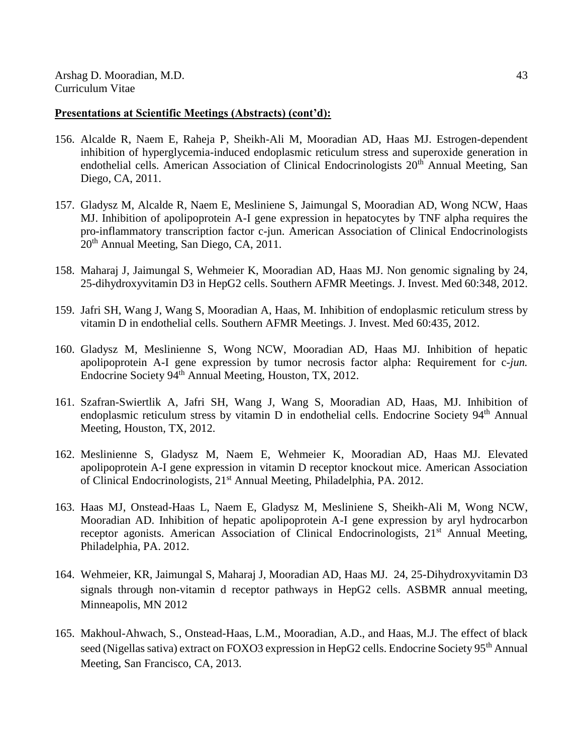**Presentations at Scientific Meetings (Abstracts) (cont'd):**

156. Alcalde R, Naem E, Raheja P, Sheikh-Ali M, Mooradian AD, Haas MJ. Estrogen-dependent inhibition of hyperglycemia-induced endoplasmic reticulum stress and superoxide generation in endothelial cells. American Association of Clinical Endocrinologists 20th Annual Meeting, San Diego, CA, 2011.

157. Gladysz M, Alcalde R, Naem E, Mesliniene S, Jaimungal S, Mooradian AD, Wong NCW, Haas MJ. Inhibition of apolipoprotein A-I gene expression in hepatocytes by TNF alpha requires the pro-inflammatory transcription factor c-jun. American Association of Clinical Endocrinologists 20th Annual Meeting, San Diego, CA, 2011.

158. Maharaj J, Jaimungal S, Wehmeier K, Mooradian AD, Haas MJ. Non genomic signaling by 24, 25-dihydroxyvitamin D3 in HepG2 cells. Southern AFMR Meetings. J. Invest. Med 60:348, 2012.

159. Jafri SH, Wang J, Wang S, Mooradian A, Haas, M. Inhibition of endoplasmic reticulum stress by vitamin D in endothelial cells. Southern AFMR Meetings. J. Invest. Med 60:435, 2012.

160. Gladysz M, Meslinienne S, Wong NCW, Mooradian AD, Haas MJ. Inhibition of hepatic apolipoprotein A-I gene expression by tumor necrosis factor alpha: Requirement for c-*jun.* Endocrine Society 94th Annual Meeting, Houston, TX, 2012.

161. Szafran-Swiertlik A, Jafri SH, Wang J, Wang S, Mooradian AD, Haas, MJ. Inhibition of endoplasmic reticulum stress by vitamin D in endothelial cells. Endocrine Society 94th Annual Meeting, Houston, TX, 2012.

162. Meslinienne S, Gladysz M, Naem E, Wehmeier K, Mooradian AD, Haas MJ. Elevated apolipoprotein A-I gene expression in vitamin D receptor knockout mice. American Association of Clinical Endocrinologists, 21st Annual Meeting, Philadelphia, PA. 2012.

163. Haas MJ, Onstead-Haas L, Naem E, Gladysz M, Mesliniene S, Sheikh-Ali M, Wong NCW, Mooradian AD. Inhibition of hepatic apolipoprotein A-I gene expression by aryl hydrocarbon receptor agonists. American Association of Clinical Endocrinologists, 21st Annual Meeting, Philadelphia, PA. 2012.

164. Wehmeier, KR, Jaimungal S, Maharaj J, Mooradian AD, Haas MJ. 24, 25-Dihydroxyvitamin D3 signals through non-vitamin d receptor pathways in HepG2 cells. ASBMR annual meeting, Minneapolis, MN 2012

165. Makhoul-Ahwach, S., Onstead-Haas, L.M., Mooradian, A.D., and Haas, M.J. The effect of black seed (Nigellas sativa) extract on FOXO3 expression in HepG2 cells. Endocrine Society 95th Annual Meeting, San Francisco, CA, 2013.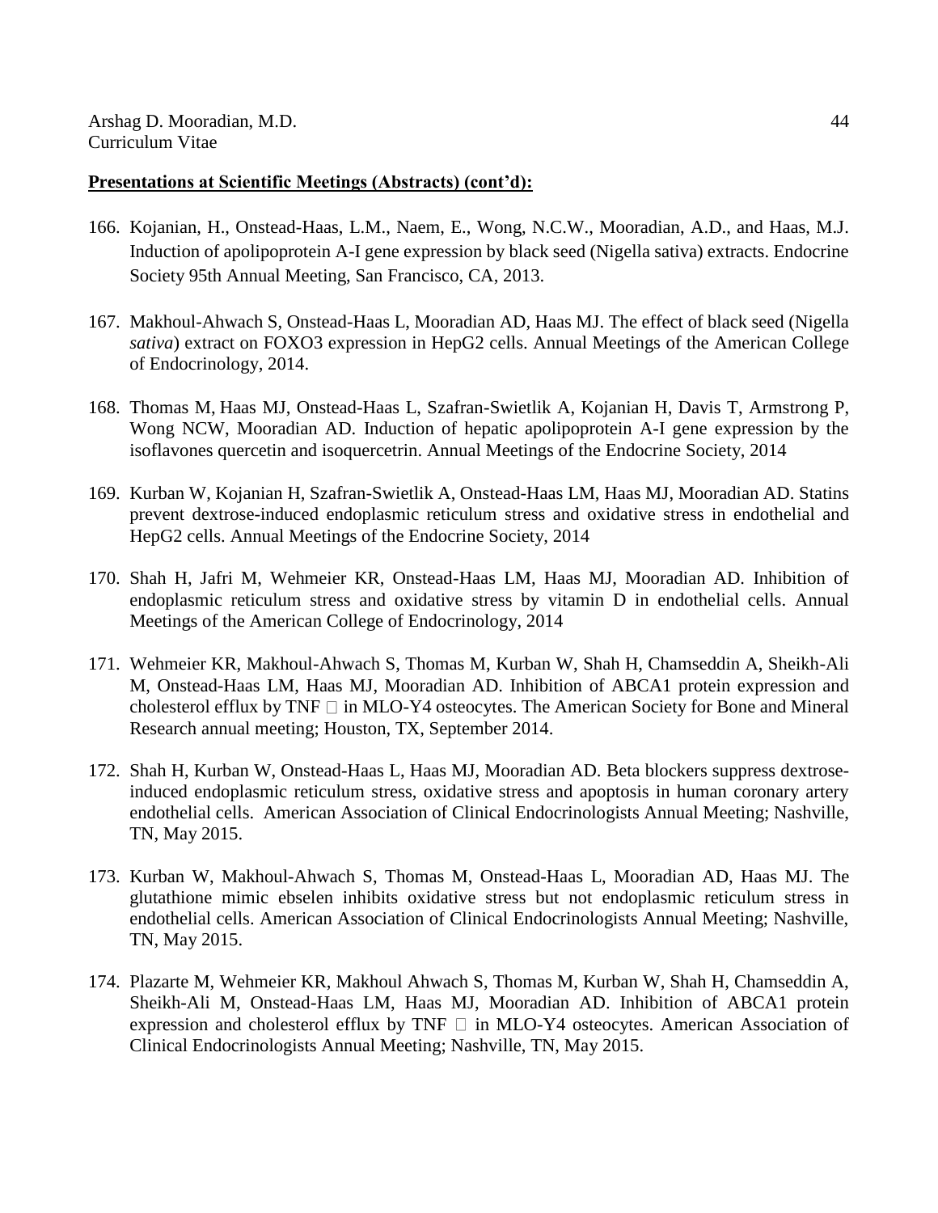**Presentations at Scientific Meetings (Abstracts) (cont'd):**

166. Kojanian, H., Onstead-Haas, L.M., Naem, E., Wong, N.C.W., Mooradian, A.D., and Haas, M.J. Induction of apolipoprotein A-I gene expression by black seed (Nigella sativa) extracts. Endocrine Society 95th Annual Meeting, San Francisco, CA, 2013.

167. Makhoul-Ahwach S, Onstead-Haas L, Mooradian AD, Haas MJ. The effect of black seed (Nigella *sativa*) extract on FOXO3 expression in HepG2 cells. Annual Meetings of the American College of Endocrinology, 2014.

168. Thomas M, Haas MJ, Onstead-Haas L, Szafran-Swietlik A, Kojanian H, Davis T, Armstrong P, Wong NCW, Mooradian AD. Induction of hepatic apolipoprotein A-I gene expression by the isoflavones quercetin and isoquercetrin. Annual Meetings of the Endocrine Society, 2014

169. Kurban W, Kojanian H, Szafran-Swietlik A, Onstead-Haas LM, Haas MJ, Mooradian AD. Statins prevent dextrose-induced endoplasmic reticulum stress and oxidative stress in endothelial and HepG2 cells. Annual Meetings of the Endocrine Society, 2014

170. Shah H, Jafri M, Wehmeier KR, Onstead-Haas LM, Haas MJ, Mooradian AD. Inhibition of endoplasmic reticulum stress and oxidative stress by vitamin D in endothelial cells. Annual Meetings of the American College of Endocrinology, 2014

171. Wehmeier KR, Makhoul-Ahwach S, Thomas M, Kurban W, Shah H, Chamseddin A, Sheikh-Ali M, Onstead-Haas LM, Haas MJ, Mooradian AD. Inhibition of ABCA1 protein expression and cholesterol efflux by TNF $\alpha$ in MLO-Y4 osteocytes. The American Society for Bone and Mineral Research annual meeting; Houston, TX, September 2014.

172. Shah H, Kurban W, Onstead-Haas L, Haas MJ, Mooradian AD. Beta blockers suppress dextrose-induced endoplasmic reticulum stress, oxidative stress and apoptosis in human coronary artery endothelial cells. American Association of Clinical Endocrinologists Annual Meeting; Nashville, TN, May 2015.

173. Kurban W, Makhoul-Ahwach S, Thomas M, Onstead-Haas L, Mooradian AD, Haas MJ. The glutathione mimic ebselen inhibits oxidative stress but not endoplasmic reticulum stress in endothelial cells. American Association of Clinical Endocrinologists Annual Meeting; Nashville, TN, May 2015.

174. Plazarte M, Wehmeier KR, Makhoul Ahwach S, Thomas M, Kurban W, Shah H, Chamseddin A, Sheikh-Ali M, Onstead-Haas LM, Haas MJ, Mooradian AD. Inhibition of ABCA1 protein expression and cholesterol efflux by TNF $\alpha$ in MLO-Y4 osteocytes. American Association of Clinical Endocrinologists Annual Meeting; Nashville, TN, May 2015.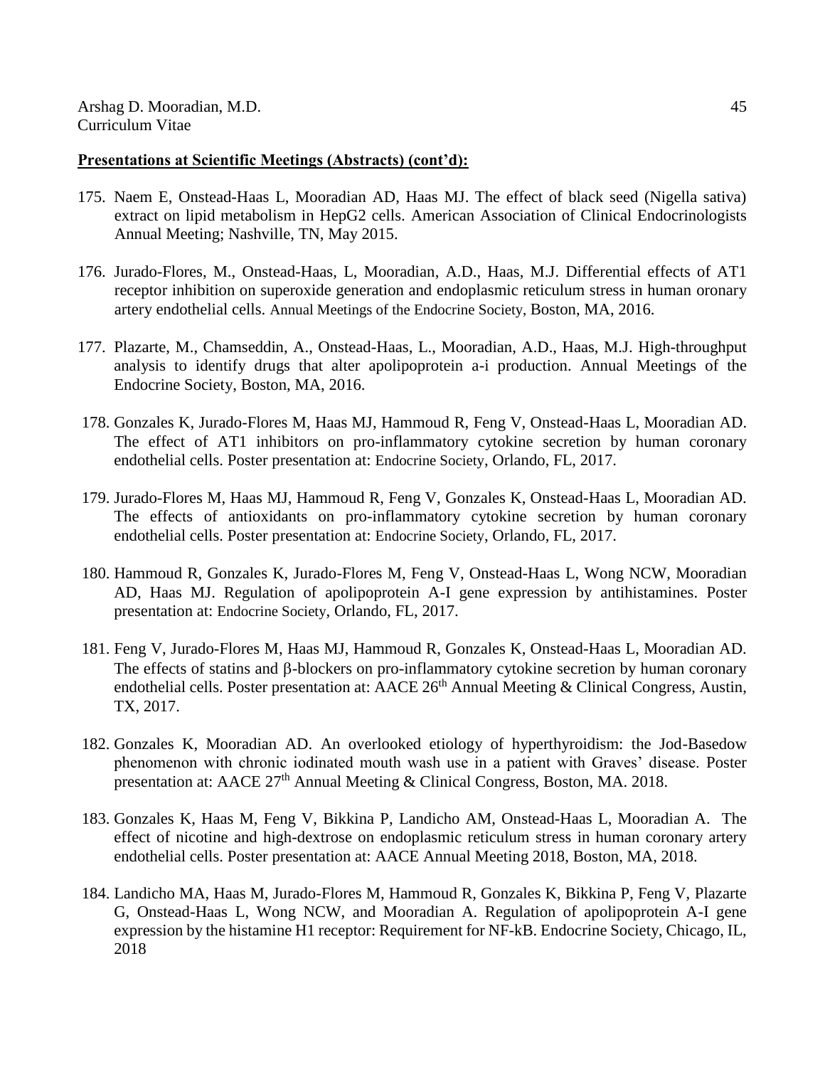**Presentations at Scientific Meetings (Abstracts) (cont'd):**

175. Naem E, Onstead-Haas L, Mooradian AD, Haas MJ. The effect of black seed (Nigella sativa) extract on lipid metabolism in HepG2 cells. American Association of Clinical Endocrinologists Annual Meeting; Nashville, TN, May 2015.

176. Jurado-Flores, M., Onstead-Haas, L, Mooradian, A.D., Haas, M.J. Differential effects of AT1 receptor inhibition on superoxide generation and endoplasmic reticulum stress in human oronary artery endothelial cells. Annual Meetings of the Endocrine Society, Boston, MA, 2016.

177. Plazarte, M., Chamseddin, A., Onstead-Haas, L., Mooradian, A.D., Haas, M.J. High-throughput analysis to identify drugs that alter apolipoprotein a-i production. Annual Meetings of the Endocrine Society, Boston, MA, 2016.

178. Gonzales K, Jurado-Flores M, Haas MJ, Hammoud R, Feng V, Onstead-Haas L, Mooradian AD. The effect of AT1 inhibitors on pro-inflammatory cytokine secretion by human coronary endothelial cells. Poster presentation at: Endocrine Society, Orlando, FL, 2017.

179. Jurado-Flores M, Haas MJ, Hammoud R, Feng V, Gonzales K, Onstead-Haas L, Mooradian AD. The effects of antioxidants on pro-inflammatory cytokine secretion by human coronary endothelial cells. Poster presentation at: Endocrine Society, Orlando, FL, 2017.

180. Hammoud R, Gonzales K, Jurado-Flores M, Feng V, Onstead-Haas L, Wong NCW, Mooradian AD, Haas MJ. Regulation of apolipoprotein A-I gene expression by antihistamines. Poster presentation at: Endocrine Society, Orlando, FL, 2017.

181. Feng V, Jurado-Flores M, Haas MJ, Hammoud R, Gonzales K, Onstead-Haas L, Mooradian AD. The effects of statins and $\beta$-blockers on pro-inflammatory cytokine secretion by human coronary endothelial cells. Poster presentation at: AACE 26th Annual Meeting & Clinical Congress, Austin, TX, 2017.

182. Gonzales K, Mooradian AD. An overlooked etiology of hyperthyroidism: the Jod-Basedow phenomenon with chronic iodinated mouth wash use in a patient with Graves' disease. Poster presentation at: AACE 27th Annual Meeting & Clinical Congress, Boston, MA. 2018.

183. Gonzales K, Haas M, Feng V, Bikkina P, Landicho AM, Onstead-Haas L, Mooradian A. The effect of nicotine and high-dextrose on endoplasmic reticulum stress in human coronary artery endothelial cells. Poster presentation at: AACE Annual Meeting 2018, Boston, MA, 2018.

184. Landicho MA, Haas M, Jurado-Flores M, Hammoud R, Gonzales K, Bikkina P, Feng V, Plazarte G, Onstead-Haas L, Wong NCW, and Mooradian A. Regulation of apolipoprotein A-I gene expression by the histamine H1 receptor: Requirement for NF-kB. Endocrine Society, Chicago, IL, 2018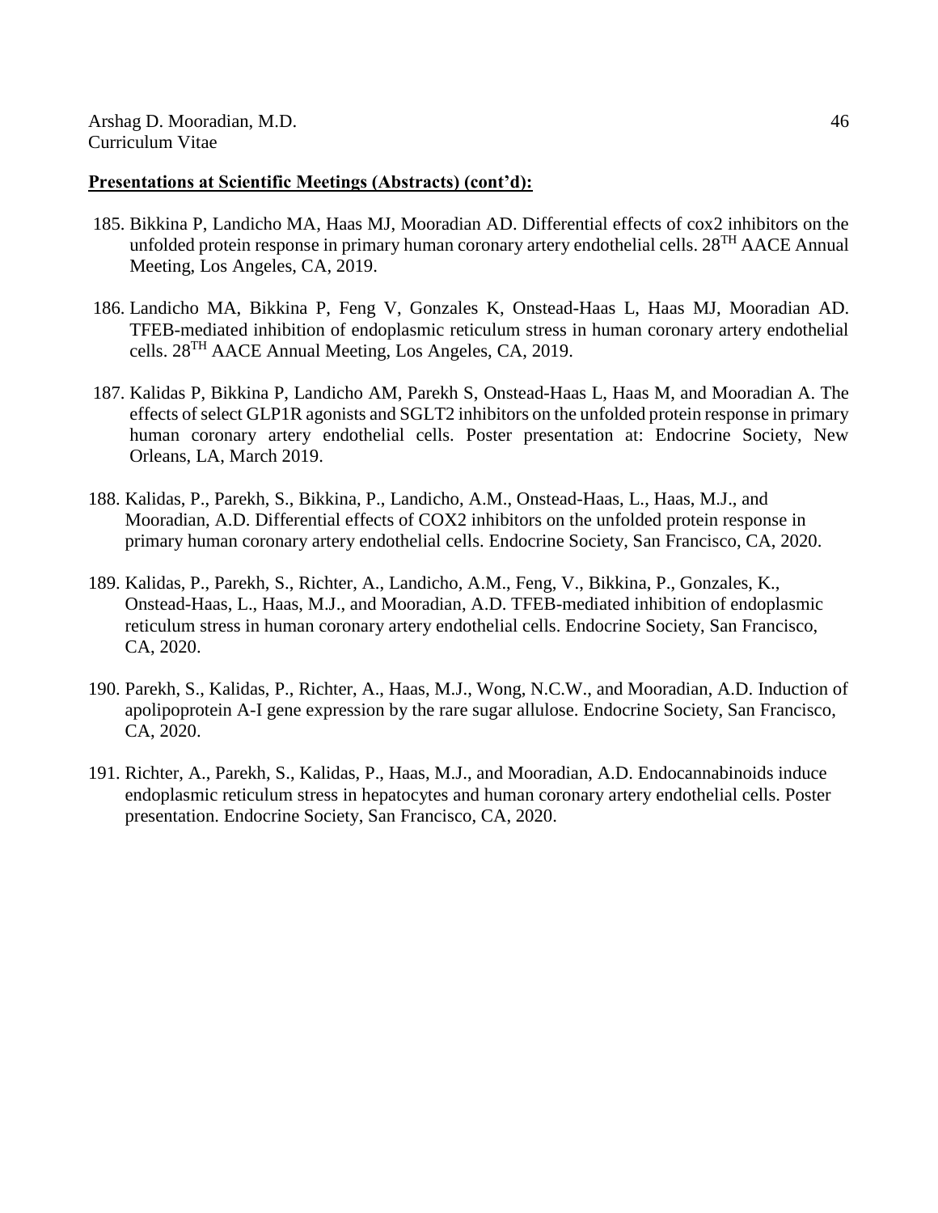**Presentations at Scientific Meetings (Abstracts) (cont'd):**

185. Bikkina P, Landicho MA, Haas MJ, Mooradian AD. Differential effects of cox2 inhibitors on the unfolded protein response in primary human coronary artery endothelial cells. 28$^{TH}$ AACE Annual Meeting, Los Angeles, CA, 2019.

186. Landicho MA, Bikkina P, Feng V, Gonzales K, Onstead-Haas L, Haas MJ, Mooradian AD. TFEB-mediated inhibition of endoplasmic reticulum stress in human coronary artery endothelial cells. 28$^{TH}$ AACE Annual Meeting, Los Angeles, CA, 2019.

187. Kalidas P, Bikkina P, Landicho AM, Parekh S, Onstead-Haas L, Haas M, and Mooradian A. The effects of select GLP1R agonists and SGLT2 inhibitors on the unfolded protein response in primary human coronary artery endothelial cells. Poster presentation at: Endocrine Society, New Orleans, LA, March 2019.

188. Kalidas, P., Parekh, S., Bikkina, P., Landicho, A.M., Onstead-Haas, L., Haas, M.J., and Mooradian, A.D. Differential effects of COX2 inhibitors on the unfolded protein response in primary human coronary artery endothelial cells. Endocrine Society, San Francisco, CA, 2020.

189. Kalidas, P., Parekh, S., Richter, A., Landicho, A.M., Feng, V., Bikkina, P., Gonzales, K., Onstead-Haas, L., Haas, M.J., and Mooradian, A.D. TFEB-mediated inhibition of endoplasmic reticulum stress in human coronary artery endothelial cells. Endocrine Society, San Francisco, CA, 2020.

190. Parekh, S., Kalidas, P., Richter, A., Haas, M.J., Wong, N.C.W., and Mooradian, A.D. Induction of apolipoprotein A-I gene expression by the rare sugar allulose. Endocrine Society, San Francisco, CA, 2020.

191. Richter, A., Parekh, S., Kalidas, P., Haas, M.J., and Mooradian, A.D. Endocannabinoids induce endoplasmic reticulum stress in hepatocytes and human coronary artery endothelial cells. Poster presentation. Endocrine Society, San Francisco, CA, 2020.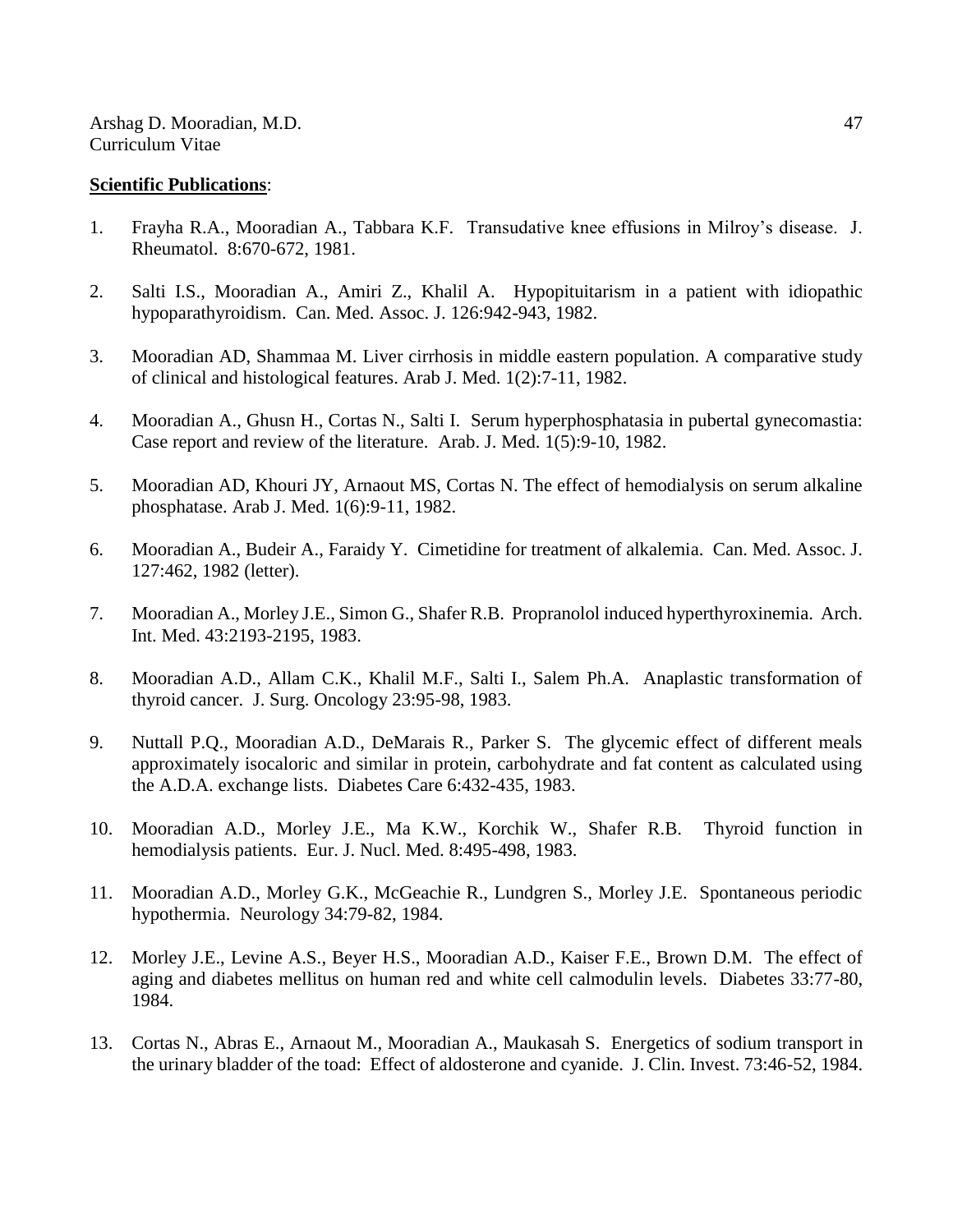**Scientific Publications**:

1. Frayha R.A., Mooradian A., Tabbara K.F. Transudative knee effusions in Milroy's disease. J. Rheumatol. 8:670-672, 1981.

2. Salti I.S., Mooradian A., Amiri Z., Khalil A. Hypopituitarism in a patient with idiopathic hypoparathyroidism. Can. Med. Assoc. J. 126:942-943, 1982.

3. Mooradian AD, Shammaa M. Liver cirrhosis in middle eastern population. A comparative study of clinical and histological features. Arab J. Med. 1(2):7-11, 1982.

4. Mooradian A., Ghusn H., Cortas N., Salti I. Serum hyperphosphatasia in pubertal gynecomastia: Case report and review of the literature. Arab. J. Med. 1(5):9-10, 1982.

5. Mooradian AD, Khouri JY, Arnaout MS, Cortas N. The effect of hemodialysis on serum alkaline phosphatase. Arab J. Med. 1(6):9-11, 1982.

6. Mooradian A., Budeir A., Faraidy Y. Cimetidine for treatment of alkalemia. Can. Med. Assoc. J. 127:462, 1982 (letter).

7. Mooradian A., Morley J.E., Simon G., Shafer R.B. Propranolol induced hyperthyroxinemia. Arch. Int. Med. 43:2193-2195, 1983.

8. Mooradian A.D., Allam C.K., Khalil M.F., Salti I., Salem Ph.A. Anaplastic transformation of thyroid cancer. J. Surg. Oncology 23:95-98, 1983.

9. Nuttall P.Q., Mooradian A.D., DeMarais R., Parker S. The glycemic effect of different meals approximately isocaloric and similar in protein, carbohydrate and fat content as calculated using the A.D.A. exchange lists. Diabetes Care 6:432-435, 1983.

10. Mooradian A.D., Morley J.E., Ma K.W., Korchik W., Shafer R.B. Thyroid function in hemodialysis patients. Eur. J. Nucl. Med. 8:495-498, 1983.

11. Mooradian A.D., Morley G.K., McGeachie R., Lundgren S., Morley J.E. Spontaneous periodic hypothermia. Neurology 34:79-82, 1984.

12. Morley J.E., Levine A.S., Beyer H.S., Mooradian A.D., Kaiser F.E., Brown D.M. The effect of aging and diabetes mellitus on human red and white cell calmodulin levels. Diabetes 33:77-80, 1984.

13. Cortas N., Abras E., Arnaout M., Mooradian A., Maukasah S. Energetics of sodium transport in the urinary bladder of the toad: Effect of aldosterone and cyanide. J. Clin. Invest. 73:46-52, 1984.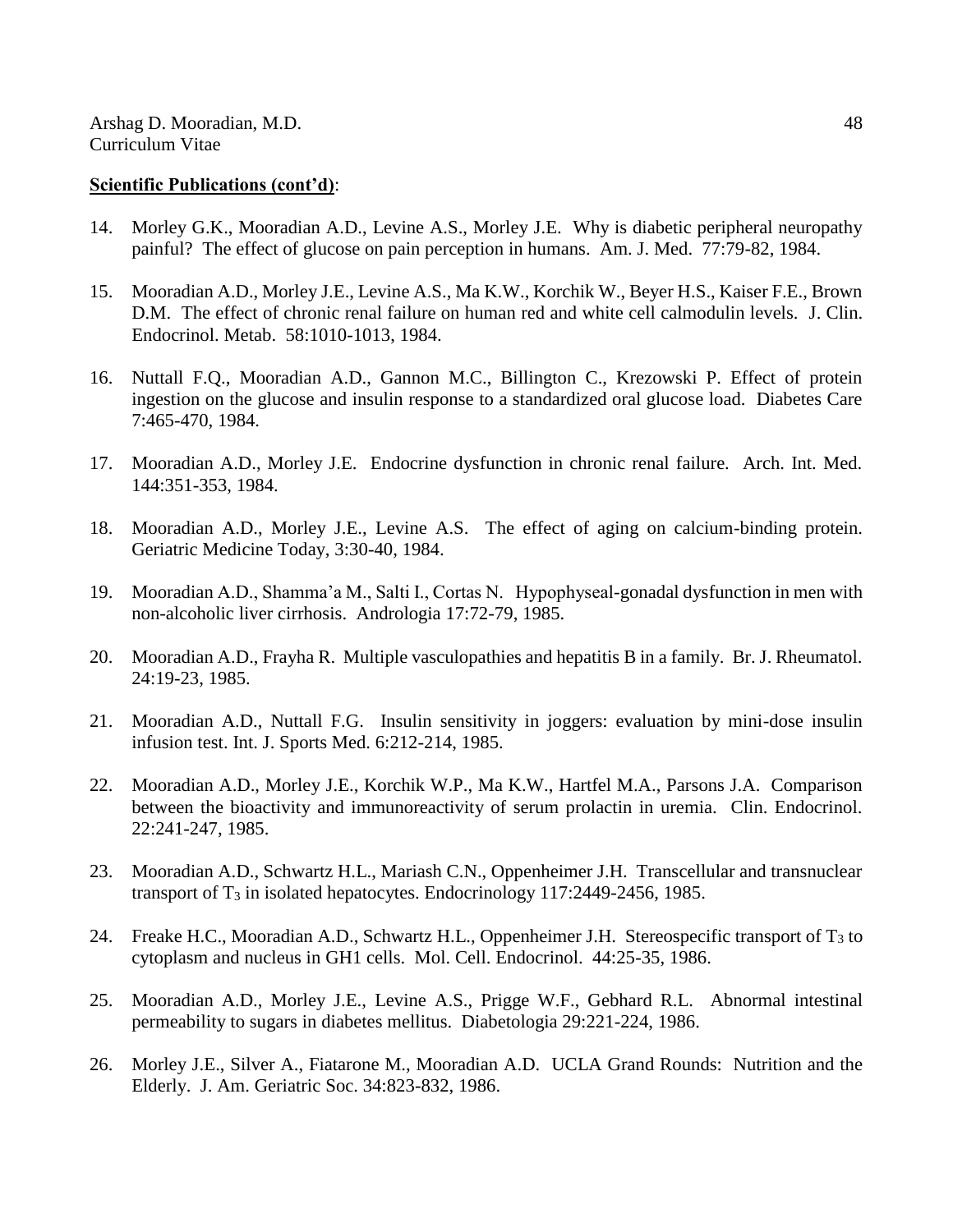**Scientific Publications (cont'd)**:

14. Morley G.K., Mooradian A.D., Levine A.S., Morley J.E. Why is diabetic peripheral neuropathy painful? The effect of glucose on pain perception in humans. Am. J. Med. 77:79-82, 1984.

15. Mooradian A.D., Morley J.E., Levine A.S., Ma K.W., Korchik W., Beyer H.S., Kaiser F.E., Brown D.M. The effect of chronic renal failure on human red and white cell calmodulin levels. J. Clin. Endocrinol. Metab. 58:1010-1013, 1984.

16. Nuttall F.Q., Mooradian A.D., Gannon M.C., Billington C., Krezowski P. Effect of protein ingestion on the glucose and insulin response to a standardized oral glucose load. Diabetes Care 7:465-470, 1984.

17. Mooradian A.D., Morley J.E. Endocrine dysfunction in chronic renal failure. Arch. Int. Med. 144:351-353, 1984.

18. Mooradian A.D., Morley J.E., Levine A.S. The effect of aging on calcium-binding protein. Geriatric Medicine Today, 3:30-40, 1984.

19. Mooradian A.D., Shamma'a M., Salti I., Cortas N. Hypophyseal-gonadal dysfunction in men with non-alcoholic liver cirrhosis. Andrologia 17:72-79, 1985.

20. Mooradian A.D., Frayha R. Multiple vasculopathies and hepatitis B in a family. Br. J. Rheumatol. 24:19-23, 1985.

21. Mooradian A.D., Nuttall F.G. Insulin sensitivity in joggers: evaluation by mini-dose insulin infusion test. Int. J. Sports Med. 6:212-214, 1985.

22. Mooradian A.D., Morley J.E., Korchik W.P., Ma K.W., Hartfel M.A., Parsons J.A. Comparison between the bioactivity and immunoreactivity of serum prolactin in uremia. Clin. Endocrinol. 22:241-247, 1985.

23. Mooradian A.D., Schwartz H.L., Mariash C.N., Oppenheimer J.H. Transcellular and transnuclear transport of $T_3$ in isolated hepatocytes. Endocrinology 117:2449-2456, 1985.

24. Freake H.C., Mooradian A.D., Schwartz H.L., Oppenheimer J.H. Stereospecific transport of $T_3$ to cytoplasm and nucleus in GH1 cells. Mol. Cell. Endocrinol. 44:25-35, 1986.

25. Mooradian A.D., Morley J.E., Levine A.S., Prigge W.F., Gebhard R.L. Abnormal intestinal permeability to sugars in diabetes mellitus. Diabetologia 29:221-224, 1986.

26. Morley J.E., Silver A., Fiatarone M., Mooradian A.D. UCLA Grand Rounds: Nutrition and the Elderly. J. Am. Geriatric Soc. 34:823-832, 1986.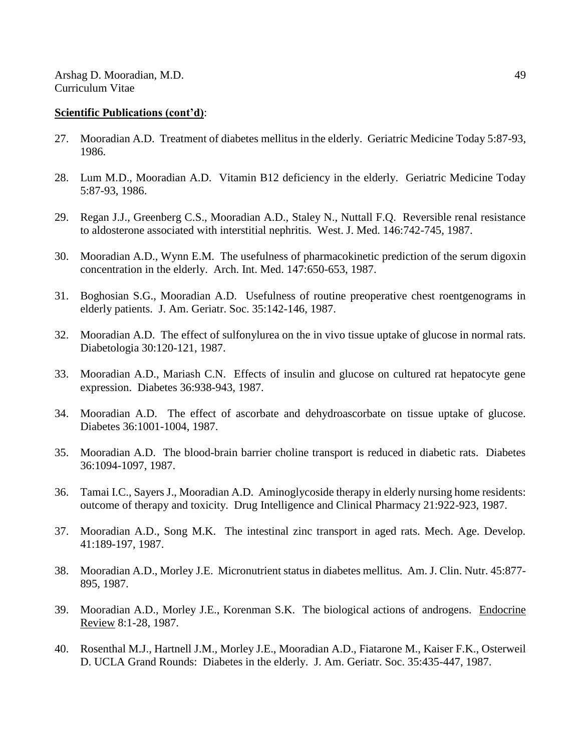**<u>Scientific Publications (cont'd)</u>**:

27. Mooradian A.D. Treatment of diabetes mellitus in the elderly. Geriatric Medicine Today 5:87-93, 1986.

28. Lum M.D., Mooradian A.D. Vitamin B12 deficiency in the elderly. Geriatric Medicine Today 5:87-93, 1986.

29. Regan J.J., Greenberg C.S., Mooradian A.D., Staley N., Nuttall F.Q. Reversible renal resistance to aldosterone associated with interstitial nephritis. West. J. Med. 146:742-745, 1987.

30. Mooradian A.D., Wynn E.M. The usefulness of pharmacokinetic prediction of the serum digoxin concentration in the elderly. Arch. Int. Med. 147:650-653, 1987.

31. Boghosian S.G., Mooradian A.D. Usefulness of routine preoperative chest roentgenograms in elderly patients. J. Am. Geriatr. Soc. 35:142-146, 1987.

32. Mooradian A.D. The effect of sulfonylurea on the in vivo tissue uptake of glucose in normal rats. Diabetologia 30:120-121, 1987.

33. Mooradian A.D., Mariash C.N. Effects of insulin and glucose on cultured rat hepatocyte gene expression. Diabetes 36:938-943, 1987.

34. Mooradian A.D. The effect of ascorbate and dehydroascorbate on tissue uptake of glucose. Diabetes 36:1001-1004, 1987.

35. Mooradian A.D. The blood-brain barrier choline transport is reduced in diabetic rats. Diabetes 36:1094-1097, 1987.

36. Tamai I.C., Sayers J., Mooradian A.D. Aminoglycoside therapy in elderly nursing home residents: outcome of therapy and toxicity. Drug Intelligence and Clinical Pharmacy 21:922-923, 1987.

37. Mooradian A.D., Song M.K. The intestinal zinc transport in aged rats. Mech. Age. Develop. 41:189-197, 1987.

38. Mooradian A.D., Morley J.E. Micronutrient status in diabetes mellitus. Am. J. Clin. Nutr. 45:877-895, 1987.

39. Mooradian A.D., Morley J.E., Korenman S.K. The biological actions of androgens. <u>Endocrine Review</u> 8:1-28, 1987.

40. Rosenthal M.J., Hartnell J.M., Morley J.E., Mooradian A.D., Fiatarone M., Kaiser F.K., Osterweil D. UCLA Grand Rounds: Diabetes in the elderly. J. Am. Geriatr. Soc. 35:435-447, 1987.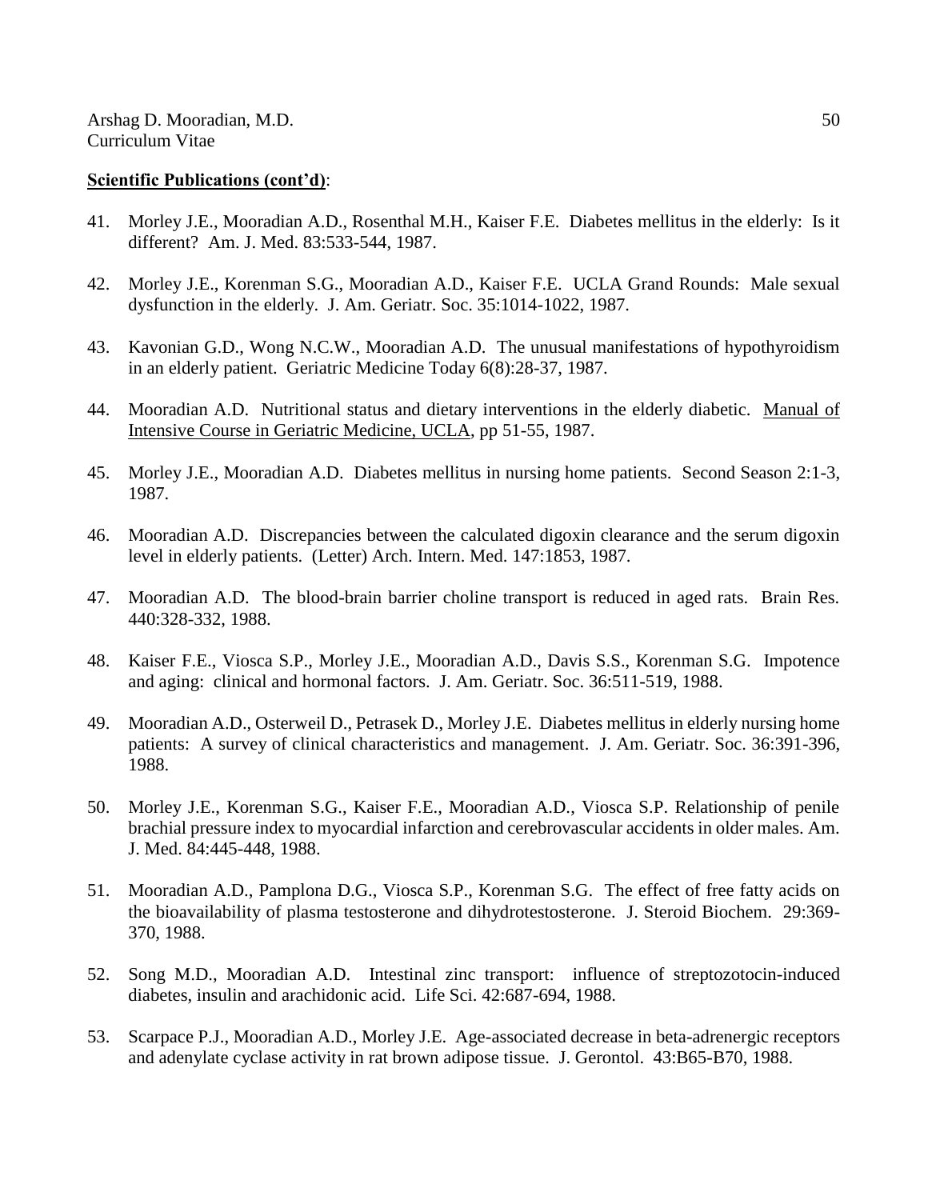**Scientific Publications (cont'd)**:

41. Morley J.E., Mooradian A.D., Rosenthal M.H., Kaiser F.E. Diabetes mellitus in the elderly: Is it different? Am. J. Med. 83:533-544, 1987.

42. Morley J.E., Korenman S.G., Mooradian A.D., Kaiser F.E. UCLA Grand Rounds: Male sexual dysfunction in the elderly. J. Am. Geriatr. Soc. 35:1014-1022, 1987.

43. Kavonian G.D., Wong N.C.W., Mooradian A.D. The unusual manifestations of hypothyroidism in an elderly patient. Geriatric Medicine Today 6(8):28-37, 1987.

44. Mooradian A.D. Nutritional status and dietary interventions in the elderly diabetic. Manual of Intensive Course in Geriatric Medicine, UCLA, pp 51-55, 1987.

45. Morley J.E., Mooradian A.D. Diabetes mellitus in nursing home patients. Second Season 2:1-3, 1987.

46. Mooradian A.D. Discrepancies between the calculated digoxin clearance and the serum digoxin level in elderly patients. (Letter) Arch. Intern. Med. 147:1853, 1987.

47. Mooradian A.D. The blood-brain barrier choline transport is reduced in aged rats. Brain Res. 440:328-332, 1988.

48. Kaiser F.E., Viosca S.P., Morley J.E., Mooradian A.D., Davis S.S., Korenman S.G. Impotence and aging: clinical and hormonal factors. J. Am. Geriatr. Soc. 36:511-519, 1988.

49. Mooradian A.D., Osterweil D., Petrasek D., Morley J.E. Diabetes mellitus in elderly nursing home patients: A survey of clinical characteristics and management. J. Am. Geriatr. Soc. 36:391-396, 1988.

50. Morley J.E., Korenman S.G., Kaiser F.E., Mooradian A.D., Viosca S.P. Relationship of penile brachial pressure index to myocardial infarction and cerebrovascular accidents in older males. Am. J. Med. 84:445-448, 1988.

51. Mooradian A.D., Pamplona D.G., Viosca S.P., Korenman S.G. The effect of free fatty acids on the bioavailability of plasma testosterone and dihydrotestosterone. J. Steroid Biochem. 29:369-370, 1988.

52. Song M.D., Mooradian A.D. Intestinal zinc transport: influence of streptozotocin-induced diabetes, insulin and arachidonic acid. Life Sci. 42:687-694, 1988.

53. Scarpace P.J., Mooradian A.D., Morley J.E. Age-associated decrease in beta-adrenergic receptors and adenylate cyclase activity in rat brown adipose tissue. J. Gerontol. 43:B65-B70, 1988.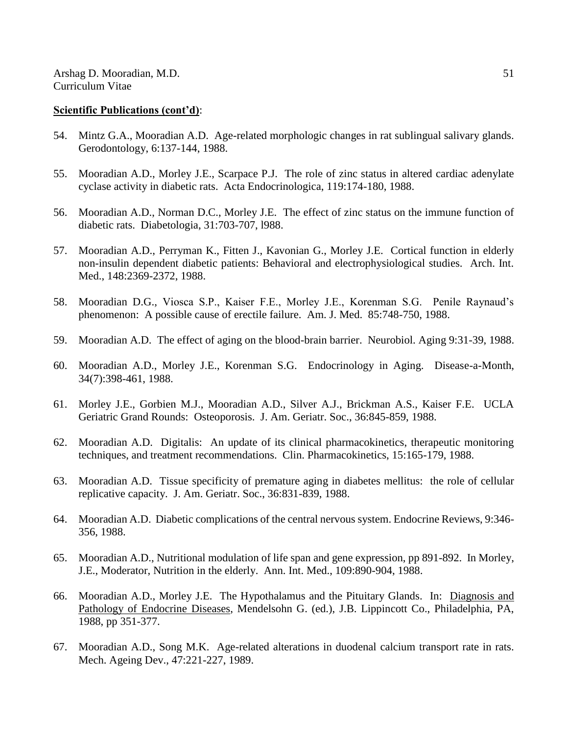**Scientific Publications (cont'd)**:

54. Mintz G.A., Mooradian A.D. Age-related morphologic changes in rat sublingual salivary glands. Gerodontology, 6:137-144, 1988.

55. Mooradian A.D., Morley J.E., Scarpace P.J. The role of zinc status in altered cardiac adenylate cyclase activity in diabetic rats. Acta Endocrinologica, 119:174-180, 1988.

56. Mooradian A.D., Norman D.C., Morley J.E. The effect of zinc status on the immune function of diabetic rats. Diabetologia, 31:703-707, l988.

57. Mooradian A.D., Perryman K., Fitten J., Kavonian G., Morley J.E. Cortical function in elderly non-insulin dependent diabetic patients: Behavioral and electrophysiological studies. Arch. Int. Med., 148:2369-2372, 1988.

58. Mooradian D.G., Viosca S.P., Kaiser F.E., Morley J.E., Korenman S.G. Penile Raynaud's phenomenon: A possible cause of erectile failure. Am. J. Med. 85:748-750, 1988.

59. Mooradian A.D. The effect of aging on the blood-brain barrier. Neurobiol. Aging 9:31-39, 1988.

60. Mooradian A.D., Morley J.E., Korenman S.G. Endocrinology in Aging. Disease-a-Month, 34(7):398-461, 1988.

61. Morley J.E., Gorbien M.J., Mooradian A.D., Silver A.J., Brickman A.S., Kaiser F.E. UCLA Geriatric Grand Rounds: Osteoporosis. J. Am. Geriatr. Soc., 36:845-859, 1988.

62. Mooradian A.D. Digitalis: An update of its clinical pharmacokinetics, therapeutic monitoring techniques, and treatment recommendations. Clin. Pharmacokinetics, 15:165-179, 1988.

63. Mooradian A.D. Tissue specificity of premature aging in diabetes mellitus: the role of cellular replicative capacity. J. Am. Geriatr. Soc., 36:831-839, 1988.

64. Mooradian A.D. Diabetic complications of the central nervous system. Endocrine Reviews, 9:346-356, 1988.

65. Mooradian A.D., Nutritional modulation of life span and gene expression, pp 891-892. In Morley, J.E., Moderator, Nutrition in the elderly. Ann. Int. Med., 109:890-904, 1988.

66. Mooradian A.D., Morley J.E. The Hypothalamus and the Pituitary Glands. In: Diagnosis and Pathology of Endocrine Diseases, Mendelsohn G. (ed.), J.B. Lippincott Co., Philadelphia, PA, 1988, pp 351-377.

67. Mooradian A.D., Song M.K. Age-related alterations in duodenal calcium transport rate in rats. Mech. Ageing Dev., 47:221-227, 1989.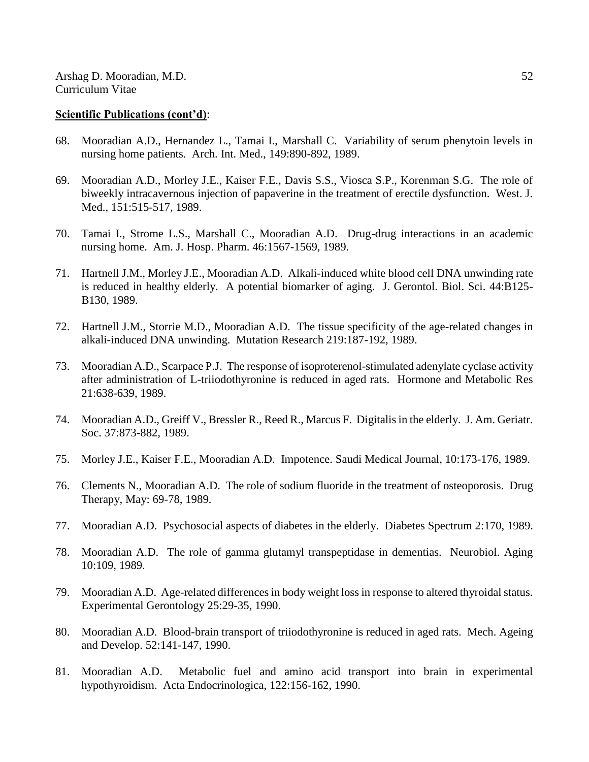**Scientific Publications (cont'd)**:

68. Mooradian A.D., Hernandez L., Tamai I., Marshall C. Variability of serum phenytoin levels in nursing home patients. Arch. Int. Med., 149:890-892, 1989.

69. Mooradian A.D., Morley J.E., Kaiser F.E., Davis S.S., Viosca S.P., Korenman S.G. The role of biweekly intracavernous injection of papaverine in the treatment of erectile dysfunction. West. J. Med., 151:515-517, 1989.

70. Tamai I., Strome L.S., Marshall C., Mooradian A.D. Drug-drug interactions in an academic nursing home. Am. J. Hosp. Pharm. 46:1567-1569, 1989.

71. Hartnell J.M., Morley J.E., Mooradian A.D. Alkali-induced white blood cell DNA unwinding rate is reduced in healthy elderly. A potential biomarker of aging. J. Gerontol. Biol. Sci. 44:B125-B130, 1989.

72. Hartnell J.M., Storrie M.D., Mooradian A.D. The tissue specificity of the age-related changes in alkali-induced DNA unwinding. Mutation Research 219:187-192, 1989.

73. Mooradian A.D., Scarpace P.J. The response of isoproterenol-stimulated adenylate cyclase activity after administration of L-triiodothyronine is reduced in aged rats. Hormone and Metabolic Res 21:638-639, 1989.

74. Mooradian A.D., Greiff V., Bressler R., Reed R., Marcus F. Digitalis in the elderly. J. Am. Geriatr. Soc. 37:873-882, 1989.

75. Morley J.E., Kaiser F.E., Mooradian A.D. Impotence. Saudi Medical Journal, 10:173-176, 1989.

76. Clements N., Mooradian A.D. The role of sodium fluoride in the treatment of osteoporosis. Drug Therapy, May: 69-78, 1989.

77. Mooradian A.D. Psychosocial aspects of diabetes in the elderly. Diabetes Spectrum 2:170, 1989.

78. Mooradian A.D. The role of gamma glutamyl transpeptidase in dementias. Neurobiol. Aging 10:109, 1989.

79. Mooradian A.D. Age-related differences in body weight loss in response to altered thyroidal status. Experimental Gerontology 25:29-35, 1990.

80. Mooradian A.D. Blood-brain transport of triiodothyronine is reduced in aged rats. Mech. Ageing and Develop. 52:141-147, 1990.

81. Mooradian A.D. Metabolic fuel and amino acid transport into brain in experimental hypothyroidism. Acta Endocrinologica, 122:156-162, 1990.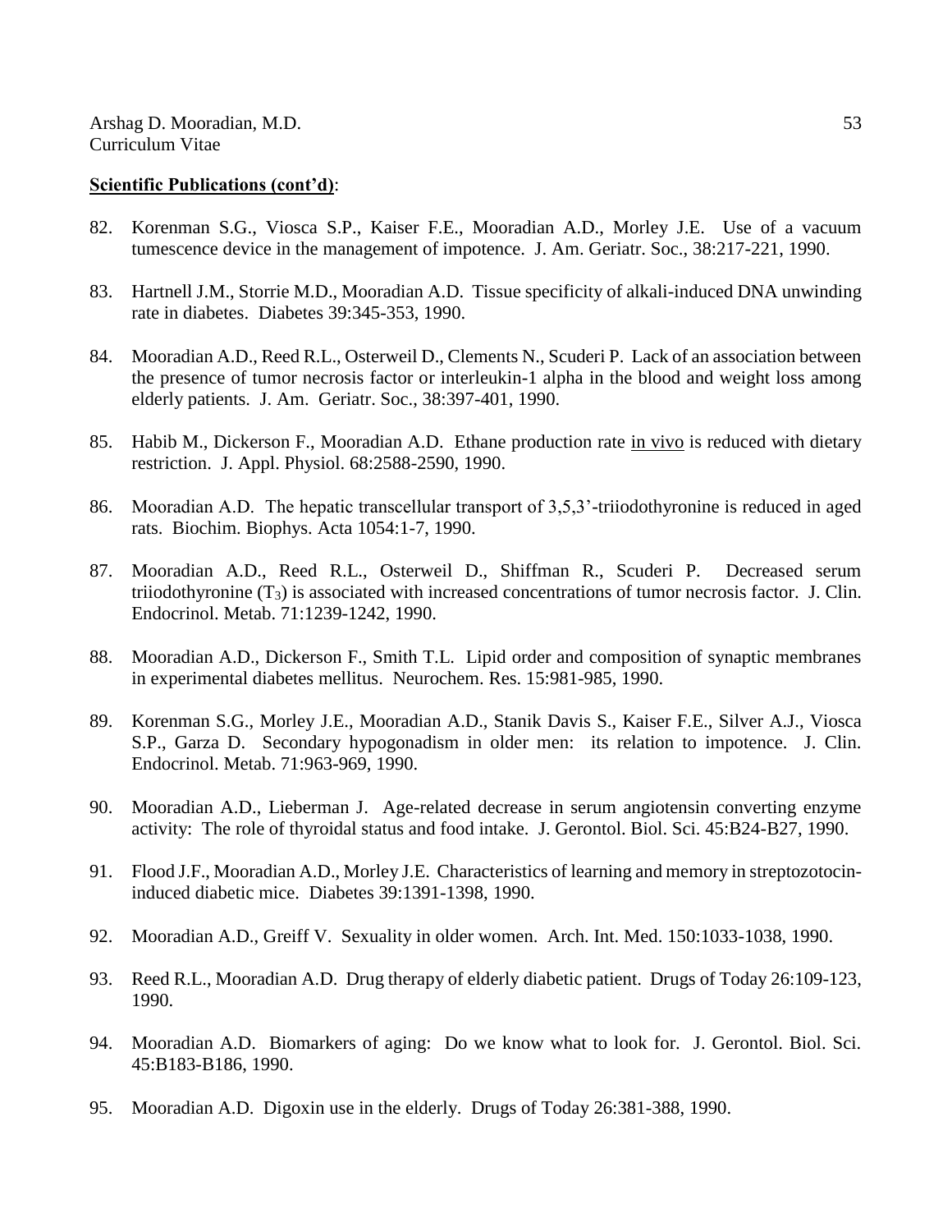**Scientific Publications (cont'd)**:

82. Korenman S.G., Viosca S.P., Kaiser F.E., Mooradian A.D., Morley J.E. Use of a vacuum tumescence device in the management of impotence. J. Am. Geriatr. Soc., 38:217-221, 1990.

83. Hartnell J.M., Storrie M.D., Mooradian A.D. Tissue specificity of alkali-induced DNA unwinding rate in diabetes. Diabetes 39:345-353, 1990.

84. Mooradian A.D., Reed R.L., Osterweil D., Clements N., Scuderi P. Lack of an association between the presence of tumor necrosis factor or interleukin-1 alpha in the blood and weight loss among elderly patients. J. Am. Geriatr. Soc., 38:397-401, 1990.

85. Habib M., Dickerson F., Mooradian A.D. Ethane production rate in vivo is reduced with dietary restriction. J. Appl. Physiol. 68:2588-2590, 1990.

86. Mooradian A.D. The hepatic transcellular transport of 3,5,3'-triiodothyronine is reduced in aged rats. Biochim. Biophys. Acta 1054:1-7, 1990.

87. Mooradian A.D., Reed R.L., Osterweil D., Shiffman R., Scuderi P. Decreased serum triiodothyronine ($T_3$) is associated with increased concentrations of tumor necrosis factor. J. Clin. Endocrinol. Metab. 71:1239-1242, 1990.

88. Mooradian A.D., Dickerson F., Smith T.L. Lipid order and composition of synaptic membranes in experimental diabetes mellitus. Neurochem. Res. 15:981-985, 1990.

89. Korenman S.G., Morley J.E., Mooradian A.D., Stanik Davis S., Kaiser F.E., Silver A.J., Viosca S.P., Garza D. Secondary hypogonadism in older men: its relation to impotence. J. Clin. Endocrinol. Metab. 71:963-969, 1990.

90. Mooradian A.D., Lieberman J. Age-related decrease in serum angiotensin converting enzyme activity: The role of thyroidal status and food intake. J. Gerontol. Biol. Sci. 45:B24-B27, 1990.

91. Flood J.F., Mooradian A.D., Morley J.E. Characteristics of learning and memory in streptozotocin-induced diabetic mice. Diabetes 39:1391-1398, 1990.

92. Mooradian A.D., Greiff V. Sexuality in older women. Arch. Int. Med. 150:1033-1038, 1990.

93. Reed R.L., Mooradian A.D. Drug therapy of elderly diabetic patient. Drugs of Today 26:109-123, 1990.

94. Mooradian A.D. Biomarkers of aging: Do we know what to look for. J. Gerontol. Biol. Sci. 45:B183-B186, 1990.

95. Mooradian A.D. Digoxin use in the elderly. Drugs of Today 26:381-388, 1990.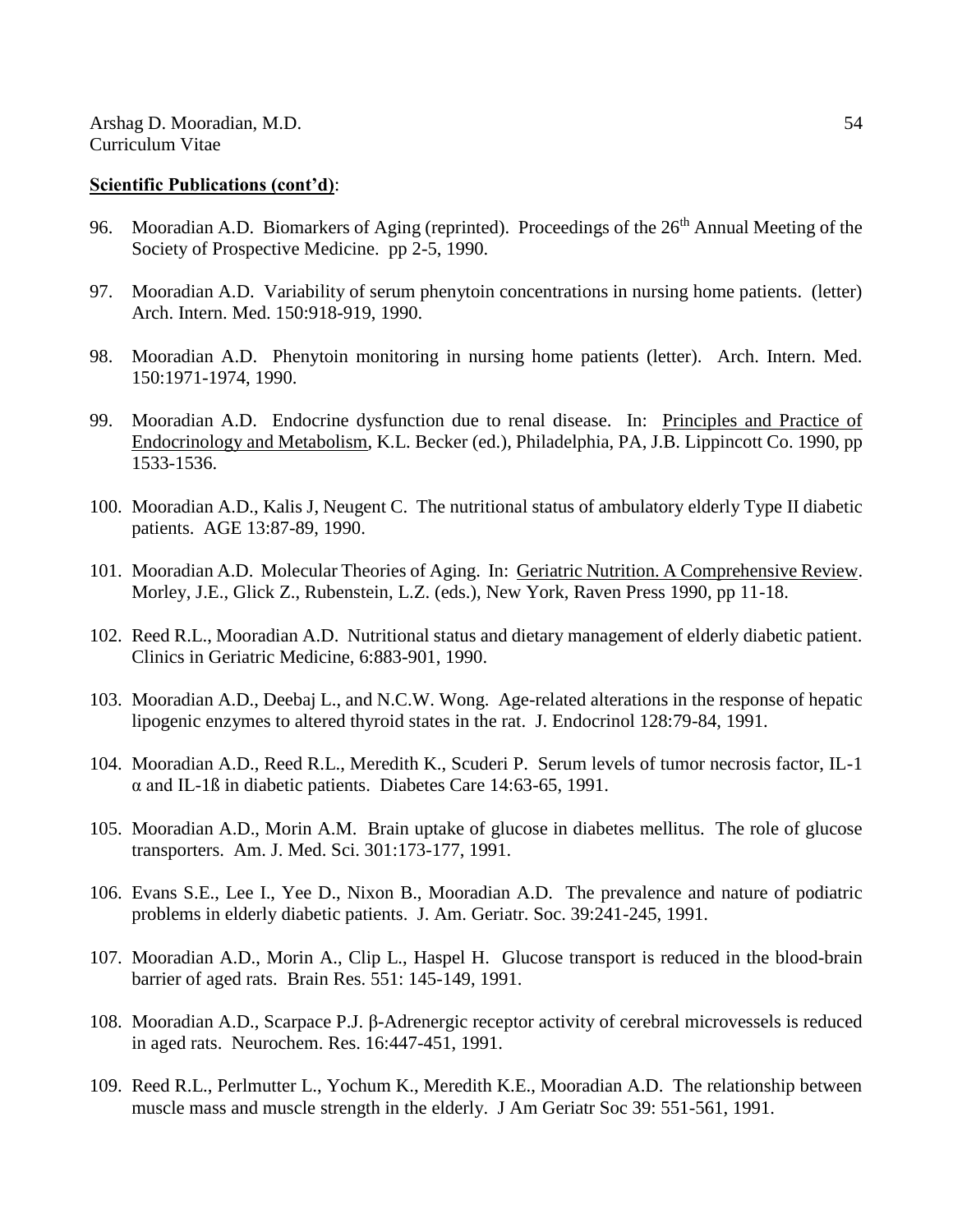**Scientific Publications (cont'd)**:

96. Mooradian A.D. Biomarkers of Aging (reprinted). Proceedings of the 26th Annual Meeting of the Society of Prospective Medicine. pp 2-5, 1990.

97. Mooradian A.D. Variability of serum phenytoin concentrations in nursing home patients. (letter) Arch. Intern. Med. 150:918-919, 1990.

98. Mooradian A.D. Phenytoin monitoring in nursing home patients (letter). Arch. Intern. Med. 150:1971-1974, 1990.

99. Mooradian A.D. Endocrine dysfunction due to renal disease. In: Principles and Practice of Endocrinology and Metabolism, K.L. Becker (ed.), Philadelphia, PA, J.B. Lippincott Co. 1990, pp 1533-1536.

100. Mooradian A.D., Kalis J, Neugent C. The nutritional status of ambulatory elderly Type II diabetic patients. AGE 13:87-89, 1990.

101. Mooradian A.D. Molecular Theories of Aging. In: Geriatric Nutrition. A Comprehensive Review. Morley, J.E., Glick Z., Rubenstein, L.Z. (eds.), New York, Raven Press 1990, pp 11-18.

102. Reed R.L., Mooradian A.D. Nutritional status and dietary management of elderly diabetic patient. Clinics in Geriatric Medicine, 6:883-901, 1990.

103. Mooradian A.D., Deebaj L., and N.C.W. Wong. Age-related alterations in the response of hepatic lipogenic enzymes to altered thyroid states in the rat. J. Endocrinol 128:79-84, 1991.

104. Mooradian A.D., Reed R.L., Meredith K., Scuderi P. Serum levels of tumor necrosis factor, IL-1 α and IL-1ß in diabetic patients. Diabetes Care 14:63-65, 1991.

105. Mooradian A.D., Morin A.M. Brain uptake of glucose in diabetes mellitus. The role of glucose transporters. Am. J. Med. Sci. 301:173-177, 1991.

106. Evans S.E., Lee I., Yee D., Nixon B., Mooradian A.D. The prevalence and nature of podiatric problems in elderly diabetic patients. J. Am. Geriatr. Soc. 39:241-245, 1991.

107. Mooradian A.D., Morin A., Clip L., Haspel H. Glucose transport is reduced in the blood-brain barrier of aged rats. Brain Res. 551: 145-149, 1991.

108. Mooradian A.D., Scarpace P.J. β-Adrenergic receptor activity of cerebral microvessels is reduced in aged rats. Neurochem. Res. 16:447-451, 1991.

109. Reed R.L., Perlmutter L., Yochum K., Meredith K.E., Mooradian A.D. The relationship between muscle mass and muscle strength in the elderly. J Am Geriatr Soc 39: 551-561, 1991.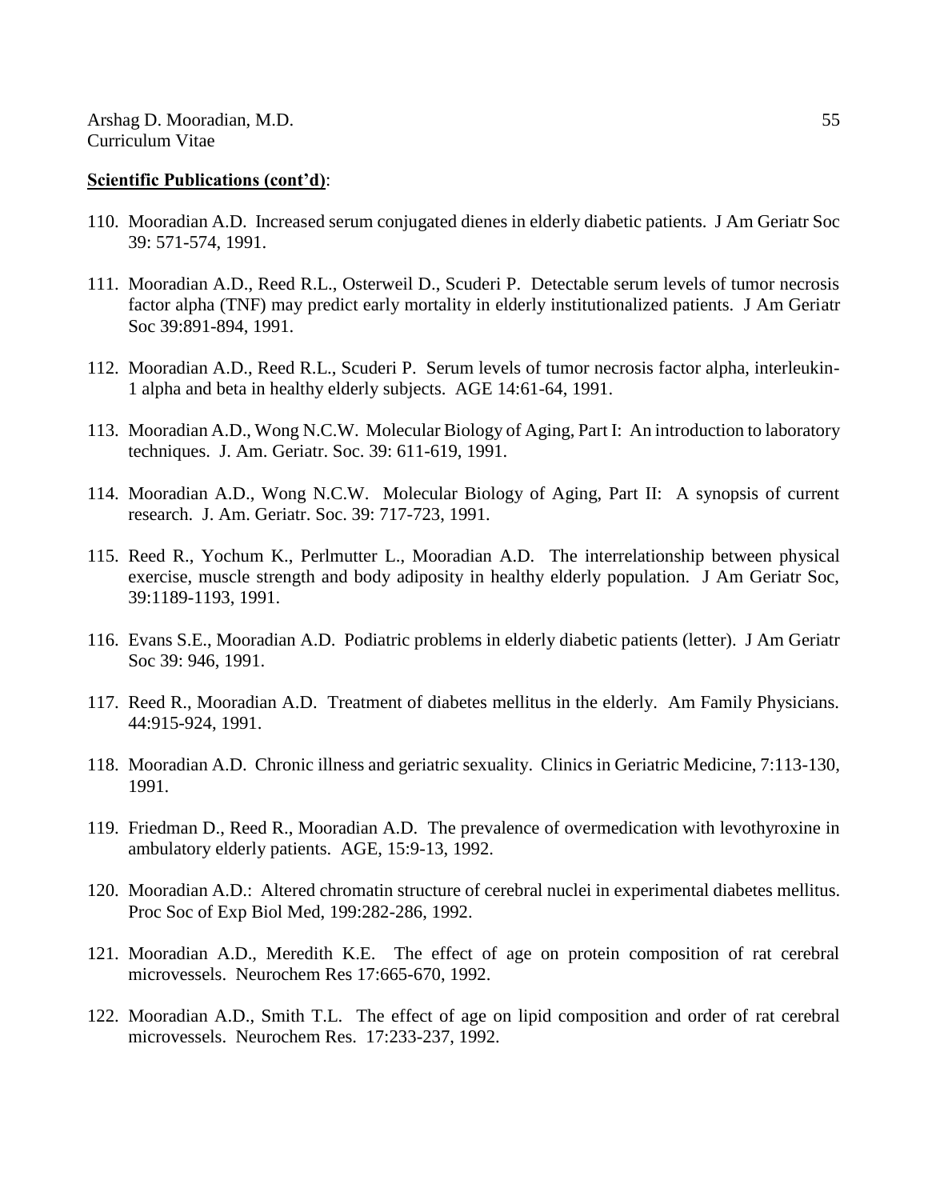**<u>Scientific Publications (cont'd)</u>**:

110. Mooradian A.D. Increased serum conjugated dienes in elderly diabetic patients. J Am Geriatr Soc 39: 571-574, 1991.

111. Mooradian A.D., Reed R.L., Osterweil D., Scuderi P. Detectable serum levels of tumor necrosis factor alpha (TNF) may predict early mortality in elderly institutionalized patients. J Am Geriatr Soc 39:891-894, 1991.

112. Mooradian A.D., Reed R.L., Scuderi P. Serum levels of tumor necrosis factor alpha, interleukin-1 alpha and beta in healthy elderly subjects. AGE 14:61-64, 1991.

113. Mooradian A.D., Wong N.C.W. Molecular Biology of Aging, Part I: An introduction to laboratory techniques. J. Am. Geriatr. Soc. 39: 611-619, 1991.

114. Mooradian A.D., Wong N.C.W. Molecular Biology of Aging, Part II: A synopsis of current research. J. Am. Geriatr. Soc. 39: 717-723, 1991.

115. Reed R., Yochum K., Perlmutter L., Mooradian A.D. The interrelationship between physical exercise, muscle strength and body adiposity in healthy elderly population. J Am Geriatr Soc, 39:1189-1193, 1991.

116. Evans S.E., Mooradian A.D. Podiatric problems in elderly diabetic patients (letter). J Am Geriatr Soc 39: 946, 1991.

117. Reed R., Mooradian A.D. Treatment of diabetes mellitus in the elderly. Am Family Physicians. 44:915-924, 1991.

118. Mooradian A.D. Chronic illness and geriatric sexuality. Clinics in Geriatric Medicine, 7:113-130, 1991.

119. Friedman D., Reed R., Mooradian A.D. The prevalence of overmedication with levothyroxine in ambulatory elderly patients. AGE, 15:9-13, 1992.

120. Mooradian A.D.: Altered chromatin structure of cerebral nuclei in experimental diabetes mellitus. Proc Soc of Exp Biol Med, 199:282-286, 1992.

121. Mooradian A.D., Meredith K.E. The effect of age on protein composition of rat cerebral microvessels. Neurochem Res 17:665-670, 1992.

122. Mooradian A.D., Smith T.L. The effect of age on lipid composition and order of rat cerebral microvessels. Neurochem Res. 17:233-237, 1992.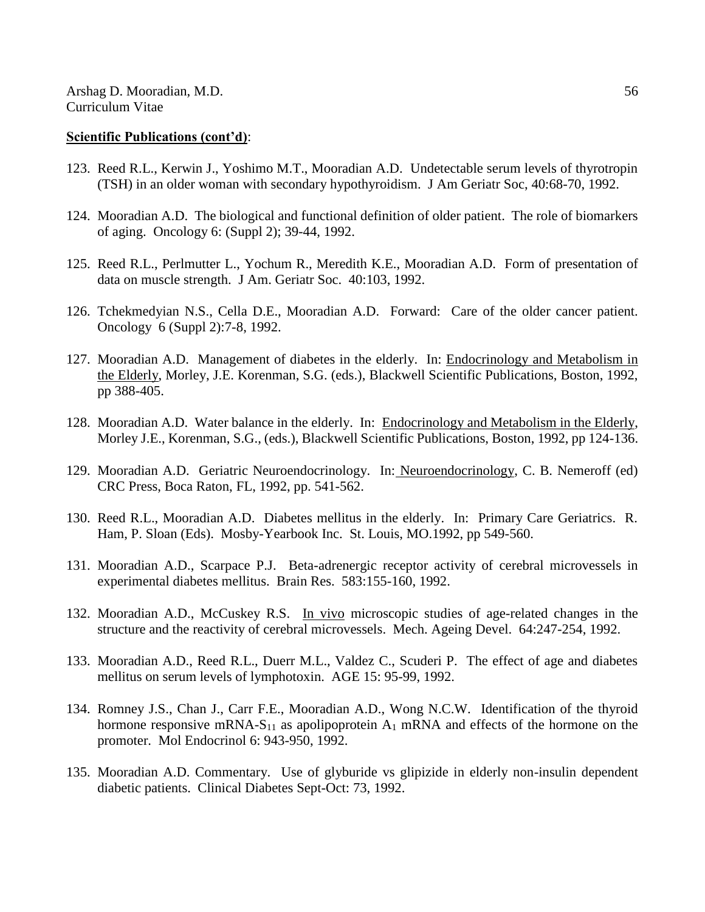**<u>Scientific Publications (cont'd)</u>**:

123. Reed R.L., Kerwin J., Yoshimo M.T., Mooradian A.D. Undetectable serum levels of thyrotropin (TSH) in an older woman with secondary hypothyroidism. J Am Geriatr Soc, 40:68-70, 1992.

124. Mooradian A.D. The biological and functional definition of older patient. The role of biomarkers of aging. Oncology 6: (Suppl 2); 39-44, 1992.

125. Reed R.L., Perlmutter L., Yochum R., Meredith K.E., Mooradian A.D. Form of presentation of data on muscle strength. J Am. Geriatr Soc. 40:103, 1992.

126. Tchekmedyian N.S., Cella D.E., Mooradian A.D. Forward: Care of the older cancer patient. Oncology 6 (Suppl 2):7-8, 1992.

127. Mooradian A.D. Management of diabetes in the elderly. In: <u>Endocrinology and Metabolism in the Elderly</u>, Morley, J.E. Korenman, S.G. (eds.), Blackwell Scientific Publications, Boston, 1992, pp 388-405.

128. Mooradian A.D. Water balance in the elderly. In: <u>Endocrinology and Metabolism in the Elderly</u>, Morley J.E., Korenman, S.G., (eds.), Blackwell Scientific Publications, Boston, 1992, pp 124-136.

129. Mooradian A.D. Geriatric Neuroendocrinology. In: <u>Neuroendocrinology</u>, C. B. Nemeroff (ed) CRC Press, Boca Raton, FL, 1992, pp. 541-562.

130. Reed R.L., Mooradian A.D. Diabetes mellitus in the elderly. In: Primary Care Geriatrics. R. Ham, P. Sloan (Eds). Mosby-Yearbook Inc. St. Louis, MO.1992, pp 549-560.

131. Mooradian A.D., Scarpace P.J. Beta-adrenergic receptor activity of cerebral microvessels in experimental diabetes mellitus. Brain Res. 583:155-160, 1992.

132. Mooradian A.D., McCuskey R.S. <u>In vivo</u> microscopic studies of age-related changes in the structure and the reactivity of cerebral microvessels. Mech. Ageing Devel. 64:247-254, 1992.

133. Mooradian A.D., Reed R.L., Duerr M.L., Valdez C., Scuderi P. The effect of age and diabetes mellitus on serum levels of lymphotoxin. AGE 15: 95-99, 1992.

134. Romney J.S., Chan J., Carr F.E., Mooradian A.D., Wong N.C.W. Identification of the thyroid hormone responsive mRNA-$S_{11}$ as apolipoprotein $A_1$ mRNA and effects of the hormone on the promoter. Mol Endocrinol 6: 943-950, 1992.

135. Mooradian A.D. Commentary. Use of glyburide vs glipizide in elderly non-insulin dependent diabetic patients. Clinical Diabetes Sept-Oct: 73, 1992.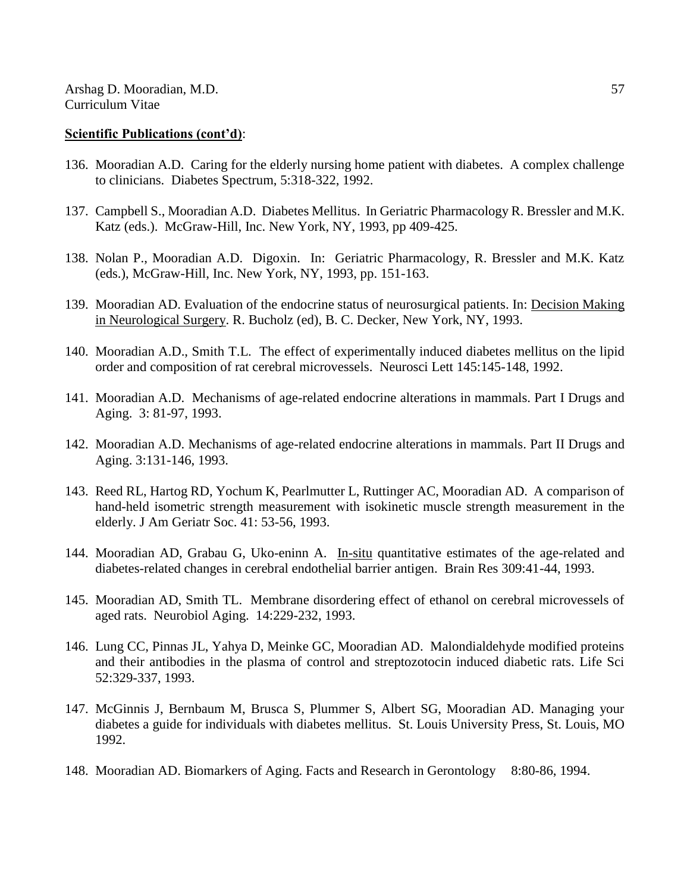**Scientific Publications (cont'd)**:

136. Mooradian A.D. Caring for the elderly nursing home patient with diabetes. A complex challenge to clinicians. Diabetes Spectrum, 5:318-322, 1992.

137. Campbell S., Mooradian A.D. Diabetes Mellitus. In Geriatric Pharmacology R. Bressler and M.K. Katz (eds.). McGraw-Hill, Inc. New York, NY, 1993, pp 409-425.

138. Nolan P., Mooradian A.D. Digoxin. In: Geriatric Pharmacology, R. Bressler and M.K. Katz (eds.), McGraw-Hill, Inc. New York, NY, 1993, pp. 151-163.

139. Mooradian AD. Evaluation of the endocrine status of neurosurgical patients. In: <u>Decision Making in Neurological Surgery</u>. R. Bucholz (ed), B. C. Decker, New York, NY, 1993.

140. Mooradian A.D., Smith T.L. The effect of experimentally induced diabetes mellitus on the lipid order and composition of rat cerebral microvessels. Neurosci Lett 145:145-148, 1992.

141. Mooradian A.D. Mechanisms of age-related endocrine alterations in mammals. Part I Drugs and Aging. 3: 81-97, 1993.

142. Mooradian A.D. Mechanisms of age-related endocrine alterations in mammals. Part II Drugs and Aging. 3:131-146, 1993.

143. Reed RL, Hartog RD, Yochum K, Pearlmutter L, Ruttinger AC, Mooradian AD. A comparison of hand-held isometric strength measurement with isokinetic muscle strength measurement in the elderly. J Am Geriatr Soc. 41: 53-56, 1993.

144. Mooradian AD, Grabau G, Uko-eninn A. <u>In-situ</u> quantitative estimates of the age-related and diabetes-related changes in cerebral endothelial barrier antigen. Brain Res 309:41-44, 1993.

145. Mooradian AD, Smith TL. Membrane disordering effect of ethanol on cerebral microvessels of aged rats. Neurobiol Aging. 14:229-232, 1993.

146. Lung CC, Pinnas JL, Yahya D, Meinke GC, Mooradian AD. Malondialdehyde modified proteins and their antibodies in the plasma of control and streptozotocin induced diabetic rats. Life Sci 52:329-337, 1993.

147. McGinnis J, Bernbaum M, Brusca S, Plummer S, Albert SG, Mooradian AD. Managing your diabetes a guide for individuals with diabetes mellitus. St. Louis University Press, St. Louis, MO 1992.

148. Mooradian AD. Biomarkers of Aging. Facts and Research in Gerontology 8:80-86, 1994.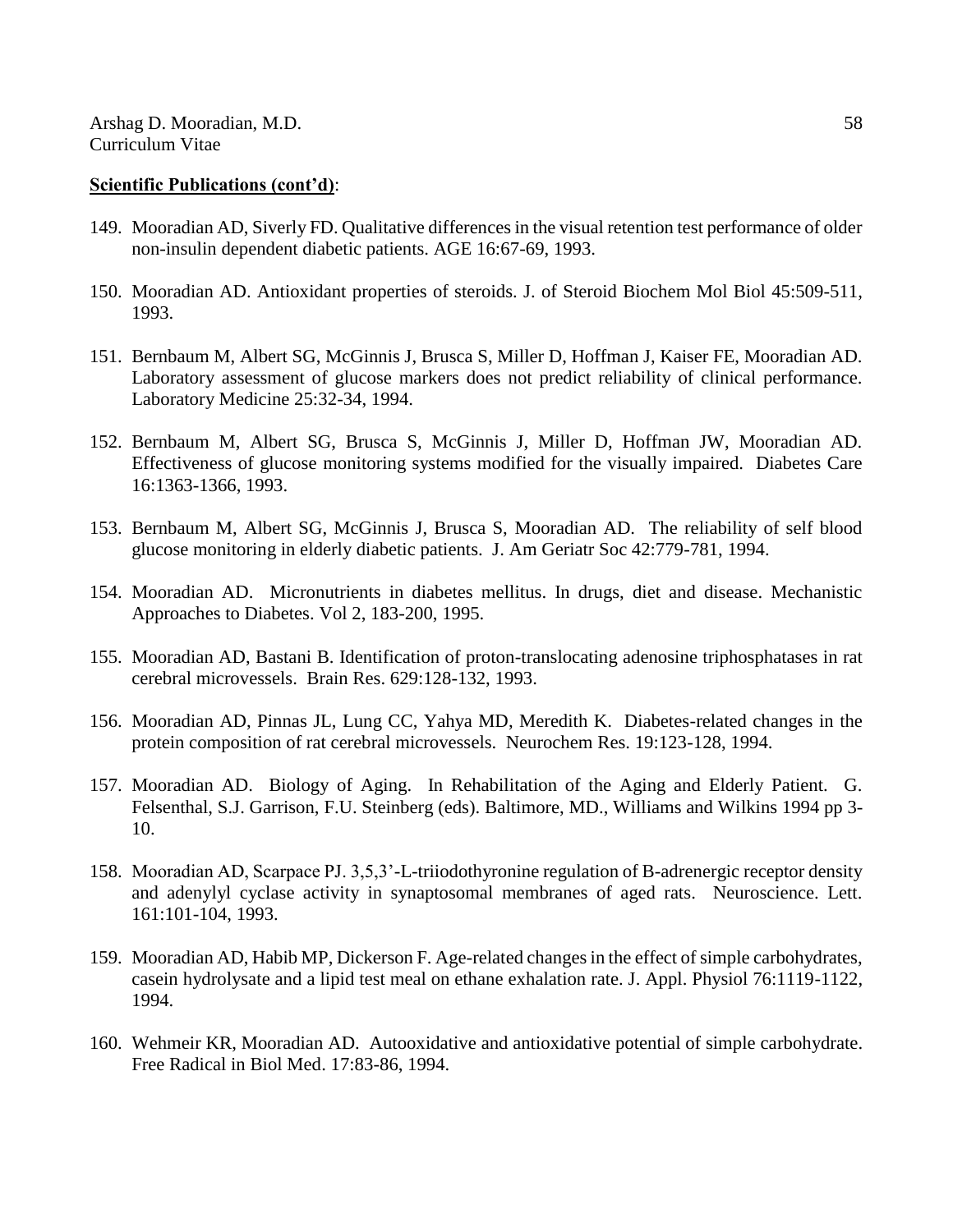**Scientific Publications (cont'd)**:

149. Mooradian AD, Siverly FD. Qualitative differences in the visual retention test performance of older non-insulin dependent diabetic patients. AGE 16:67-69, 1993.

150. Mooradian AD. Antioxidant properties of steroids. J. of Steroid Biochem Mol Biol 45:509-511, 1993.

151. Bernbaum M, Albert SG, McGinnis J, Brusca S, Miller D, Hoffman J, Kaiser FE, Mooradian AD. Laboratory assessment of glucose markers does not predict reliability of clinical performance. Laboratory Medicine 25:32-34, 1994.

152. Bernbaum M, Albert SG, Brusca S, McGinnis J, Miller D, Hoffman JW, Mooradian AD. Effectiveness of glucose monitoring systems modified for the visually impaired. Diabetes Care 16:1363-1366, 1993.

153. Bernbaum M, Albert SG, McGinnis J, Brusca S, Mooradian AD. The reliability of self blood glucose monitoring in elderly diabetic patients. J. Am Geriatr Soc 42:779-781, 1994.

154. Mooradian AD. Micronutrients in diabetes mellitus. In drugs, diet and disease. Mechanistic Approaches to Diabetes. Vol 2, 183-200, 1995.

155. Mooradian AD, Bastani B. Identification of proton-translocating adenosine triphosphatases in rat cerebral microvessels. Brain Res. 629:128-132, 1993.

156. Mooradian AD, Pinnas JL, Lung CC, Yahya MD, Meredith K. Diabetes-related changes in the protein composition of rat cerebral microvessels. Neurochem Res. 19:123-128, 1994.

157. Mooradian AD. Biology of Aging. In Rehabilitation of the Aging and Elderly Patient. G. Felsenthal, S.J. Garrison, F.U. Steinberg (eds). Baltimore, MD., Williams and Wilkins 1994 pp 3-10.

158. Mooradian AD, Scarpace PJ. 3,5,3'-L-triiodothyronine regulation of B-adrenergic receptor density and adenylyl cyclase activity in synaptosomal membranes of aged rats. Neuroscience. Lett. 161:101-104, 1993.

159. Mooradian AD, Habib MP, Dickerson F. Age-related changes in the effect of simple carbohydrates, casein hydrolysate and a lipid test meal on ethane exhalation rate. J. Appl. Physiol 76:1119-1122, 1994.

160. Wehmeir KR, Mooradian AD. Autooxidative and antioxidative potential of simple carbohydrate. Free Radical in Biol Med. 17:83-86, 1994.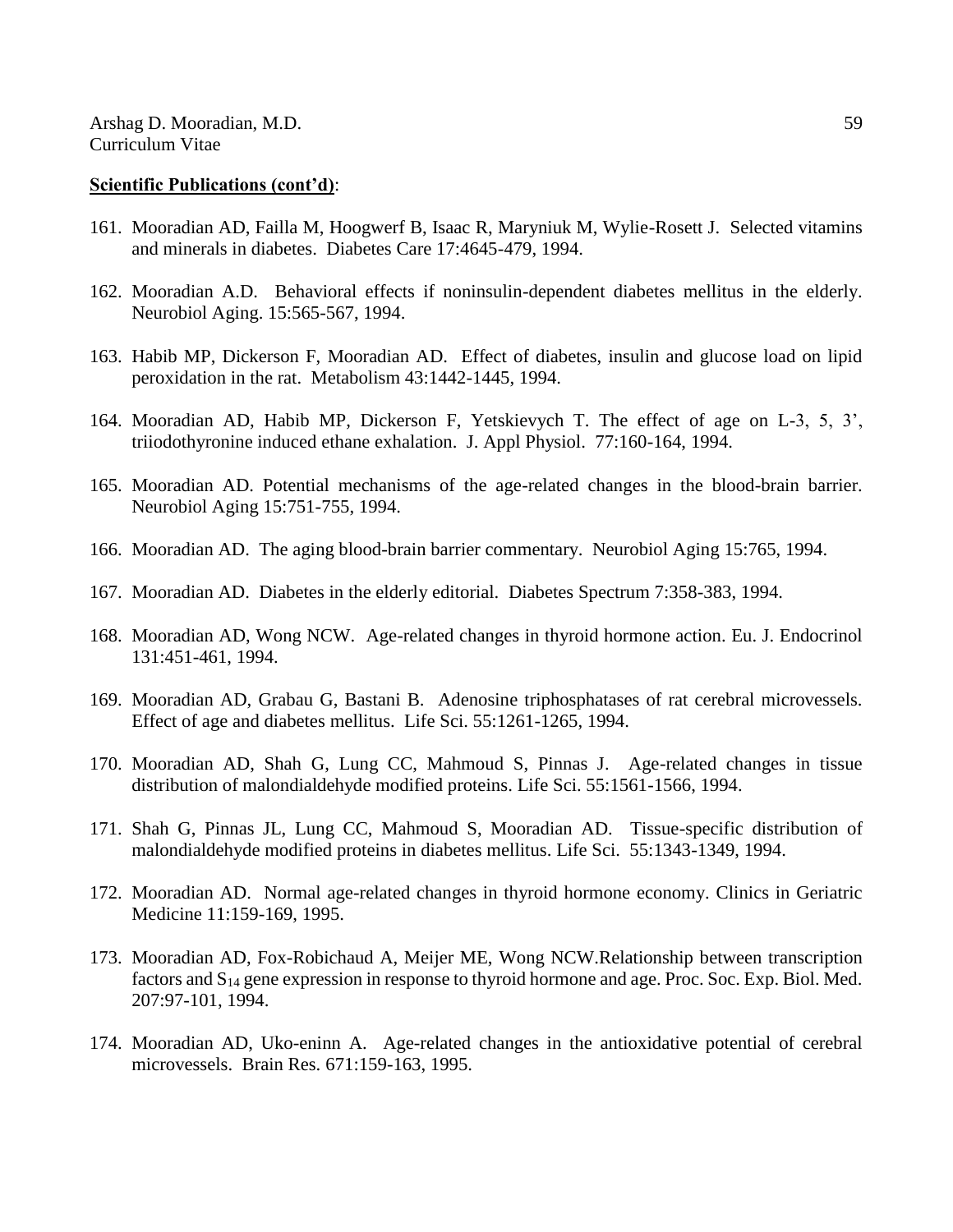**Scientific Publications (cont'd)**:

161. Mooradian AD, Failla M, Hoogwerf B, Isaac R, Maryniuk M, Wylie-Rosett J. Selected vitamins and minerals in diabetes. Diabetes Care 17:4645-479, 1994.

162. Mooradian A.D. Behavioral effects if noninsulin-dependent diabetes mellitus in the elderly. Neurobiol Aging. 15:565-567, 1994.

163. Habib MP, Dickerson F, Mooradian AD. Effect of diabetes, insulin and glucose load on lipid peroxidation in the rat. Metabolism 43:1442-1445, 1994.

164. Mooradian AD, Habib MP, Dickerson F, Yetskievych T. The effect of age on L-3, 5, 3', triiodothyronine induced ethane exhalation. J. Appl Physiol. 77:160-164, 1994.

165. Mooradian AD. Potential mechanisms of the age-related changes in the blood-brain barrier. Neurobiol Aging 15:751-755, 1994.

166. Mooradian AD. The aging blood-brain barrier commentary. Neurobiol Aging 15:765, 1994.

167. Mooradian AD. Diabetes in the elderly editorial. Diabetes Spectrum 7:358-383, 1994.

168. Mooradian AD, Wong NCW. Age-related changes in thyroid hormone action. Eu. J. Endocrinol 131:451-461, 1994.

169. Mooradian AD, Grabau G, Bastani B. Adenosine triphosphatases of rat cerebral microvessels. Effect of age and diabetes mellitus. Life Sci. 55:1261-1265, 1994.

170. Mooradian AD, Shah G, Lung CC, Mahmoud S, Pinnas J. Age-related changes in tissue distribution of malondialdehyde modified proteins. Life Sci. 55:1561-1566, 1994.

171. Shah G, Pinnas JL, Lung CC, Mahmoud S, Mooradian AD. Tissue-specific distribution of malondialdehyde modified proteins in diabetes mellitus. Life Sci. 55:1343-1349, 1994.

172. Mooradian AD. Normal age-related changes in thyroid hormone economy. Clinics in Geriatric Medicine 11:159-169, 1995.

173. Mooradian AD, Fox-Robichaud A, Meijer ME, Wong NCW.Relationship between transcription factors and $S_{14}$ gene expression in response to thyroid hormone and age. Proc. Soc. Exp. Biol. Med. 207:97-101, 1994.

174. Mooradian AD, Uko-eninn A. Age-related changes in the antioxidative potential of cerebral microvessels. Brain Res. 671:159-163, 1995.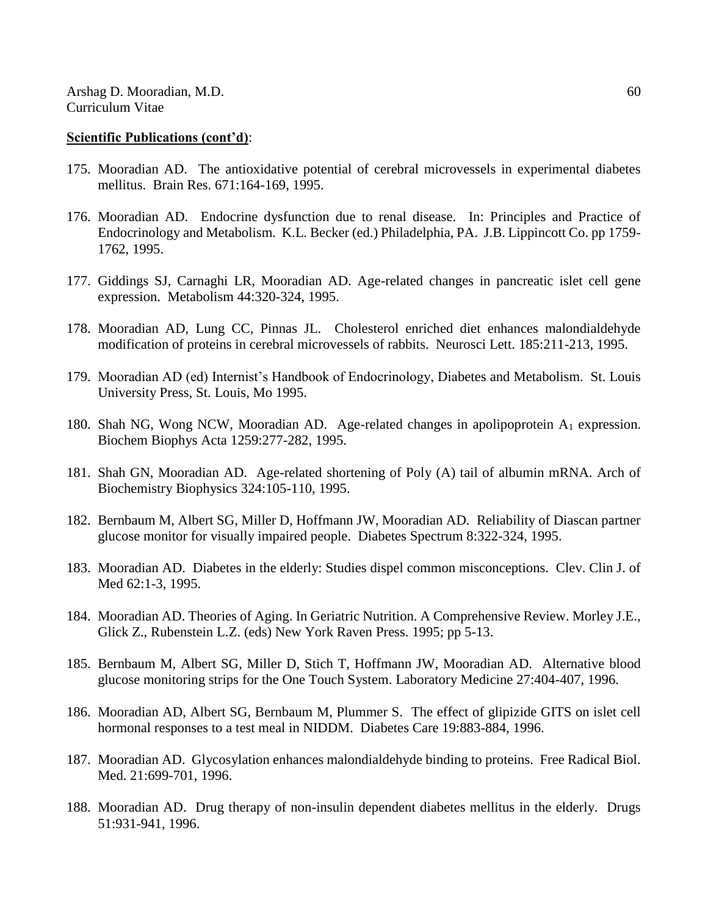**Scientific Publications (cont'd)**:

175. Mooradian AD. The antioxidative potential of cerebral microvessels in experimental diabetes mellitus. Brain Res. 671:164-169, 1995.

176. Mooradian AD. Endocrine dysfunction due to renal disease. In: Principles and Practice of Endocrinology and Metabolism. K.L. Becker (ed.) Philadelphia, PA. J.B. Lippincott Co. pp 1759-1762, 1995.

177. Giddings SJ, Carnaghi LR, Mooradian AD. Age-related changes in pancreatic islet cell gene expression. Metabolism 44:320-324, 1995.

178. Mooradian AD, Lung CC, Pinnas JL. Cholesterol enriched diet enhances malondialdehyde modification of proteins in cerebral microvessels of rabbits. Neurosci Lett. 185:211-213, 1995.

179. Mooradian AD (ed) Internist's Handbook of Endocrinology, Diabetes and Metabolism. St. Louis University Press, St. Louis, Mo 1995.

180. Shah NG, Wong NCW, Mooradian AD. Age-related changes in apolipoprotein $A_1$ expression. Biochem Biophys Acta 1259:277-282, 1995.

181. Shah GN, Mooradian AD. Age-related shortening of Poly (A) tail of albumin mRNA. Arch of Biochemistry Biophysics 324:105-110, 1995.

182. Bernbaum M, Albert SG, Miller D, Hoffmann JW, Mooradian AD. Reliability of Diascan partner glucose monitor for visually impaired people. Diabetes Spectrum 8:322-324, 1995.

183. Mooradian AD. Diabetes in the elderly: Studies dispel common misconceptions. Clev. Clin J. of Med 62:1-3, 1995.

184. Mooradian AD. Theories of Aging. In Geriatric Nutrition. A Comprehensive Review. Morley J.E., Glick Z., Rubenstein L.Z. (eds) New York Raven Press. 1995; pp 5-13.

185. Bernbaum M, Albert SG, Miller D, Stich T, Hoffmann JW, Mooradian AD. Alternative blood glucose monitoring strips for the One Touch System. Laboratory Medicine 27:404-407, 1996.

186. Mooradian AD, Albert SG, Bernbaum M, Plummer S. The effect of glipizide GITS on islet cell hormonal responses to a test meal in NIDDM. Diabetes Care 19:883-884, 1996.

187. Mooradian AD. Glycosylation enhances malondialdehyde binding to proteins. Free Radical Biol. Med. 21:699-701, 1996.

188. Mooradian AD. Drug therapy of non-insulin dependent diabetes mellitus in the elderly. Drugs 51:931-941, 1996.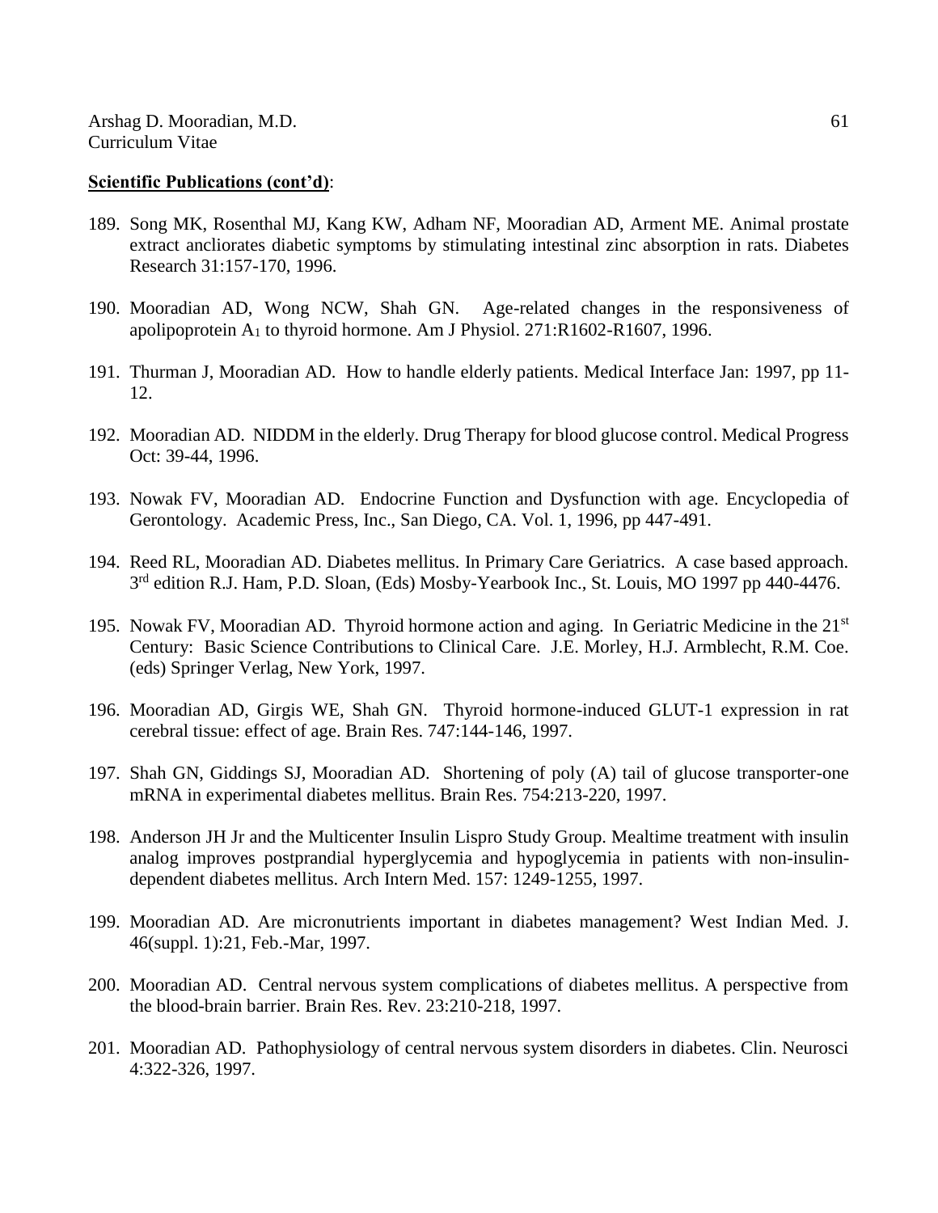**Scientific Publications (cont'd)**:

189. Song MK, Rosenthal MJ, Kang KW, Adham NF, Mooradian AD, Arment ME. Animal prostate extract ancliorates diabetic symptoms by stimulating intestinal zinc absorption in rats. Diabetes Research 31:157-170, 1996.

190. Mooradian AD, Wong NCW, Shah GN. Age-related changes in the responsiveness of apolipoprotein $A_1$ to thyroid hormone. Am J Physiol. 271:R1602-R1607, 1996.

191. Thurman J, Mooradian AD. How to handle elderly patients. Medical Interface Jan: 1997, pp 11-12.

192. Mooradian AD. NIDDM in the elderly. Drug Therapy for blood glucose control. Medical Progress Oct: 39-44, 1996.

193. Nowak FV, Mooradian AD. Endocrine Function and Dysfunction with age. Encyclopedia of Gerontology. Academic Press, Inc., San Diego, CA. Vol. 1, 1996, pp 447-491.

194. Reed RL, Mooradian AD. Diabetes mellitus. In Primary Care Geriatrics. A case based approach. 3rd edition R.J. Ham, P.D. Sloan, (Eds) Mosby-Yearbook Inc., St. Louis, MO 1997 pp 440-4476.

195. Nowak FV, Mooradian AD. Thyroid hormone action and aging. In Geriatric Medicine in the 21st Century: Basic Science Contributions to Clinical Care. J.E. Morley, H.J. Armblecht, R.M. Coe. (eds) Springer Verlag, New York, 1997.

196. Mooradian AD, Girgis WE, Shah GN. Thyroid hormone-induced GLUT-1 expression in rat cerebral tissue: effect of age. Brain Res. 747:144-146, 1997.

197. Shah GN, Giddings SJ, Mooradian AD. Shortening of poly (A) tail of glucose transporter-one mRNA in experimental diabetes mellitus. Brain Res. 754:213-220, 1997.

198. Anderson JH Jr and the Multicenter Insulin Lispro Study Group. Mealtime treatment with insulin analog improves postprandial hyperglycemia and hypoglycemia in patients with non-insulin-dependent diabetes mellitus. Arch Intern Med. 157: 1249-1255, 1997.

199. Mooradian AD. Are micronutrients important in diabetes management? West Indian Med. J. 46(suppl. 1):21, Feb.-Mar, 1997.

200. Mooradian AD. Central nervous system complications of diabetes mellitus. A perspective from the blood-brain barrier. Brain Res. Rev. 23:210-218, 1997.

201. Mooradian AD. Pathophysiology of central nervous system disorders in diabetes. Clin. Neurosci 4:322-326, 1997.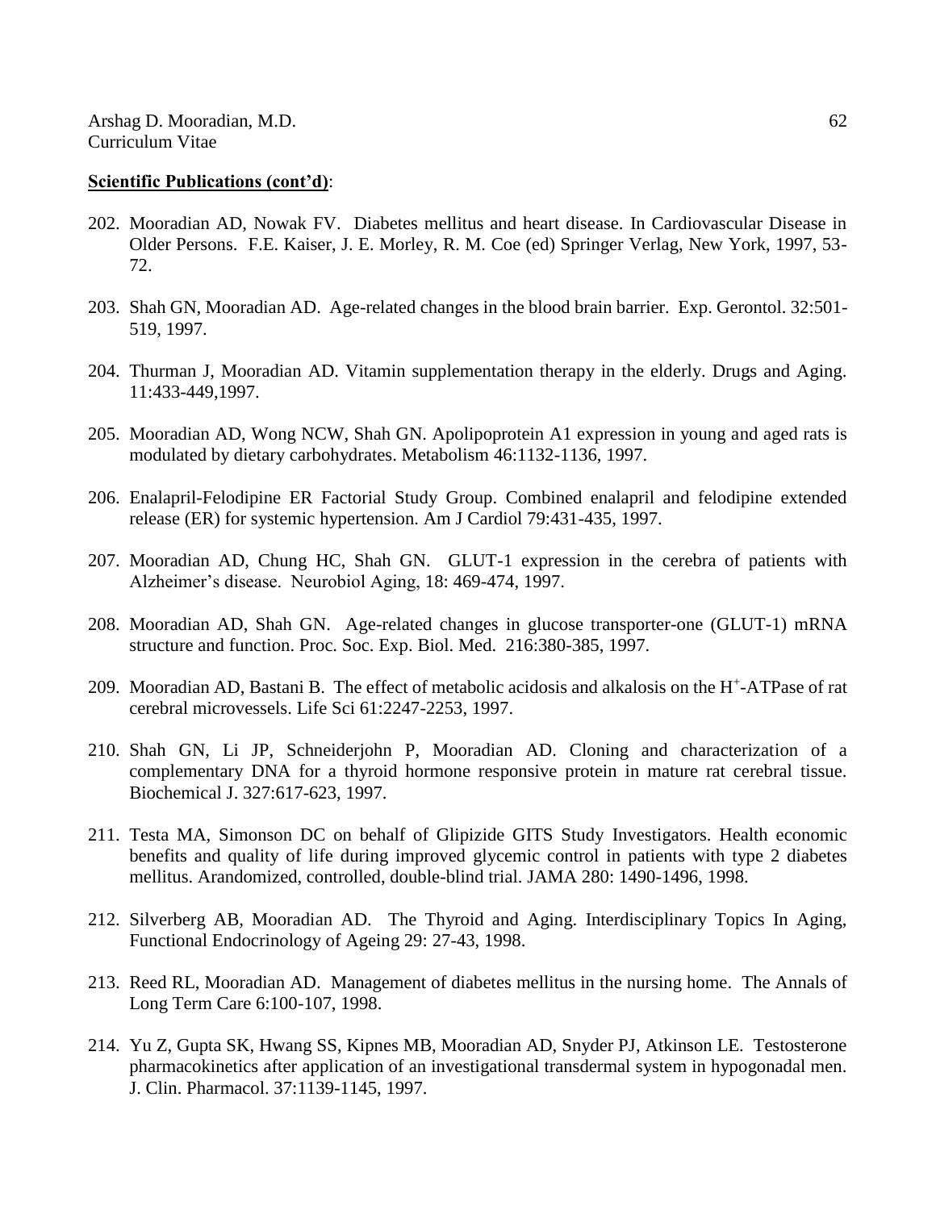**Scientific Publications (cont'd)**:

202. Mooradian AD, Nowak FV. Diabetes mellitus and heart disease. In Cardiovascular Disease in Older Persons. F.E. Kaiser, J. E. Morley, R. M. Coe (ed) Springer Verlag, New York, 1997, 53-72.

203. Shah GN, Mooradian AD. Age-related changes in the blood brain barrier. Exp. Gerontol. 32:501-519, 1997.

204. Thurman J, Mooradian AD. Vitamin supplementation therapy in the elderly. Drugs and Aging. 11:433-449,1997.

205. Mooradian AD, Wong NCW, Shah GN. Apolipoprotein A1 expression in young and aged rats is modulated by dietary carbohydrates. Metabolism 46:1132-1136, 1997.

206. Enalapril-Felodipine ER Factorial Study Group. Combined enalapril and felodipine extended release (ER) for systemic hypertension. Am J Cardiol 79:431-435, 1997.

207. Mooradian AD, Chung HC, Shah GN. GLUT-1 expression in the cerebra of patients with Alzheimer's disease. Neurobiol Aging, 18: 469-474, 1997.

208. Mooradian AD, Shah GN. Age-related changes in glucose transporter-one (GLUT-1) mRNA structure and function. Proc. Soc. Exp. Biol. Med. 216:380-385, 1997.

209. Mooradian AD, Bastani B. The effect of metabolic acidosis and alkalosis on the $H^+$-ATPase of rat cerebral microvessels. Life Sci 61:2247-2253, 1997.

210. Shah GN, Li JP, Schneiderjohn P, Mooradian AD. Cloning and characterization of a complementary DNA for a thyroid hormone responsive protein in mature rat cerebral tissue. Biochemical J. 327:617-623, 1997.

211. Testa MA, Simonson DC on behalf of Glipizide GITS Study Investigators. Health economic benefits and quality of life during improved glycemic control in patients with type 2 diabetes mellitus. Arandomized, controlled, double-blind trial. JAMA 280: 1490-1496, 1998.

212. Silverberg AB, Mooradian AD. The Thyroid and Aging. Interdisciplinary Topics In Aging, Functional Endocrinology of Ageing 29: 27-43, 1998.

213. Reed RL, Mooradian AD. Management of diabetes mellitus in the nursing home. The Annals of Long Term Care 6:100-107, 1998.

214. Yu Z, Gupta SK, Hwang SS, Kipnes MB, Mooradian AD, Snyder PJ, Atkinson LE. Testosterone pharmacokinetics after application of an investigational transdermal system in hypogonadal men. J. Clin. Pharmacol. 37:1139-1145, 1997.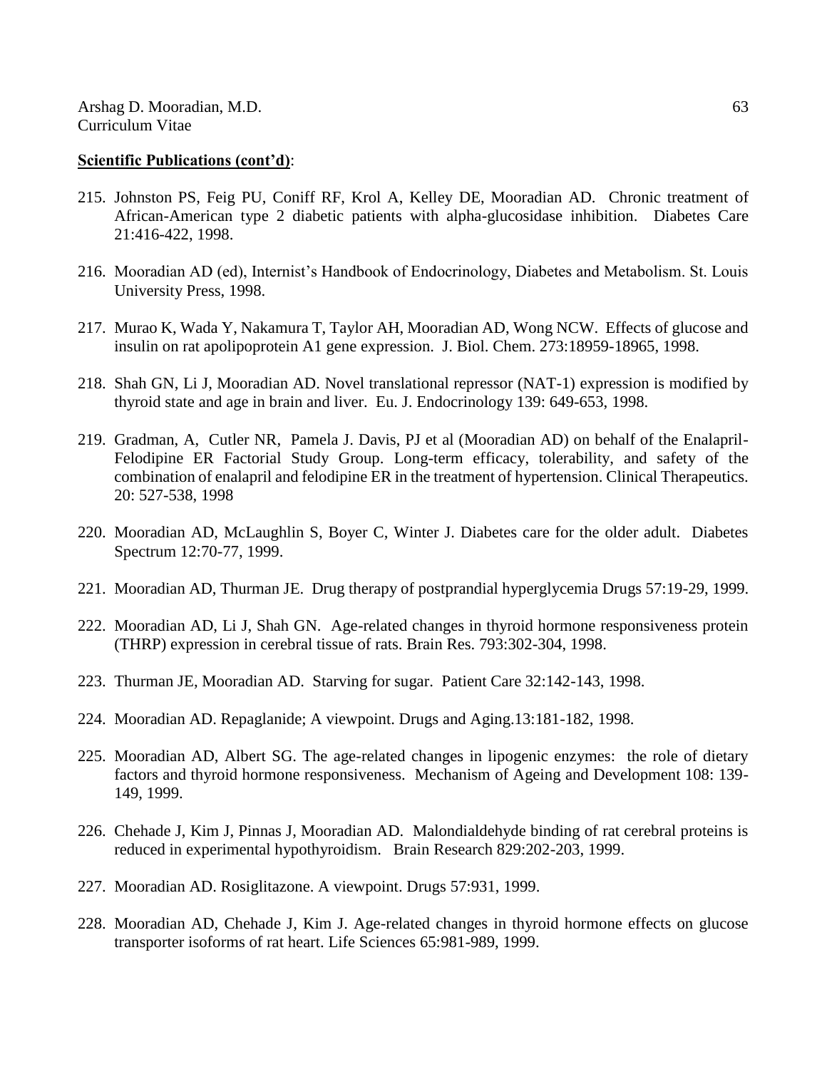**Scientific Publications (cont'd)**:

215. Johnston PS, Feig PU, Coniff RF, Krol A, Kelley DE, Mooradian AD. Chronic treatment of African-American type 2 diabetic patients with alpha-glucosidase inhibition. Diabetes Care 21:416-422, 1998.

216. Mooradian AD (ed), Internist's Handbook of Endocrinology, Diabetes and Metabolism. St. Louis University Press, 1998.

217. Murao K, Wada Y, Nakamura T, Taylor AH, Mooradian AD, Wong NCW. Effects of glucose and insulin on rat apolipoprotein A1 gene expression. J. Biol. Chem. 273:18959-18965, 1998.

218. Shah GN, Li J, Mooradian AD. Novel translational repressor (NAT-1) expression is modified by thyroid state and age in brain and liver. Eu. J. Endocrinology 139: 649-653, 1998.

219. Gradman, A, Cutler NR, Pamela J. Davis, PJ et al (Mooradian AD) on behalf of the Enalapril-Felodipine ER Factorial Study Group. Long-term efficacy, tolerability, and safety of the combination of enalapril and felodipine ER in the treatment of hypertension. Clinical Therapeutics. 20: 527-538, 1998

220. Mooradian AD, McLaughlin S, Boyer C, Winter J. Diabetes care for the older adult. Diabetes Spectrum 12:70-77, 1999.

221. Mooradian AD, Thurman JE. Drug therapy of postprandial hyperglycemia Drugs 57:19-29, 1999.

222. Mooradian AD, Li J, Shah GN. Age-related changes in thyroid hormone responsiveness protein (THRP) expression in cerebral tissue of rats. Brain Res. 793:302-304, 1998.

223. Thurman JE, Mooradian AD. Starving for sugar. Patient Care 32:142-143, 1998.

224. Mooradian AD. Repaglanide; A viewpoint. Drugs and Aging.13:181-182, 1998.

225. Mooradian AD, Albert SG. The age-related changes in lipogenic enzymes: the role of dietary factors and thyroid hormone responsiveness. Mechanism of Ageing and Development 108: 139-149, 1999.

226. Chehade J, Kim J, Pinnas J, Mooradian AD. Malondialdehyde binding of rat cerebral proteins is reduced in experimental hypothyroidism. Brain Research 829:202-203, 1999.

227. Mooradian AD. Rosiglitazone. A viewpoint. Drugs 57:931, 1999.

228. Mooradian AD, Chehade J, Kim J. Age-related changes in thyroid hormone effects on glucose transporter isoforms of rat heart. Life Sciences 65:981-989, 1999.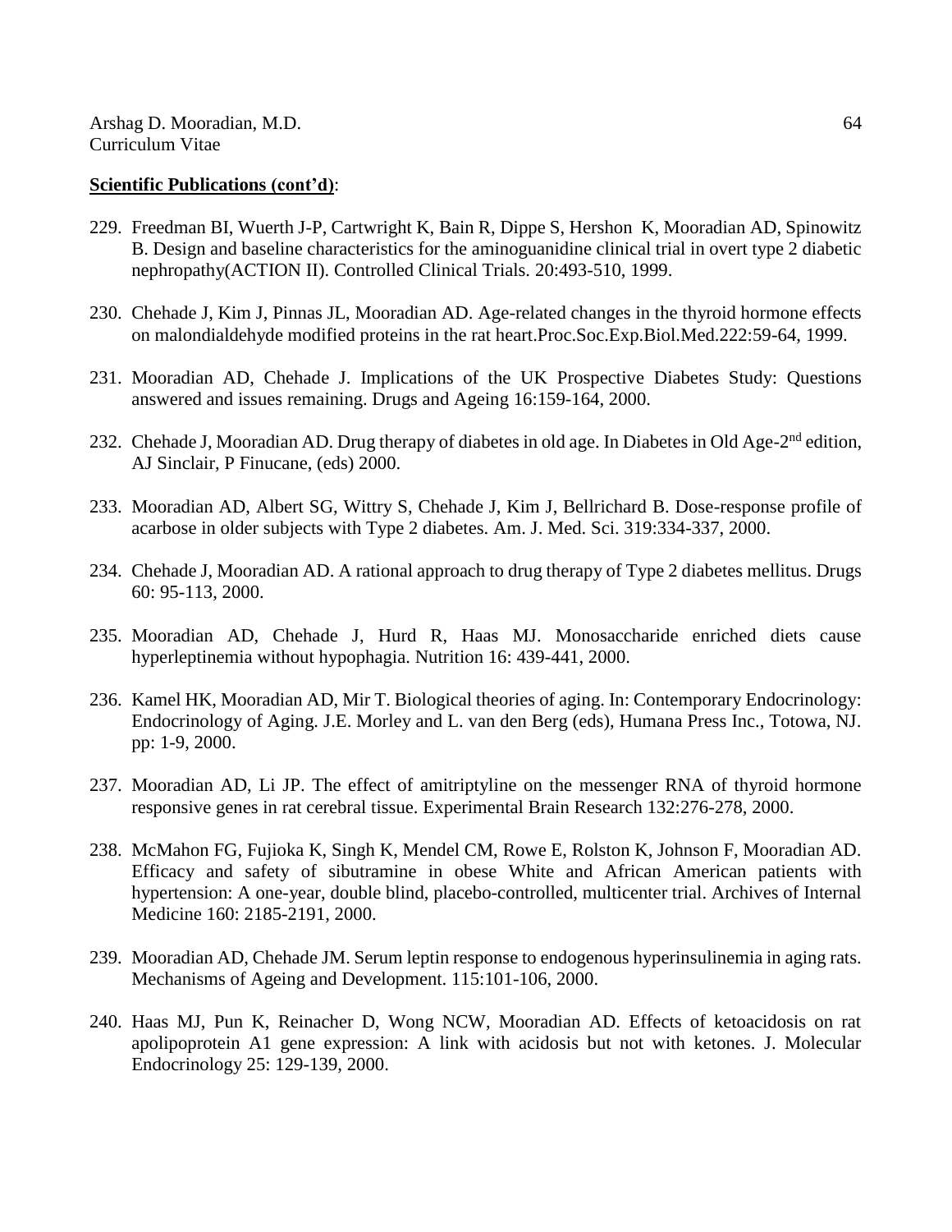**Scientific Publications (cont'd)**:

229. Freedman BI, Wuerth J-P, Cartwright K, Bain R, Dippe S, Hershon K, Mooradian AD, Spinowitz B. Design and baseline characteristics for the aminoguanidine clinical trial in overt type 2 diabetic nephropathy(ACTION II). Controlled Clinical Trials. 20:493-510, 1999.

230. Chehade J, Kim J, Pinnas JL, Mooradian AD. Age-related changes in the thyroid hormone effects on malondialdehyde modified proteins in the rat heart.Proc.Soc.Exp.Biol.Med.222:59-64, 1999.

231. Mooradian AD, Chehade J. Implications of the UK Prospective Diabetes Study: Questions answered and issues remaining. Drugs and Ageing 16:159-164, 2000.

232. Chehade J, Mooradian AD. Drug therapy of diabetes in old age. In Diabetes in Old Age-2nd edition, AJ Sinclair, P Finucane, (eds) 2000.

233. Mooradian AD, Albert SG, Wittry S, Chehade J, Kim J, Bellrichard B. Dose-response profile of acarbose in older subjects with Type 2 diabetes. Am. J. Med. Sci. 319:334-337, 2000.

234. Chehade J, Mooradian AD. A rational approach to drug therapy of Type 2 diabetes mellitus. Drugs 60: 95-113, 2000.

235. Mooradian AD, Chehade J, Hurd R, Haas MJ. Monosaccharide enriched diets cause hyperleptinemia without hypophagia. Nutrition 16: 439-441, 2000.

236. Kamel HK, Mooradian AD, Mir T. Biological theories of aging. In: Contemporary Endocrinology: Endocrinology of Aging. J.E. Morley and L. van den Berg (eds), Humana Press Inc., Totowa, NJ. pp: 1-9, 2000.

237. Mooradian AD, Li JP. The effect of amitriptyline on the messenger RNA of thyroid hormone responsive genes in rat cerebral tissue. Experimental Brain Research 132:276-278, 2000.

238. McMahon FG, Fujioka K, Singh K, Mendel CM, Rowe E, Rolston K, Johnson F, Mooradian AD. Efficacy and safety of sibutramine in obese White and African American patients with hypertension: A one-year, double blind, placebo-controlled, multicenter trial. Archives of Internal Medicine 160: 2185-2191, 2000.

239. Mooradian AD, Chehade JM. Serum leptin response to endogenous hyperinsulinemia in aging rats. Mechanisms of Ageing and Development. 115:101-106, 2000.

240. Haas MJ, Pun K, Reinacher D, Wong NCW, Mooradian AD. Effects of ketoacidosis on rat apolipoprotein A1 gene expression: A link with acidosis but not with ketones. J. Molecular Endocrinology 25: 129-139, 2000.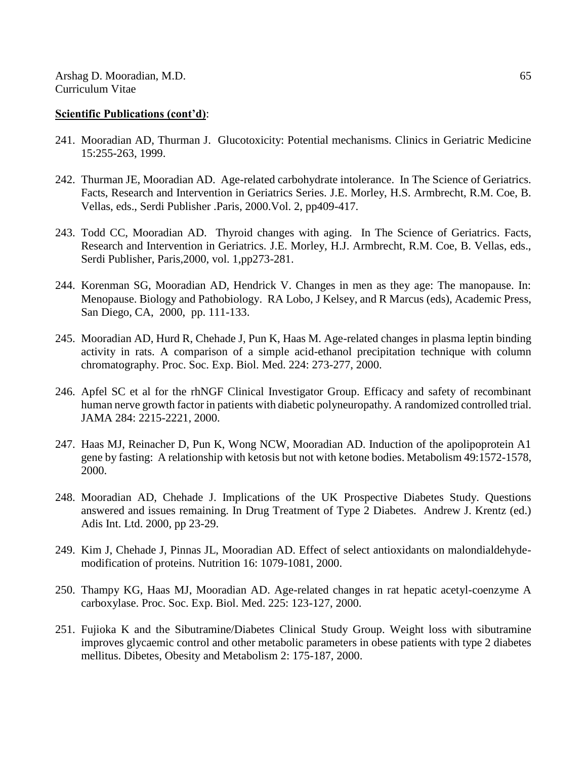**Scientific Publications (cont'd)**:

241. Mooradian AD, Thurman J. Glucotoxicity: Potential mechanisms. Clinics in Geriatric Medicine 15:255-263, 1999.

242. Thurman JE, Mooradian AD. Age-related carbohydrate intolerance. In The Science of Geriatrics. Facts, Research and Intervention in Geriatrics Series. J.E. Morley, H.S. Armbrecht, R.M. Coe, B. Vellas, eds., Serdi Publisher .Paris, 2000.Vol. 2, pp409-417.

243. Todd CC, Mooradian AD. Thyroid changes with aging. In The Science of Geriatrics. Facts, Research and Intervention in Geriatrics. J.E. Morley, H.J. Armbrecht, R.M. Coe, B. Vellas, eds., Serdi Publisher, Paris,2000, vol. 1,pp273-281.

244. Korenman SG, Mooradian AD, Hendrick V. Changes in men as they age: The manopause. In: Menopause. Biology and Pathobiology. RA Lobo, J Kelsey, and R Marcus (eds), Academic Press, San Diego, CA, 2000, pp. 111-133.

245. Mooradian AD, Hurd R, Chehade J, Pun K, Haas M. Age-related changes in plasma leptin binding activity in rats. A comparison of a simple acid-ethanol precipitation technique with column chromatography. Proc. Soc. Exp. Biol. Med. 224: 273-277, 2000.

246. Apfel SC et al for the rhNGF Clinical Investigator Group. Efficacy and safety of recombinant human nerve growth factor in patients with diabetic polyneuropathy. A randomized controlled trial. JAMA 284: 2215-2221, 2000.

247. Haas MJ, Reinacher D, Pun K, Wong NCW, Mooradian AD. Induction of the apolipoprotein A1 gene by fasting: A relationship with ketosis but not with ketone bodies. Metabolism 49:1572-1578, 2000.

248. Mooradian AD, Chehade J. Implications of the UK Prospective Diabetes Study. Questions answered and issues remaining. In Drug Treatment of Type 2 Diabetes. Andrew J. Krentz (ed.) Adis Int. Ltd. 2000, pp 23-29.

249. Kim J, Chehade J, Pinnas JL, Mooradian AD. Effect of select antioxidants on malondialdehyde-modification of proteins. Nutrition 16: 1079-1081, 2000.

250. Thampy KG, Haas MJ, Mooradian AD. Age-related changes in rat hepatic acetyl-coenzyme A carboxylase. Proc. Soc. Exp. Biol. Med. 225: 123-127, 2000.

251. Fujioka K and the Sibutramine/Diabetes Clinical Study Group. Weight loss with sibutramine improves glycaemic control and other metabolic parameters in obese patients with type 2 diabetes mellitus. Dibetes, Obesity and Metabolism 2: 175-187, 2000.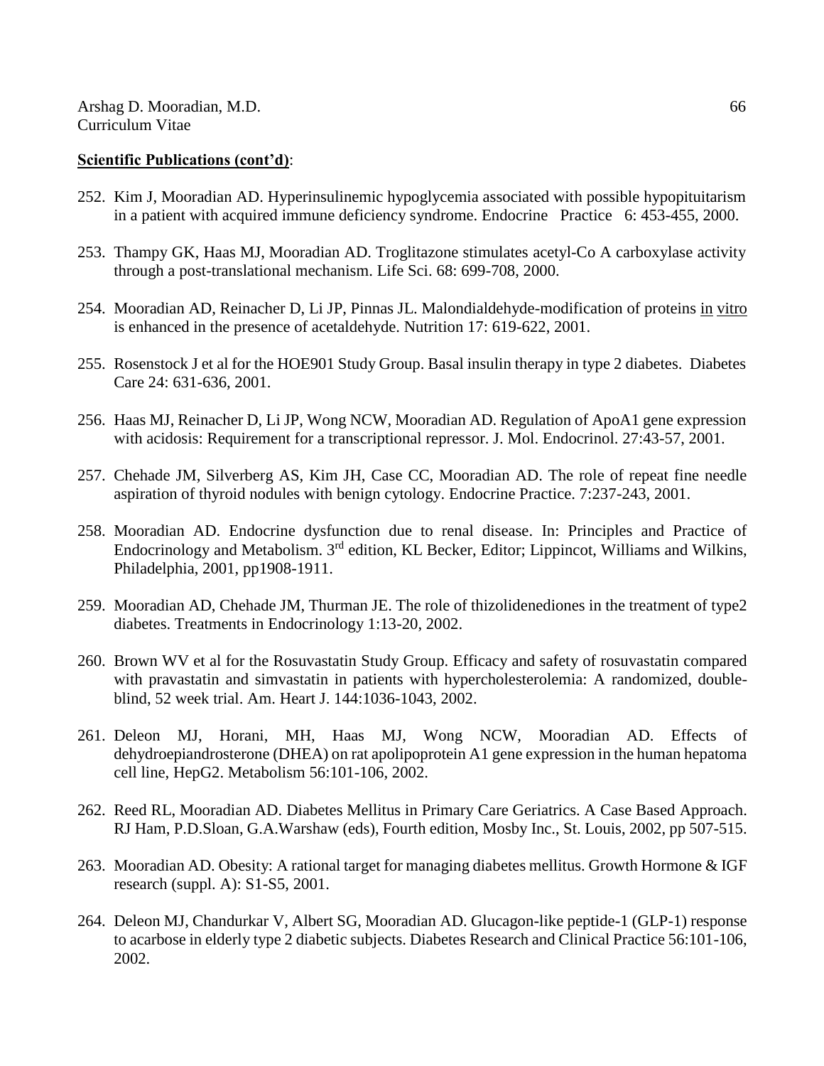**Scientific Publications (cont'd)**:

252. Kim J, Mooradian AD. Hyperinsulinemic hypoglycemia associated with possible hypopituitarism in a patient with acquired immune deficiency syndrome. Endocrine Practice 6: 453-455, 2000.

253. Thampy GK, Haas MJ, Mooradian AD. Troglitazone stimulates acetyl-Co A carboxylase activity through a post-translational mechanism. Life Sci. 68: 699-708, 2000.

254. Mooradian AD, Reinacher D, Li JP, Pinnas JL. Malondialdehyde-modification of proteins in vitro is enhanced in the presence of acetaldehyde. Nutrition 17: 619-622, 2001.

255. Rosenstock J et al for the HOE901 Study Group. Basal insulin therapy in type 2 diabetes. Diabetes Care 24: 631-636, 2001.

256. Haas MJ, Reinacher D, Li JP, Wong NCW, Mooradian AD. Regulation of ApoA1 gene expression with acidosis: Requirement for a transcriptional repressor. J. Mol. Endocrinol. 27:43-57, 2001.

257. Chehade JM, Silverberg AS, Kim JH, Case CC, Mooradian AD. The role of repeat fine needle aspiration of thyroid nodules with benign cytology. Endocrine Practice. 7:237-243, 2001.

258. Mooradian AD. Endocrine dysfunction due to renal disease. In: Principles and Practice of Endocrinology and Metabolism. 3rd edition, KL Becker, Editor; Lippincot, Williams and Wilkins, Philadelphia, 2001, pp1908-1911.

259. Mooradian AD, Chehade JM, Thurman JE. The role of thizolidenediones in the treatment of type2 diabetes. Treatments in Endocrinology 1:13-20, 2002.

260. Brown WV et al for the Rosuvastatin Study Group. Efficacy and safety of rosuvastatin compared with pravastatin and simvastatin in patients with hypercholesterolemia: A randomized, double-blind, 52 week trial. Am. Heart J. 144:1036-1043, 2002.

261. Deleon MJ, Horani, MH, Haas MJ, Wong NCW, Mooradian AD. Effects of dehydroepiandrosterone (DHEA) on rat apolipoprotein A1 gene expression in the human hepatoma cell line, HepG2. Metabolism 56:101-106, 2002.

262. Reed RL, Mooradian AD. Diabetes Mellitus in Primary Care Geriatrics. A Case Based Approach. RJ Ham, P.D.Sloan, G.A.Warshaw (eds), Fourth edition, Mosby Inc., St. Louis, 2002, pp 507-515.

263. Mooradian AD. Obesity: A rational target for managing diabetes mellitus. Growth Hormone & IGF research (suppl. A): S1-S5, 2001.

264. Deleon MJ, Chandurkar V, Albert SG, Mooradian AD. Glucagon-like peptide-1 (GLP-1) response to acarbose in elderly type 2 diabetic subjects. Diabetes Research and Clinical Practice 56:101-106, 2002.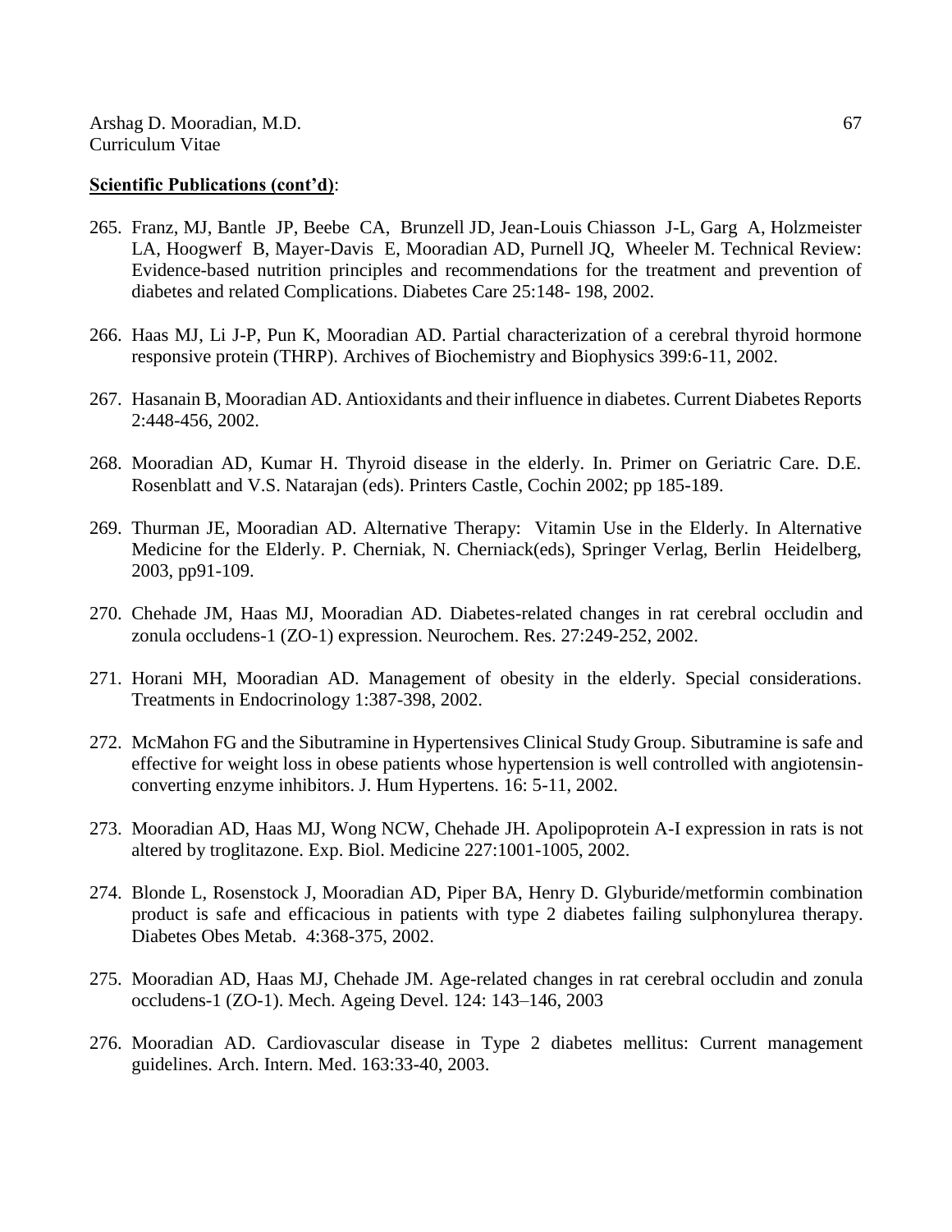**Scientific Publications (cont'd)**:

265. Franz, MJ, Bantle JP, Beebe CA, Brunzell JD, Jean-Louis Chiasson J-L, Garg A, Holzmeister LA, Hoogwerf B, Mayer-Davis E, Mooradian AD, Purnell JQ, Wheeler M. Technical Review: Evidence-based nutrition principles and recommendations for the treatment and prevention of diabetes and related Complications. Diabetes Care 25:148- 198, 2002.

266. Haas MJ, Li J-P, Pun K, Mooradian AD. Partial characterization of a cerebral thyroid hormone responsive protein (THRP). Archives of Biochemistry and Biophysics 399:6-11, 2002.

267. Hasanain B, Mooradian AD. Antioxidants and their influence in diabetes. Current Diabetes Reports 2:448-456, 2002.

268. Mooradian AD, Kumar H. Thyroid disease in the elderly. In. Primer on Geriatric Care. D.E. Rosenblatt and V.S. Natarajan (eds). Printers Castle, Cochin 2002; pp 185-189.

269. Thurman JE, Mooradian AD. Alternative Therapy: Vitamin Use in the Elderly. In Alternative Medicine for the Elderly. P. Cherniak, N. Cherniack(eds), Springer Verlag, Berlin Heidelberg, 2003, pp91-109.

270. Chehade JM, Haas MJ, Mooradian AD. Diabetes-related changes in rat cerebral occludin and zonula occludens-1 (ZO-1) expression. Neurochem. Res. 27:249-252, 2002.

271. Horani MH, Mooradian AD. Management of obesity in the elderly. Special considerations. Treatments in Endocrinology 1:387-398, 2002.

272. McMahon FG and the Sibutramine in Hypertensives Clinical Study Group. Sibutramine is safe and effective for weight loss in obese patients whose hypertension is well controlled with angiotensin-converting enzyme inhibitors. J. Hum Hypertens. 16: 5-11, 2002.

273. Mooradian AD, Haas MJ, Wong NCW, Chehade JH. Apolipoprotein A-I expression in rats is not altered by troglitazone. Exp. Biol. Medicine 227:1001-1005, 2002.

274. Blonde L, Rosenstock J, Mooradian AD, Piper BA, Henry D. Glyburide/metformin combination product is safe and efficacious in patients with type 2 diabetes failing sulphonylurea therapy. Diabetes Obes Metab. 4:368-375, 2002.

275. Mooradian AD, Haas MJ, Chehade JM. Age-related changes in rat cerebral occludin and zonula occludens-1 (ZO-1). Mech. Ageing Devel. 124: 143–146, 2003

276. Mooradian AD. Cardiovascular disease in Type 2 diabetes mellitus: Current management guidelines. Arch. Intern. Med. 163:33-40, 2003.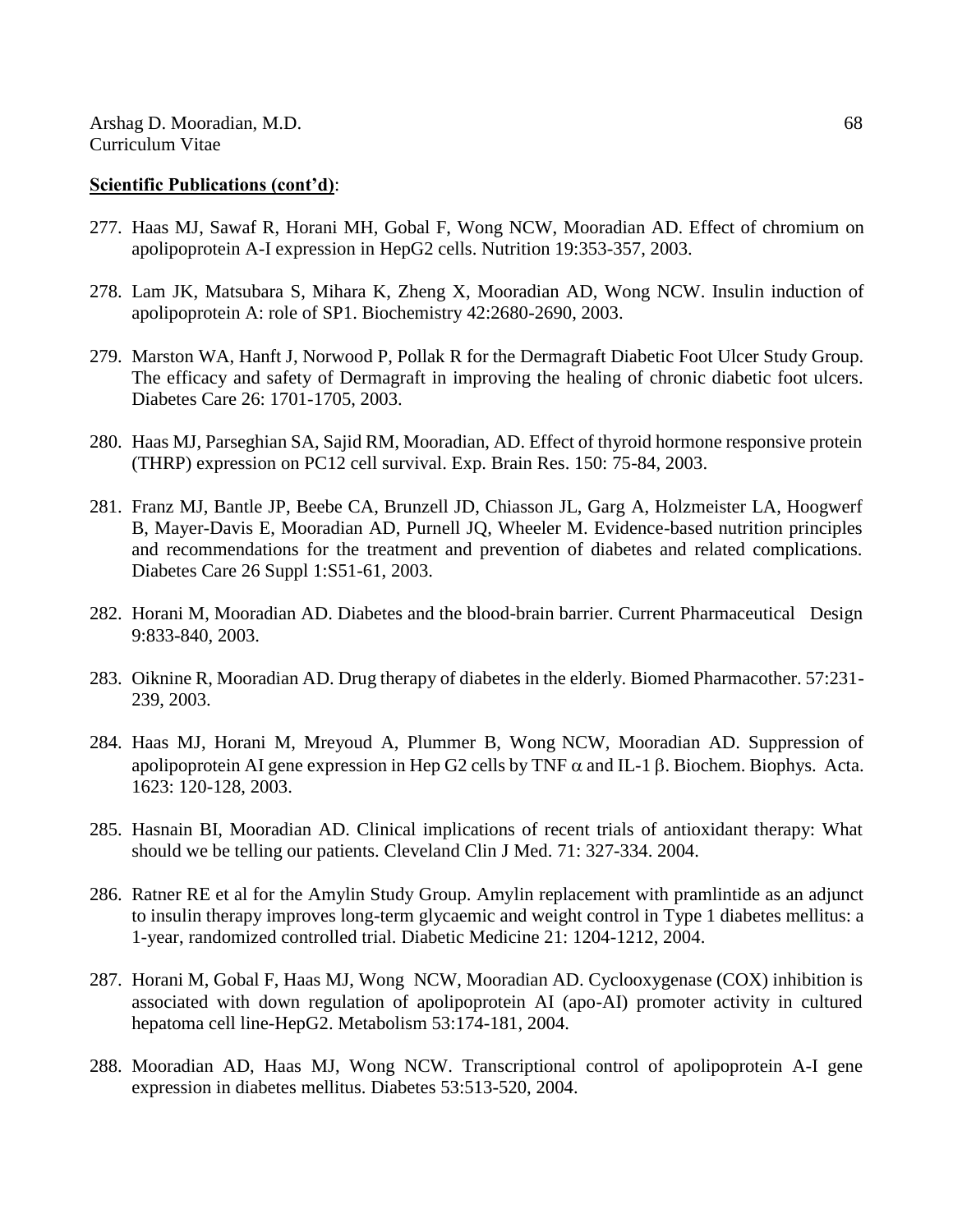**Scientific Publications (cont'd)**:

277. Haas MJ, Sawaf R, Horani MH, Gobal F, Wong NCW, Mooradian AD. Effect of chromium on apolipoprotein A-I expression in HepG2 cells. Nutrition 19:353-357, 2003.

278. Lam JK, Matsubara S, Mihara K, Zheng X, Mooradian AD, Wong NCW. Insulin induction of apolipoprotein A: role of SP1. Biochemistry 42:2680-2690, 2003.

279. Marston WA, Hanft J, Norwood P, Pollak R for the Dermagraft Diabetic Foot Ulcer Study Group. The efficacy and safety of Dermagraft in improving the healing of chronic diabetic foot ulcers. Diabetes Care 26: 1701-1705, 2003.

280. Haas MJ, Parseghian SA, Sajid RM, Mooradian, AD. Effect of thyroid hormone responsive protein (THRP) expression on PC12 cell survival. Exp. Brain Res. 150: 75-84, 2003.

281. Franz MJ, Bantle JP, Beebe CA, Brunzell JD, Chiasson JL, Garg A, Holzmeister LA, Hoogwerf B, Mayer-Davis E, Mooradian AD, Purnell JQ, Wheeler M. Evidence-based nutrition principles and recommendations for the treatment and prevention of diabetes and related complications. Diabetes Care 26 Suppl 1:S51-61, 2003.

282. Horani M, Mooradian AD. Diabetes and the blood-brain barrier. Current Pharmaceutical Design 9:833-840, 2003.

283. Oiknine R, Mooradian AD. Drug therapy of diabetes in the elderly. Biomed Pharmacother. 57:231-239, 2003.

284. Haas MJ, Horani M, Mreyoud A, Plummer B, Wong NCW, Mooradian AD. Suppression of apolipoprotein AI gene expression in Hep G2 cells by TNF $\alpha$ and IL-1 $\beta$. Biochem. Biophys. Acta. 1623: 120-128, 2003.

285. Hasnain BI, Mooradian AD. Clinical implications of recent trials of antioxidant therapy: What should we be telling our patients. Cleveland Clin J Med. 71: 327-334. 2004.

286. Ratner RE et al for the Amylin Study Group. Amylin replacement with pramlintide as an adjunct to insulin therapy improves long-term glycaemic and weight control in Type 1 diabetes mellitus: a 1-year, randomized controlled trial. Diabetic Medicine 21: 1204-1212, 2004.

287. Horani M, Gobal F, Haas MJ, Wong NCW, Mooradian AD. Cyclooxygenase (COX) inhibition is associated with down regulation of apolipoprotein AI (apo-AI) promoter activity in cultured hepatoma cell line-HepG2. Metabolism 53:174-181, 2004.

288. Mooradian AD, Haas MJ, Wong NCW. Transcriptional control of apolipoprotein A-I gene expression in diabetes mellitus. Diabetes 53:513-520, 2004.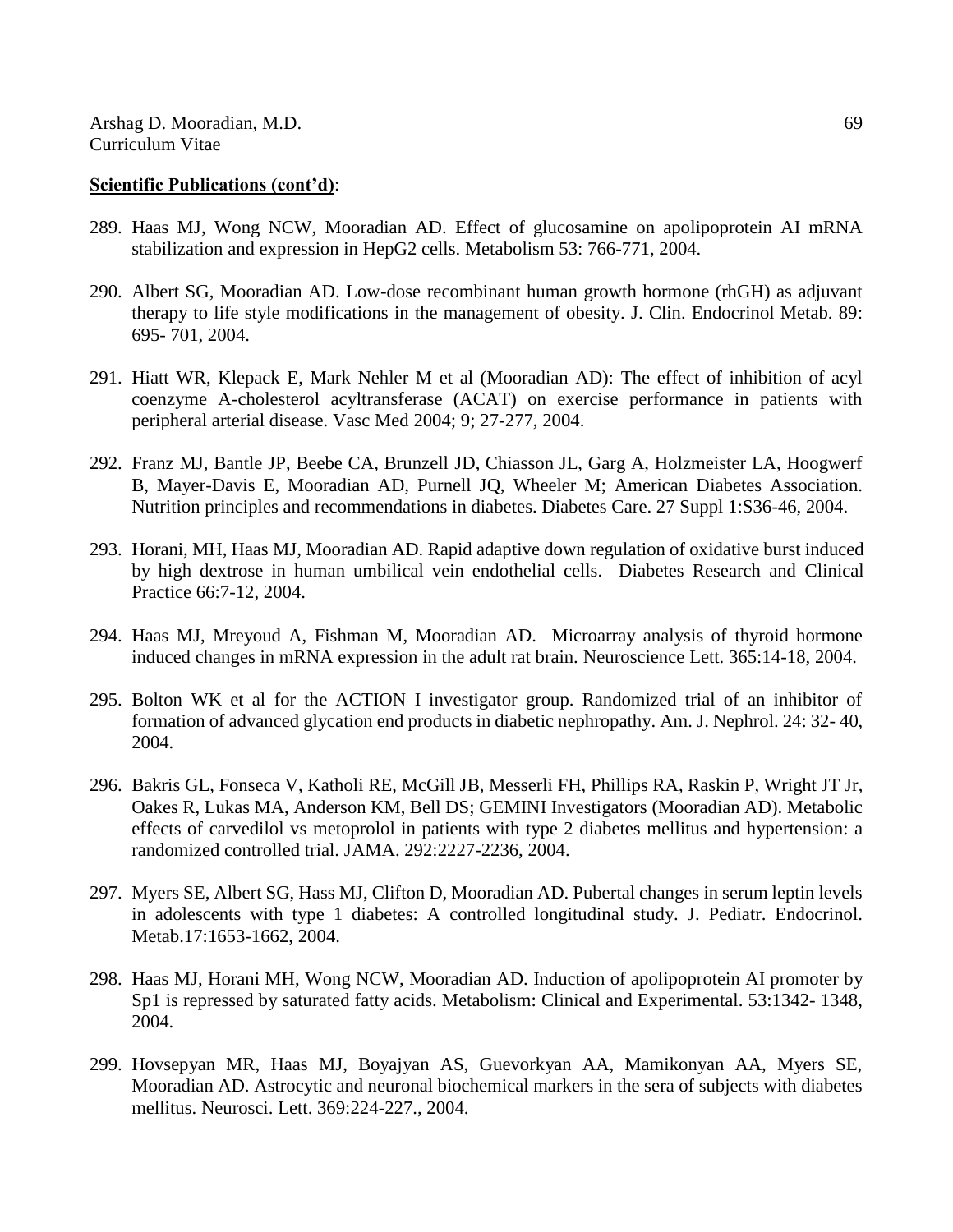**Scientific Publications (cont'd)**:

289. Haas MJ, Wong NCW, Mooradian AD. Effect of glucosamine on apolipoprotein AI mRNA stabilization and expression in HepG2 cells. Metabolism 53: 766-771, 2004.

290. Albert SG, Mooradian AD. Low-dose recombinant human growth hormone (rhGH) as adjuvant therapy to life style modifications in the management of obesity. J. Clin. Endocrinol Metab. 89: 695- 701, 2004.

291. Hiatt WR, Klepack E, Mark Nehler M et al (Mooradian AD): The effect of inhibition of acyl coenzyme A-cholesterol acyltransferase (ACAT) on exercise performance in patients with peripheral arterial disease. Vasc Med 2004; 9; 27-277, 2004.

292. Franz MJ, Bantle JP, Beebe CA, Brunzell JD, Chiasson JL, Garg A, Holzmeister LA, Hoogwerf B, Mayer-Davis E, Mooradian AD, Purnell JQ, Wheeler M; American Diabetes Association. Nutrition principles and recommendations in diabetes. Diabetes Care. 27 Suppl 1:S36-46, 2004.

293. Horani, MH, Haas MJ, Mooradian AD. Rapid adaptive down regulation of oxidative burst induced by high dextrose in human umbilical vein endothelial cells. Diabetes Research and Clinical Practice 66:7-12, 2004.

294. Haas MJ, Mreyoud A, Fishman M, Mooradian AD. Microarray analysis of thyroid hormone induced changes in mRNA expression in the adult rat brain. Neuroscience Lett. 365:14-18, 2004.

295. Bolton WK et al for the ACTION I investigator group. Randomized trial of an inhibitor of formation of advanced glycation end products in diabetic nephropathy. Am. J. Nephrol. 24: 32- 40, 2004.

296. Bakris GL, Fonseca V, Katholi RE, McGill JB, Messerli FH, Phillips RA, Raskin P, Wright JT Jr, Oakes R, Lukas MA, Anderson KM, Bell DS; GEMINI Investigators (Mooradian AD). Metabolic effects of carvedilol vs metoprolol in patients with type 2 diabetes mellitus and hypertension: a randomized controlled trial. JAMA. 292:2227-2236, 2004.

297. Myers SE, Albert SG, Hass MJ, Clifton D, Mooradian AD. Pubertal changes in serum leptin levels in adolescents with type 1 diabetes: A controlled longitudinal study. J. Pediatr. Endocrinol. Metab.17:1653-1662, 2004.

298. Haas MJ, Horani MH, Wong NCW, Mooradian AD. Induction of apolipoprotein AI promoter by Sp1 is repressed by saturated fatty acids. Metabolism: Clinical and Experimental. 53:1342- 1348, 2004.

299. Hovsepyan MR, Haas MJ, Boyajyan AS, Guevorkyan AA, Mamikonyan AA, Myers SE, Mooradian AD. Astrocytic and neuronal biochemical markers in the sera of subjects with diabetes mellitus. Neurosci. Lett. 369:224-227., 2004.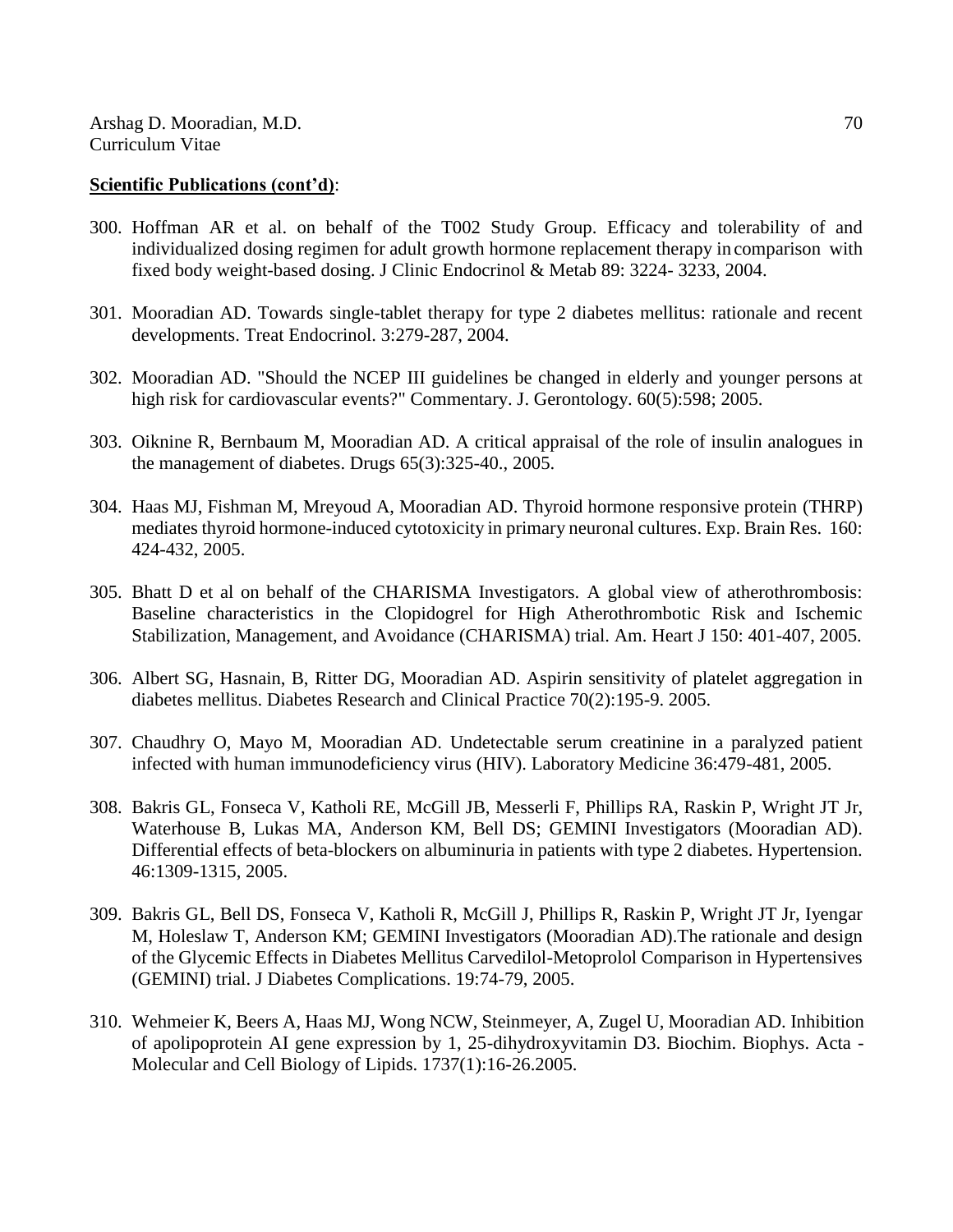**Scientific Publications (cont'd)**:

300. Hoffman AR et al. on behalf of the T002 Study Group. Efficacy and tolerability of and individualized dosing regimen for adult growth hormone replacement therapy in comparison with fixed body weight-based dosing. J Clinic Endocrinol & Metab 89: 3224- 3233, 2004.

301. Mooradian AD. Towards single-tablet therapy for type 2 diabetes mellitus: rationale and recent developments. Treat Endocrinol. 3:279-287, 2004.

302. Mooradian AD. "Should the NCEP III guidelines be changed in elderly and younger persons at high risk for cardiovascular events?" Commentary. J. Gerontology. 60(5):598; 2005.

303. Oiknine R, Bernbaum M, Mooradian AD. A critical appraisal of the role of insulin analogues in the management of diabetes. Drugs 65(3):325-40., 2005.

304. Haas MJ, Fishman M, Mreyoud A, Mooradian AD. Thyroid hormone responsive protein (THRP) mediates thyroid hormone-induced cytotoxicity in primary neuronal cultures. Exp. Brain Res. 160: 424-432, 2005.

305. Bhatt D et al on behalf of the CHARISMA Investigators. A global view of atherothrombosis: Baseline characteristics in the Clopidogrel for High Atherothrombotic Risk and Ischemic Stabilization, Management, and Avoidance (CHARISMA) trial. Am. Heart J 150: 401-407, 2005.

306. Albert SG, Hasnain, B, Ritter DG, Mooradian AD. Aspirin sensitivity of platelet aggregation in diabetes mellitus. Diabetes Research and Clinical Practice 70(2):195-9. 2005.

307. Chaudhry O, Mayo M, Mooradian AD. Undetectable serum creatinine in a paralyzed patient infected with human immunodeficiency virus (HIV). Laboratory Medicine 36:479-481, 2005.

308. Bakris GL, Fonseca V, Katholi RE, McGill JB, Messerli F, Phillips RA, Raskin P, Wright JT Jr, Waterhouse B, Lukas MA, Anderson KM, Bell DS; GEMINI Investigators (Mooradian AD). Differential effects of beta-blockers on albuminuria in patients with type 2 diabetes. Hypertension. 46:1309-1315, 2005.

309. Bakris GL, Bell DS, Fonseca V, Katholi R, McGill J, Phillips R, Raskin P, Wright JT Jr, Iyengar M, Holeslaw T, Anderson KM; GEMINI Investigators (Mooradian AD).The rationale and design of the Glycemic Effects in Diabetes Mellitus Carvedilol-Metoprolol Comparison in Hypertensives (GEMINI) trial. J Diabetes Complications. 19:74-79, 2005.

310. Wehmeier K, Beers A, Haas MJ, Wong NCW, Steinmeyer, A, Zugel U, Mooradian AD. Inhibition of apolipoprotein AI gene expression by 1, 25-dihydroxyvitamin D3. Biochim. Biophys. Acta - Molecular and Cell Biology of Lipids. 1737(1):16-26.2005.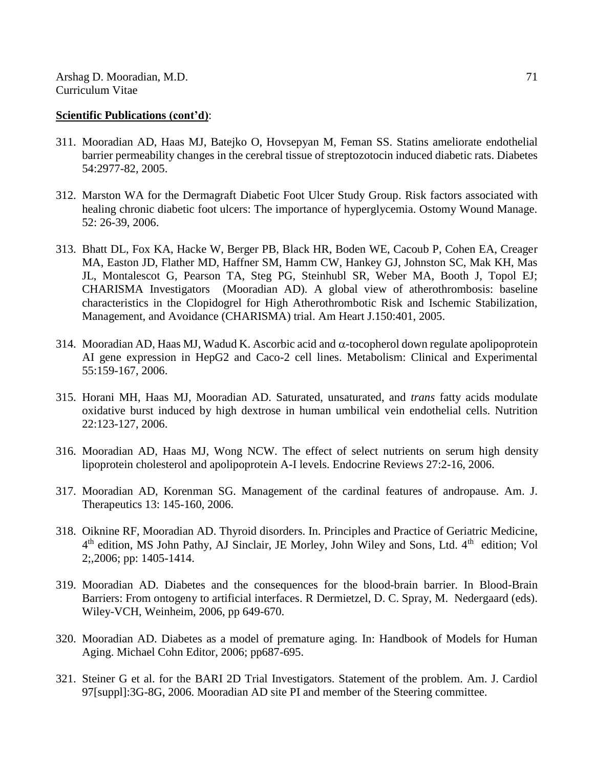**Scientific Publications (cont'd)**:

311. Mooradian AD, Haas MJ, Batejko O, Hovsepyan M, Feman SS. Statins ameliorate endothelial barrier permeability changes in the cerebral tissue of streptozotocin induced diabetic rats. Diabetes 54:2977-82, 2005.

312. Marston WA for the Dermagraft Diabetic Foot Ulcer Study Group. Risk factors associated with healing chronic diabetic foot ulcers: The importance of hyperglycemia. Ostomy Wound Manage. 52: 26-39, 2006.

313. Bhatt DL, Fox KA, Hacke W, Berger PB, Black HR, Boden WE, Cacoub P, Cohen EA, Creager MA, Easton JD, Flather MD, Haffner SM, Hamm CW, Hankey GJ, Johnston SC, Mak KH, Mas JL, Montalescot G, Pearson TA, Steg PG, Steinhubl SR, Weber MA, Booth J, Topol EJ; CHARISMA Investigators (Mooradian AD). A global view of atherothrombosis: baseline characteristics in the Clopidogrel for High Atherothrombotic Risk and Ischemic Stabilization, Management, and Avoidance (CHARISMA) trial. Am Heart J.150:401, 2005.

314. Mooradian AD, Haas MJ, Wadud K. Ascorbic acid and $\alpha$-tocopherol down regulate apolipoprotein AI gene expression in HepG2 and Caco-2 cell lines. Metabolism: Clinical and Experimental 55:159-167, 2006.

315. Horani MH, Haas MJ, Mooradian AD. Saturated, unsaturated, and *trans* fatty acids modulate oxidative burst induced by high dextrose in human umbilical vein endothelial cells. Nutrition 22:123-127, 2006.

316. Mooradian AD, Haas MJ, Wong NCW. The effect of select nutrients on serum high density lipoprotein cholesterol and apolipoprotein A-I levels. Endocrine Reviews 27:2-16, 2006.

317. Mooradian AD, Korenman SG. Management of the cardinal features of andropause. Am. J. Therapeutics 13: 145-160, 2006.

318. Oiknine RF, Mooradian AD. Thyroid disorders. In. Principles and Practice of Geriatric Medicine, 4th edition, MS John Pathy, AJ Sinclair, JE Morley, John Wiley and Sons, Ltd. 4th edition; Vol 2;,2006; pp: 1405-1414.

319. Mooradian AD. Diabetes and the consequences for the blood-brain barrier. In Blood-Brain Barriers: From ontogeny to artificial interfaces. R Dermietzel, D. C. Spray, M. Nedergaard (eds). Wiley-VCH, Weinheim, 2006, pp 649-670.

320. Mooradian AD. Diabetes as a model of premature aging. In: Handbook of Models for Human Aging. Michael Cohn Editor, 2006; pp687-695.

321. Steiner G et al. for the BARI 2D Trial Investigators. Statement of the problem. Am. J. Cardiol 97[suppl]:3G-8G, 2006. Mooradian AD site PI and member of the Steering committee.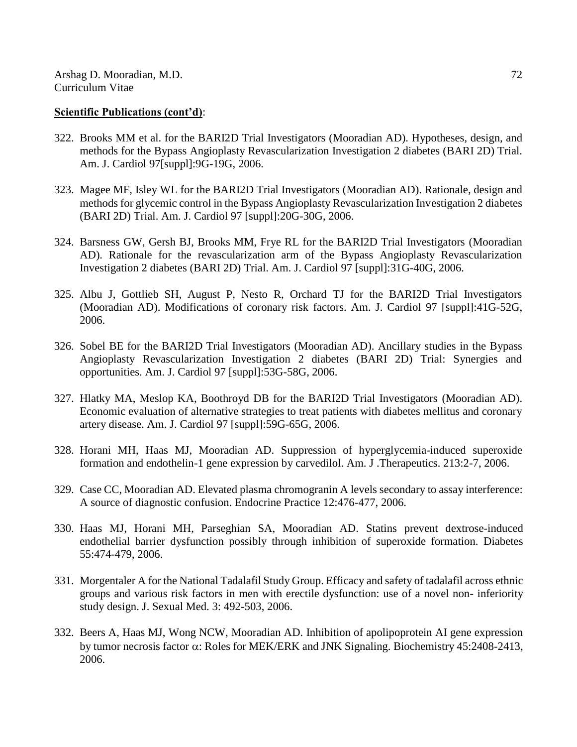**Scientific Publications (cont'd)**:

322. Brooks MM et al. for the BARI2D Trial Investigators (Mooradian AD). Hypotheses, design, and methods for the Bypass Angioplasty Revascularization Investigation 2 diabetes (BARI 2D) Trial. Am. J. Cardiol 97[suppl]:9G-19G, 2006.

323. Magee MF, Isley WL for the BARI2D Trial Investigators (Mooradian AD). Rationale, design and methods for glycemic control in the Bypass Angioplasty Revascularization Investigation 2 diabetes (BARI 2D) Trial. Am. J. Cardiol 97 [suppl]:20G-30G, 2006.

324. Barsness GW, Gersh BJ, Brooks MM, Frye RL for the BARI2D Trial Investigators (Mooradian AD). Rationale for the revascularization arm of the Bypass Angioplasty Revascularization Investigation 2 diabetes (BARI 2D) Trial. Am. J. Cardiol 97 [suppl]:31G-40G, 2006.

325. Albu J, Gottlieb SH, August P, Nesto R, Orchard TJ for the BARI2D Trial Investigators (Mooradian AD). Modifications of coronary risk factors. Am. J. Cardiol 97 [suppl]:41G-52G, 2006.

326. Sobel BE for the BARI2D Trial Investigators (Mooradian AD). Ancillary studies in the Bypass Angioplasty Revascularization Investigation 2 diabetes (BARI 2D) Trial: Synergies and opportunities. Am. J. Cardiol 97 [suppl]:53G-58G, 2006.

327. Hlatky MA, Meslop KA, Boothroyd DB for the BARI2D Trial Investigators (Mooradian AD). Economic evaluation of alternative strategies to treat patients with diabetes mellitus and coronary artery disease. Am. J. Cardiol 97 [suppl]:59G-65G, 2006.

328. Horani MH, Haas MJ, Mooradian AD. Suppression of hyperglycemia-induced superoxide formation and endothelin-1 gene expression by carvedilol. Am. J .Therapeutics. 213:2-7, 2006.

329. Case CC, Mooradian AD. Elevated plasma chromogranin A levels secondary to assay interference: A source of diagnostic confusion. Endocrine Practice 12:476-477, 2006.

330. Haas MJ, Horani MH, Parseghian SA, Mooradian AD. Statins prevent dextrose-induced endothelial barrier dysfunction possibly through inhibition of superoxide formation. Diabetes 55:474-479, 2006.

331. Morgentaler A for the National Tadalafil Study Group. Efficacy and safety of tadalafil across ethnic groups and various risk factors in men with erectile dysfunction: use of a novel non- inferiority study design. J. Sexual Med. 3: 492-503, 2006.

332. Beers A, Haas MJ, Wong NCW, Mooradian AD. Inhibition of apolipoprotein AI gene expression by tumor necrosis factor $\alpha$: Roles for MEK/ERK and JNK Signaling. Biochemistry 45:2408-2413, 2006.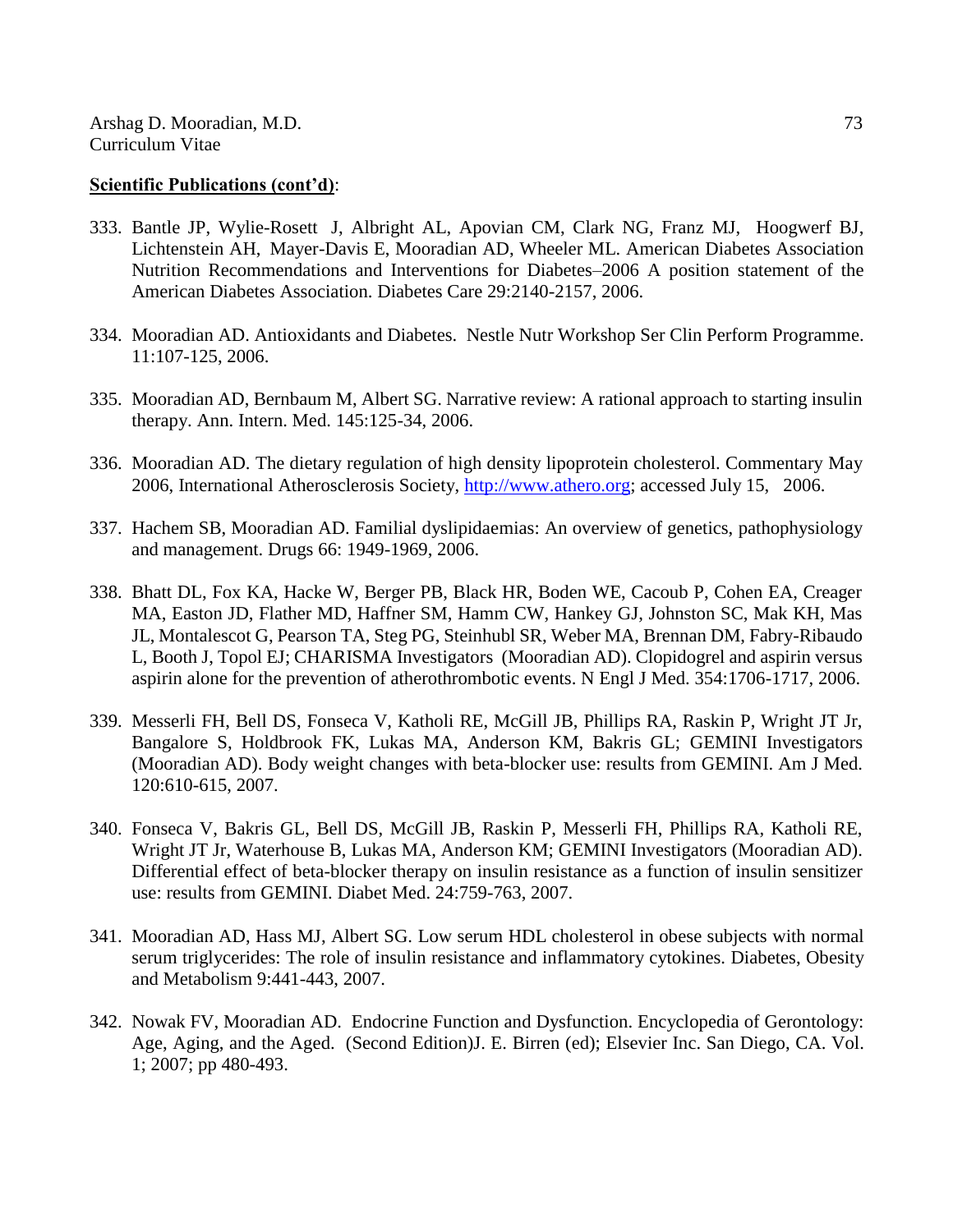**Scientific Publications (cont'd)**:

333. Bantle JP, Wylie-Rosett J, Albright AL, Apovian CM, Clark NG, Franz MJ, Hoogwerf BJ, Lichtenstein AH, Mayer-Davis E, Mooradian AD, Wheeler ML. American Diabetes Association Nutrition Recommendations and Interventions for Diabetes–2006 A position statement of the American Diabetes Association. Diabetes Care 29:2140-2157, 2006.

334. Mooradian AD. Antioxidants and Diabetes. Nestle Nutr Workshop Ser Clin Perform Programme. 11:107-125, 2006.

335. Mooradian AD, Bernbaum M, Albert SG. Narrative review: A rational approach to starting insulin therapy. Ann. Intern. Med. 145:125-34, 2006.

336. Mooradian AD. The dietary regulation of high density lipoprotein cholesterol. Commentary May 2006, International Atherosclerosis Society, [http://www.athero.org](http://www.athero.org); accessed July 15, 2006.

337. Hachem SB, Mooradian AD. Familial dyslipidaemias: An overview of genetics, pathophysiology and management. Drugs 66: 1949-1969, 2006.

338. Bhatt DL, Fox KA, Hacke W, Berger PB, Black HR, Boden WE, Cacoub P, Cohen EA, Creager MA, Easton JD, Flather MD, Haffner SM, Hamm CW, Hankey GJ, Johnston SC, Mak KH, Mas JL, Montalescot G, Pearson TA, Steg PG, Steinhubl SR, Weber MA, Brennan DM, Fabry-Ribaudo L, Booth J, Topol EJ; CHARISMA Investigators (Mooradian AD). Clopidogrel and aspirin versus aspirin alone for the prevention of atherothrombotic events. N Engl J Med. 354:1706-1717, 2006.

339. Messerli FH, Bell DS, Fonseca V, Katholi RE, McGill JB, Phillips RA, Raskin P, Wright JT Jr, Bangalore S, Holdbrook FK, Lukas MA, Anderson KM, Bakris GL; GEMINI Investigators (Mooradian AD). Body weight changes with beta-blocker use: results from GEMINI. Am J Med. 120:610-615, 2007.

340. Fonseca V, Bakris GL, Bell DS, McGill JB, Raskin P, Messerli FH, Phillips RA, Katholi RE, Wright JT Jr, Waterhouse B, Lukas MA, Anderson KM; GEMINI Investigators (Mooradian AD). Differential effect of beta-blocker therapy on insulin resistance as a function of insulin sensitizer use: results from GEMINI. Diabet Med. 24:759-763, 2007.

341. Mooradian AD, Hass MJ, Albert SG. Low serum HDL cholesterol in obese subjects with normal serum triglycerides: The role of insulin resistance and inflammatory cytokines. Diabetes, Obesity and Metabolism 9:441-443, 2007.

342. Nowak FV, Mooradian AD. Endocrine Function and Dysfunction. Encyclopedia of Gerontology: Age, Aging, and the Aged. (Second Edition)J. E. Birren (ed); Elsevier Inc. San Diego, CA. Vol. 1; 2007; pp 480-493.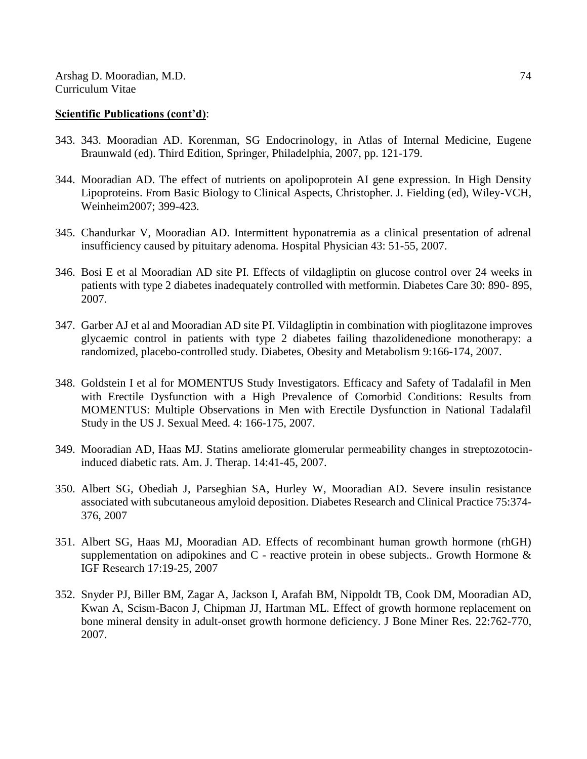**Scientific Publications (cont'd)**:

343. 343. Mooradian AD. Korenman, SG Endocrinology, in Atlas of Internal Medicine, Eugene Braunwald (ed). Third Edition, Springer, Philadelphia, 2007, pp. 121-179.

344. Mooradian AD. The effect of nutrients on apolipoprotein AI gene expression. In High Density Lipoproteins. From Basic Biology to Clinical Aspects, Christopher. J. Fielding (ed), Wiley-VCH, Weinheim2007; 399-423.

345. Chandurkar V, Mooradian AD. Intermittent hyponatremia as a clinical presentation of adrenal insufficiency caused by pituitary adenoma. Hospital Physician 43: 51-55, 2007.

346. Bosi E et al Mooradian AD site PI. Effects of vildagliptin on glucose control over 24 weeks in patients with type 2 diabetes inadequately controlled with metformin. Diabetes Care 30: 890- 895, 2007.

347. Garber AJ et al and Mooradian AD site PI. Vildagliptin in combination with pioglitazone improves glycaemic control in patients with type 2 diabetes failing thazolidenedione monotherapy: a randomized, placebo-controlled study. Diabetes, Obesity and Metabolism 9:166-174, 2007.

348. Goldstein I et al for MOMENTUS Study Investigators. Efficacy and Safety of Tadalafil in Men with Erectile Dysfunction with a High Prevalence of Comorbid Conditions: Results from MOMENTUS: Multiple Observations in Men with Erectile Dysfunction in National Tadalafil Study in the US J. Sexual Meed. 4: 166-175, 2007.

349. Mooradian AD, Haas MJ. Statins ameliorate glomerular permeability changes in streptozotocin-induced diabetic rats. Am. J. Therap. 14:41-45, 2007.

350. Albert SG, Obediah J, Parseghian SA, Hurley W, Mooradian AD. Severe insulin resistance associated with subcutaneous amyloid deposition. Diabetes Research and Clinical Practice 75:374-376, 2007

351. Albert SG, Haas MJ, Mooradian AD. Effects of recombinant human growth hormone (rhGH) supplementation on adipokines and C - reactive protein in obese subjects.. Growth Hormone & IGF Research 17:19-25, 2007

352. Snyder PJ, Biller BM, Zagar A, Jackson I, Arafah BM, Nippoldt TB, Cook DM, Mooradian AD, Kwan A, Scism-Bacon J, Chipman JJ, Hartman ML. Effect of growth hormone replacement on bone mineral density in adult-onset growth hormone deficiency. J Bone Miner Res. 22:762-770, 2007.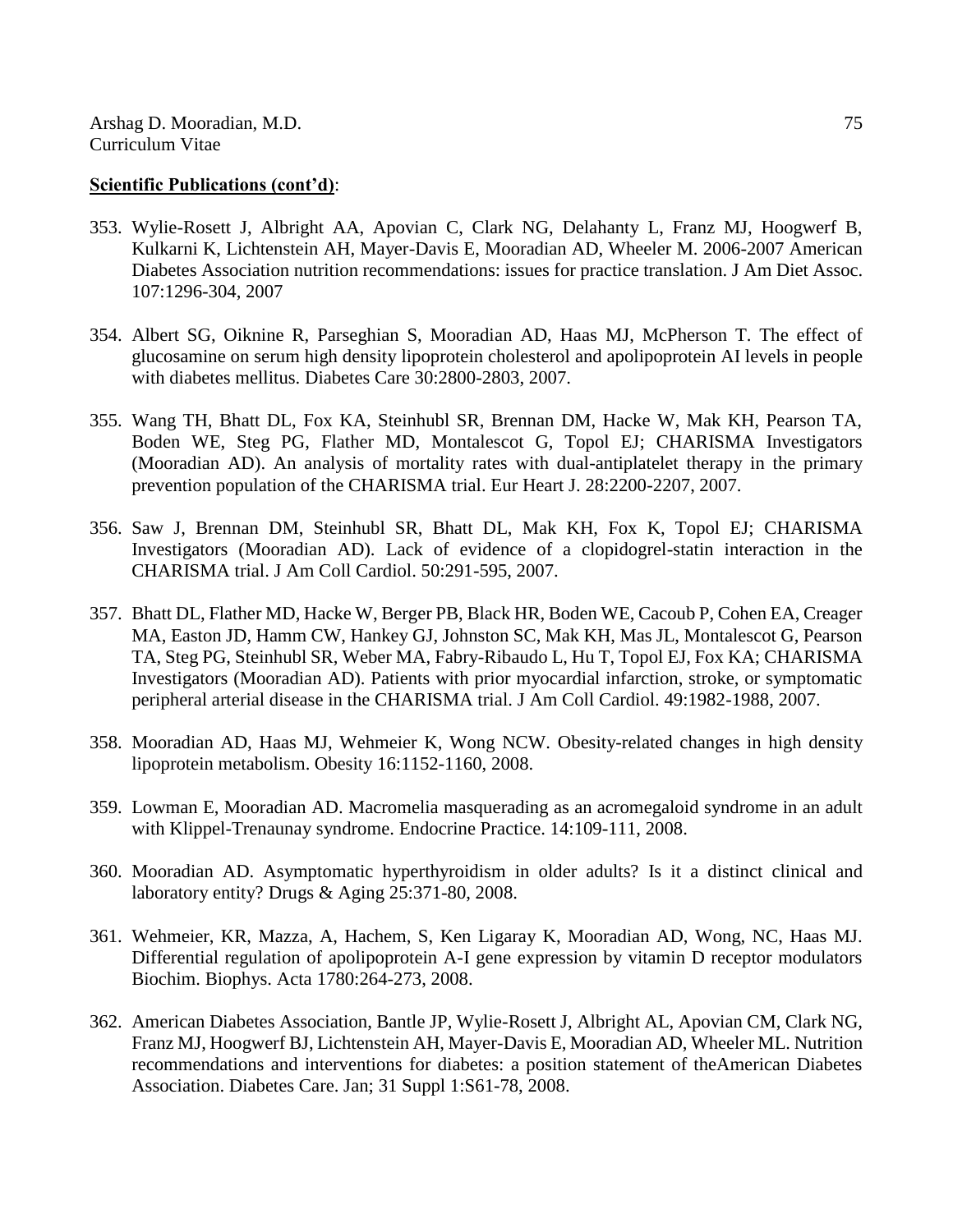**Scientific Publications (cont'd)**:

353. Wylie-Rosett J, Albright AA, Apovian C, Clark NG, Delahanty L, Franz MJ, Hoogwerf B, Kulkarni K, Lichtenstein AH, Mayer-Davis E, Mooradian AD, Wheeler M. 2006-2007 American Diabetes Association nutrition recommendations: issues for practice translation. J Am Diet Assoc. 107:1296-304, 2007

354. Albert SG, Oiknine R, Parseghian S, Mooradian AD, Haas MJ, McPherson T. The effect of glucosamine on serum high density lipoprotein cholesterol and apolipoprotein AI levels in people with diabetes mellitus. Diabetes Care 30:2800-2803, 2007.

355. Wang TH, Bhatt DL, Fox KA, Steinhubl SR, Brennan DM, Hacke W, Mak KH, Pearson TA, Boden WE, Steg PG, Flather MD, Montalescot G, Topol EJ; CHARISMA Investigators (Mooradian AD). An analysis of mortality rates with dual-antiplatelet therapy in the primary prevention population of the CHARISMA trial. Eur Heart J. 28:2200-2207, 2007.

356. Saw J, Brennan DM, Steinhubl SR, Bhatt DL, Mak KH, Fox K, Topol EJ; CHARISMA Investigators (Mooradian AD). Lack of evidence of a clopidogrel-statin interaction in the CHARISMA trial. J Am Coll Cardiol. 50:291-595, 2007.

357. Bhatt DL, Flather MD, Hacke W, Berger PB, Black HR, Boden WE, Cacoub P, Cohen EA, Creager MA, Easton JD, Hamm CW, Hankey GJ, Johnston SC, Mak KH, Mas JL, Montalescot G, Pearson TA, Steg PG, Steinhubl SR, Weber MA, Fabry-Ribaudo L, Hu T, Topol EJ, Fox KA; CHARISMA Investigators (Mooradian AD). Patients with prior myocardial infarction, stroke, or symptomatic peripheral arterial disease in the CHARISMA trial. J Am Coll Cardiol. 49:1982-1988, 2007.

358. Mooradian AD, Haas MJ, Wehmeier K, Wong NCW. Obesity-related changes in high density lipoprotein metabolism. Obesity 16:1152-1160, 2008.

359. Lowman E, Mooradian AD. Macromelia masquerading as an acromegaloid syndrome in an adult with Klippel-Trenaunay syndrome. Endocrine Practice. 14:109-111, 2008.

360. Mooradian AD. Asymptomatic hyperthyroidism in older adults? Is it a distinct clinical and laboratory entity? Drugs & Aging 25:371-80, 2008.

361. Wehmeier, KR, Mazza, A, Hachem, S, Ken Ligaray K, Mooradian AD, Wong, NC, Haas MJ. Differential regulation of apolipoprotein A-I gene expression by vitamin D receptor modulators Biochim. Biophys. Acta 1780:264-273, 2008.

362. American Diabetes Association, Bantle JP, Wylie-Rosett J, Albright AL, Apovian CM, Clark NG, Franz MJ, Hoogwerf BJ, Lichtenstein AH, Mayer-Davis E, Mooradian AD, Wheeler ML. Nutrition recommendations and interventions for diabetes: a position statement of theAmerican Diabetes Association. Diabetes Care. Jan; 31 Suppl 1:S61-78, 2008.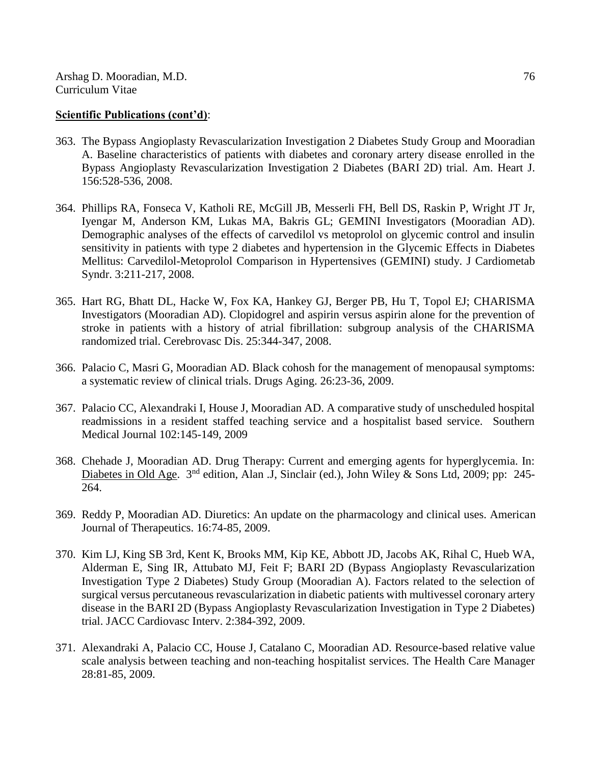**Scientific Publications (cont'd)**:

363. The Bypass Angioplasty Revascularization Investigation 2 Diabetes Study Group and Mooradian A. Baseline characteristics of patients with diabetes and coronary artery disease enrolled in the Bypass Angioplasty Revascularization Investigation 2 Diabetes (BARI 2D) trial. Am. Heart J. 156:528-536, 2008.

364. Phillips RA, Fonseca V, Katholi RE, McGill JB, Messerli FH, Bell DS, Raskin P, Wright JT Jr, Iyengar M, Anderson KM, Lukas MA, Bakris GL; GEMINI Investigators (Mooradian AD). Demographic analyses of the effects of carvedilol vs metoprolol on glycemic control and insulin sensitivity in patients with type 2 diabetes and hypertension in the Glycemic Effects in Diabetes Mellitus: Carvedilol-Metoprolol Comparison in Hypertensives (GEMINI) study. J Cardiometab Syndr. 3:211-217, 2008.

365. Hart RG, Bhatt DL, Hacke W, Fox KA, Hankey GJ, Berger PB, Hu T, Topol EJ; CHARISMA Investigators (Mooradian AD). Clopidogrel and aspirin versus aspirin alone for the prevention of stroke in patients with a history of atrial fibrillation: subgroup analysis of the CHARISMA randomized trial. Cerebrovasc Dis. 25:344-347, 2008.

366. Palacio C, Masri G, Mooradian AD. Black cohosh for the management of menopausal symptoms: a systematic review of clinical trials. Drugs Aging. 26:23-36, 2009.

367. Palacio CC, Alexandraki I, House J, Mooradian AD. A comparative study of unscheduled hospital readmissions in a resident staffed teaching service and a hospitalist based service. Southern Medical Journal 102:145-149, 2009

368. Chehade J, Mooradian AD. Drug Therapy: Current and emerging agents for hyperglycemia. In: Diabetes in Old Age. 3rd edition, Alan .J, Sinclair (ed.), John Wiley & Sons Ltd, 2009; pp: 245-264.

369. Reddy P, Mooradian AD. Diuretics: An update on the pharmacology and clinical uses. American Journal of Therapeutics. 16:74-85, 2009.

370. Kim LJ, King SB 3rd, Kent K, Brooks MM, Kip KE, Abbott JD, Jacobs AK, Rihal C, Hueb WA, Alderman E, Sing IR, Attubato MJ, Feit F; BARI 2D (Bypass Angioplasty Revascularization Investigation Type 2 Diabetes) Study Group (Mooradian A). Factors related to the selection of surgical versus percutaneous revascularization in diabetic patients with multivessel coronary artery disease in the BARI 2D (Bypass Angioplasty Revascularization Investigation in Type 2 Diabetes) trial. JACC Cardiovasc Interv. 2:384-392, 2009.

371. Alexandraki A, Palacio CC, House J, Catalano C, Mooradian AD. Resource-based relative value scale analysis between teaching and non-teaching hospitalist services. The Health Care Manager 28:81-85, 2009.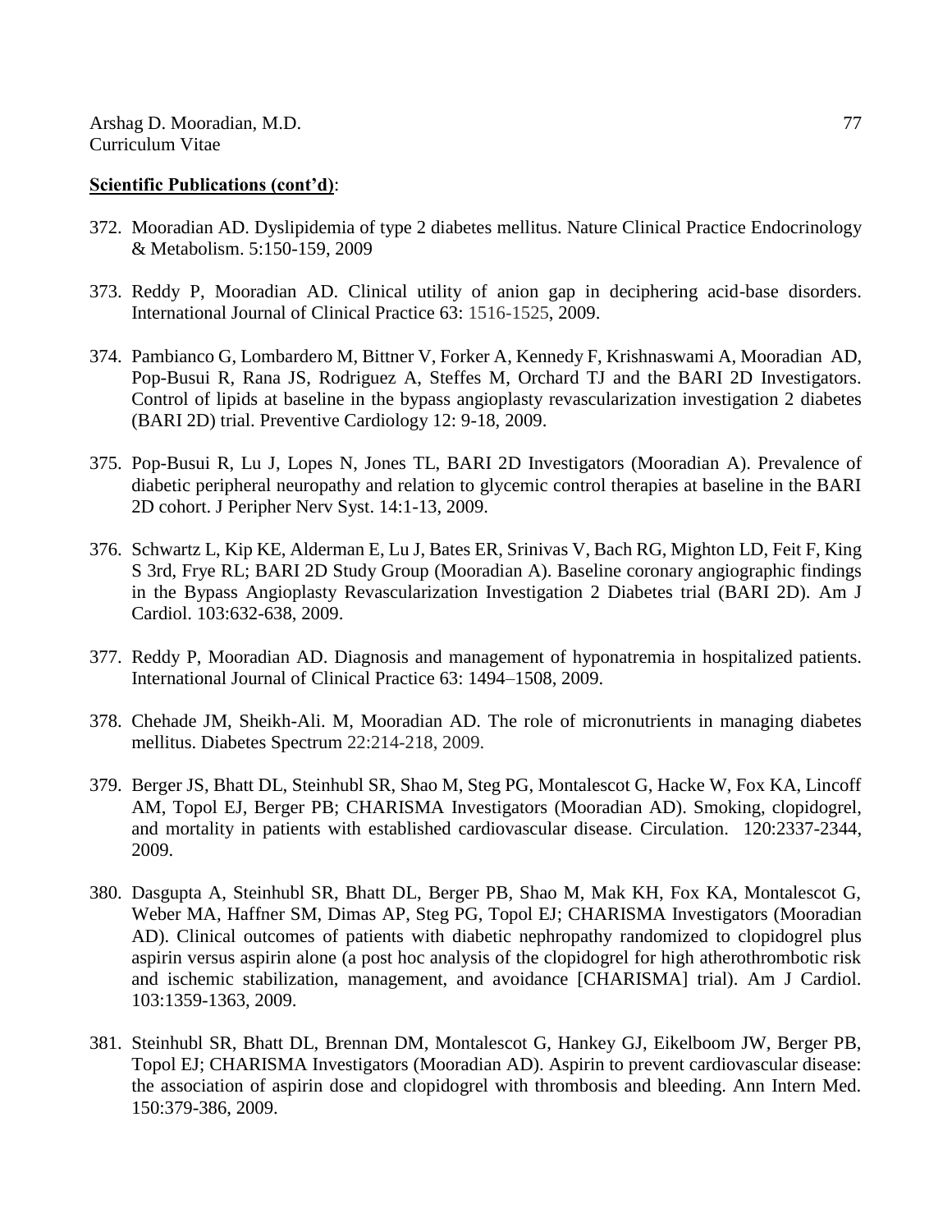**Scientific Publications (cont'd)**:

372. Mooradian AD. Dyslipidemia of type 2 diabetes mellitus. Nature Clinical Practice Endocrinology & Metabolism. 5:150-159, 2009

373. Reddy P, Mooradian AD. Clinical utility of anion gap in deciphering acid-base disorders. International Journal of Clinical Practice 63: 1516-1525, 2009.

374. Pambianco G, Lombardero M, Bittner V, Forker A, Kennedy F, Krishnaswami A, Mooradian AD, Pop-Busui R, Rana JS, Rodriguez A, Steffes M, Orchard TJ and the BARI 2D Investigators. Control of lipids at baseline in the bypass angioplasty revascularization investigation 2 diabetes (BARI 2D) trial. Preventive Cardiology 12: 9-18, 2009.

375. Pop-Busui R, Lu J, Lopes N, Jones TL, BARI 2D Investigators (Mooradian A). Prevalence of diabetic peripheral neuropathy and relation to glycemic control therapies at baseline in the BARI 2D cohort. J Peripher Nerv Syst. 14:1-13, 2009.

376. Schwartz L, Kip KE, Alderman E, Lu J, Bates ER, Srinivas V, Bach RG, Mighton LD, Feit F, King S 3rd, Frye RL; BARI 2D Study Group (Mooradian A). Baseline coronary angiographic findings in the Bypass Angioplasty Revascularization Investigation 2 Diabetes trial (BARI 2D). Am J Cardiol. 103:632-638, 2009.

377. Reddy P, Mooradian AD. Diagnosis and management of hyponatremia in hospitalized patients. International Journal of Clinical Practice 63: 1494–1508, 2009.

378. Chehade JM, Sheikh-Ali. M, Mooradian AD. The role of micronutrients in managing diabetes mellitus. Diabetes Spectrum 22:214-218, 2009.

379. Berger JS, Bhatt DL, Steinhubl SR, Shao M, Steg PG, Montalescot G, Hacke W, Fox KA, Lincoff AM, Topol EJ, Berger PB; CHARISMA Investigators (Mooradian AD). Smoking, clopidogrel, and mortality in patients with established cardiovascular disease. Circulation. 120:2337-2344, 2009.

380. Dasgupta A, Steinhubl SR, Bhatt DL, Berger PB, Shao M, Mak KH, Fox KA, Montalescot G, Weber MA, Haffner SM, Dimas AP, Steg PG, Topol EJ; CHARISMA Investigators (Mooradian AD). Clinical outcomes of patients with diabetic nephropathy randomized to clopidogrel plus aspirin versus aspirin alone (a post hoc analysis of the clopidogrel for high atherothrombotic risk and ischemic stabilization, management, and avoidance [CHARISMA] trial). Am J Cardiol. 103:1359-1363, 2009.

381. Steinhubl SR, Bhatt DL, Brennan DM, Montalescot G, Hankey GJ, Eikelboom JW, Berger PB, Topol EJ; CHARISMA Investigators (Mooradian AD). Aspirin to prevent cardiovascular disease: the association of aspirin dose and clopidogrel with thrombosis and bleeding. Ann Intern Med. 150:379-386, 2009.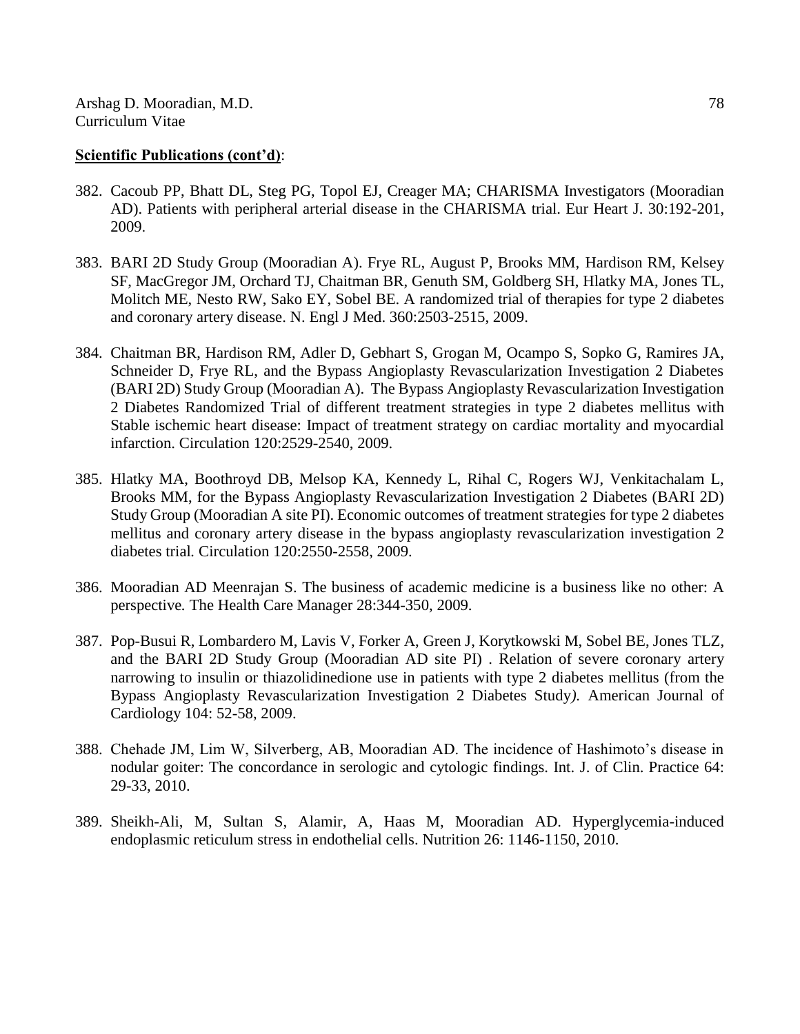**Scientific Publications (cont'd)**:

382. Cacoub PP, Bhatt DL, Steg PG, Topol EJ, Creager MA; CHARISMA Investigators (Mooradian AD). Patients with peripheral arterial disease in the CHARISMA trial. Eur Heart J. 30:192-201, 2009.

383. BARI 2D Study Group (Mooradian A). Frye RL, August P, Brooks MM, Hardison RM, Kelsey SF, MacGregor JM, Orchard TJ, Chaitman BR, Genuth SM, Goldberg SH, Hlatky MA, Jones TL, Molitch ME, Nesto RW, Sako EY, Sobel BE. A randomized trial of therapies for type 2 diabetes and coronary artery disease. N. Engl J Med. 360:2503-2515, 2009.

384. Chaitman BR, Hardison RM, Adler D, Gebhart S, Grogan M, Ocampo S, Sopko G, Ramires JA, Schneider D, Frye RL, and the Bypass Angioplasty Revascularization Investigation 2 Diabetes (BARI 2D) Study Group (Mooradian A). The Bypass Angioplasty Revascularization Investigation 2 Diabetes Randomized Trial of different treatment strategies in type 2 diabetes mellitus with Stable ischemic heart disease: Impact of treatment strategy on cardiac mortality and myocardial infarction. Circulation 120:2529-2540, 2009.

385. Hlatky MA, Boothroyd DB, Melsop KA, Kennedy L, Rihal C, Rogers WJ, Venkitachalam L, Brooks MM, for the Bypass Angioplasty Revascularization Investigation 2 Diabetes (BARI 2D) Study Group (Mooradian A site PI). Economic outcomes of treatment strategies for type 2 diabetes mellitus and coronary artery disease in the bypass angioplasty revascularization investigation 2 diabetes trial*.* Circulation 120:2550-2558, 2009.

386. Mooradian AD Meenrajan S. The business of academic medicine is a business like no other: A perspective*.* The Health Care Manager 28:344-350, 2009.

387. Pop-Busui R, Lombardero M, Lavis V, Forker A, Green J, Korytkowski M, Sobel BE, Jones TLZ, and the BARI 2D Study Group (Mooradian AD site PI) . Relation of severe coronary artery narrowing to insulin or thiazolidinedione use in patients with type 2 diabetes mellitus (from the Bypass Angioplasty Revascularization Investigation 2 Diabetes Study*).* American Journal of Cardiology 104: 52-58, 2009.

388. Chehade JM, Lim W, Silverberg, AB, Mooradian AD. The incidence of Hashimoto's disease in nodular goiter: The concordance in serologic and cytologic findings. Int. J. of Clin. Practice 64: 29-33, 2010.

389. Sheikh-Ali, M, Sultan S, Alamir, A, Haas M, Mooradian AD. Hyperglycemia-induced endoplasmic reticulum stress in endothelial cells. Nutrition 26: 1146-1150, 2010.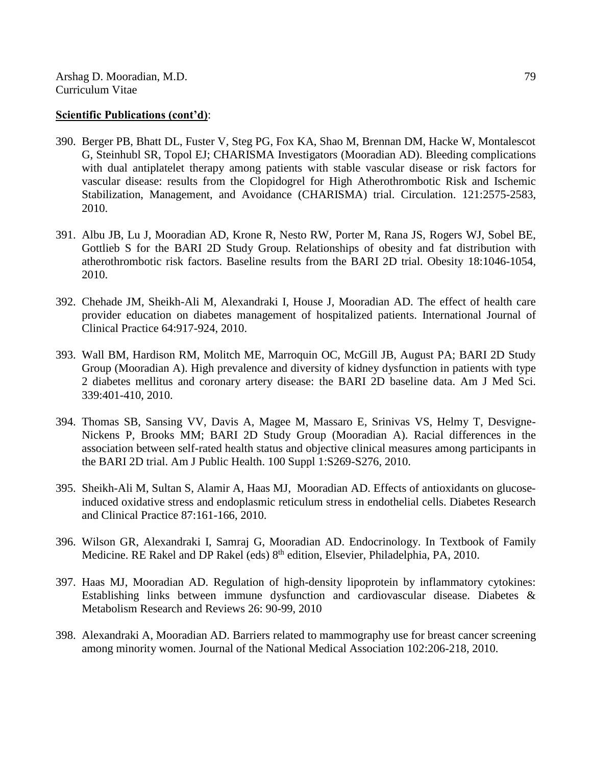**Scientific Publications (cont'd)**:

390. Berger PB, Bhatt DL, Fuster V, Steg PG, Fox KA, Shao M, Brennan DM, Hacke W, Montalescot G, Steinhubl SR, Topol EJ; CHARISMA Investigators (Mooradian AD). Bleeding complications with dual antiplatelet therapy among patients with stable vascular disease or risk factors for vascular disease: results from the Clopidogrel for High Atherothrombotic Risk and Ischemic Stabilization, Management, and Avoidance (CHARISMA) trial. Circulation. 121:2575-2583, 2010.

391. Albu JB, Lu J, Mooradian AD, Krone R, Nesto RW, Porter M, Rana JS, Rogers WJ, Sobel BE, Gottlieb S for the BARI 2D Study Group. Relationships of obesity and fat distribution with atherothrombotic risk factors. Baseline results from the BARI 2D trial. Obesity 18:1046-1054, 2010.

392. Chehade JM, Sheikh-Ali M, Alexandraki I, House J, Mooradian AD. The effect of health care provider education on diabetes management of hospitalized patients. International Journal of Clinical Practice 64:917-924, 2010.

393. Wall BM, Hardison RM, Molitch ME, Marroquin OC, McGill JB, August PA; BARI 2D Study Group (Mooradian A). High prevalence and diversity of kidney dysfunction in patients with type 2 diabetes mellitus and coronary artery disease: the BARI 2D baseline data. Am J Med Sci. 339:401-410, 2010.

394. Thomas SB, Sansing VV, Davis A, Magee M, Massaro E, Srinivas VS, Helmy T, Desvigne-Nickens P, Brooks MM; BARI 2D Study Group (Mooradian A). Racial differences in the association between self-rated health status and objective clinical measures among participants in the BARI 2D trial. Am J Public Health. 100 Suppl 1:S269-S276, 2010.

395. Sheikh-Ali M, Sultan S, Alamir A, Haas MJ, Mooradian AD. Effects of antioxidants on glucose-induced oxidative stress and endoplasmic reticulum stress in endothelial cells. Diabetes Research and Clinical Practice 87:161-166, 2010.

396. Wilson GR, Alexandraki I, Samraj G, Mooradian AD. Endocrinology. In Textbook of Family Medicine. RE Rakel and DP Rakel (eds) 8th edition, Elsevier, Philadelphia, PA, 2010.

397. Haas MJ, Mooradian AD. Regulation of high-density lipoprotein by inflammatory cytokines: Establishing links between immune dysfunction and cardiovascular disease. Diabetes & Metabolism Research and Reviews 26: 90-99, 2010

398. Alexandraki A, Mooradian AD. Barriers related to mammography use for breast cancer screening among minority women. Journal of the National Medical Association 102:206-218, 2010.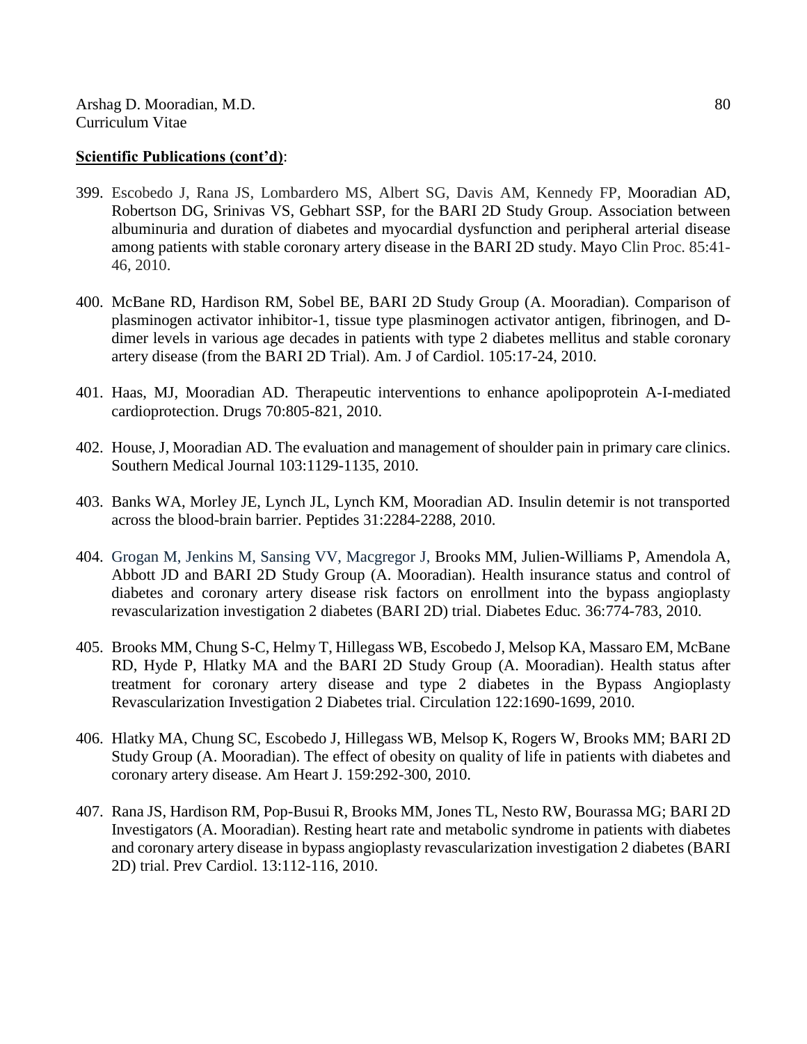**Scientific Publications (cont'd)**:

399. Escobedo J, Rana JS, Lombardero MS, Albert SG, Davis AM, Kennedy FP, Mooradian AD, Robertson DG, Srinivas VS, Gebhart SSP, for the BARI 2D Study Group. Association between albuminuria and duration of diabetes and myocardial dysfunction and peripheral arterial disease among patients with stable coronary artery disease in the BARI 2D study. Mayo Clin Proc. 85:41-46, 2010.

400. McBane RD, Hardison RM, Sobel BE, BARI 2D Study Group (A. Mooradian). Comparison of plasminogen activator inhibitor-1, tissue type plasminogen activator antigen, fibrinogen, and D-dimer levels in various age decades in patients with type 2 diabetes mellitus and stable coronary artery disease (from the BARI 2D Trial). Am. J of Cardiol. 105:17-24, 2010.

401. Haas, MJ, Mooradian AD. Therapeutic interventions to enhance apolipoprotein A-I-mediated cardioprotection. Drugs 70:805-821, 2010.

402. House, J, Mooradian AD. The evaluation and management of shoulder pain in primary care clinics. Southern Medical Journal 103:1129-1135, 2010.

403. Banks WA, Morley JE, Lynch JL, Lynch KM, Mooradian AD. Insulin detemir is not transported across the blood-brain barrier. Peptides 31:2284-2288, 2010.

404. Grogan M, Jenkins M, Sansing VV, Macgregor J, Brooks MM, Julien-Williams P, Amendola A, Abbott JD and BARI 2D Study Group (A. Mooradian). Health insurance status and control of diabetes and coronary artery disease risk factors on enrollment into the bypass angioplasty revascularization investigation 2 diabetes (BARI 2D) trial. Diabetes Educ. 36:774-783, 2010.

405. Brooks MM, Chung S-C, Helmy T, Hillegass WB, Escobedo J, Melsop KA, Massaro EM, McBane RD, Hyde P, Hlatky MA and the BARI 2D Study Group (A. Mooradian). Health status after treatment for coronary artery disease and type 2 diabetes in the Bypass Angioplasty Revascularization Investigation 2 Diabetes trial. Circulation 122:1690-1699, 2010.

406. Hlatky MA, Chung SC, Escobedo J, Hillegass WB, Melsop K, Rogers W, Brooks MM; BARI 2D Study Group (A. Mooradian). The effect of obesity on quality of life in patients with diabetes and coronary artery disease. Am Heart J. 159:292-300, 2010.

407. Rana JS, Hardison RM, Pop-Busui R, Brooks MM, Jones TL, Nesto RW, Bourassa MG; BARI 2D Investigators (A. Mooradian). Resting heart rate and metabolic syndrome in patients with diabetes and coronary artery disease in bypass angioplasty revascularization investigation 2 diabetes (BARI 2D) trial. Prev Cardiol. 13:112-116, 2010.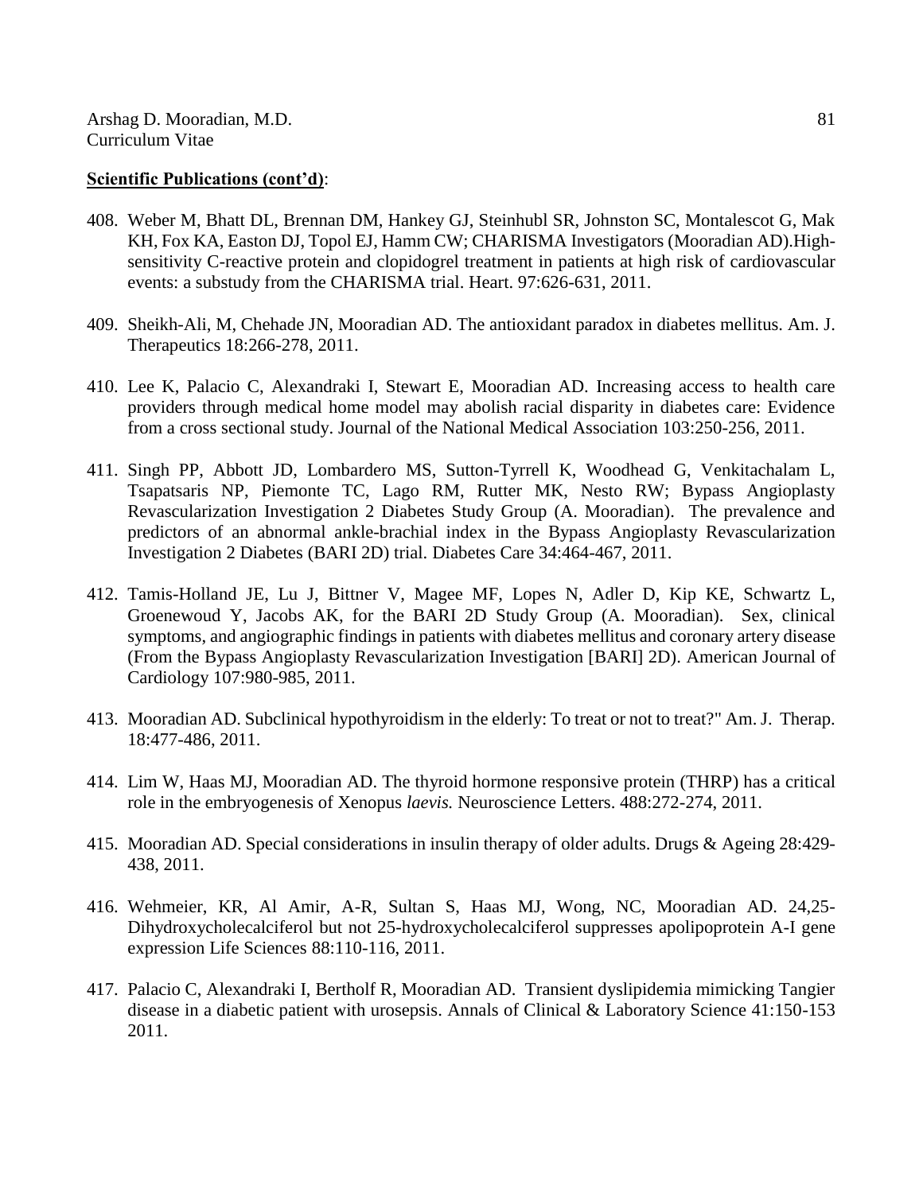**Scientific Publications (cont'd)**:

408. Weber M, Bhatt DL, Brennan DM, Hankey GJ, Steinhubl SR, Johnston SC, Montalescot G, Mak KH, Fox KA, Easton DJ, Topol EJ, Hamm CW; CHARISMA Investigators (Mooradian AD).High-sensitivity C-reactive protein and clopidogrel treatment in patients at high risk of cardiovascular events: a substudy from the CHARISMA trial. Heart. 97:626-631, 2011.

409. Sheikh-Ali, M, Chehade JN, Mooradian AD. The antioxidant paradox in diabetes mellitus. Am. J. Therapeutics 18:266-278, 2011.

410. Lee K, Palacio C, Alexandraki I, Stewart E, Mooradian AD. Increasing access to health care providers through medical home model may abolish racial disparity in diabetes care: Evidence from a cross sectional study. Journal of the National Medical Association 103:250-256, 2011.

411. Singh PP, Abbott JD, Lombardero MS, Sutton-Tyrrell K, Woodhead G, Venkitachalam L, Tsapatsaris NP, Piemonte TC, Lago RM, Rutter MK, Nesto RW; Bypass Angioplasty Revascularization Investigation 2 Diabetes Study Group (A. Mooradian). The prevalence and predictors of an abnormal ankle-brachial index in the Bypass Angioplasty Revascularization Investigation 2 Diabetes (BARI 2D) trial. Diabetes Care 34:464-467, 2011.

412. Tamis-Holland JE, Lu J, Bittner V, Magee MF, Lopes N, Adler D, Kip KE, Schwartz L, Groenewoud Y, Jacobs AK, for the BARI 2D Study Group (A. Mooradian). Sex, clinical symptoms, and angiographic findings in patients with diabetes mellitus and coronary artery disease (From the Bypass Angioplasty Revascularization Investigation [BARI] 2D). American Journal of Cardiology 107:980-985, 2011.

413. Mooradian AD. Subclinical hypothyroidism in the elderly: To treat or not to treat?" Am. J. Therap. 18:477-486, 2011.

414. Lim W, Haas MJ, Mooradian AD. The thyroid hormone responsive protein (THRP) has a critical role in the embryogenesis of Xenopus *laevis.* Neuroscience Letters. 488:272-274, 2011.

415. Mooradian AD. Special considerations in insulin therapy of older adults. Drugs & Ageing 28:429-438, 2011.

416. Wehmeier, KR, Al Amir, A-R, Sultan S, Haas MJ, Wong, NC, Mooradian AD. 24,25-Dihydroxycholecalciferol but not 25-hydroxycholecalciferol suppresses apolipoprotein A-I gene expression Life Sciences 88:110-116, 2011.

417. Palacio C, Alexandraki I, Bertholf R, Mooradian AD. Transient dyslipidemia mimicking Tangier disease in a diabetic patient with urosepsis. Annals of Clinical & Laboratory Science 41:150-153 2011.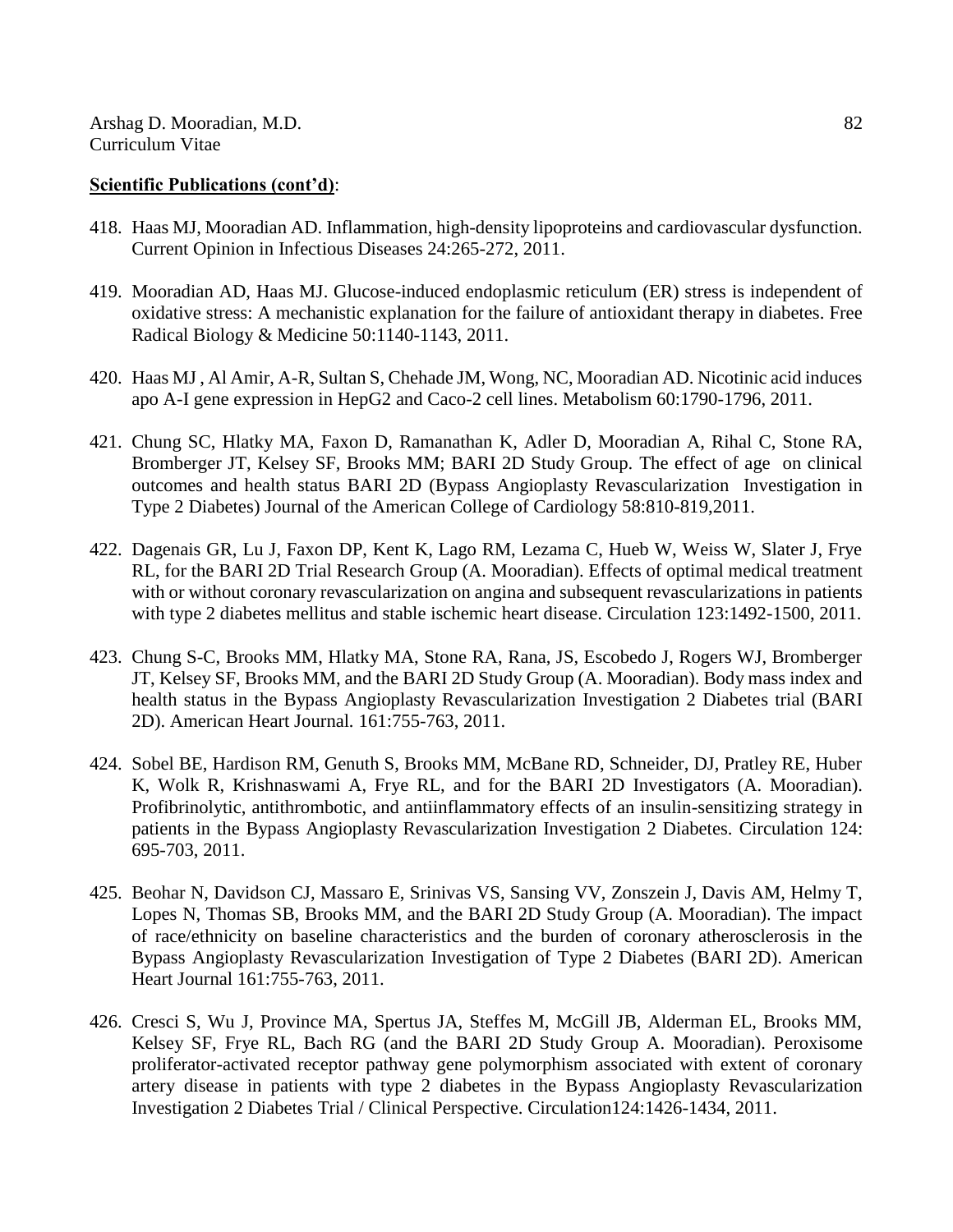**Scientific Publications (cont'd)**:

418. Haas MJ, Mooradian AD. Inflammation, high-density lipoproteins and cardiovascular dysfunction. Current Opinion in Infectious Diseases 24:265-272, 2011.

419. Mooradian AD, Haas MJ. Glucose-induced endoplasmic reticulum (ER) stress is independent of oxidative stress: A mechanistic explanation for the failure of antioxidant therapy in diabetes. Free Radical Biology & Medicine 50:1140-1143, 2011.

420. Haas MJ , Al Amir, A-R, Sultan S, Chehade JM, Wong, NC, Mooradian AD. Nicotinic acid induces apo A-I gene expression in HepG2 and Caco-2 cell lines. Metabolism 60:1790-1796, 2011.

421. Chung SC, Hlatky MA, Faxon D, Ramanathan K, Adler D, Mooradian A, Rihal C, Stone RA, Bromberger JT, Kelsey SF, Brooks MM; BARI 2D Study Group. The effect of age on clinical outcomes and health status BARI 2D (Bypass Angioplasty Revascularization Investigation in Type 2 Diabetes) Journal of the American College of Cardiology 58:810-819,2011.

422. Dagenais GR, Lu J, Faxon DP, Kent K, Lago RM, Lezama C, Hueb W, Weiss W, Slater J, Frye RL, for the BARI 2D Trial Research Group (A. Mooradian). Effects of optimal medical treatment with or without coronary revascularization on angina and subsequent revascularizations in patients with type 2 diabetes mellitus and stable ischemic heart disease. Circulation 123:1492-1500, 2011.

423. Chung S-C, Brooks MM, Hlatky MA, Stone RA, Rana, JS, Escobedo J, Rogers WJ, Bromberger JT, Kelsey SF, Brooks MM, and the BARI 2D Study Group (A. Mooradian). Body mass index and health status in the Bypass Angioplasty Revascularization Investigation 2 Diabetes trial (BARI 2D). American Heart Journal. 161:755-763, 2011.

424. Sobel BE, Hardison RM, Genuth S, Brooks MM, McBane RD, Schneider, DJ, Pratley RE, Huber K, Wolk R, Krishnaswami A, Frye RL, and for the BARI 2D Investigators (A. Mooradian). Profibrinolytic, antithrombotic, and antiinflammatory effects of an insulin-sensitizing strategy in patients in the Bypass Angioplasty Revascularization Investigation 2 Diabetes. Circulation 124: 695-703, 2011.

425. Beohar N, Davidson CJ, Massaro E, Srinivas VS, Sansing VV, Zonszein J, Davis AM, Helmy T, Lopes N, Thomas SB, Brooks MM, and the BARI 2D Study Group (A. Mooradian). The impact of race/ethnicity on baseline characteristics and the burden of coronary atherosclerosis in the Bypass Angioplasty Revascularization Investigation of Type 2 Diabetes (BARI 2D). American Heart Journal 161:755-763, 2011.

426. Cresci S, Wu J, Province MA, Spertus JA, Steffes M, McGill JB, Alderman EL, Brooks MM, Kelsey SF, Frye RL, Bach RG (and the BARI 2D Study Group A. Mooradian). Peroxisome proliferator-activated receptor pathway gene polymorphism associated with extent of coronary artery disease in patients with type 2 diabetes in the Bypass Angioplasty Revascularization Investigation 2 Diabetes Trial / Clinical Perspective. Circulation124:1426-1434, 2011.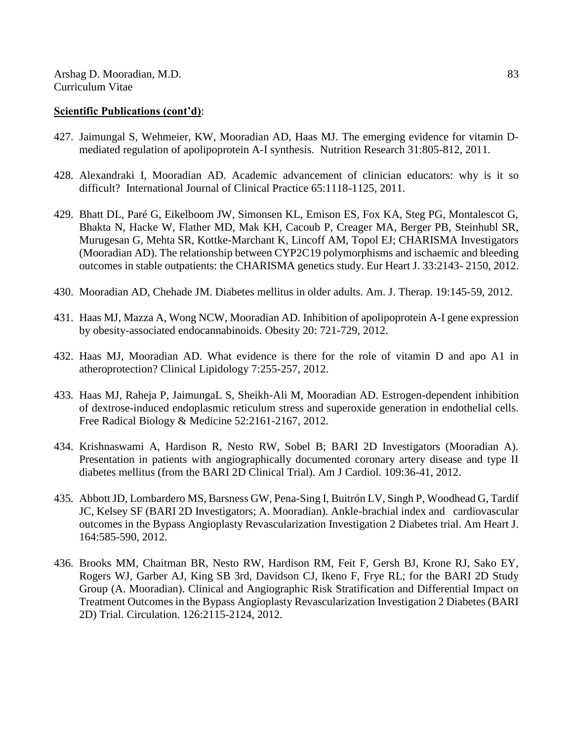**Scientific Publications (cont'd)**:

427. Jaimungal S, Wehmeier, KW, Mooradian AD, Haas MJ. The emerging evidence for vitamin D-mediated regulation of apolipoprotein A-I synthesis. Nutrition Research 31:805-812, 2011.

428. Alexandraki I, Mooradian AD. Academic advancement of clinician educators: why is it so difficult? International Journal of Clinical Practice 65:1118-1125, 2011.

429. Bhatt DL, Paré G, Eikelboom JW, Simonsen KL, Emison ES, Fox KA, Steg PG, Montalescot G, Bhakta N, Hacke W, Flather MD, Mak KH, Cacoub P, Creager MA, Berger PB, Steinhubl SR, Murugesan G, Mehta SR, Kottke-Marchant K, Lincoff AM, Topol EJ; CHARISMA Investigators (Mooradian AD). The relationship between CYP2C19 polymorphisms and ischaemic and bleeding outcomes in stable outpatients: the CHARISMA genetics study. Eur Heart J. 33:2143- 2150, 2012.

430. Mooradian AD, Chehade JM. Diabetes mellitus in older adults. Am. J. Therap. 19:145-59, 2012.

431. Haas MJ, Mazza A, Wong NCW, Mooradian AD. Inhibition of apolipoprotein A-I gene expression by obesity-associated endocannabinoids. Obesity 20: 721-729, 2012.

432. Haas MJ, Mooradian AD. What evidence is there for the role of vitamin D and apo A1 in atheroprotection? Clinical Lipidology 7:255-257, 2012.

433. Haas MJ, Raheja P, JaimungaL S, Sheikh-Ali M, Mooradian AD. Estrogen-dependent inhibition of dextrose-induced endoplasmic reticulum stress and superoxide generation in endothelial cells. Free Radical Biology & Medicine 52:2161-2167, 2012.

434. Krishnaswami A, Hardison R, Nesto RW, Sobel B; BARI 2D Investigators (Mooradian A). Presentation in patients with angiographically documented coronary artery disease and type II diabetes mellitus (from the BARI 2D Clinical Trial). Am J Cardiol. 109:36-41, 2012.

435. Abbott JD, Lombardero MS, Barsness GW, Pena-Sing I, Buitrón LV, Singh P, Woodhead G, Tardif JC, Kelsey SF (BARI 2D Investigators; A. Mooradian). Ankle-brachial index and cardiovascular outcomes in the Bypass Angioplasty Revascularization Investigation 2 Diabetes trial. Am Heart J. 164:585-590, 2012.

436. Brooks MM, Chaitman BR, Nesto RW, Hardison RM, Feit F, Gersh BJ, Krone RJ, Sako EY, Rogers WJ, Garber AJ, King SB 3rd, Davidson CJ, Ikeno F, Frye RL; for the BARI 2D Study Group (A. Mooradian). Clinical and Angiographic Risk Stratification and Differential Impact on Treatment Outcomes in the Bypass Angioplasty Revascularization Investigation 2 Diabetes (BARI 2D) Trial. Circulation. 126:2115-2124, 2012.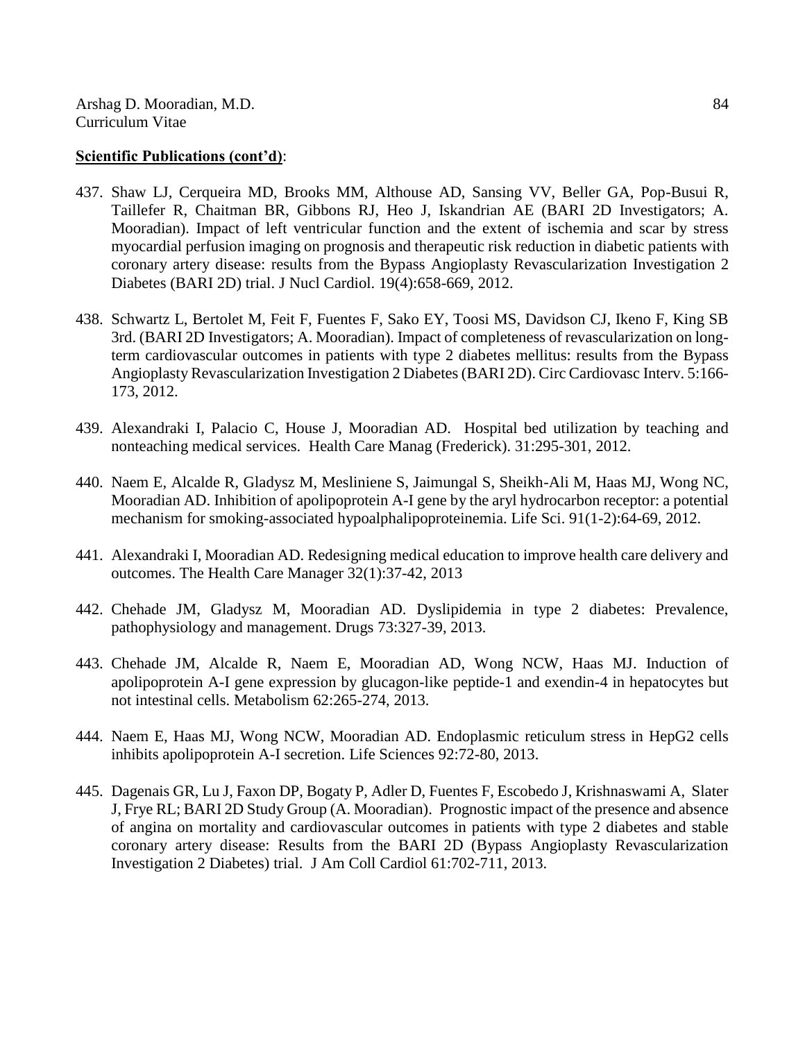**Scientific Publications (cont'd)**:

437. Shaw LJ, Cerqueira MD, Brooks MM, Althouse AD, Sansing VV, Beller GA, Pop-Busui R, Taillefer R, Chaitman BR, Gibbons RJ, Heo J, Iskandrian AE (BARI 2D Investigators; A. Mooradian). Impact of left ventricular function and the extent of ischemia and scar by stress myocardial perfusion imaging on prognosis and therapeutic risk reduction in diabetic patients with coronary artery disease: results from the Bypass Angioplasty Revascularization Investigation 2 Diabetes (BARI 2D) trial. J Nucl Cardiol. 19(4):658-669, 2012.

438. Schwartz L, Bertolet M, Feit F, Fuentes F, Sako EY, Toosi MS, Davidson CJ, Ikeno F, King SB 3rd. (BARI 2D Investigators; A. Mooradian). Impact of completeness of revascularization on long-term cardiovascular outcomes in patients with type 2 diabetes mellitus: results from the Bypass Angioplasty Revascularization Investigation 2 Diabetes (BARI 2D). Circ Cardiovasc Interv. 5:166-173, 2012.

439. Alexandraki I, Palacio C, House J, Mooradian AD. Hospital bed utilization by teaching and nonteaching medical services. Health Care Manag (Frederick). 31:295-301, 2012.

440. Naem E, Alcalde R, Gladysz M, Mesliniene S, Jaimungal S, Sheikh-Ali M, Haas MJ, Wong NC, Mooradian AD. Inhibition of apolipoprotein A-I gene by the aryl hydrocarbon receptor: a potential mechanism for smoking-associated hypoalphalipoproteinemia. Life Sci. 91(1-2):64-69, 2012.

441. Alexandraki I, Mooradian AD. Redesigning medical education to improve health care delivery and outcomes. The Health Care Manager 32(1):37-42, 2013

442. Chehade JM, Gladysz M, Mooradian AD. Dyslipidemia in type 2 diabetes: Prevalence, pathophysiology and management. Drugs 73:327-39, 2013.

443. Chehade JM, Alcalde R, Naem E, Mooradian AD, Wong NCW, Haas MJ. Induction of apolipoprotein A-I gene expression by glucagon-like peptide-1 and exendin-4 in hepatocytes but not intestinal cells. Metabolism 62:265-274, 2013.

444. Naem E, Haas MJ, Wong NCW, Mooradian AD. Endoplasmic reticulum stress in HepG2 cells inhibits apolipoprotein A-I secretion. Life Sciences 92:72-80, 2013.

445. Dagenais GR, Lu J, Faxon DP, Bogaty P, Adler D, Fuentes F, Escobedo J, Krishnaswami A, Slater J, Frye RL; BARI 2D Study Group (A. Mooradian). Prognostic impact of the presence and absence of angina on mortality and cardiovascular outcomes in patients with type 2 diabetes and stable coronary artery disease: Results from the BARI 2D (Bypass Angioplasty Revascularization Investigation 2 Diabetes) trial. J Am Coll Cardiol 61:702-711, 2013.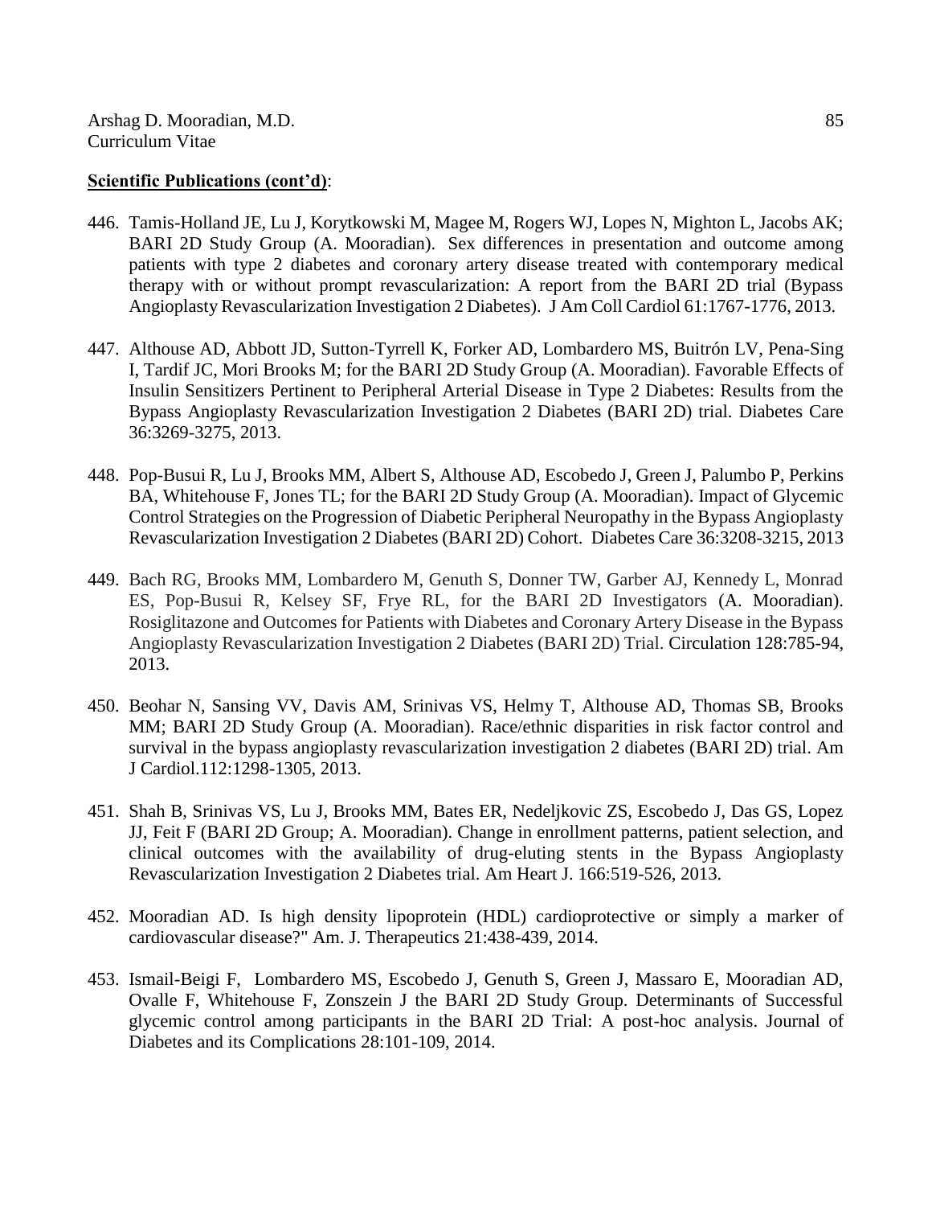**Scientific Publications (cont'd)**:

446. Tamis-Holland JE, Lu J, Korytkowski M, Magee M, Rogers WJ, Lopes N, Mighton L, Jacobs AK; BARI 2D Study Group (A. Mooradian). Sex differences in presentation and outcome among patients with type 2 diabetes and coronary artery disease treated with contemporary medical therapy with or without prompt revascularization: A report from the BARI 2D trial (Bypass Angioplasty Revascularization Investigation 2 Diabetes). J Am Coll Cardiol 61:1767-1776, 2013.

447. Althouse AD, Abbott JD, Sutton-Tyrrell K, Forker AD, Lombardero MS, Buitrón LV, Pena-Sing I, Tardif JC, Mori Brooks M; for the BARI 2D Study Group (A. Mooradian). Favorable Effects of Insulin Sensitizers Pertinent to Peripheral Arterial Disease in Type 2 Diabetes: Results from the Bypass Angioplasty Revascularization Investigation 2 Diabetes (BARI 2D) trial. Diabetes Care 36:3269-3275, 2013.

448. Pop-Busui R, Lu J, Brooks MM, Albert S, Althouse AD, Escobedo J, Green J, Palumbo P, Perkins BA, Whitehouse F, Jones TL; for the BARI 2D Study Group (A. Mooradian). Impact of Glycemic Control Strategies on the Progression of Diabetic Peripheral Neuropathy in the Bypass Angioplasty Revascularization Investigation 2 Diabetes (BARI 2D) Cohort. Diabetes Care 36:3208-3215, 2013

449. Bach RG, Brooks MM, Lombardero M, Genuth S, Donner TW, Garber AJ, Kennedy L, Monrad ES, Pop-Busui R, Kelsey SF, Frye RL, for the BARI 2D Investigators (A. Mooradian). Rosiglitazone and Outcomes for Patients with Diabetes and Coronary Artery Disease in the Bypass Angioplasty Revascularization Investigation 2 Diabetes (BARI 2D) Trial. Circulation 128:785-94, 2013.

450. Beohar N, Sansing VV, Davis AM, Srinivas VS, Helmy T, Althouse AD, Thomas SB, Brooks MM; BARI 2D Study Group (A. Mooradian). Race/ethnic disparities in risk factor control and survival in the bypass angioplasty revascularization investigation 2 diabetes (BARI 2D) trial. Am J Cardiol.112:1298-1305, 2013.

451. Shah B, Srinivas VS, Lu J, Brooks MM, Bates ER, Nedeljkovic ZS, Escobedo J, Das GS, Lopez JJ, Feit F (BARI 2D Group; A. Mooradian). Change in enrollment patterns, patient selection, and clinical outcomes with the availability of drug-eluting stents in the Bypass Angioplasty Revascularization Investigation 2 Diabetes trial. Am Heart J. 166:519-526, 2013.

452. Mooradian AD. Is high density lipoprotein (HDL) cardioprotective or simply a marker of cardiovascular disease?" Am. J. Therapeutics 21:438-439, 2014.

453. Ismail-Beigi F, Lombardero MS, Escobedo J, Genuth S, Green J, Massaro E, Mooradian AD, Ovalle F, Whitehouse F, Zonszein J the BARI 2D Study Group. Determinants of Successful glycemic control among participants in the BARI 2D Trial: A post-hoc analysis. Journal of Diabetes and its Complications 28:101-109, 2014.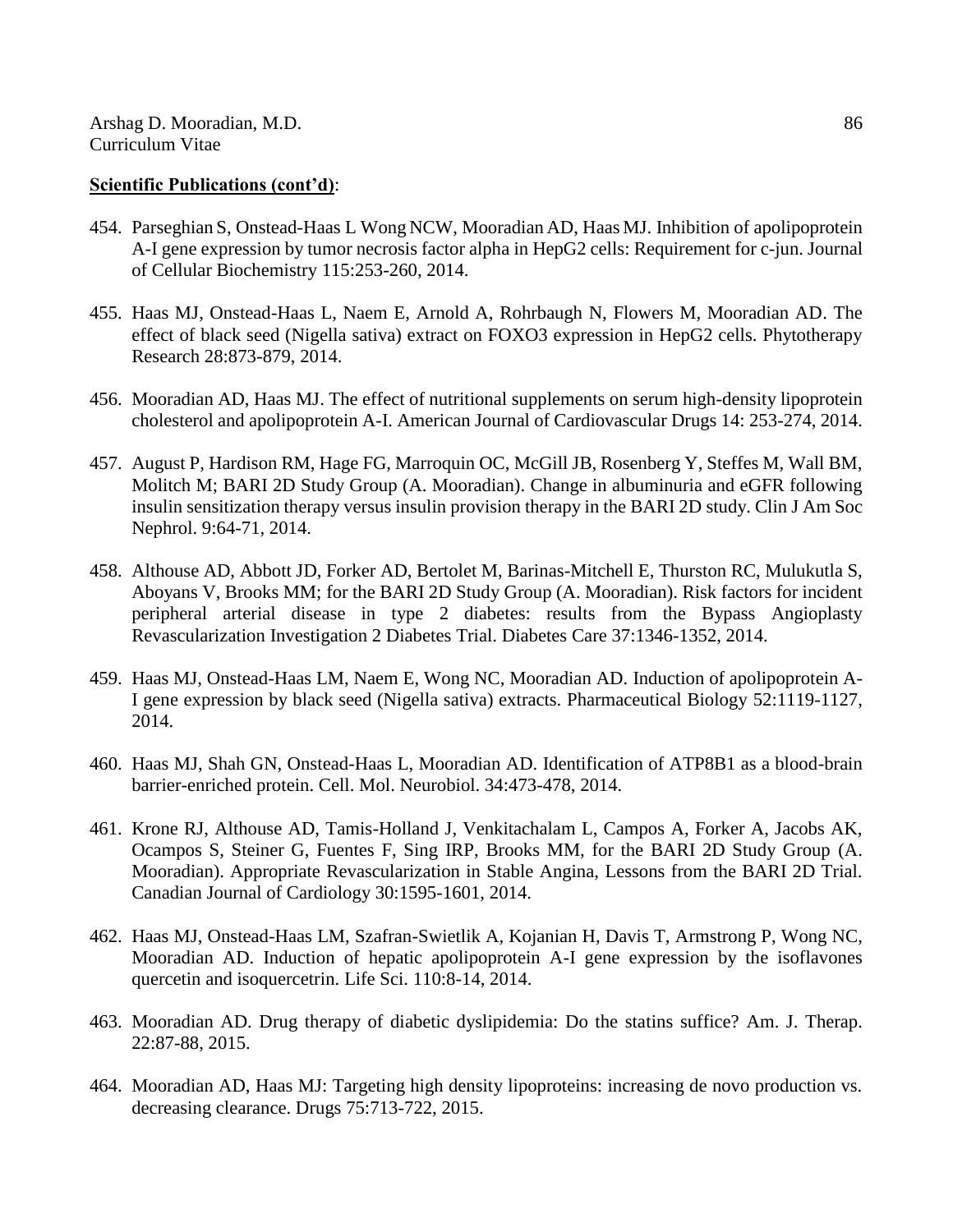**Scientific Publications (cont'd)**:

454. Parseghian S, Onstead-Haas L Wong NCW, Mooradian AD, Haas MJ. Inhibition of apolipoprotein A-I gene expression by tumor necrosis factor alpha in HepG2 cells: Requirement for c-jun. Journal of Cellular Biochemistry 115:253-260, 2014.

455. Haas MJ, Onstead-Haas L, Naem E, Arnold A, Rohrbaugh N, Flowers M, Mooradian AD. The effect of black seed (Nigella sativa) extract on FOXO3 expression in HepG2 cells. Phytotherapy Research 28:873-879, 2014.

456. Mooradian AD, Haas MJ. The effect of nutritional supplements on serum high-density lipoprotein cholesterol and apolipoprotein A-I. American Journal of Cardiovascular Drugs 14: 253-274, 2014.

457. August P, Hardison RM, Hage FG, Marroquin OC, McGill JB, Rosenberg Y, Steffes M, Wall BM, Molitch M; BARI 2D Study Group (A. Mooradian). Change in albuminuria and eGFR following insulin sensitization therapy versus insulin provision therapy in the BARI 2D study. Clin J Am Soc Nephrol. 9:64-71, 2014.

458. Althouse AD, Abbott JD, Forker AD, Bertolet M, Barinas-Mitchell E, Thurston RC, Mulukutla S, Aboyans V, Brooks MM; for the BARI 2D Study Group (A. Mooradian). Risk factors for incident peripheral arterial disease in type 2 diabetes: results from the Bypass Angioplasty Revascularization Investigation 2 Diabetes Trial. Diabetes Care 37:1346-1352, 2014.

459. Haas MJ, Onstead-Haas LM, Naem E, Wong NC, Mooradian AD. Induction of apolipoprotein A-I gene expression by black seed (Nigella sativa) extracts. Pharmaceutical Biology 52:1119-1127, 2014.

460. Haas MJ, Shah GN, Onstead-Haas L, Mooradian AD. Identification of ATP8B1 as a blood-brain barrier-enriched protein. Cell. Mol. Neurobiol. 34:473-478, 2014.

461. Krone RJ, Althouse AD, Tamis-Holland J, Venkitachalam L, Campos A, Forker A, Jacobs AK, Ocampos S, Steiner G, Fuentes F, Sing IRP, Brooks MM, for the BARI 2D Study Group (A. Mooradian). Appropriate Revascularization in Stable Angina, Lessons from the BARI 2D Trial. Canadian Journal of Cardiology 30:1595-1601, 2014.

462. Haas MJ, Onstead-Haas LM, Szafran-Swietlik A, Kojanian H, Davis T, Armstrong P, Wong NC, Mooradian AD. Induction of hepatic apolipoprotein A-I gene expression by the isoflavones quercetin and isoquercetrin. Life Sci. 110:8-14, 2014.

463. Mooradian AD. Drug therapy of diabetic dyslipidemia: Do the statins suffice? Am. J. Therap. 22:87-88, 2015.

464. Mooradian AD, Haas MJ: Targeting high density lipoproteins: increasing de novo production vs. decreasing clearance. Drugs 75:713-722, 2015.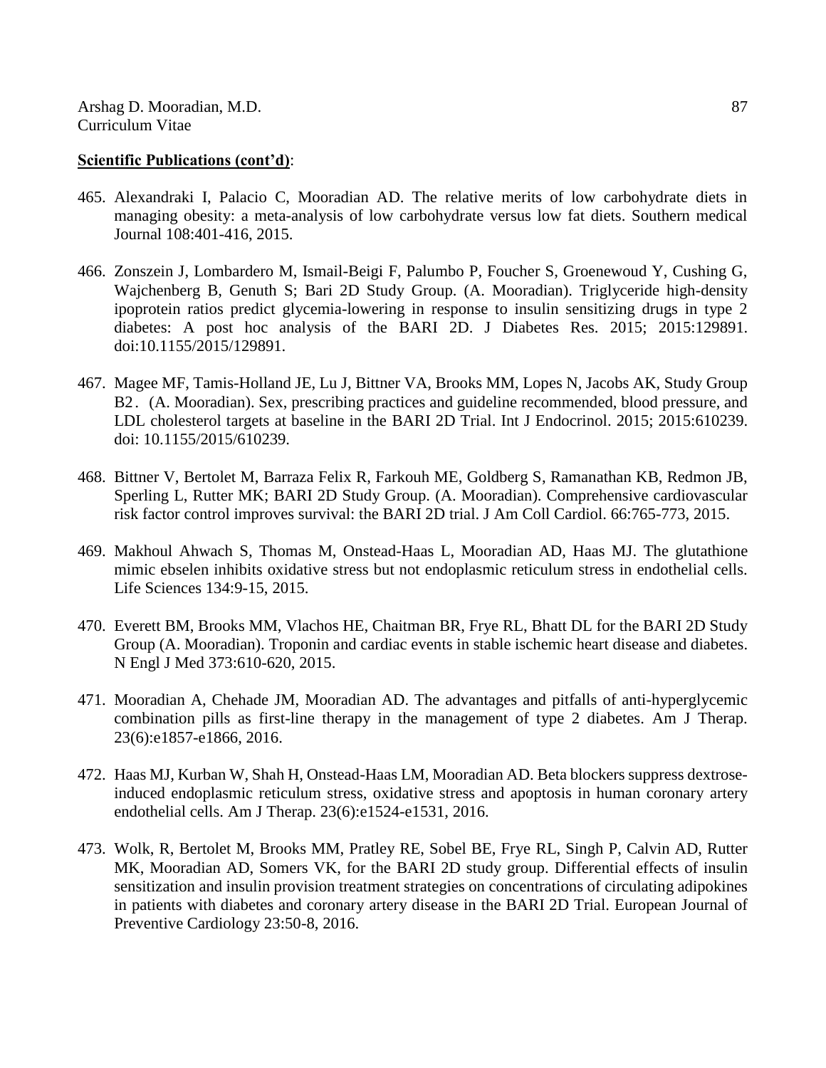**Scientific Publications (cont'd)**:

465. Alexandraki I, Palacio C, Mooradian AD. The relative merits of low carbohydrate diets in managing obesity: a meta-analysis of low carbohydrate versus low fat diets. Southern medical Journal 108:401-416, 2015.

466. Zonszein J, Lombardero M, Ismail-Beigi F, Palumbo P, Foucher S, Groenewoud Y, Cushing G, Wajchenberg B, Genuth S; Bari 2D Study Group. (A. Mooradian). Triglyceride high-density ipoprotein ratios predict glycemia-lowering in response to insulin sensitizing drugs in type 2 diabetes: A post hoc analysis of the BARI 2D. J Diabetes Res. 2015; 2015:129891. doi:10.1155/2015/129891.

467. Magee MF, Tamis-Holland JE, Lu J, Bittner VA, Brooks MM, Lopes N, Jacobs AK, Study Group B2. (A. Mooradian). Sex, prescribing practices and guideline recommended, blood pressure, and LDL cholesterol targets at baseline in the BARI 2D Trial. Int J Endocrinol. 2015; 2015:610239. doi: 10.1155/2015/610239.

468. Bittner V, Bertolet M, Barraza Felix R, Farkouh ME, Goldberg S, Ramanathan KB, Redmon JB, Sperling L, Rutter MK; BARI 2D Study Group. (A. Mooradian). Comprehensive cardiovascular risk factor control improves survival: the BARI 2D trial. J Am Coll Cardiol. 66:765-773, 2015.

469. Makhoul Ahwach S, Thomas M, Onstead-Haas L, Mooradian AD, Haas MJ. The glutathione mimic ebselen inhibits oxidative stress but not endoplasmic reticulum stress in endothelial cells. Life Sciences 134:9-15, 2015.

470. Everett BM, Brooks MM, Vlachos HE, Chaitman BR, Frye RL, Bhatt DL for the BARI 2D Study Group (A. Mooradian). Troponin and cardiac events in stable ischemic heart disease and diabetes. N Engl J Med 373:610-620, 2015.

471. Mooradian A, Chehade JM, Mooradian AD. The advantages and pitfalls of anti-hyperglycemic combination pills as first-line therapy in the management of type 2 diabetes. Am J Therap. 23(6):e1857-e1866, 2016.

472. Haas MJ, Kurban W, Shah H, Onstead-Haas LM, Mooradian AD. Beta blockers suppress dextrose-induced endoplasmic reticulum stress, oxidative stress and apoptosis in human coronary artery endothelial cells. Am J Therap. 23(6):e1524-e1531, 2016.

473. Wolk, R, Bertolet M, Brooks MM, Pratley RE, Sobel BE, Frye RL, Singh P, Calvin AD, Rutter MK, Mooradian AD, Somers VK, for the BARI 2D study group. Differential effects of insulin sensitization and insulin provision treatment strategies on concentrations of circulating adipokines in patients with diabetes and coronary artery disease in the BARI 2D Trial. European Journal of Preventive Cardiology 23:50-8, 2016.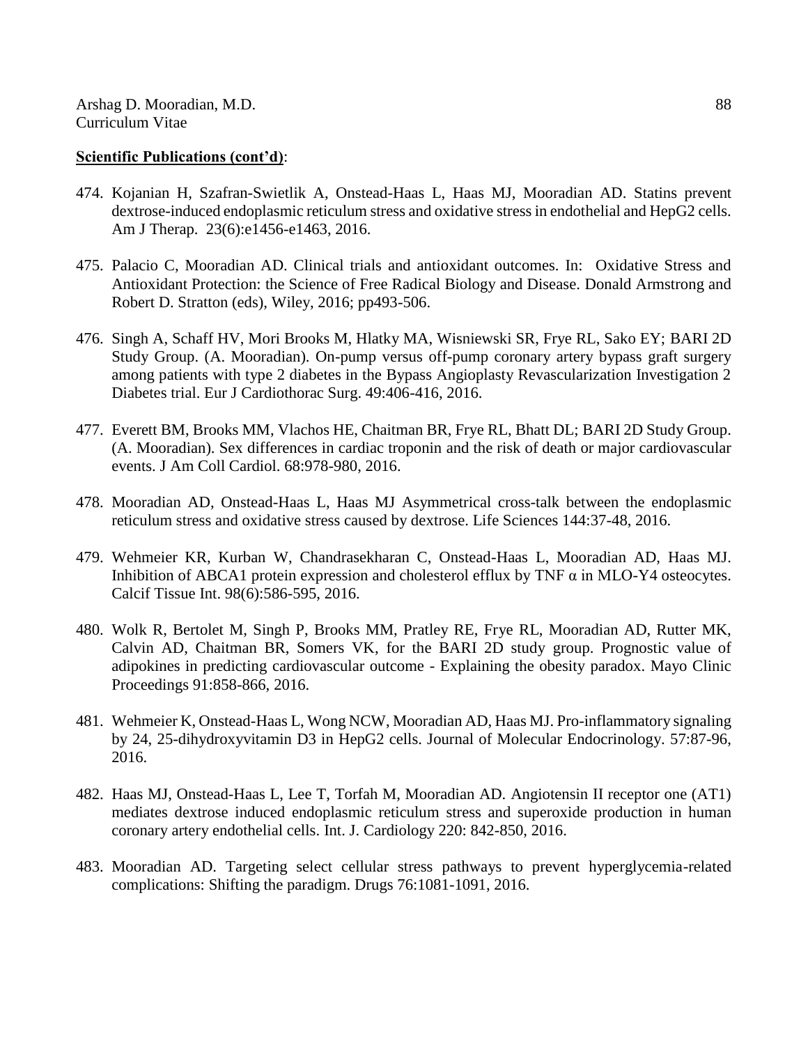**Scientific Publications (cont'd)**:

474. Kojanian H, Szafran-Swietlik A, Onstead-Haas L, Haas MJ, Mooradian AD. Statins prevent dextrose-induced endoplasmic reticulum stress and oxidative stress in endothelial and HepG2 cells. Am J Therap. 23(6):e1456-e1463, 2016.

475. Palacio C, Mooradian AD. Clinical trials and antioxidant outcomes. In: Oxidative Stress and Antioxidant Protection: the Science of Free Radical Biology and Disease. Donald Armstrong and Robert D. Stratton (eds), Wiley, 2016; pp493-506.

476. Singh A, Schaff HV, Mori Brooks M, Hlatky MA, Wisniewski SR, Frye RL, Sako EY; BARI 2D Study Group. (A. Mooradian). On-pump versus off-pump coronary artery bypass graft surgery among patients with type 2 diabetes in the Bypass Angioplasty Revascularization Investigation 2 Diabetes trial. Eur J Cardiothorac Surg. 49:406-416, 2016.

477. Everett BM, Brooks MM, Vlachos HE, Chaitman BR, Frye RL, Bhatt DL; BARI 2D Study Group. (A. Mooradian). Sex differences in cardiac troponin and the risk of death or major cardiovascular events. J Am Coll Cardiol. 68:978-980, 2016.

478. Mooradian AD, Onstead-Haas L, Haas MJ Asymmetrical cross-talk between the endoplasmic reticulum stress and oxidative stress caused by dextrose. Life Sciences 144:37-48, 2016.

479. Wehmeier KR, Kurban W, Chandrasekharan C, Onstead-Haas L, Mooradian AD, Haas MJ. Inhibition of ABCA1 protein expression and cholesterol efflux by TNF $\alpha$ in MLO-Y4 osteocytes. Calcif Tissue Int. 98(6):586-595, 2016.

480. Wolk R, Bertolet M, Singh P, Brooks MM, Pratley RE, Frye RL, Mooradian AD, Rutter MK, Calvin AD, Chaitman BR, Somers VK, for the BARI 2D study group. Prognostic value of adipokines in predicting cardiovascular outcome - Explaining the obesity paradox. Mayo Clinic Proceedings 91:858-866, 2016.

481. Wehmeier K, Onstead-Haas L, Wong NCW, Mooradian AD, Haas MJ. Pro-inflammatory signaling by 24, 25-dihydroxyvitamin D3 in HepG2 cells. Journal of Molecular Endocrinology. 57:87-96, 2016.

482. Haas MJ, Onstead-Haas L, Lee T, Torfah M, Mooradian AD. Angiotensin II receptor one (AT1) mediates dextrose induced endoplasmic reticulum stress and superoxide production in human coronary artery endothelial cells. Int. J. Cardiology 220: 842-850, 2016.

483. Mooradian AD. Targeting select cellular stress pathways to prevent hyperglycemia-related complications: Shifting the paradigm. Drugs 76:1081-1091, 2016.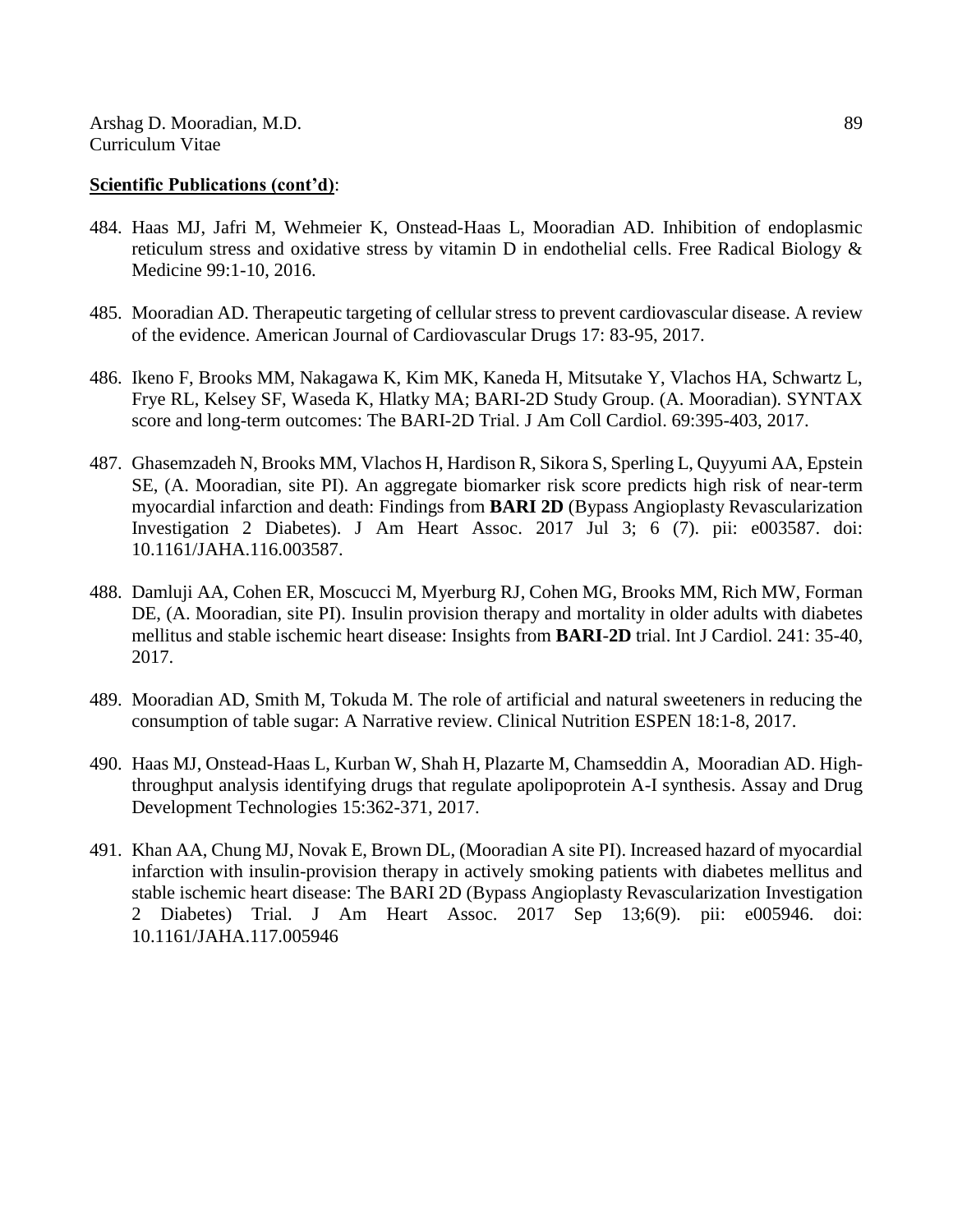**Scientific Publications (cont'd)**:

484. Haas MJ, Jafri M, Wehmeier K, Onstead-Haas L, Mooradian AD. Inhibition of endoplasmic reticulum stress and oxidative stress by vitamin D in endothelial cells. Free Radical Biology & Medicine 99:1-10, 2016.

485. Mooradian AD. Therapeutic targeting of cellular stress to prevent cardiovascular disease. A review of the evidence. American Journal of Cardiovascular Drugs 17: 83-95, 2017.

486. Ikeno F, Brooks MM, Nakagawa K, Kim MK, Kaneda H, Mitsutake Y, Vlachos HA, Schwartz L, Frye RL, Kelsey SF, Waseda K, Hlatky MA; BARI-2D Study Group. (A. Mooradian). SYNTAX score and long-term outcomes: The BARI-2D Trial. J Am Coll Cardiol. 69:395-403, 2017.

487. Ghasemzadeh N, Brooks MM, Vlachos H, Hardison R, Sikora S, Sperling L, Quyyumi AA, Epstein SE, (A. Mooradian, site PI). An aggregate biomarker risk score predicts high risk of near-term myocardial infarction and death: Findings from **BARI 2D** (Bypass Angioplasty Revascularization Investigation 2 Diabetes). J Am Heart Assoc. 2017 Jul 3; 6 (7). pii: e003587. doi: 10.1161/JAHA.116.003587.

488. Damluji AA, Cohen ER, Moscucci M, Myerburg RJ, Cohen MG, Brooks MM, Rich MW, Forman DE, (A. Mooradian, site PI). Insulin provision therapy and mortality in older adults with diabetes mellitus and stable ischemic heart disease: Insights from **BARI-2D** trial. Int J Cardiol. 241: 35-40, 2017.

489. Mooradian AD, Smith M, Tokuda M. The role of artificial and natural sweeteners in reducing the consumption of table sugar: A Narrative review. Clinical Nutrition ESPEN 18:1-8, 2017.

490. Haas MJ, Onstead-Haas L, Kurban W, Shah H, Plazarte M, Chamseddin A, Mooradian AD. High-throughput analysis identifying drugs that regulate apolipoprotein A-I synthesis. Assay and Drug Development Technologies 15:362-371, 2017.

491. Khan AA, Chung MJ, Novak E, Brown DL, (Mooradian A site PI). Increased hazard of myocardial infarction with insulin-provision therapy in actively smoking patients with diabetes mellitus and stable ischemic heart disease: The BARI 2D (Bypass Angioplasty Revascularization Investigation 2 Diabetes) Trial. J Am Heart Assoc. 2017 Sep 13;6(9). pii: e005946. doi: 10.1161/JAHA.117.005946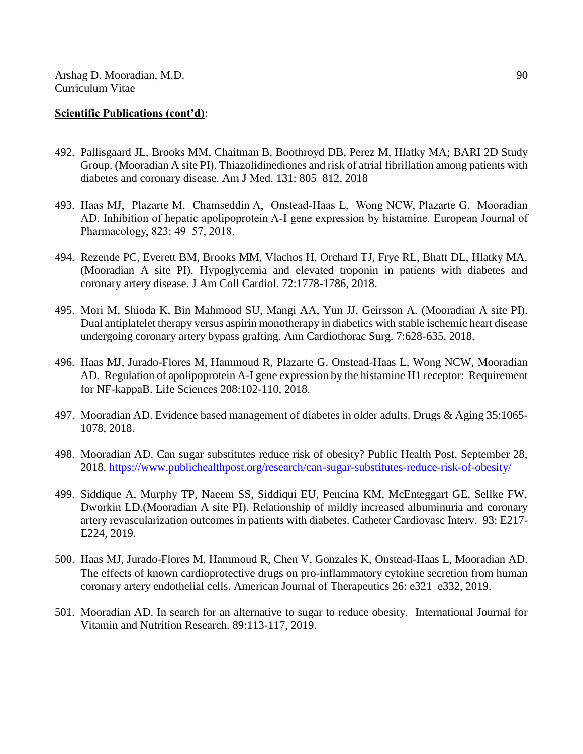**Scientific Publications (cont'd)**:

492. Pallisgaard JL, Brooks MM, Chaitman B, Boothroyd DB, Perez M, Hlatky MA; BARI 2D Study Group. (Mooradian A site PI). Thiazolidinediones and risk of atrial fibrillation among patients with diabetes and coronary disease. Am J Med. 131: 805–812, 2018

493. Haas MJ, Plazarte M, Chamseddin A, Onstead-Haas L, Wong NCW, Plazarte G, Mooradian AD. Inhibition of hepatic apolipoprotein A-I gene expression by histamine. European Journal of Pharmacology, 823: 49–57, 2018.

494. Rezende PC, Everett BM, Brooks MM, Vlachos H, Orchard TJ, Frye RL, Bhatt DL, Hlatky MA. (Mooradian A site PI). Hypoglycemia and elevated troponin in patients with diabetes and coronary artery disease. J Am Coll Cardiol. 72:1778-1786, 2018.

495. Mori M, Shioda K, Bin Mahmood SU, Mangi AA, Yun JJ, Geirsson A. (Mooradian A site PI). Dual antiplatelet therapy versus aspirin monotherapy in diabetics with stable ischemic heart disease undergoing coronary artery bypass grafting. Ann Cardiothorac Surg. 7:628-635, 2018.

496. Haas MJ, Jurado-Flores M, Hammoud R, Plazarte G, Onstead-Haas L, Wong NCW, Mooradian AD. Regulation of apolipoprotein A-I gene expression by the histamine H1 receptor: Requirement for NF-kappaB. Life Sciences 208:102-110, 2018.

497. Mooradian AD. Evidence based management of diabetes in older adults. Drugs & Aging 35:1065-1078, 2018.

498. Mooradian AD. Can sugar substitutes reduce risk of obesity? Public Health Post, September 28, 2018. https://www.publichealthpost.org/research/can-sugar-substitutes-reduce-risk-of-obesity/

499. Siddique A, Murphy TP, Naeem SS, Siddiqui EU, Pencina KM, McEnteggart GE, Sellke FW, Dworkin LD.(Mooradian A site PI). Relationship of mildly increased albuminuria and coronary artery revascularization outcomes in patients with diabetes. Catheter Cardiovasc Interv. 93: E217-E224, 2019.

500. Haas MJ, Jurado-Flores M, Hammoud R, Chen V, Gonzales K, Onstead-Haas L, Mooradian AD. The effects of known cardioprotective drugs on pro-inflammatory cytokine secretion from human coronary artery endothelial cells. American Journal of Therapeutics 26: e321–e332, 2019.

501. Mooradian AD. In search for an alternative to sugar to reduce obesity. International Journal for Vitamin and Nutrition Research. 89:113-117, 2019.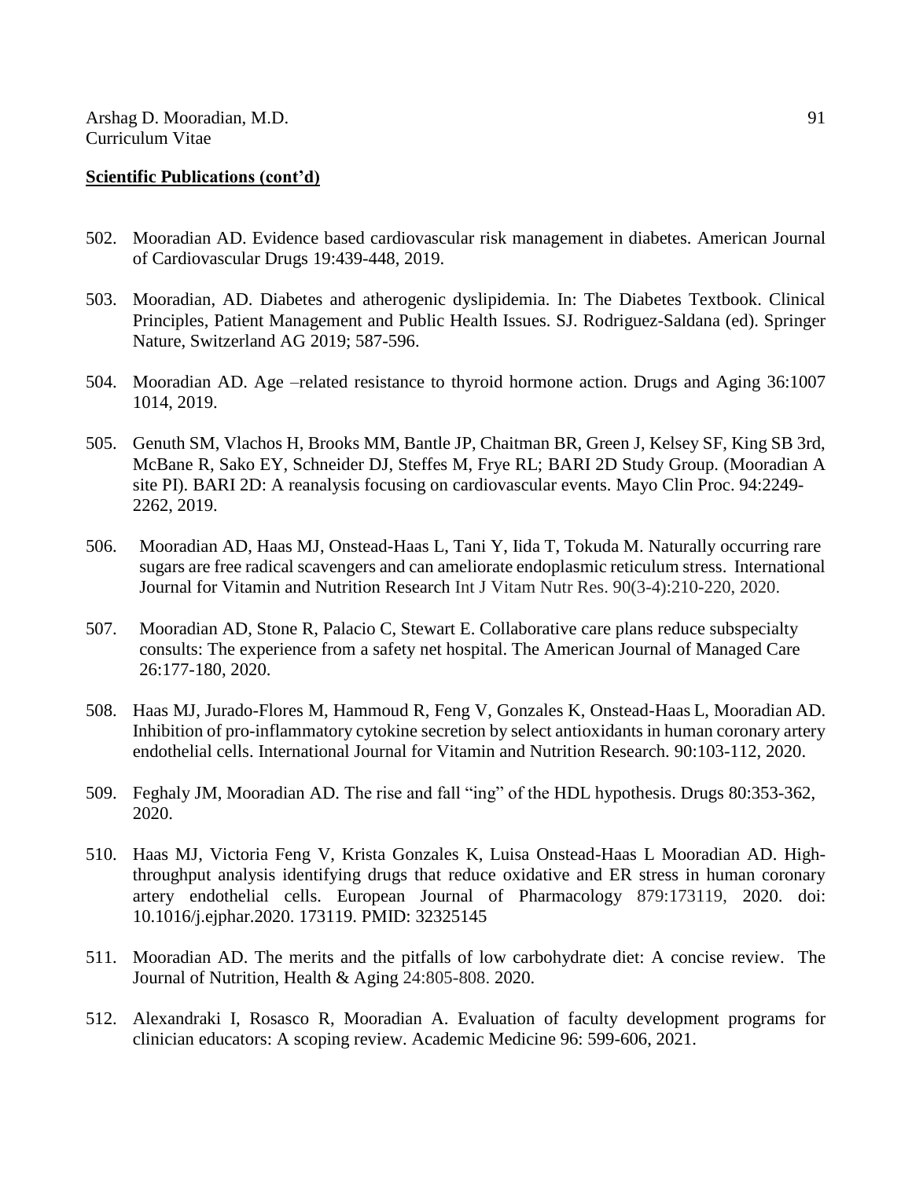**Scientific Publications (cont'd)**

502. Mooradian AD. Evidence based cardiovascular risk management in diabetes. American Journal of Cardiovascular Drugs 19:439-448, 2019.

503. Mooradian, AD. Diabetes and atherogenic dyslipidemia. In: The Diabetes Textbook. Clinical Principles, Patient Management and Public Health Issues. SJ. Rodriguez-Saldana (ed). Springer Nature, Switzerland AG 2019; 587-596.

504. Mooradian AD. Age –related resistance to thyroid hormone action. Drugs and Aging 36:1007 1014, 2019.

505. Genuth SM, Vlachos H, Brooks MM, Bantle JP, Chaitman BR, Green J, Kelsey SF, King SB 3rd, McBane R, Sako EY, Schneider DJ, Steffes M, Frye RL; BARI 2D Study Group. (Mooradian A site PI). BARI 2D: A reanalysis focusing on cardiovascular events. Mayo Clin Proc. 94:2249-2262, 2019.

506. Mooradian AD, Haas MJ, Onstead-Haas L, Tani Y, Iida T, Tokuda M. Naturally occurring rare sugars are free radical scavengers and can ameliorate endoplasmic reticulum stress. International Journal for Vitamin and Nutrition Research Int J Vitam Nutr Res. 90(3-4):210-220, 2020.

507. Mooradian AD, Stone R, Palacio C, Stewart E. Collaborative care plans reduce subspecialty consults: The experience from a safety net hospital. The American Journal of Managed Care 26:177-180, 2020.

508. Haas MJ, Jurado-Flores M, Hammoud R, Feng V, Gonzales K, Onstead-Haas L, Mooradian AD. Inhibition of pro-inflammatory cytokine secretion by select antioxidants in human coronary artery endothelial cells. International Journal for Vitamin and Nutrition Research. 90:103-112, 2020.

509. Feghaly JM, Mooradian AD. The rise and fall "ing" of the HDL hypothesis. Drugs 80:353-362, 2020.

510. Haas MJ, Victoria Feng V, Krista Gonzales K, Luisa Onstead-Haas L Mooradian AD. High-throughput analysis identifying drugs that reduce oxidative and ER stress in human coronary artery endothelial cells. European Journal of Pharmacology 879:173119, 2020. doi: 10.1016/j.ejphar.2020. 173119. PMID: 32325145

511. Mooradian AD. The merits and the pitfalls of low carbohydrate diet: A concise review. The Journal of Nutrition, Health & Aging 24:805-808. 2020.

512. Alexandraki I, Rosasco R, Mooradian A. Evaluation of faculty development programs for clinician educators: A scoping review. Academic Medicine 96: 599-606, 2021.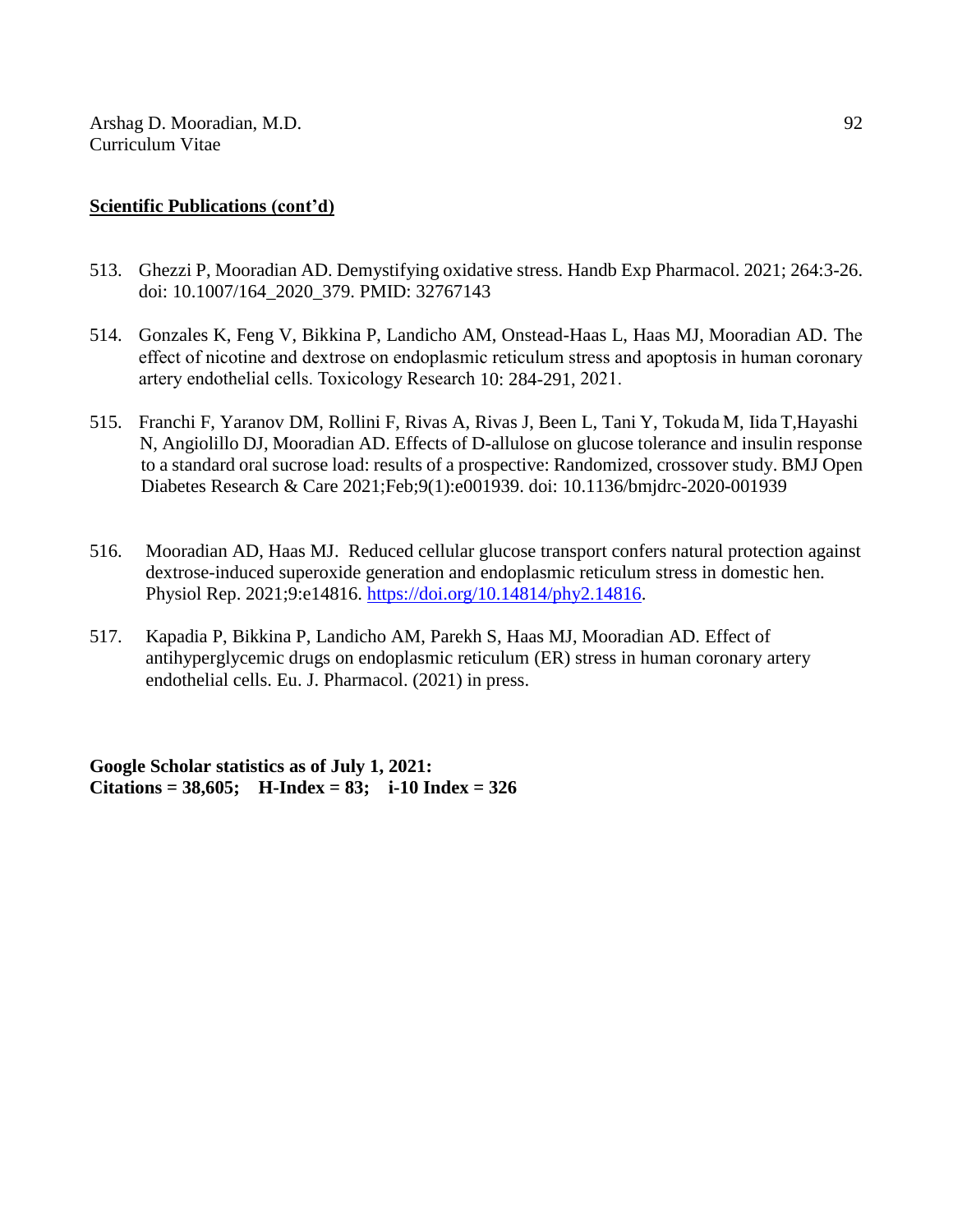**<u>Scientific Publications (cont'd)</u>**

513. Ghezzi P, Mooradian AD. Demystifying oxidative stress. Handb Exp Pharmacol. 2021; 264:3-26. doi: 10.1007/164_2020_379. PMID: 32767143

514. Gonzales K, Feng V, Bikkina P, Landicho AM, Onstead-Haas L, Haas MJ, Mooradian AD. The effect of nicotine and dextrose on endoplasmic reticulum stress and apoptosis in human coronary artery endothelial cells. Toxicology Research 10: 284-291, 2021.

515. Franchi F, Yaranov DM, Rollini F, Rivas A, Rivas J, Been L, Tani Y, Tokuda M, Iida T, Hayashi N, Angiolillo DJ, Mooradian AD. Effects of D-allulose on glucose tolerance and insulin response to a standard oral sucrose load: results of a prospective: Randomized, crossover study. BMJ Open Diabetes Research & Care 2021;Feb;9(1):e001939. doi: 10.1136/bmjdrc-2020-001939

516. Mooradian AD, Haas MJ. Reduced cellular glucose transport confers natural protection against dextrose-induced superoxide generation and endoplasmic reticulum stress in domestic hen. Physiol Rep. 2021;9:e14816. https://doi.org/10.14814/phy2.14816.

517. Kapadia P, Bikkina P, Landicho AM, Parekh S, Haas MJ, Mooradian AD. Effect of antihyperglycemic drugs on endoplasmic reticulum (ER) stress in human coronary artery endothelial cells. Eu. J. Pharmacol. (2021) in press.

**Google Scholar statistics as of July 1, 2021:**
**Citations = 38,605; H-Index = 83; i-10 Index = 326**